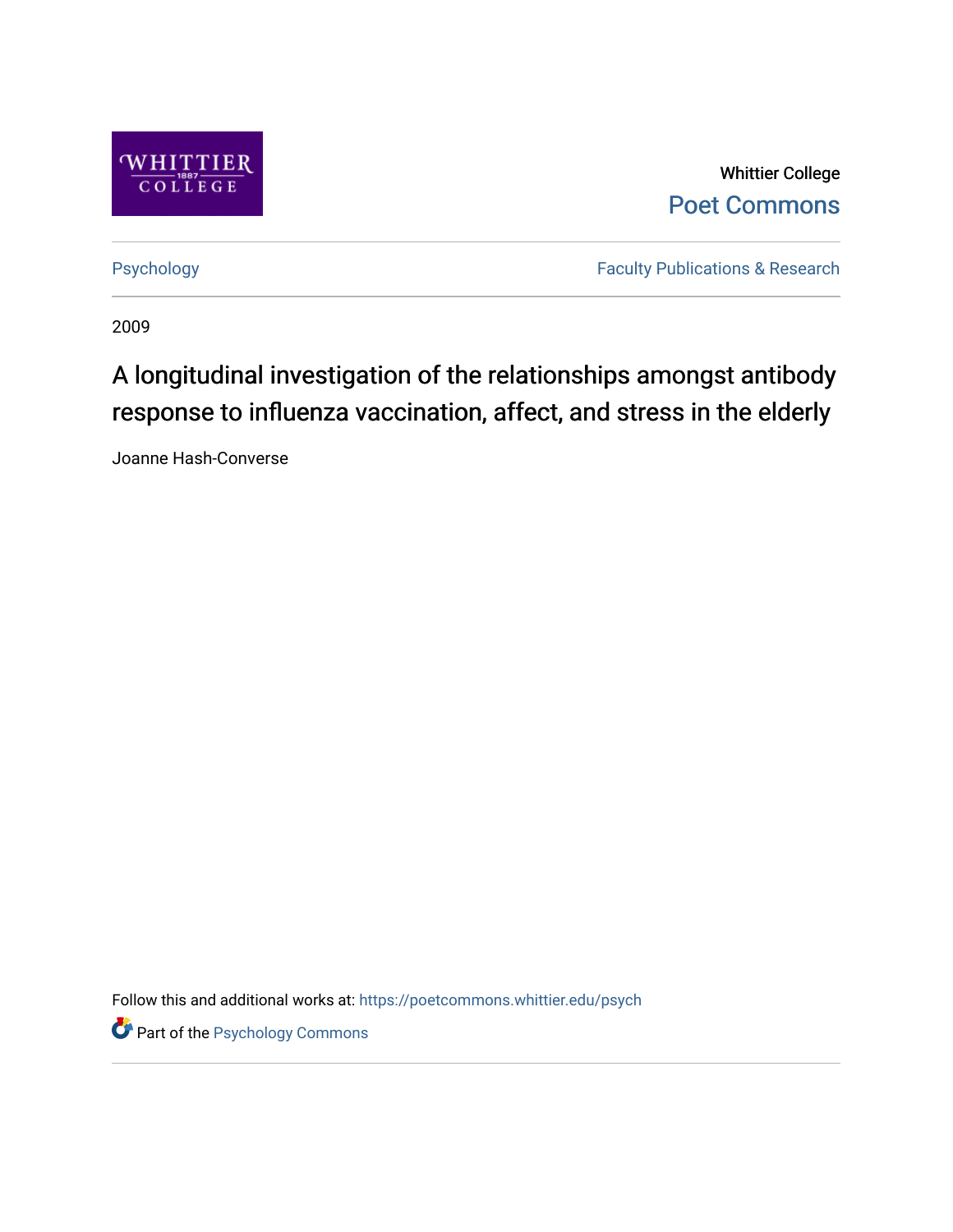Whittier College

Poet Commons

Psychology | Faculty Publications & Research

2009

# A longitudinal investigation of the relationships amongst antibody response to influenza vaccination, affect, and stress in the elderly

Joanne Hash-Converse

Follow this and additional works at: https://poetcommons.whittier.edu/psych

Part of the Psychology Commons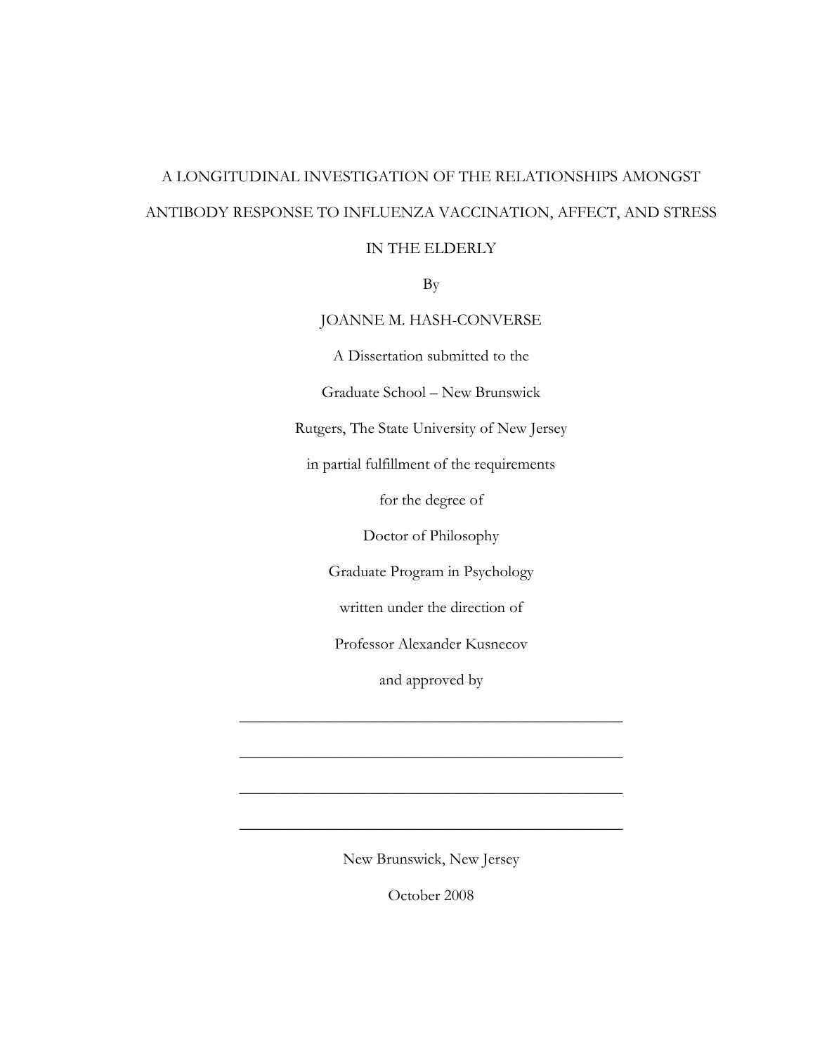A LONGITUDINAL INVESTIGATION OF THE RELATIONSHIPS AMONGST ANTIBODY RESPONSE TO INFLUENZA VACCINATION, AFFECT, AND STRESS IN THE ELDERLY

By

JOANNE M. HASH-CONVERSE

A Dissertation submitted to the

Graduate School – New Brunswick

Rutgers, The State University of New Jersey

in partial fulfillment of the requirements

for the degree of

Doctor of Philosophy

Graduate Program in Psychology

written under the direction of

Professor Alexander Kusnecov

and approved by

________________________________________________

________________________________________________

________________________________________________

________________________________________________

New Brunswick, New Jersey

October 2008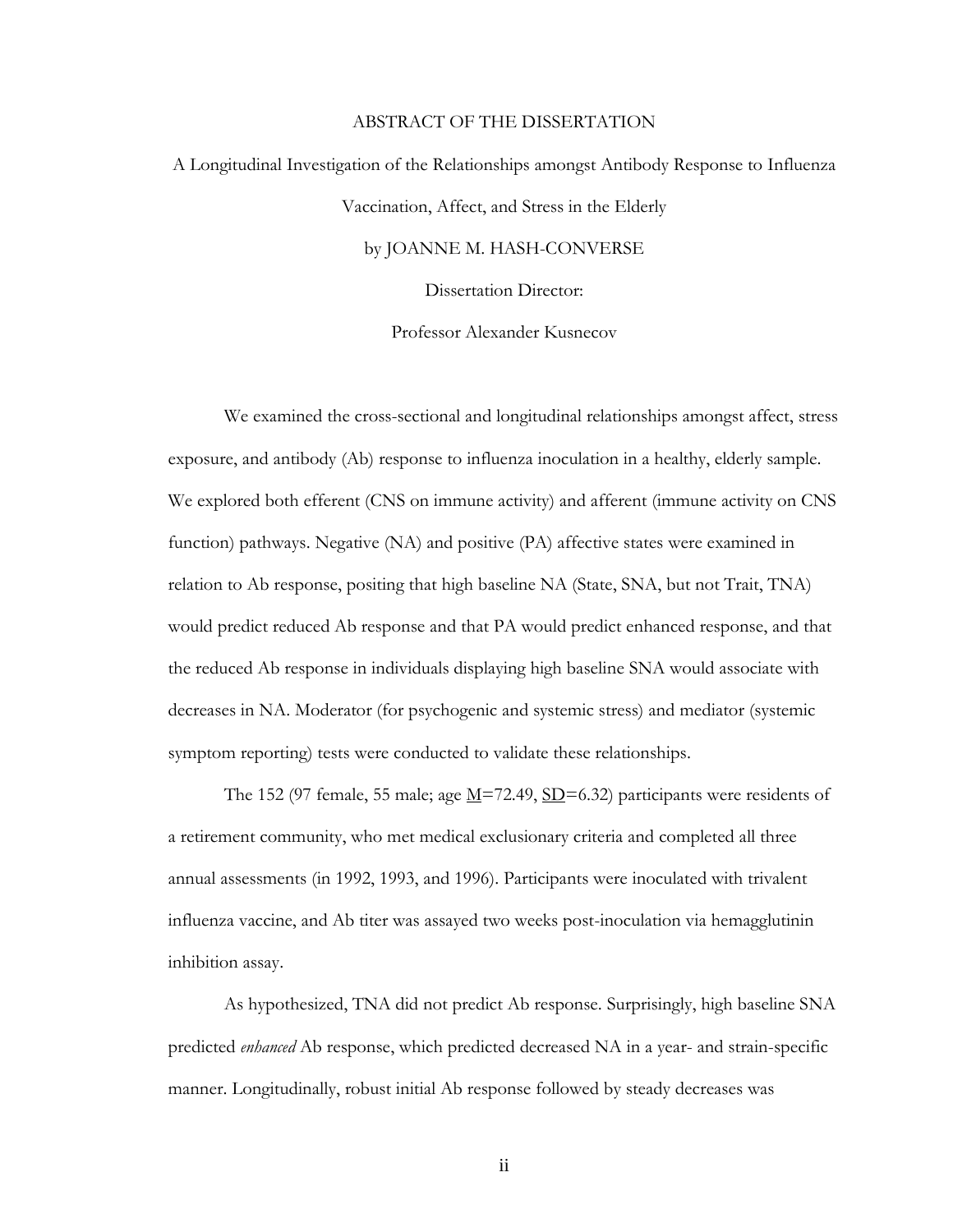# ABSTRACT OF THE DISSERTATION

A Longitudinal Investigation of the Relationships amongst Antibody Response to Influenza Vaccination, Affect, and Stress in the Elderly

by JOANNE M. HASH-CONVERSE

Dissertation Director:

Professor Alexander Kusnecov

We examined the cross-sectional and longitudinal relationships amongst affect, stress exposure, and antibody (Ab) response to influenza inoculation in a healthy, elderly sample. We explored both efferent (CNS on immune activity) and afferent (immune activity on CNS function) pathways. Negative (NA) and positive (PA) affective states were examined in relation to Ab response, positing that high baseline NA (State, SNA, but not Trait, TNA) would predict reduced Ab response and that PA would predict enhanced response, and that the reduced Ab response in individuals displaying high baseline SNA would associate with decreases in NA. Moderator (for psychogenic and systemic stress) and mediator (systemic symptom reporting) tests were conducted to validate these relationships.

The 152 (97 female, 55 male; age M=72.49, SD=6.32) participants were residents of a retirement community, who met medical exclusionary criteria and completed all three annual assessments (in 1992, 1993, and 1996). Participants were inoculated with trivalent influenza vaccine, and Ab titer was assayed two weeks post-inoculation via hemagglutinin inhibition assay.

As hypothesized, TNA did not predict Ab response. Surprisingly, high baseline SNA predicted *enhanced* Ab response, which predicted decreased NA in a year- and strain-specific manner. Longitudinally, robust initial Ab response followed by steady decreases was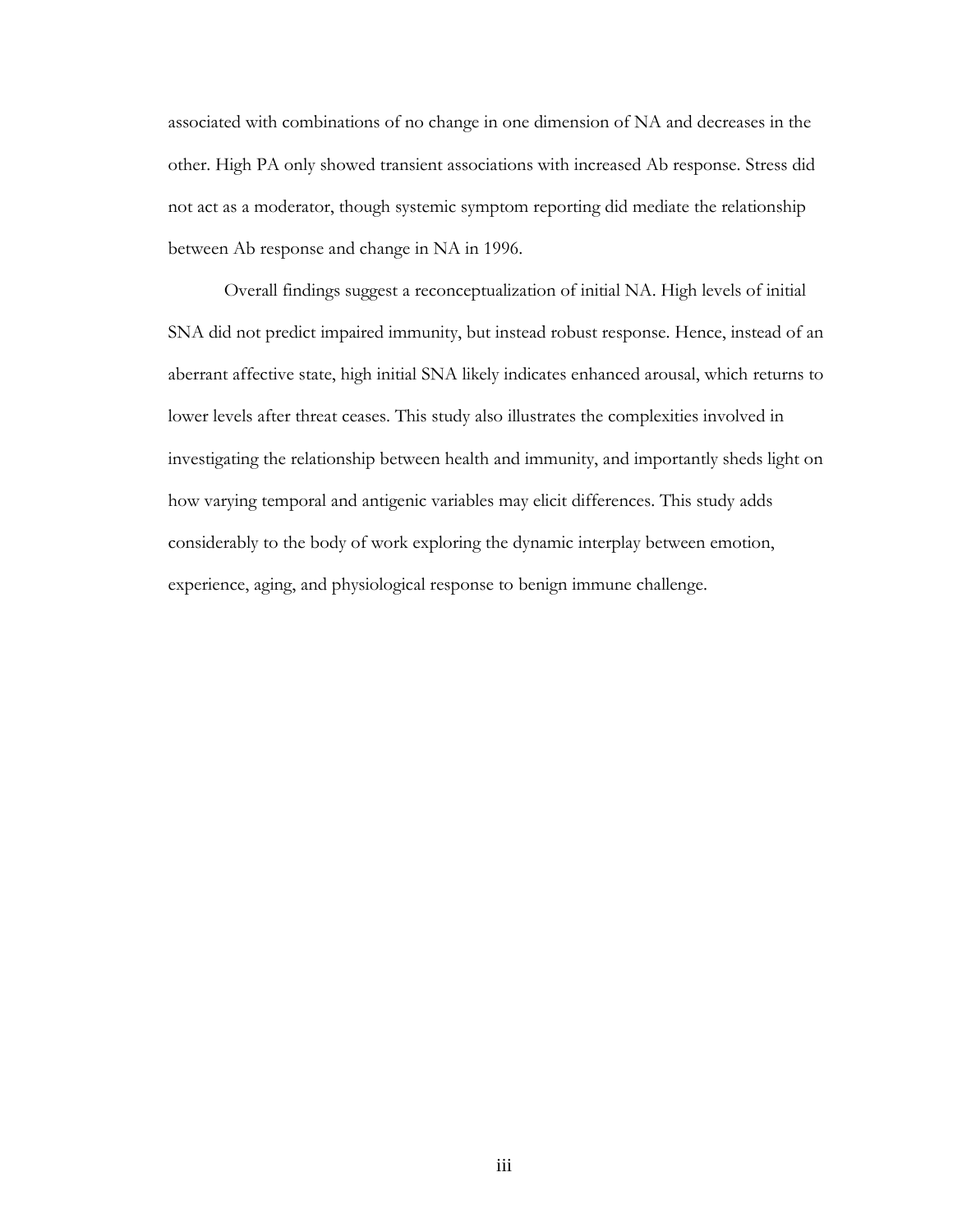associated with combinations of no change in one dimension of NA and decreases in the other. High PA only showed transient associations with increased Ab response. Stress did not act as a moderator, though systemic symptom reporting did mediate the relationship between Ab response and change in NA in 1996.

Overall findings suggest a reconceptualization of initial NA. High levels of initial SNA did not predict impaired immunity, but instead robust response. Hence, instead of an aberrant affective state, high initial SNA likely indicates enhanced arousal, which returns to lower levels after threat ceases. This study also illustrates the complexities involved in investigating the relationship between health and immunity, and importantly sheds light on how varying temporal and antigenic variables may elicit differences. This study adds considerably to the body of work exploring the dynamic interplay between emotion, experience, aging, and physiological response to benign immune challenge.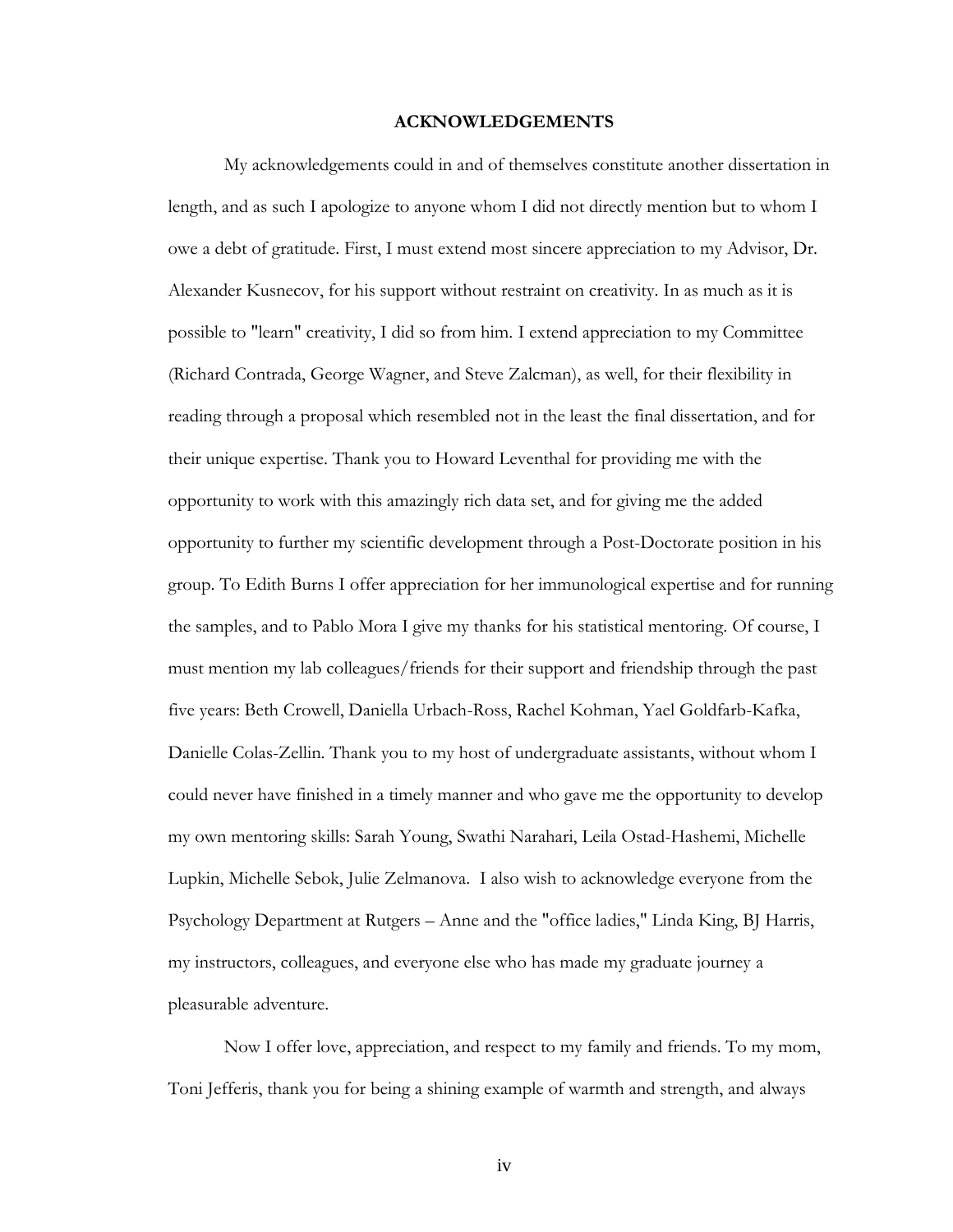# ACKNOWLEDGEMENTS

My acknowledgements could in and of themselves constitute another dissertation in length, and as such I apologize to anyone whom I did not directly mention but to whom I owe a debt of gratitude. First, I must extend most sincere appreciation to my Advisor, Dr. Alexander Kusnecov, for his support without restraint on creativity. In as much as it is possible to "learn" creativity, I did so from him. I extend appreciation to my Committee (Richard Contrada, George Wagner, and Steve Zalcman), as well, for their flexibility in reading through a proposal which resembled not in the least the final dissertation, and for their unique expertise. Thank you to Howard Leventhal for providing me with the opportunity to work with this amazingly rich data set, and for giving me the added opportunity to further my scientific development through a Post-Doctorate position in his group. To Edith Burns I offer appreciation for her immunological expertise and for running the samples, and to Pablo Mora I give my thanks for his statistical mentoring. Of course, I must mention my lab colleagues/friends for their support and friendship through the past five years: Beth Crowell, Daniella Urbach-Ross, Rachel Kohman, Yael Goldfarb-Kafka, Danielle Colas-Zellin. Thank you to my host of undergraduate assistants, without whom I could never have finished in a timely manner and who gave me the opportunity to develop my own mentoring skills: Sarah Young, Swathi Narahari, Leila Ostad-Hashemi, Michelle Lupkin, Michelle Sebok, Julie Zelmanova. I also wish to acknowledge everyone from the Psychology Department at Rutgers – Anne and the "office ladies," Linda King, BJ Harris, my instructors, colleagues, and everyone else who has made my graduate journey a pleasurable adventure.

Now I offer love, appreciation, and respect to my family and friends. To my mom, Toni Jefferis, thank you for being a shining example of warmth and strength, and always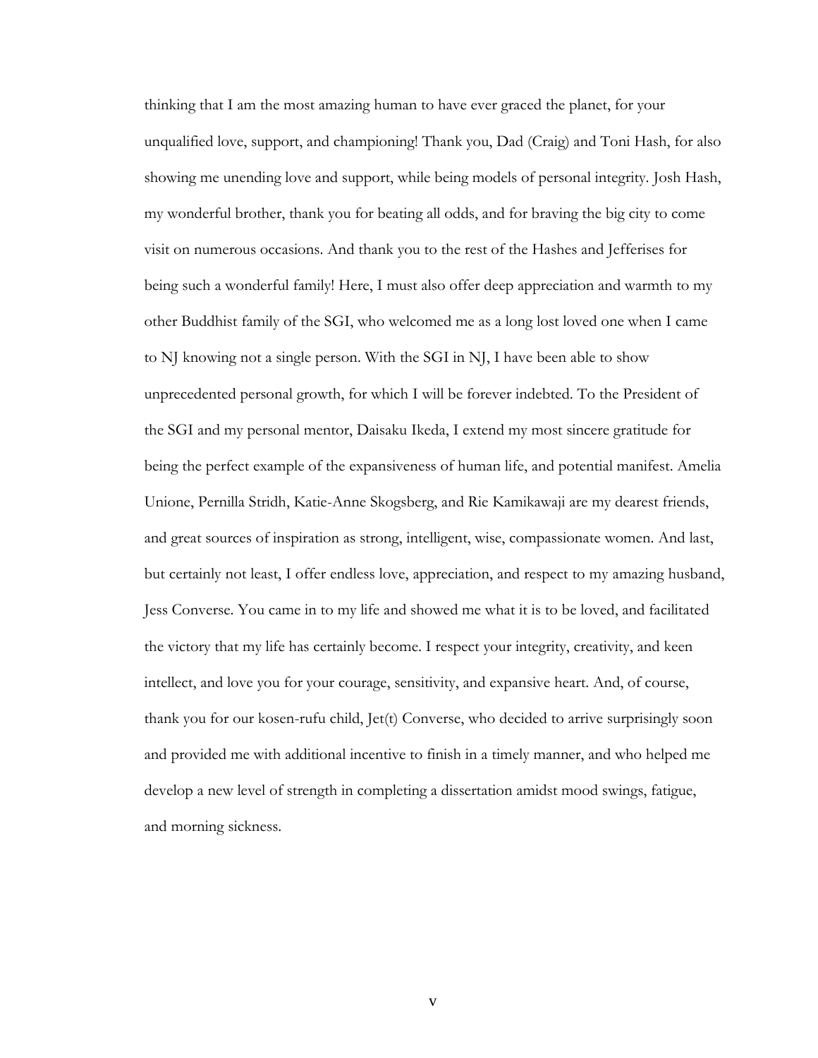thinking that I am the most amazing human to have ever graced the planet, for your unqualified love, support, and championing! Thank you, Dad (Craig) and Toni Hash, for also showing me unending love and support, while being models of personal integrity. Josh Hash, my wonderful brother, thank you for beating all odds, and for braving the big city to come visit on numerous occasions. And thank you to the rest of the Hashes and Jefferises for being such a wonderful family! Here, I must also offer deep appreciation and warmth to my other Buddhist family of the SGI, who welcomed me as a long lost loved one when I came to NJ knowing not a single person. With the SGI in NJ, I have been able to show unprecedented personal growth, for which I will be forever indebted. To the President of the SGI and my personal mentor, Daisaku Ikeda, I extend my most sincere gratitude for being the perfect example of the expansiveness of human life, and potential manifest. Amelia Unione, Pernilla Stridh, Katie-Anne Skogsberg, and Rie Kamikawaji are my dearest friends, and great sources of inspiration as strong, intelligent, wise, compassionate women. And last, but certainly not least, I offer endless love, appreciation, and respect to my amazing husband, Jess Converse. You came in to my life and showed me what it is to be loved, and facilitated the victory that my life has certainly become. I respect your integrity, creativity, and keen intellect, and love you for your courage, sensitivity, and expansive heart. And, of course, thank you for our kosen-rufu child, Jet(t) Converse, who decided to arrive surprisingly soon and provided me with additional incentive to finish in a timely manner, and who helped me develop a new level of strength in completing a dissertation amidst mood swings, fatigue, and morning sickness.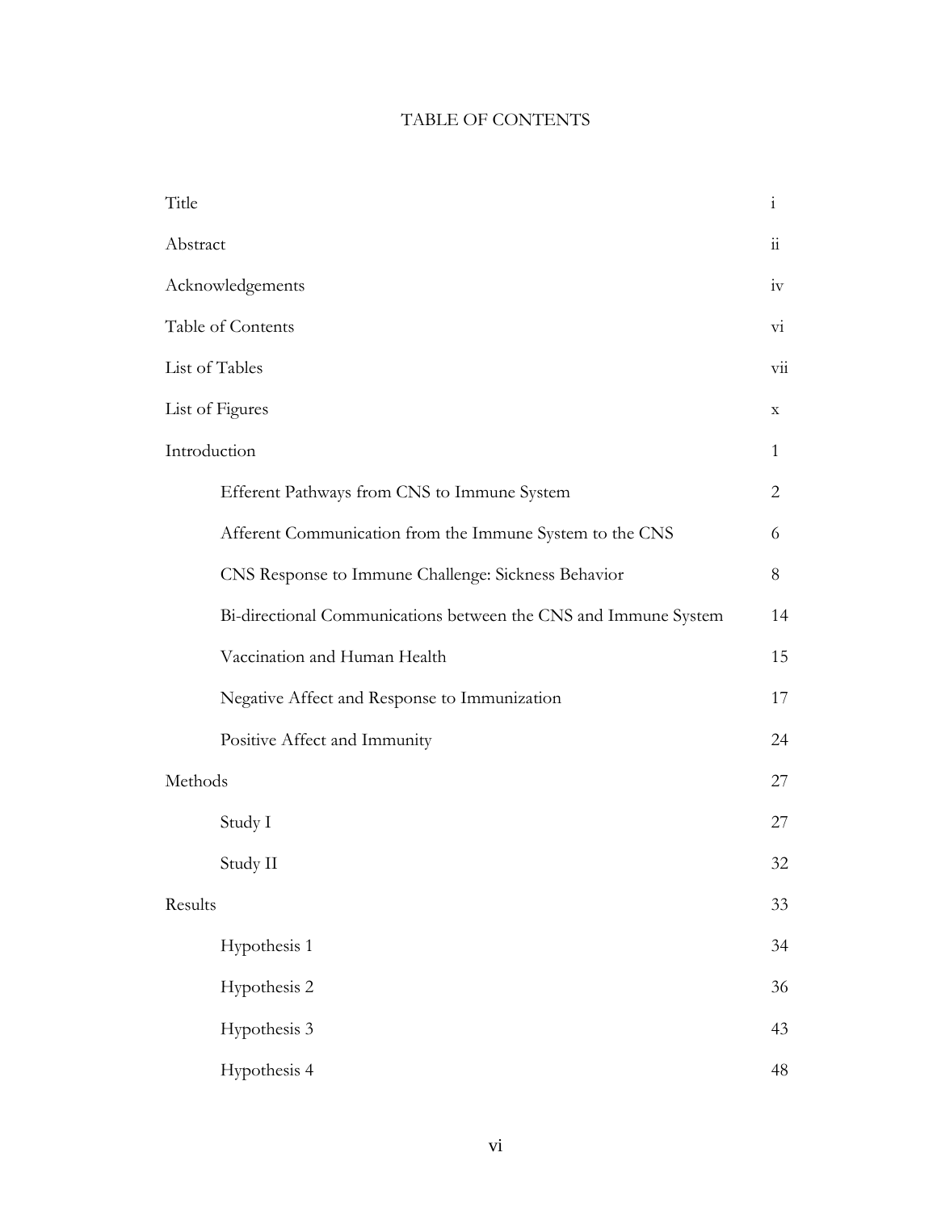# TABLE OF CONTENTS

| | |
|---|---|
| Title | i |
| Abstract | ii |
| Acknowledgements | iv |
| Table of Contents | vi |
| List of Tables | vii |
| List of Figures | x |
| Introduction | 1 |
| Efferent Pathways from CNS to Immune System | 2 |
| Afferent Communication from the Immune System to the CNS | 6 |
| CNS Response to Immune Challenge: Sickness Behavior | 8 |
| Bi-directional Communications between the CNS and Immune System | 14 |
| Vaccination and Human Health | 15 |
| Negative Affect and Response to Immunization | 17 |
| Positive Affect and Immunity | 24 |
| Methods | 27 |
| Study I | 27 |
| Study II | 32 |
| Results | 33 |
| Hypothesis 1 | 34 |
| Hypothesis 2 | 36 |
| Hypothesis 3 | 43 |
| Hypothesis 4 | 48 |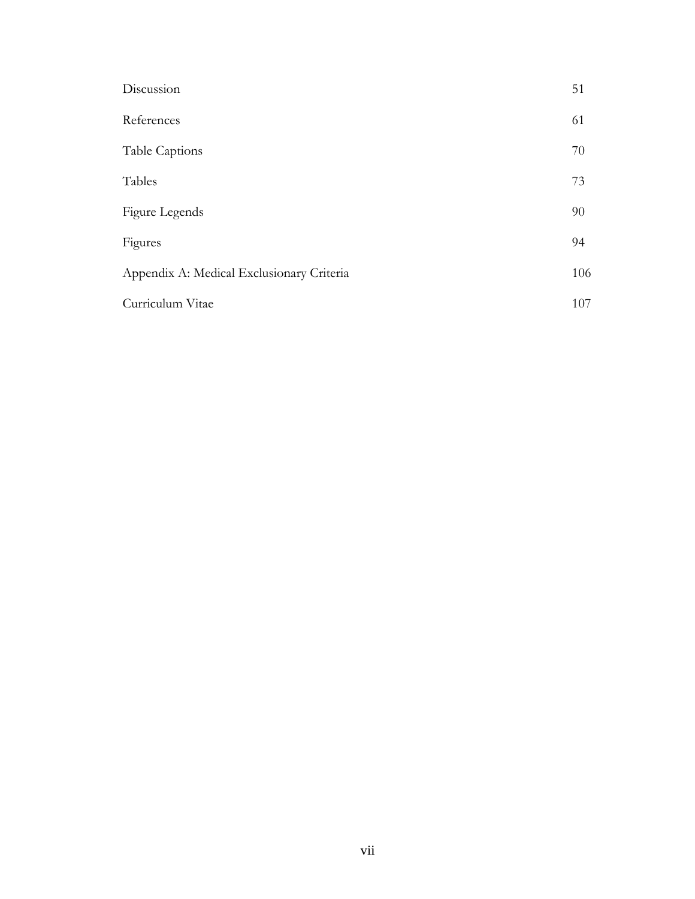| | |
|---|---|
| Discussion | 51 |
| References | 61 |
| Table Captions | 70 |
| Tables | 73 |
| Figure Legends | 90 |
| Figures | 94 |
| Appendix A: Medical Exclusionary Criteria | 106 |
| Curriculum Vitae | 107 |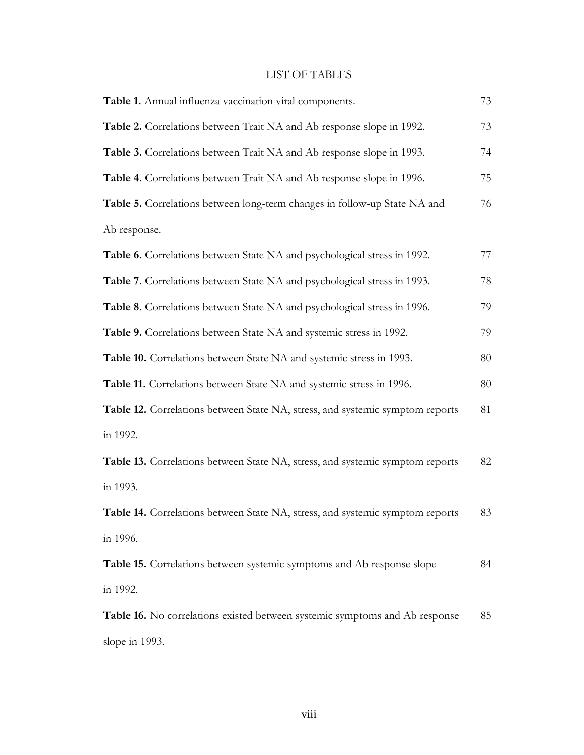# LIST OF TABLES

**Table 1.** Annual influenza vaccination viral components. 73

**Table 2.** Correlations between Trait NA and Ab response slope in 1992. 73

**Table 3.** Correlations between Trait NA and Ab response slope in 1993. 74

**Table 4.** Correlations between Trait NA and Ab response slope in 1996. 75

**Table 5.** Correlations between long-term changes in follow-up State NA and Ab response. 76

**Table 6.** Correlations between State NA and psychological stress in 1992. 77

**Table 7.** Correlations between State NA and psychological stress in 1993. 78

**Table 8.** Correlations between State NA and psychological stress in 1996. 79

**Table 9.** Correlations between State NA and systemic stress in 1992. 79

**Table 10.** Correlations between State NA and systemic stress in 1993. 80

**Table 11.** Correlations between State NA and systemic stress in 1996. 80

**Table 12.** Correlations between State NA, stress, and systemic symptom reports in 1992. 81

**Table 13.** Correlations between State NA, stress, and systemic symptom reports in 1993. 82

**Table 14.** Correlations between State NA, stress, and systemic symptom reports in 1996. 83

**Table 15.** Correlations between systemic symptoms and Ab response slope in 1992. 84

**Table 16.** No correlations existed between systemic symptoms and Ab response slope in 1993. 85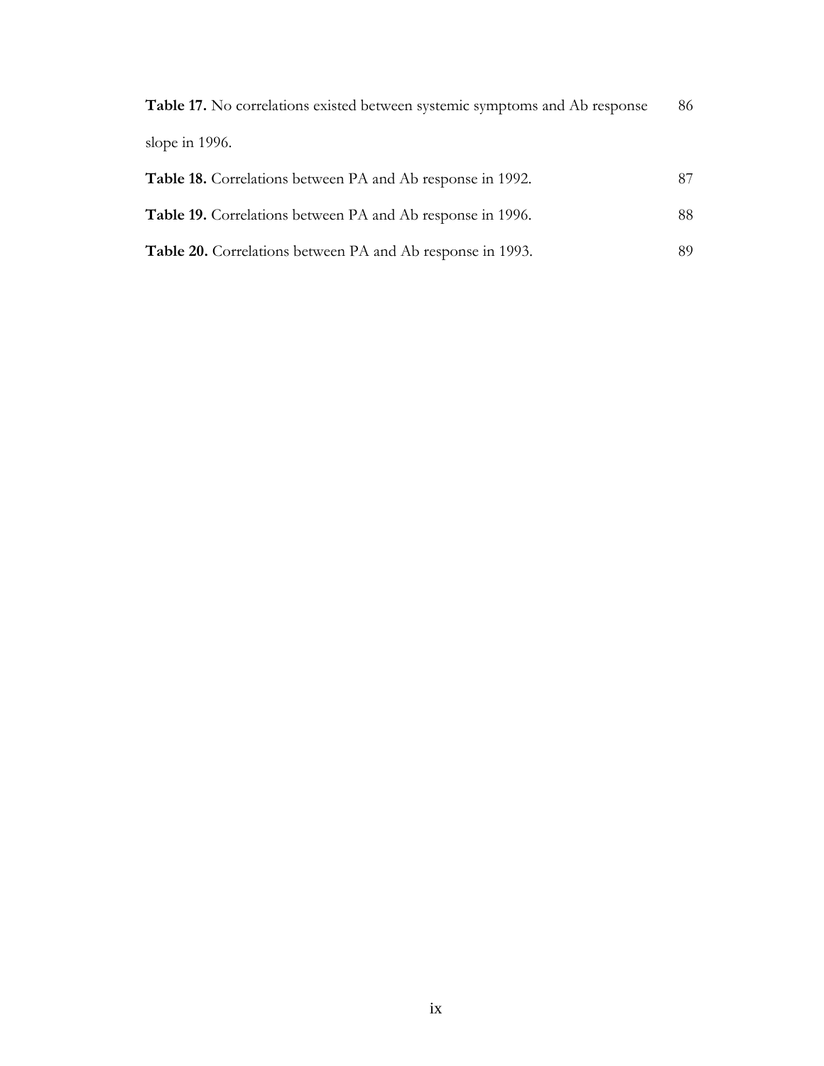**Table 17.** No correlations existed between systemic symptoms and Ab response slope in 1996. 86

**Table 18.** Correlations between PA and Ab response in 1992. 87

**Table 19.** Correlations between PA and Ab response in 1996. 88

**Table 20.** Correlations between PA and Ab response in 1993. 89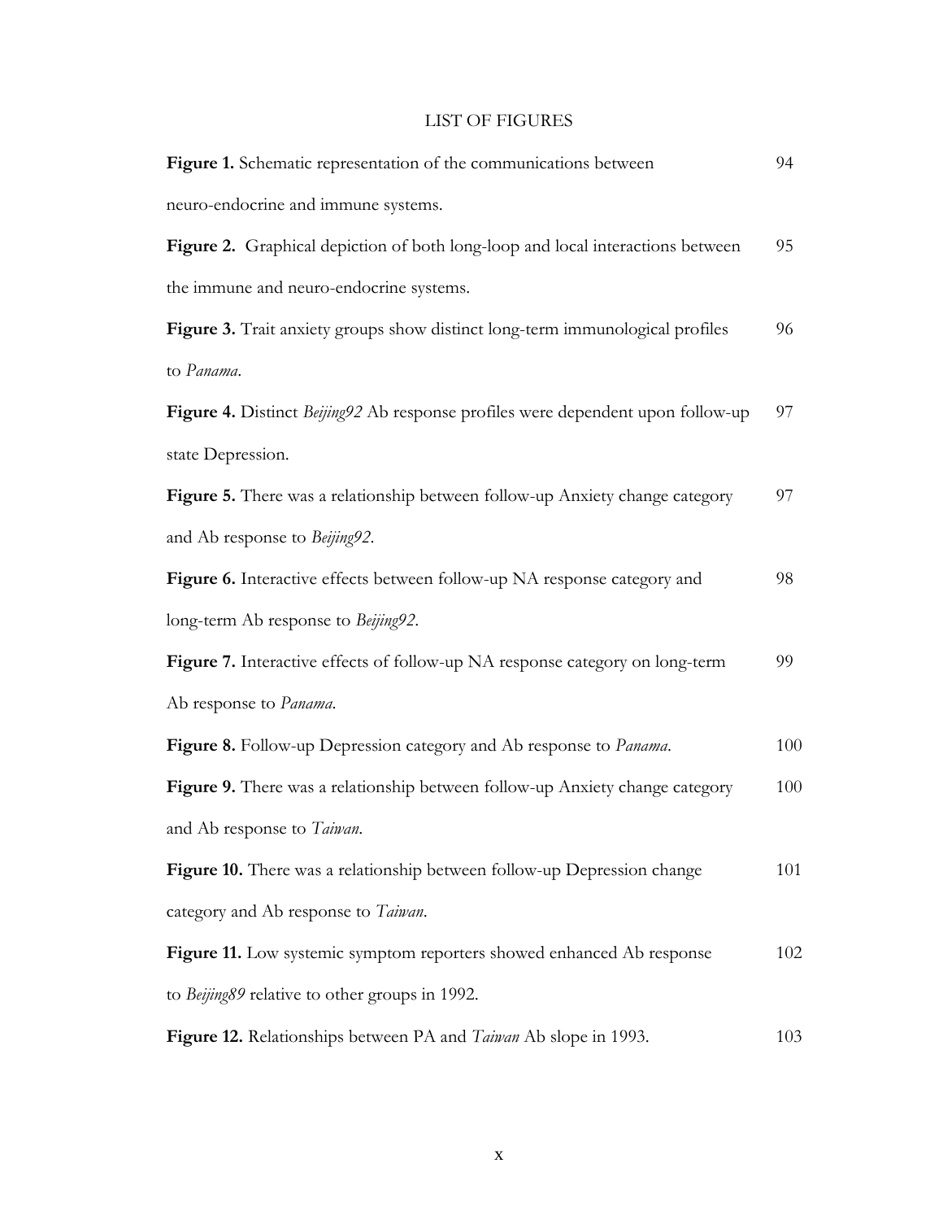# LIST OF FIGURES

**Figure 1.** Schematic representation of the communications between neuro-endocrine and immune systems. 94

**Figure 2.** Graphical depiction of both long-loop and local interactions between the immune and neuro-endocrine systems. 95

**Figure 3.** Trait anxiety groups show distinct long-term immunological profiles to *Panama*. 96

**Figure 4.** Distinct *Beijing92* Ab response profiles were dependent upon follow-up state Depression. 97

**Figure 5.** There was a relationship between follow-up Anxiety change category and Ab response to *Beijing92*. 97

**Figure 6.** Interactive effects between follow-up NA response category and long-term Ab response to *Beijing92*. 98

**Figure 7.** Interactive effects of follow-up NA response category on long-term Ab response to *Panama*. 99

**Figure 8.** Follow-up Depression category and Ab response to *Panama*. 100

**Figure 9.** There was a relationship between follow-up Anxiety change category and Ab response to *Taiwan*. 100

**Figure 10.** There was a relationship between follow-up Depression change category and Ab response to *Taiwan*. 101

**Figure 11.** Low systemic symptom reporters showed enhanced Ab response to *Beijing89* relative to other groups in 1992. 102

**Figure 12.** Relationships between PA and *Taiwan* Ab slope in 1993. 103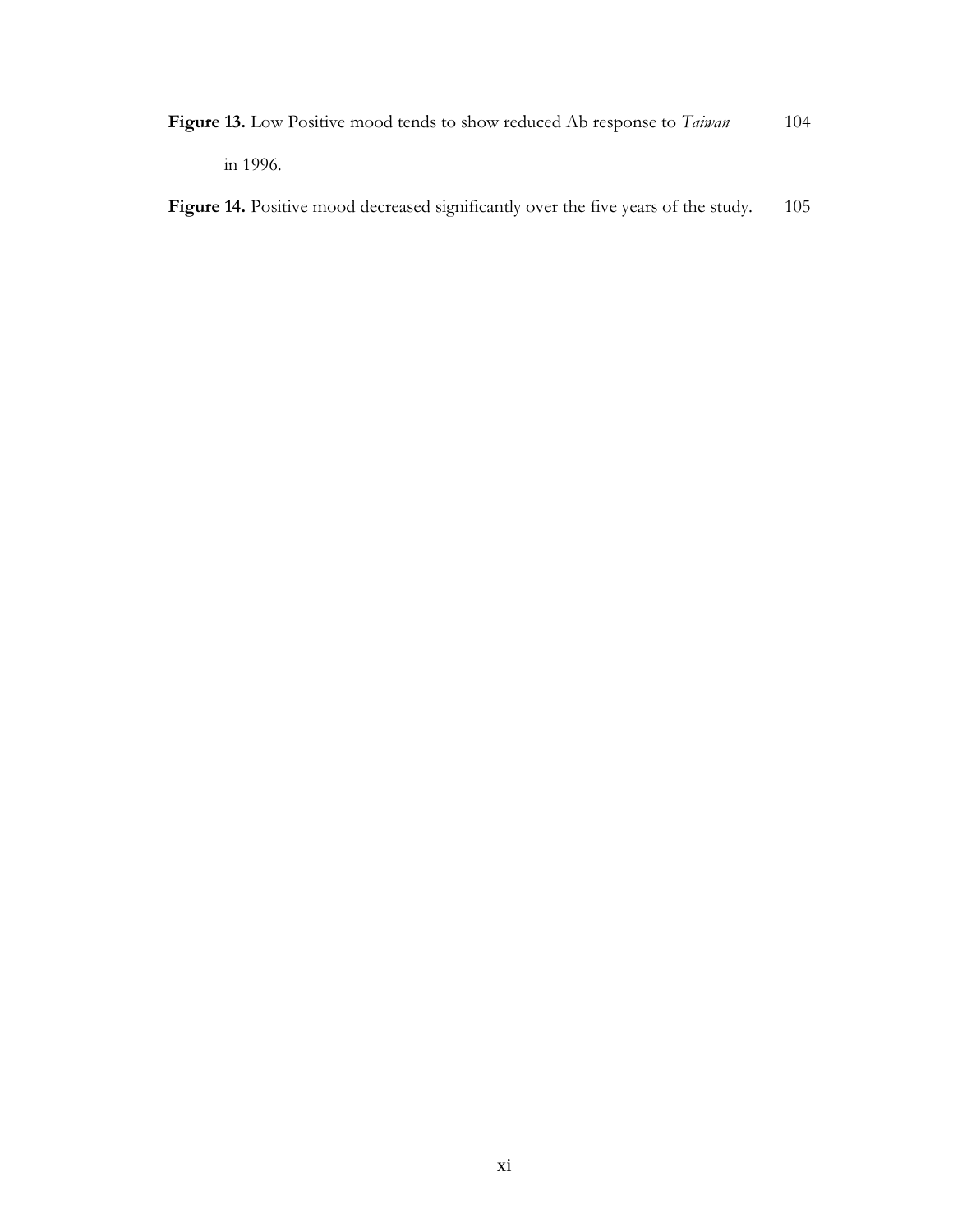**Figure 13.** Low Positive mood tends to show reduced Ab response to *Taiwan* in 1996. 104

**Figure 14.** Positive mood decreased significantly over the five years of the study. 105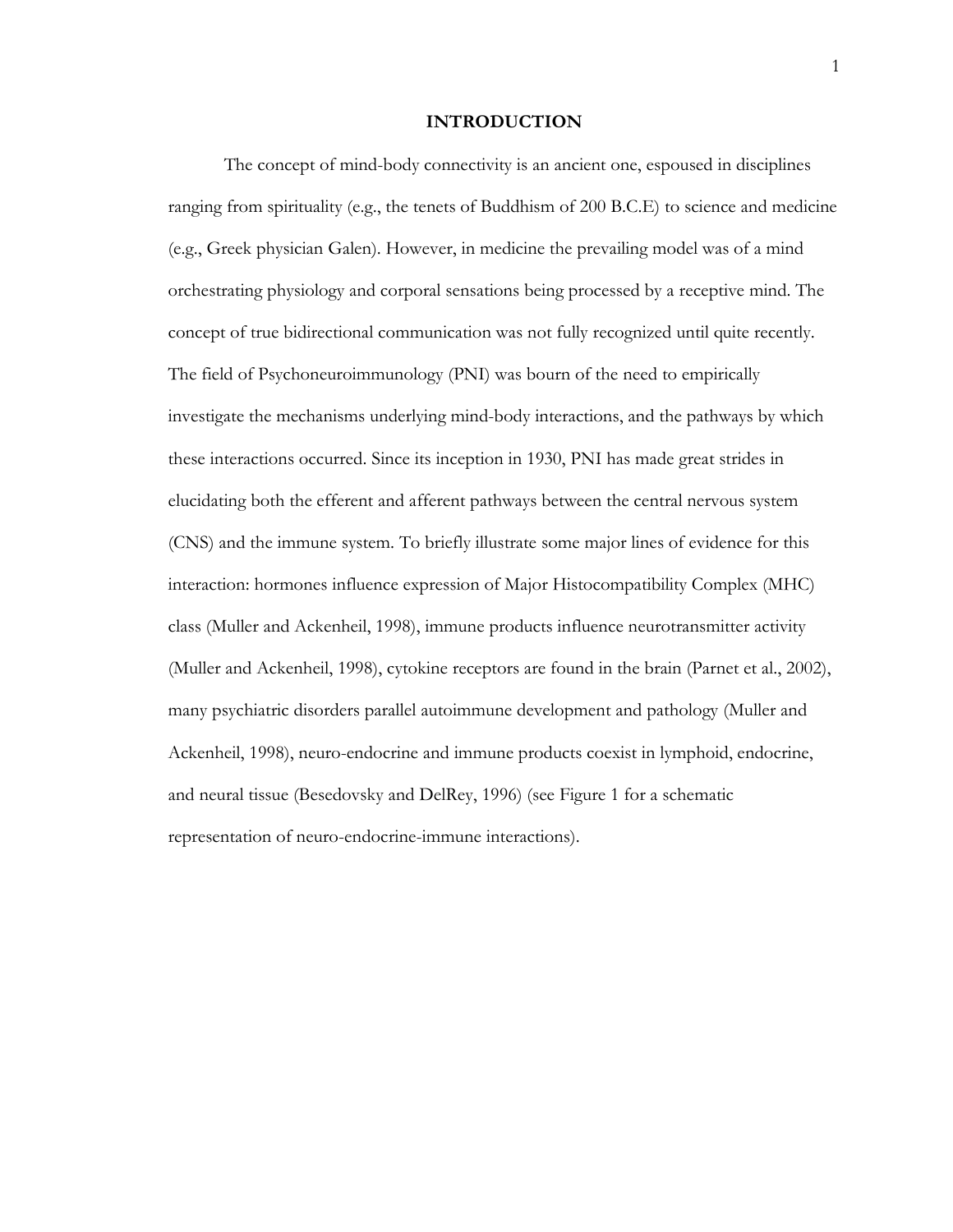# INTRODUCTION

The concept of mind-body connectivity is an ancient one, espoused in disciplines ranging from spirituality (e.g., the tenets of Buddhism of 200 B.C.E) to science and medicine (e.g., Greek physician Galen). However, in medicine the prevailing model was of a mind orchestrating physiology and corporal sensations being processed by a receptive mind. The concept of true bidirectional communication was not fully recognized until quite recently. The field of Psychoneuroimmunology (PNI) was bourn of the need to empirically investigate the mechanisms underlying mind-body interactions, and the pathways by which these interactions occurred. Since its inception in 1930, PNI has made great strides in elucidating both the efferent and afferent pathways between the central nervous system (CNS) and the immune system. To briefly illustrate some major lines of evidence for this interaction: hormones influence expression of Major Histocompatibility Complex (MHC) class (Muller and Ackenheil, 1998), immune products influence neurotransmitter activity (Muller and Ackenheil, 1998), cytokine receptors are found in the brain (Parnet et al., 2002), many psychiatric disorders parallel autoimmune development and pathology (Muller and Ackenheil, 1998), neuro-endocrine and immune products coexist in lymphoid, endocrine, and neural tissue (Besedovsky and DelRey, 1996) (see Figure 1 for a schematic representation of neuro-endocrine-immune interactions).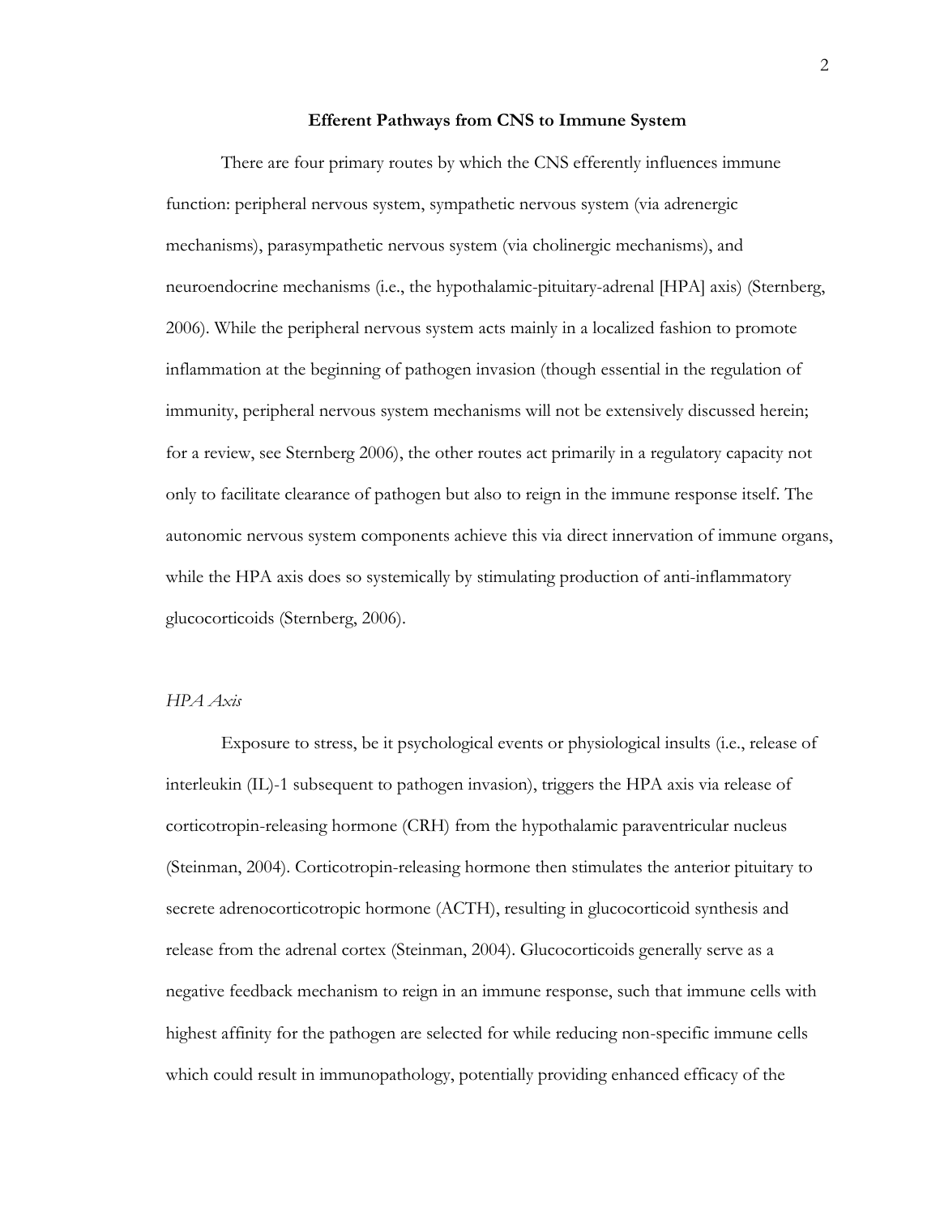## Efferent Pathways from CNS to Immune System

There are four primary routes by which the CNS efferently influences immune function: peripheral nervous system, sympathetic nervous system (via adrenergic mechanisms), parasympathetic nervous system (via cholinergic mechanisms), and neuroendocrine mechanisms (i.e., the hypothalamic-pituitary-adrenal [HPA] axis) (Sternberg, 2006). While the peripheral nervous system acts mainly in a localized fashion to promote inflammation at the beginning of pathogen invasion (though essential in the regulation of immunity, peripheral nervous system mechanisms will not be extensively discussed herein; for a review, see Sternberg 2006), the other routes act primarily in a regulatory capacity not only to facilitate clearance of pathogen but also to reign in the immune response itself. The autonomic nervous system components achieve this via direct innervation of immune organs, while the HPA axis does so systemically by stimulating production of anti-inflammatory glucocorticoids (Sternberg, 2006).

### *HPA Axis*

Exposure to stress, be it psychological events or physiological insults (i.e., release of interleukin (IL)-1 subsequent to pathogen invasion), triggers the HPA axis via release of corticotropin-releasing hormone (CRH) from the hypothalamic paraventricular nucleus (Steinman, 2004). Corticotropin-releasing hormone then stimulates the anterior pituitary to secrete adrenocorticotropic hormone (ACTH), resulting in glucocorticoid synthesis and release from the adrenal cortex (Steinman, 2004). Glucocorticoids generally serve as a negative feedback mechanism to reign in an immune response, such that immune cells with highest affinity for the pathogen are selected for while reducing non-specific immune cells which could result in immunopathology, potentially providing enhanced efficacy of the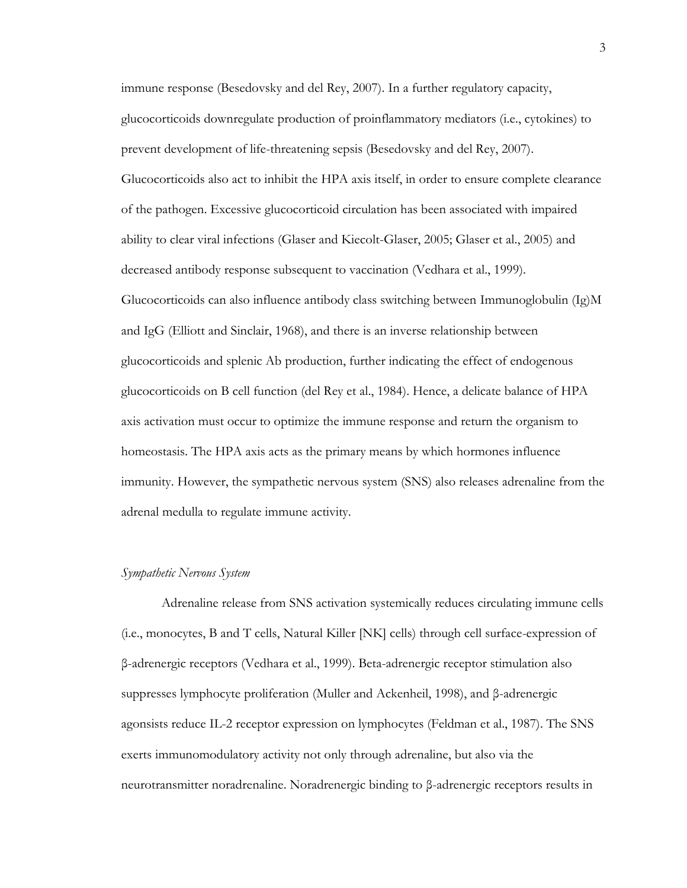immune response (Besedovsky and del Rey, 2007). In a further regulatory capacity, glucocorticoids downregulate production of proinflammatory mediators (i.e., cytokines) to prevent development of life-threatening sepsis (Besedovsky and del Rey, 2007). Glucocorticoids also act to inhibit the HPA axis itself, in order to ensure complete clearance of the pathogen. Excessive glucocorticoid circulation has been associated with impaired ability to clear viral infections (Glaser and Kiecolt-Glaser, 2005; Glaser et al., 2005) and decreased antibody response subsequent to vaccination (Vedhara et al., 1999). Glucocorticoids can also influence antibody class switching between Immunoglobulin (Ig)M and IgG (Elliott and Sinclair, 1968), and there is an inverse relationship between glucocorticoids and splenic Ab production, further indicating the effect of endogenous glucocorticoids on B cell function (del Rey et al., 1984). Hence, a delicate balance of HPA axis activation must occur to optimize the immune response and return the organism to homeostasis. The HPA axis acts as the primary means by which hormones influence immunity. However, the sympathetic nervous system (SNS) also releases adrenaline from the adrenal medulla to regulate immune activity.

### *Sympathetic Nervous System*

Adrenaline release from SNS activation systemically reduces circulating immune cells (i.e., monocytes, B and T cells, Natural Killer [NK] cells) through cell surface-expression of β-adrenergic receptors (Vedhara et al., 1999). Beta-adrenergic receptor stimulation also suppresses lymphocyte proliferation (Muller and Ackenheil, 1998), and β-adrenergic agonists reduce IL-2 receptor expression on lymphocytes (Feldman et al., 1987). The SNS exerts immunomodulatory activity not only through adrenaline, but also via the neurotransmitter noradrenaline. Noradrenergic binding to β-adrenergic receptors results in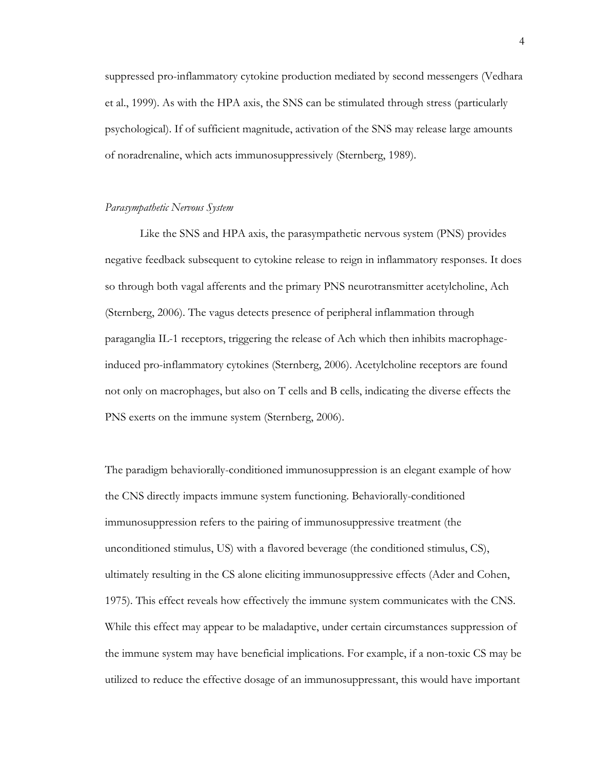suppressed pro-inflammatory cytokine production mediated by second messengers (Vedhara et al., 1999). As with the HPA axis, the SNS can be stimulated through stress (particularly psychological). If of sufficient magnitude, activation of the SNS may release large amounts of noradrenaline, which acts immunosuppressively (Sternberg, 1989).

*Parasympathetic Nervous System*

Like the SNS and HPA axis, the parasympathetic nervous system (PNS) provides negative feedback subsequent to cytokine release to reign in inflammatory responses. It does so through both vagal afferents and the primary PNS neurotransmitter acetylcholine, Ach (Sternberg, 2006). The vagus detects presence of peripheral inflammation through paraganglia IL-1 receptors, triggering the release of Ach which then inhibits macrophage-induced pro-inflammatory cytokines (Sternberg, 2006). Acetylcholine receptors are found not only on macrophages, but also on T cells and B cells, indicating the diverse effects the PNS exerts on the immune system (Sternberg, 2006).

The paradigm behaviorally-conditioned immunosuppression is an elegant example of how the CNS directly impacts immune system functioning. Behaviorally-conditioned immunosuppression refers to the pairing of immunosuppressive treatment (the unconditioned stimulus, US) with a flavored beverage (the conditioned stimulus, CS), ultimately resulting in the CS alone eliciting immunosuppressive effects (Ader and Cohen, 1975). This effect reveals how effectively the immune system communicates with the CNS. While this effect may appear to be maladaptive, under certain circumstances suppression of the immune system may have beneficial implications. For example, if a non-toxic CS may be utilized to reduce the effective dosage of an immunosuppressant, this would have important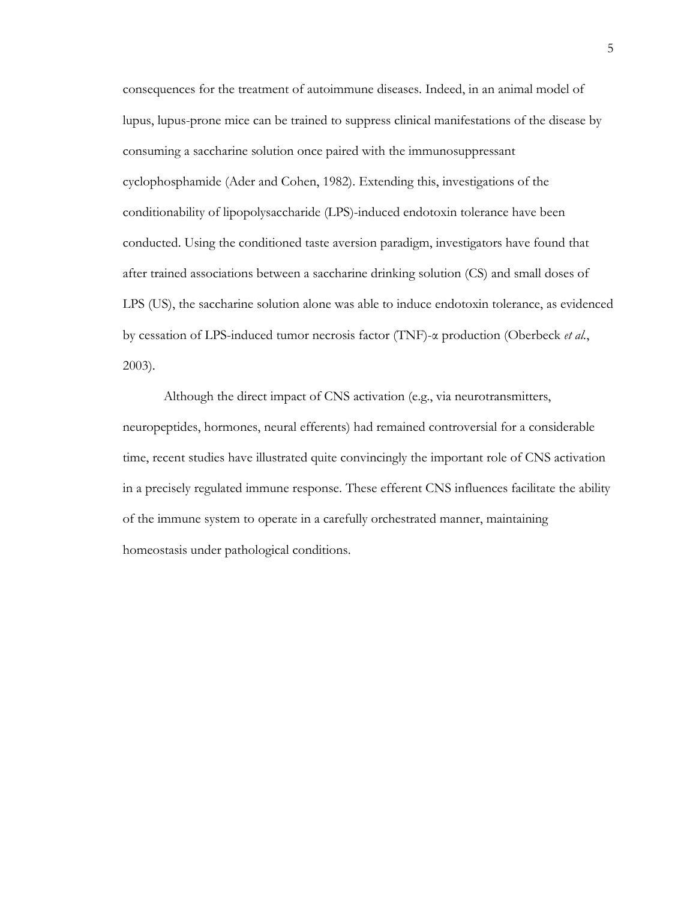consequences for the treatment of autoimmune diseases. Indeed, in an animal model of lupus, lupus-prone mice can be trained to suppress clinical manifestations of the disease by consuming a saccharine solution once paired with the immunosuppressant cyclophosphamide (Ader and Cohen, 1982). Extending this, investigations of the conditionability of lipopolysaccharide (LPS)-induced endotoxin tolerance have been conducted. Using the conditioned taste aversion paradigm, investigators have found that after trained associations between a saccharine drinking solution (CS) and small doses of LPS (US), the saccharine solution alone was able to induce endotoxin tolerance, as evidenced by cessation of LPS-induced tumor necrosis factor (TNF)-α production (Oberbeck *et al.*, 2003).

Although the direct impact of CNS activation (e.g., via neurotransmitters, neuropeptides, hormones, neural efferents) had remained controversial for a considerable time, recent studies have illustrated quite convincingly the important role of CNS activation in a precisely regulated immune response. These efferent CNS influences facilitate the ability of the immune system to operate in a carefully orchestrated manner, maintaining homeostasis under pathological conditions.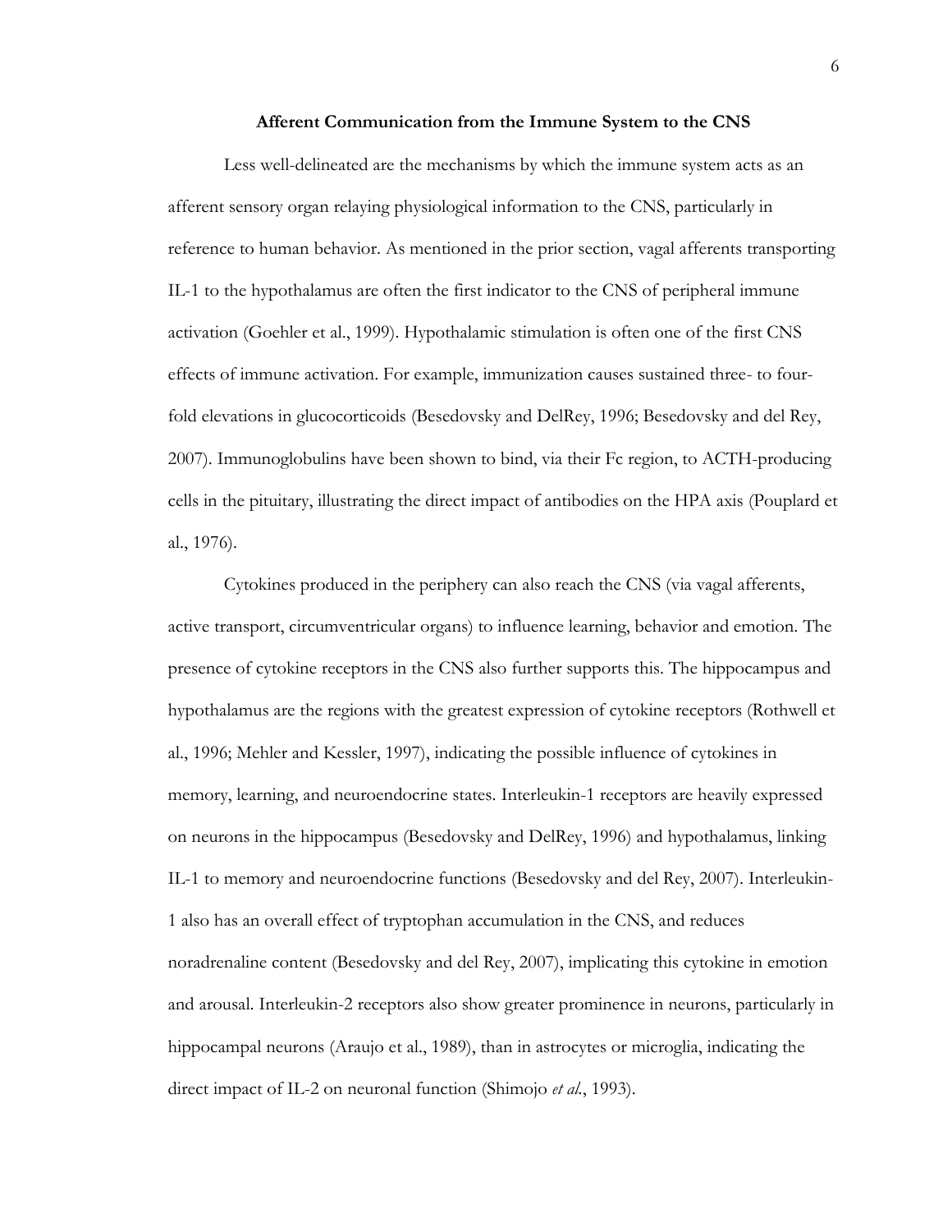## Afferent Communication from the Immune System to the CNS

Less well-delineated are the mechanisms by which the immune system acts as an afferent sensory organ relaying physiological information to the CNS, particularly in reference to human behavior. As mentioned in the prior section, vagal afferents transporting IL-1 to the hypothalamus are often the first indicator to the CNS of peripheral immune activation (Goehler et al., 1999). Hypothalamic stimulation is often one of the first CNS effects of immune activation. For example, immunization causes sustained three- to four-fold elevations in glucocorticoids (Besedovsky and DelRey, 1996; Besedovsky and del Rey, 2007). Immunoglobulins have been shown to bind, via their Fc region, to ACTH-producing cells in the pituitary, illustrating the direct impact of antibodies on the HPA axis (Pouplard et al., 1976).

Cytokines produced in the periphery can also reach the CNS (via vagal afferents, active transport, circumventricular organs) to influence learning, behavior and emotion. The presence of cytokine receptors in the CNS also further supports this. The hippocampus and hypothalamus are the regions with the greatest expression of cytokine receptors (Rothwell et al., 1996; Mehler and Kessler, 1997), indicating the possible influence of cytokines in memory, learning, and neuroendocrine states. Interleukin-1 receptors are heavily expressed on neurons in the hippocampus (Besedovsky and DelRey, 1996) and hypothalamus, linking IL-1 to memory and neuroendocrine functions (Besedovsky and del Rey, 2007). Interleukin-1 also has an overall effect of tryptophan accumulation in the CNS, and reduces noradrenaline content (Besedovsky and del Rey, 2007), implicating this cytokine in emotion and arousal. Interleukin-2 receptors also show greater prominence in neurons, particularly in hippocampal neurons (Araujo et al., 1989), than in astrocytes or microglia, indicating the direct impact of IL-2 on neuronal function (Shimojo *et al.*, 1993).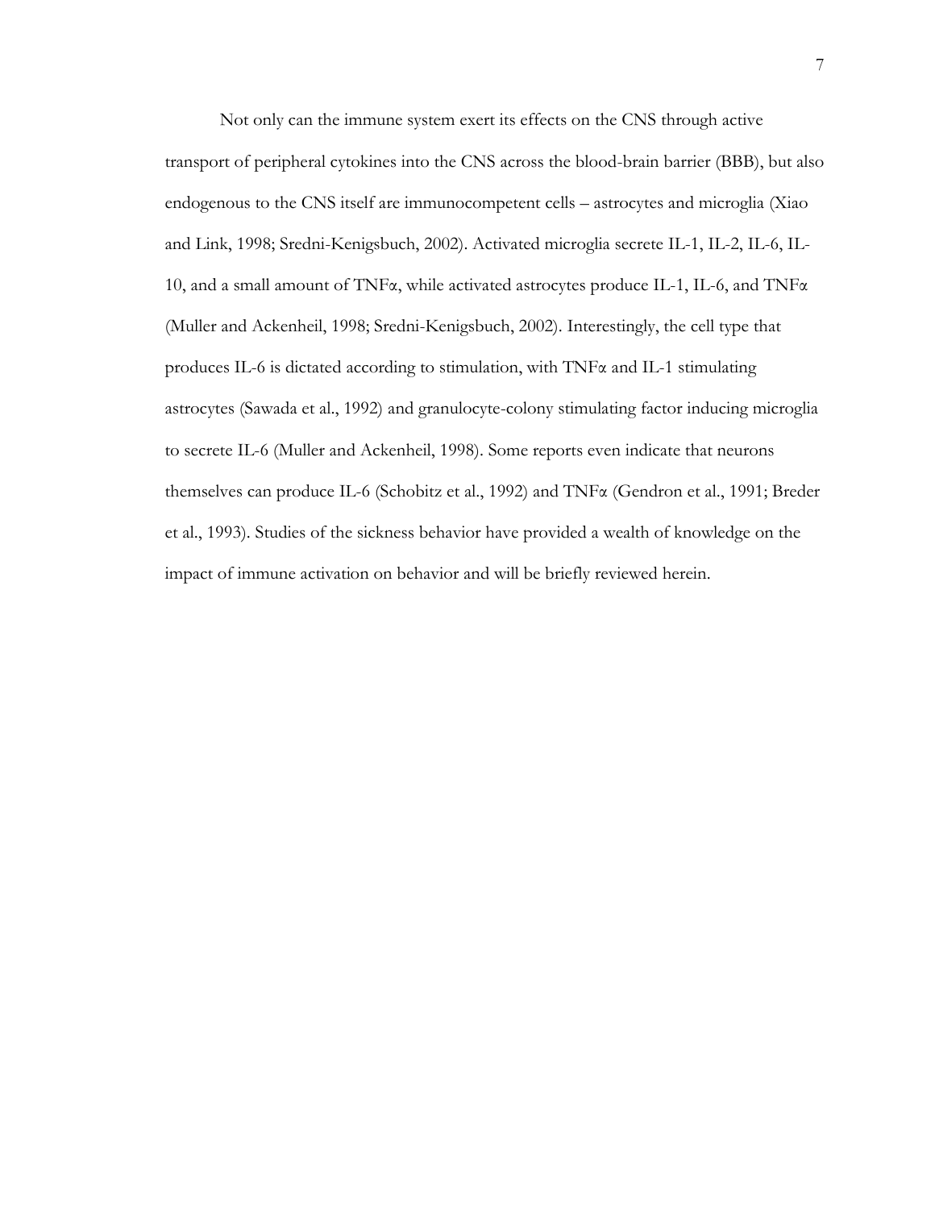Not only can the immune system exert its effects on the CNS through active transport of peripheral cytokines into the CNS across the blood-brain barrier (BBB), but also endogenous to the CNS itself are immunocompetent cells – astrocytes and microglia (Xiao and Link, 1998; Sredni-Kenigsbuch, 2002). Activated microglia secrete IL-1, IL-2, IL-6, IL-10, and a small amount of TNFα, while activated astrocytes produce IL-1, IL-6, and TNFα (Muller and Ackenheil, 1998; Sredni-Kenigsbuch, 2002). Interestingly, the cell type that produces IL-6 is dictated according to stimulation, with TNFα and IL-1 stimulating astrocytes (Sawada et al., 1992) and granulocyte-colony stimulating factor inducing microglia to secrete IL-6 (Muller and Ackenheil, 1998). Some reports even indicate that neurons themselves can produce IL-6 (Schobitz et al., 1992) and TNFα (Gendron et al., 1991; Breder et al., 1993). Studies of the sickness behavior have provided a wealth of knowledge on the impact of immune activation on behavior and will be briefly reviewed herein.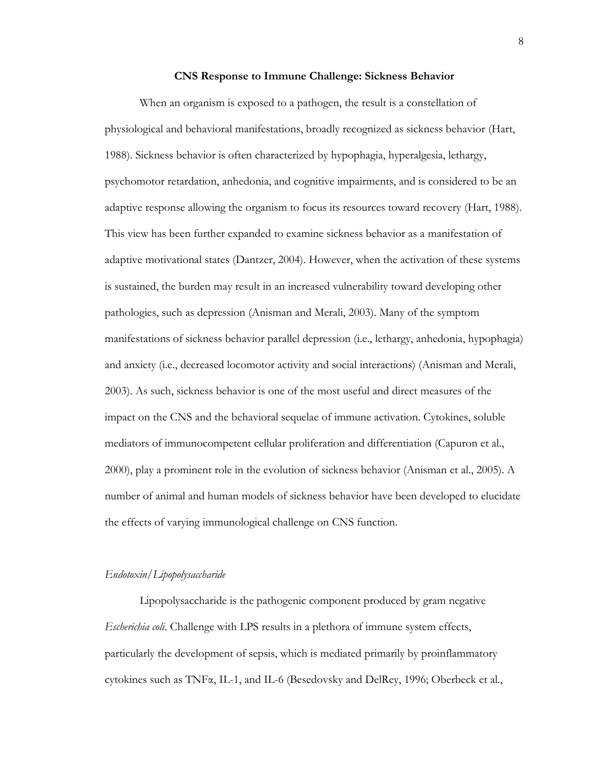## CNS Response to Immune Challenge: Sickness Behavior

When an organism is exposed to a pathogen, the result is a constellation of physiological and behavioral manifestations, broadly recognized as sickness behavior (Hart, 1988). Sickness behavior is often characterized by hypophagia, hyperalgesia, lethargy, psychomotor retardation, anhedonia, and cognitive impairments, and is considered to be an adaptive response allowing the organism to focus its resources toward recovery (Hart, 1988). This view has been further expanded to examine sickness behavior as a manifestation of adaptive motivational states (Dantzer, 2004). However, when the activation of these systems is sustained, the burden may result in an increased vulnerability toward developing other pathologies, such as depression (Anisman and Merali, 2003). Many of the symptom manifestations of sickness behavior parallel depression (i.e., lethargy, anhedonia, hypophagia) and anxiety (i.e., decreased locomotor activity and social interactions) (Anisman and Merali, 2003). As such, sickness behavior is one of the most useful and direct measures of the impact on the CNS and the behavioral sequelae of immune activation. Cytokines, soluble mediators of immunocompetent cellular proliferation and differentiation (Capuron et al., 2000), play a prominent role in the evolution of sickness behavior (Anisman et al., 2005). A number of animal and human models of sickness behavior have been developed to elucidate the effects of varying immunological challenge on CNS function.

### *Endotoxin/Lipopolysaccharide*

Lipopolysaccharide is the pathogenic component produced by gram negative *Escherichia coli*. Challenge with LPS results in a plethora of immune system effects, particularly the development of sepsis, which is mediated primarily by proinflammatory cytokines such as TNFα, IL-1, and IL-6 (Besedovsky and DelRey, 1996; Oberbeck et al.,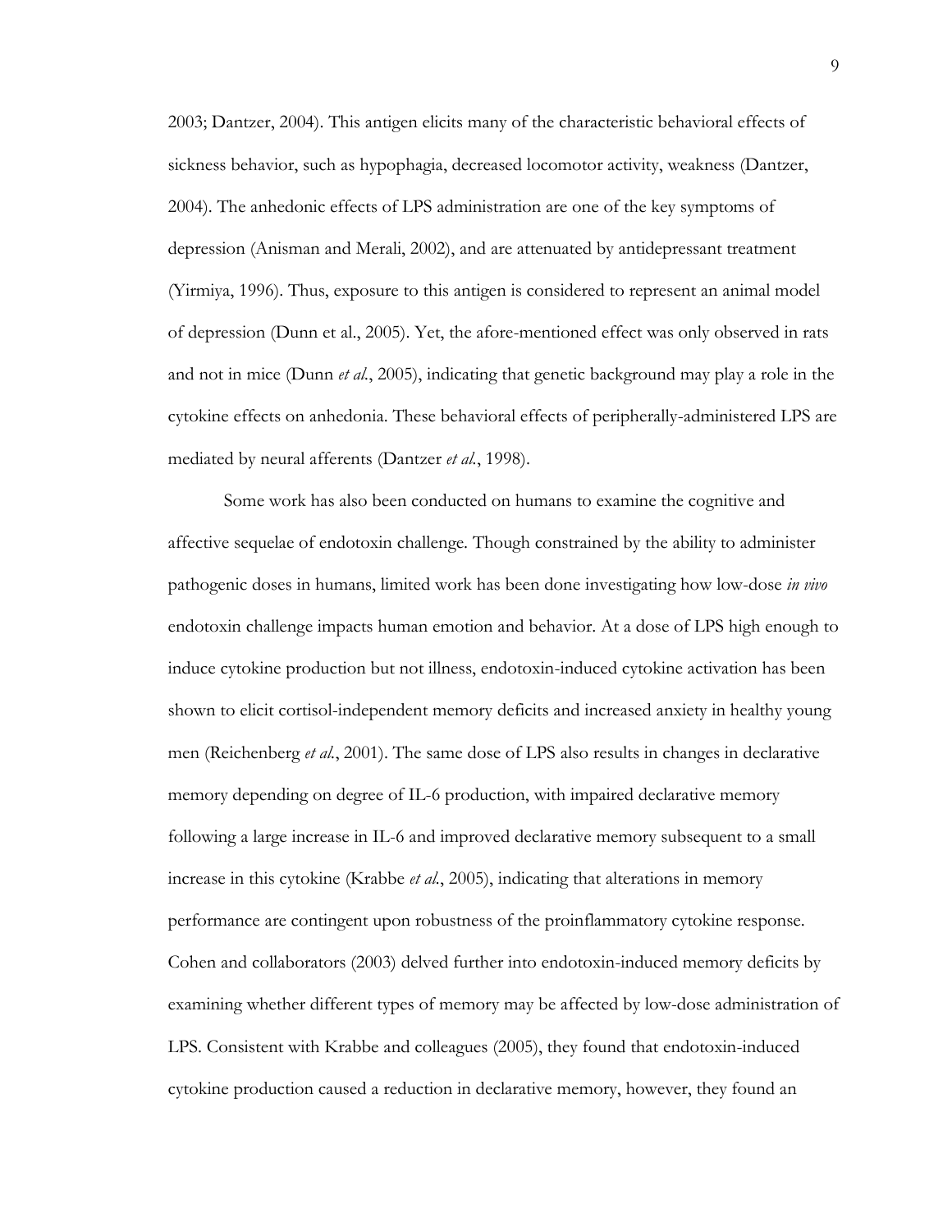2003; Dantzer, 2004). This antigen elicits many of the characteristic behavioral effects of sickness behavior, such as hypophagia, decreased locomotor activity, weakness (Dantzer, 2004). The anhedonic effects of LPS administration are one of the key symptoms of depression (Anisman and Merali, 2002), and are attenuated by antidepressant treatment (Yirmiya, 1996). Thus, exposure to this antigen is considered to represent an animal model of depression (Dunn et al., 2005). Yet, the afore-mentioned effect was only observed in rats and not in mice (Dunn *et al.*, 2005), indicating that genetic background may play a role in the cytokine effects on anhedonia. These behavioral effects of peripherally-administered LPS are mediated by neural afferents (Dantzer *et al.*, 1998).

Some work has also been conducted on humans to examine the cognitive and affective sequelae of endotoxin challenge. Though constrained by the ability to administer pathogenic doses in humans, limited work has been done investigating how low-dose *in vivo* endotoxin challenge impacts human emotion and behavior. At a dose of LPS high enough to induce cytokine production but not illness, endotoxin-induced cytokine activation has been shown to elicit cortisol-independent memory deficits and increased anxiety in healthy young men (Reichenberg *et al.*, 2001). The same dose of LPS also results in changes in declarative memory depending on degree of IL-6 production, with impaired declarative memory following a large increase in IL-6 and improved declarative memory subsequent to a small increase in this cytokine (Krabbe *et al.*, 2005), indicating that alterations in memory performance are contingent upon robustness of the proinflammatory cytokine response. Cohen and collaborators (2003) delved further into endotoxin-induced memory deficits by examining whether different types of memory may be affected by low-dose administration of LPS. Consistent with Krabbe and colleagues (2005), they found that endotoxin-induced cytokine production caused a reduction in declarative memory, however, they found an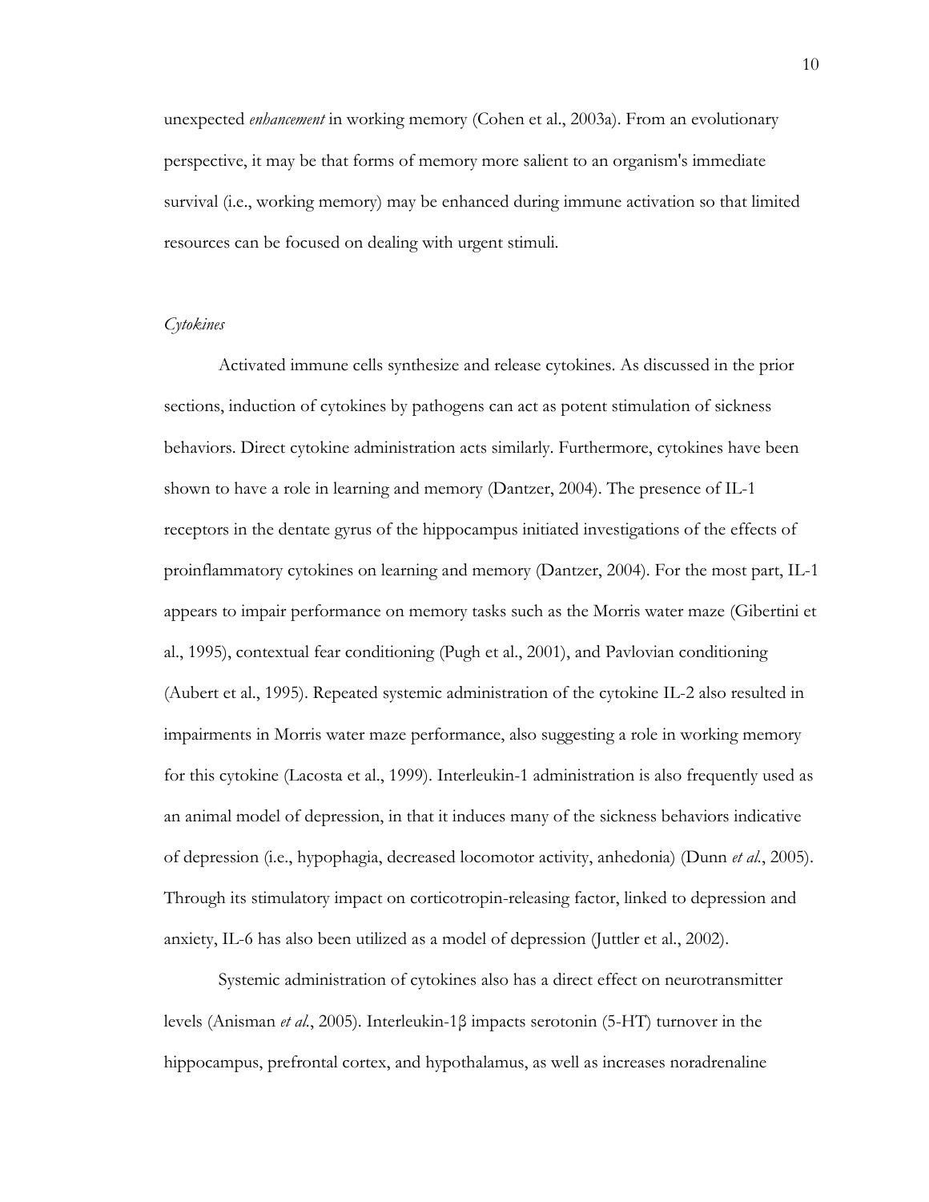unexpected *enhancement* in working memory (Cohen et al., 2003a). From an evolutionary perspective, it may be that forms of memory more salient to an organism's immediate survival (i.e., working memory) may be enhanced during immune activation so that limited resources can be focused on dealing with urgent stimuli.

### *Cytokines*

Activated immune cells synthesize and release cytokines. As discussed in the prior sections, induction of cytokines by pathogens can act as potent stimulation of sickness behaviors. Direct cytokine administration acts similarly. Furthermore, cytokines have been shown to have a role in learning and memory (Dantzer, 2004). The presence of IL-1 receptors in the dentate gyrus of the hippocampus initiated investigations of the effects of proinflammatory cytokines on learning and memory (Dantzer, 2004). For the most part, IL-1 appears to impair performance on memory tasks such as the Morris water maze (Gibertini et al., 1995), contextual fear conditioning (Pugh et al., 2001), and Pavlovian conditioning (Aubert et al., 1995). Repeated systemic administration of the cytokine IL-2 also resulted in impairments in Morris water maze performance, also suggesting a role in working memory for this cytokine (Lacosta et al., 1999). Interleukin-1 administration is also frequently used as an animal model of depression, in that it induces many of the sickness behaviors indicative of depression (i.e., hypophagia, decreased locomotor activity, anhedonia) (Dunn *et al.*, 2005). Through its stimulatory impact on corticotropin-releasing factor, linked to depression and anxiety, IL-6 has also been utilized as a model of depression (Juttler et al., 2002).

Systemic administration of cytokines also has a direct effect on neurotransmitter levels (Anisman *et al.*, 2005). Interleukin-1β impacts serotonin (5-HT) turnover in the hippocampus, prefrontal cortex, and hypothalamus, as well as increases noradrenaline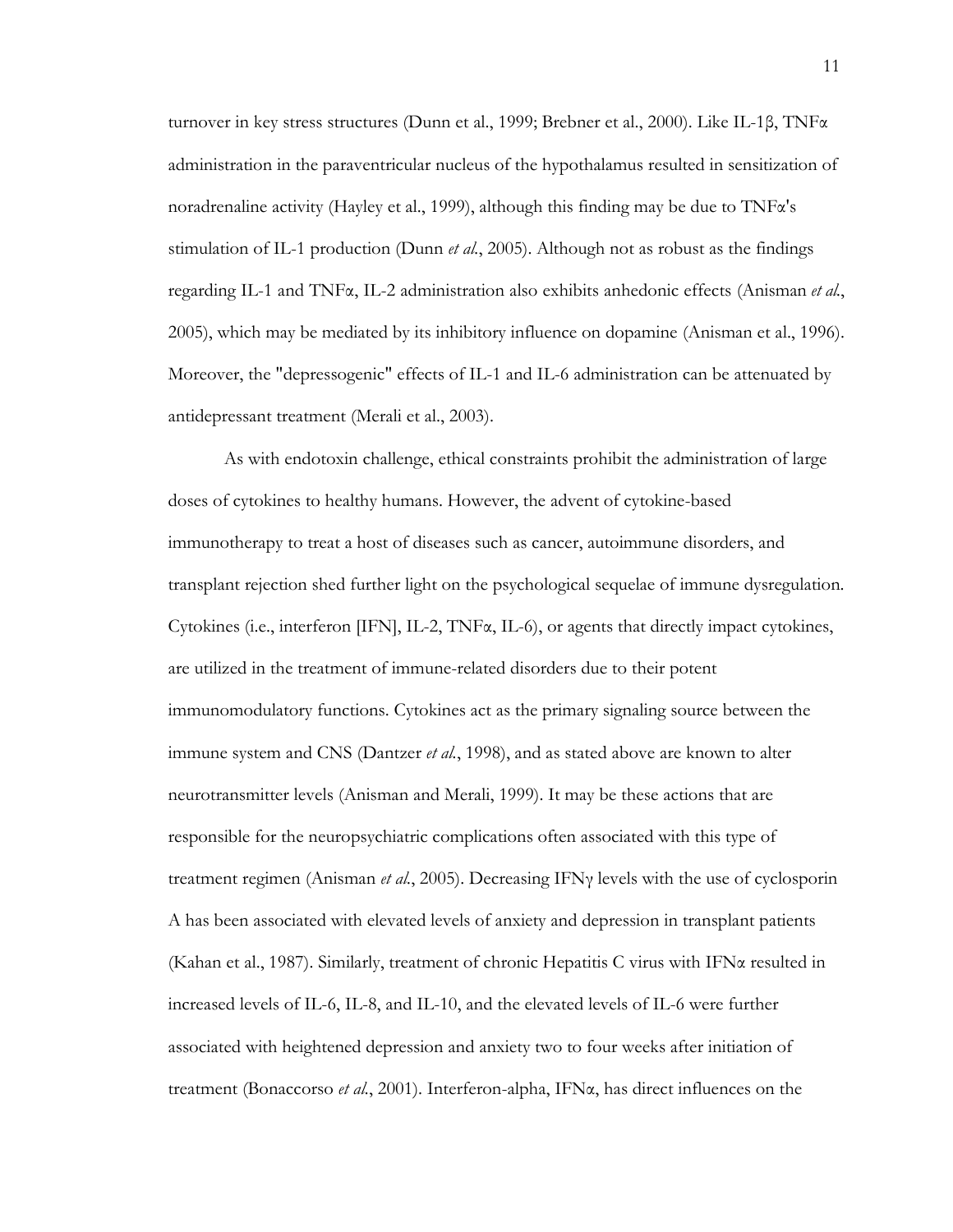turnover in key stress structures (Dunn et al., 1999; Brebner et al., 2000). Like IL-1β, TNFα administration in the paraventricular nucleus of the hypothalamus resulted in sensitization of noradrenaline activity (Hayley et al., 1999), although this finding may be due to TNFα's stimulation of IL-1 production (Dunn *et al.*, 2005). Although not as robust as the findings regarding IL-1 and TNFα, IL-2 administration also exhibits anhedonic effects (Anisman *et al.*, 2005), which may be mediated by its inhibitory influence on dopamine (Anisman et al., 1996). Moreover, the "depressogenic" effects of IL-1 and IL-6 administration can be attenuated by antidepressant treatment (Merali et al., 2003).

As with endotoxin challenge, ethical constraints prohibit the administration of large doses of cytokines to healthy humans. However, the advent of cytokine-based immunotherapy to treat a host of diseases such as cancer, autoimmune disorders, and transplant rejection shed further light on the psychological sequelae of immune dysregulation. Cytokines (i.e., interferon [IFN], IL-2, TNFα, IL-6), or agents that directly impact cytokines, are utilized in the treatment of immune-related disorders due to their potent immunomodulatory functions. Cytokines act as the primary signaling source between the immune system and CNS (Dantzer *et al.*, 1998), and as stated above are known to alter neurotransmitter levels (Anisman and Merali, 1999). It may be these actions that are responsible for the neuropsychiatric complications often associated with this type of treatment regimen (Anisman *et al.*, 2005). Decreasing IFNγ levels with the use of cyclosporin A has been associated with elevated levels of anxiety and depression in transplant patients (Kahan et al., 1987). Similarly, treatment of chronic Hepatitis C virus with IFNα resulted in increased levels of IL-6, IL-8, and IL-10, and the elevated levels of IL-6 were further associated with heightened depression and anxiety two to four weeks after initiation of treatment (Bonaccorso *et al.*, 2001). Interferon-alpha, IFNα, has direct influences on the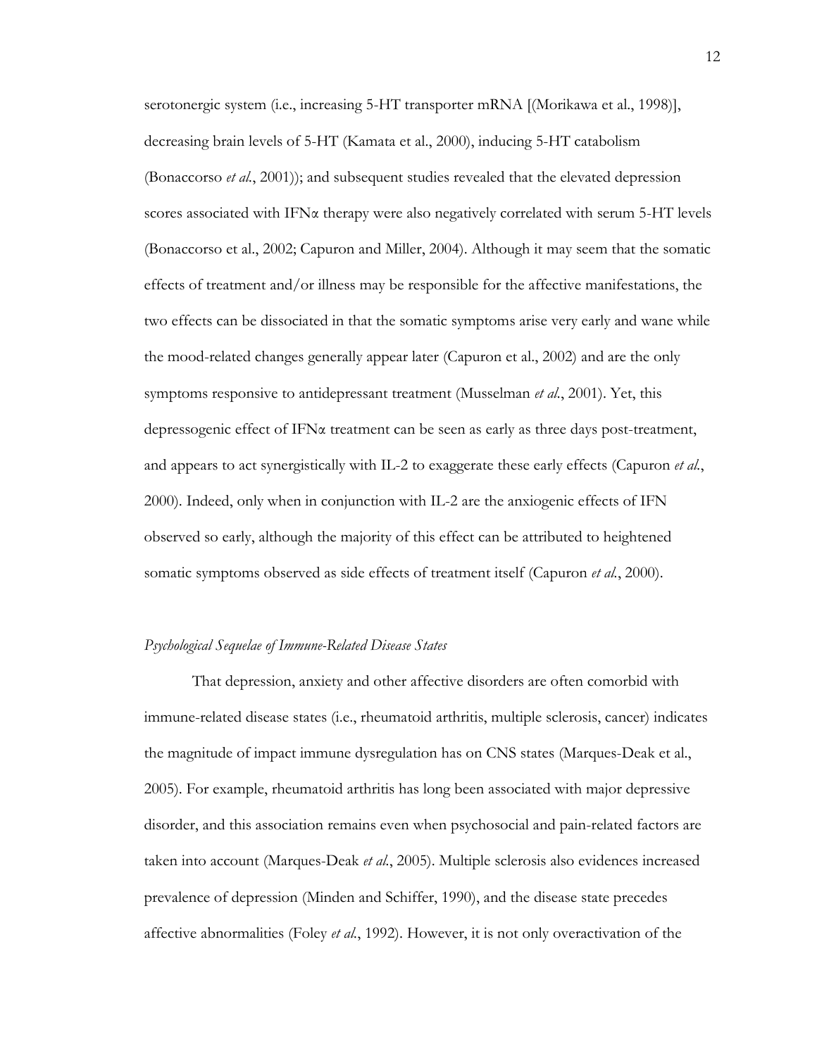serotonergic system (i.e., increasing 5-HT transporter mRNA [(Morikawa et al., 1998)], decreasing brain levels of 5-HT (Kamata et al., 2000), inducing 5-HT catabolism (Bonaccorso *et al.*, 2001)); and subsequent studies revealed that the elevated depression scores associated with IFNα therapy were also negatively correlated with serum 5-HT levels (Bonaccorso et al., 2002; Capuron and Miller, 2004). Although it may seem that the somatic effects of treatment and/or illness may be responsible for the affective manifestations, the two effects can be dissociated in that the somatic symptoms arise very early and wane while the mood-related changes generally appear later (Capuron et al., 2002) and are the only symptoms responsive to antidepressant treatment (Musselman *et al.*, 2001). Yet, this depressogenic effect of IFNα treatment can be seen as early as three days post-treatment, and appears to act synergistically with IL-2 to exaggerate these early effects (Capuron *et al.*, 2000). Indeed, only when in conjunction with IL-2 are the anxiogenic effects of IFN observed so early, although the majority of this effect can be attributed to heightened somatic symptoms observed as side effects of treatment itself (Capuron *et al.*, 2000).

*Psychological Sequelae of Immune-Related Disease States*

That depression, anxiety and other affective disorders are often comorbid with immune-related disease states (i.e., rheumatoid arthritis, multiple sclerosis, cancer) indicates the magnitude of impact immune dysregulation has on CNS states (Marques-Deak et al., 2005). For example, rheumatoid arthritis has long been associated with major depressive disorder, and this association remains even when psychosocial and pain-related factors are taken into account (Marques-Deak *et al.*, 2005). Multiple sclerosis also evidences increased prevalence of depression (Minden and Schiffer, 1990), and the disease state precedes affective abnormalities (Foley *et al.*, 1992). However, it is not only overactivation of the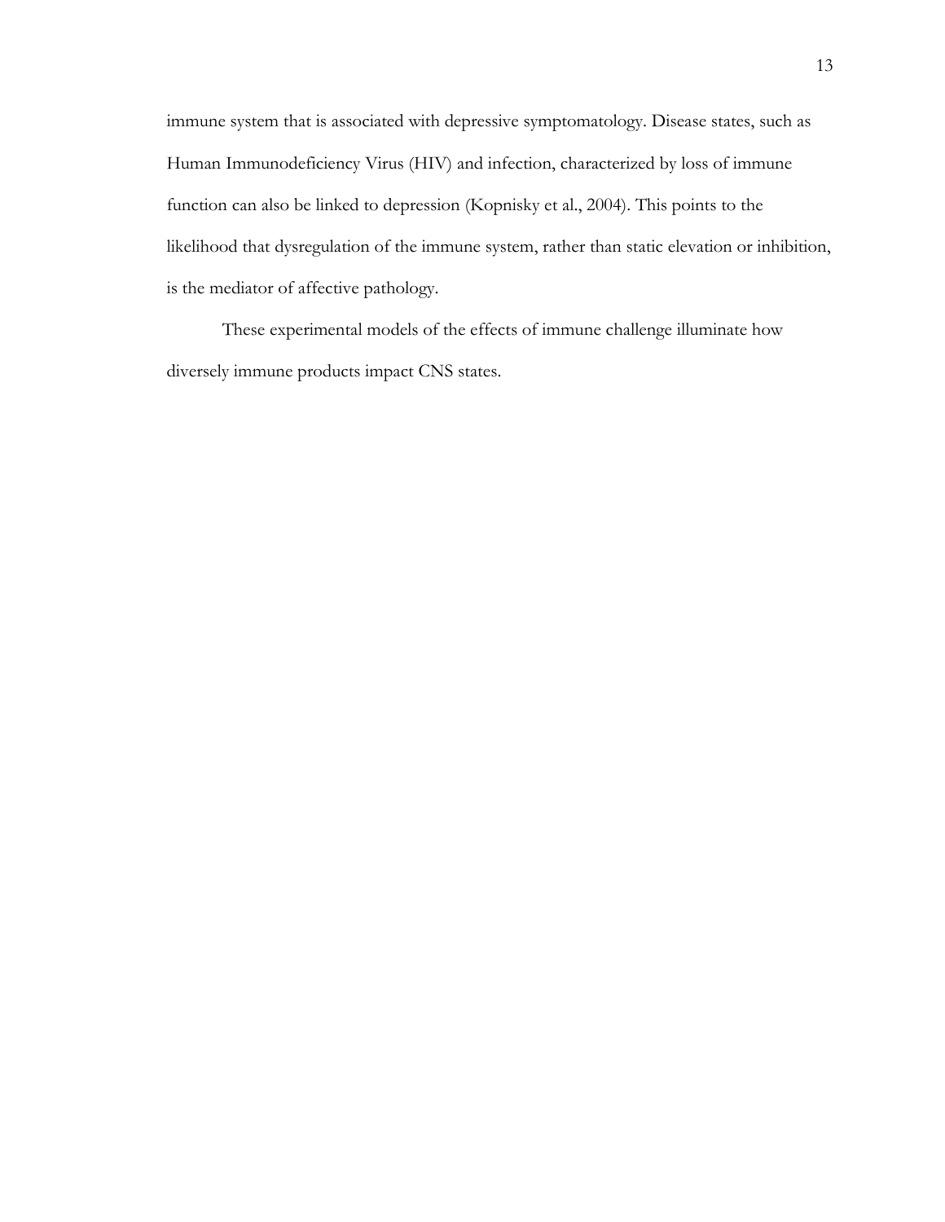immune system that is associated with depressive symptomatology. Disease states, such as Human Immunodeficiency Virus (HIV) and infection, characterized by loss of immune function can also be linked to depression (Kopnisky et al., 2004). This points to the likelihood that dysregulation of the immune system, rather than static elevation or inhibition, is the mediator of affective pathology.

These experimental models of the effects of immune challenge illuminate how diversely immune products impact CNS states.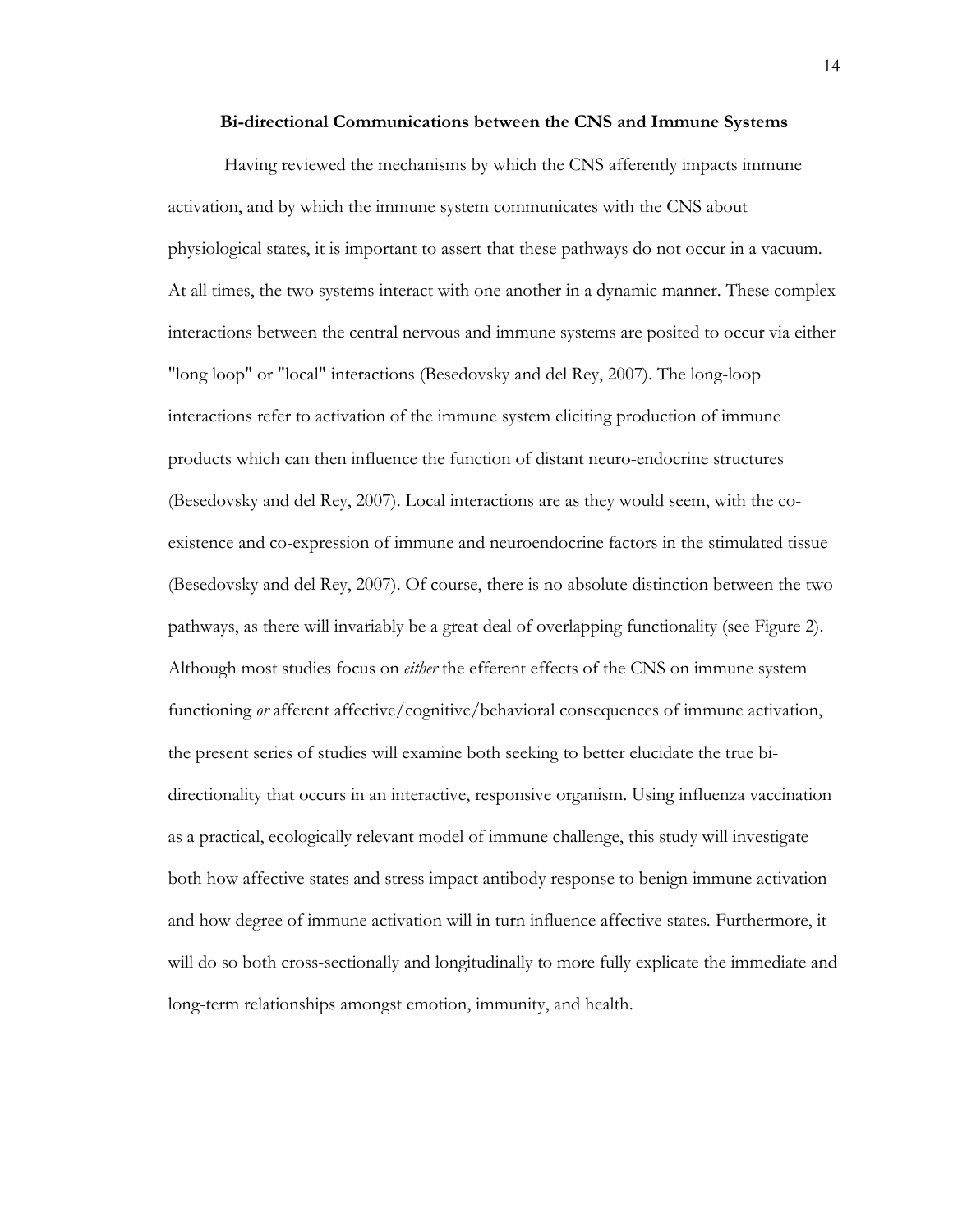**Bi-directional Communications between the CNS and Immune Systems**

Having reviewed the mechanisms by which the CNS afferently impacts immune activation, and by which the immune system communicates with the CNS about physiological states, it is important to assert that these pathways do not occur in a vacuum. At all times, the two systems interact with one another in a dynamic manner. These complex interactions between the central nervous and immune systems are posited to occur via either "long loop" or "local" interactions (Besedovsky and del Rey, 2007). The long-loop interactions refer to activation of the immune system eliciting production of immune products which can then influence the function of distant neuro-endocrine structures (Besedovsky and del Rey, 2007). Local interactions are as they would seem, with the co-existence and co-expression of immune and neuroendocrine factors in the stimulated tissue (Besedovsky and del Rey, 2007). Of course, there is no absolute distinction between the two pathways, as there will invariably be a great deal of overlapping functionality (see Figure 2). Although most studies focus on *either* the efferent effects of the CNS on immune system functioning *or* afferent affective/cognitive/behavioral consequences of immune activation, the present series of studies will examine both seeking to better elucidate the true bi-directionality that occurs in an interactive, responsive organism. Using influenza vaccination as a practical, ecologically relevant model of immune challenge, this study will investigate both how affective states and stress impact antibody response to benign immune activation and how degree of immune activation will in turn influence affective states. Furthermore, it will do so both cross-sectionally and longitudinally to more fully explicate the immediate and long-term relationships amongst emotion, immunity, and health.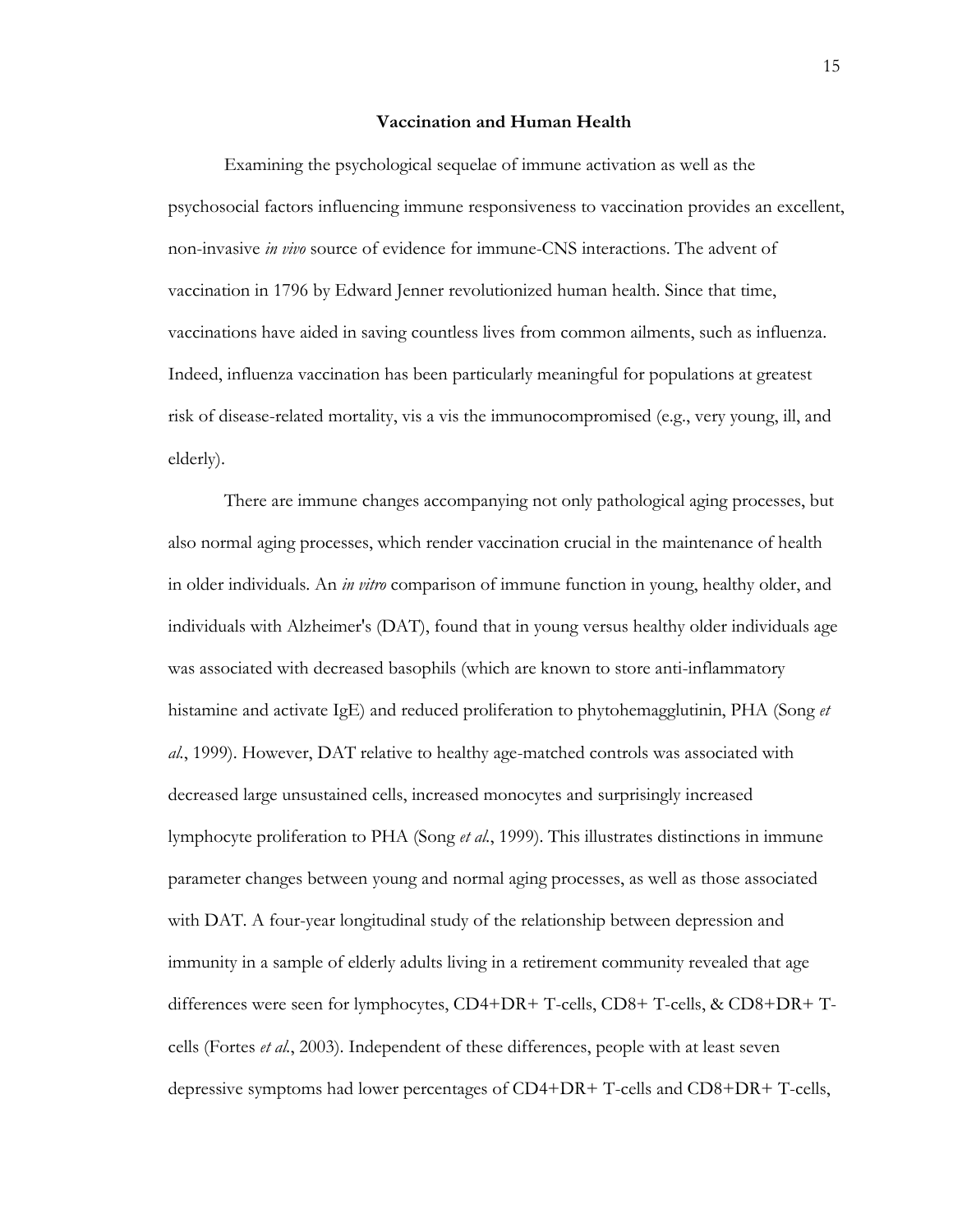## Vaccination and Human Health

Examining the psychological sequelae of immune activation as well as the psychosocial factors influencing immune responsiveness to vaccination provides an excellent, non-invasive *in vivo* source of evidence for immune-CNS interactions. The advent of vaccination in 1796 by Edward Jenner revolutionized human health. Since that time, vaccinations have aided in saving countless lives from common ailments, such as influenza. Indeed, influenza vaccination has been particularly meaningful for populations at greatest risk of disease-related mortality, vis a vis the immunocompromised (e.g., very young, ill, and elderly).

There are immune changes accompanying not only pathological aging processes, but also normal aging processes, which render vaccination crucial in the maintenance of health in older individuals. An *in vitro* comparison of immune function in young, healthy older, and individuals with Alzheimer's (DAT), found that in young versus healthy older individuals age was associated with decreased basophils (which are known to store anti-inflammatory histamine and activate IgE) and reduced proliferation to phytohemagglutinin, PHA (Song *et al.*, 1999). However, DAT relative to healthy age-matched controls was associated with decreased large unsustained cells, increased monocytes and surprisingly increased lymphocyte proliferation to PHA (Song *et al.*, 1999). This illustrates distinctions in immune parameter changes between young and normal aging processes, as well as those associated with DAT. A four-year longitudinal study of the relationship between depression and immunity in a sample of elderly adults living in a retirement community revealed that age differences were seen for lymphocytes, CD4+DR+ T-cells, CD8+ T-cells, & CD8+DR+ T-cells (Fortes *et al.*, 2003). Independent of these differences, people with at least seven depressive symptoms had lower percentages of CD4+DR+ T-cells and CD8+DR+ T-cells,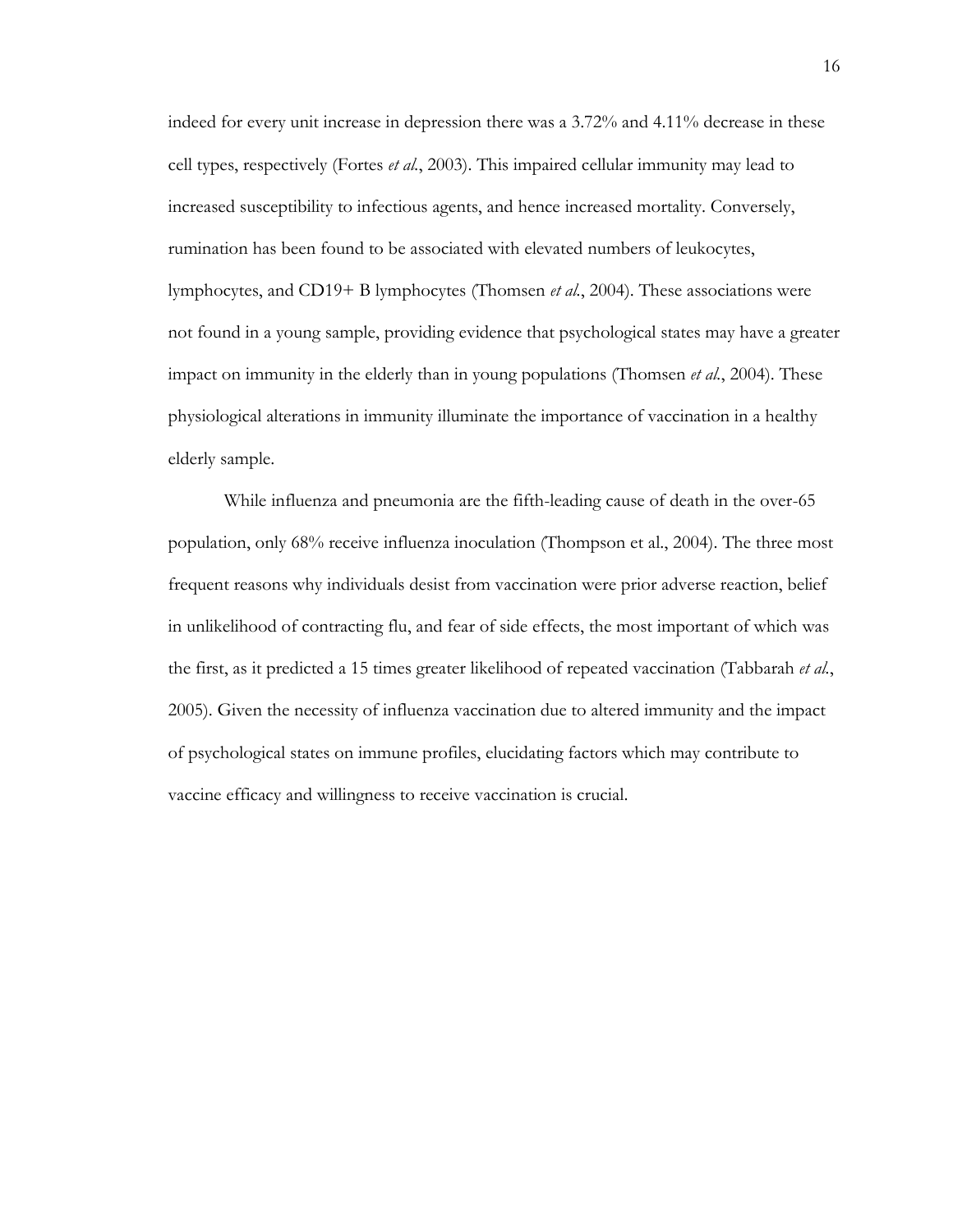indeed for every unit increase in depression there was a 3.72% and 4.11% decrease in these cell types, respectively (Fortes *et al.*, 2003). This impaired cellular immunity may lead to increased susceptibility to infectious agents, and hence increased mortality. Conversely, rumination has been found to be associated with elevated numbers of leukocytes, lymphocytes, and CD19+ B lymphocytes (Thomsen *et al.*, 2004). These associations were not found in a young sample, providing evidence that psychological states may have a greater impact on immunity in the elderly than in young populations (Thomsen *et al.*, 2004). These physiological alterations in immunity illuminate the importance of vaccination in a healthy elderly sample.

While influenza and pneumonia are the fifth-leading cause of death in the over-65 population, only 68% receive influenza inoculation (Thompson et al., 2004). The three most frequent reasons why individuals desist from vaccination were prior adverse reaction, belief in unlikelihood of contracting flu, and fear of side effects, the most important of which was the first, as it predicted a 15 times greater likelihood of repeated vaccination (Tabbarah *et al.*, 2005). Given the necessity of influenza vaccination due to altered immunity and the impact of psychological states on immune profiles, elucidating factors which may contribute to vaccine efficacy and willingness to receive vaccination is crucial.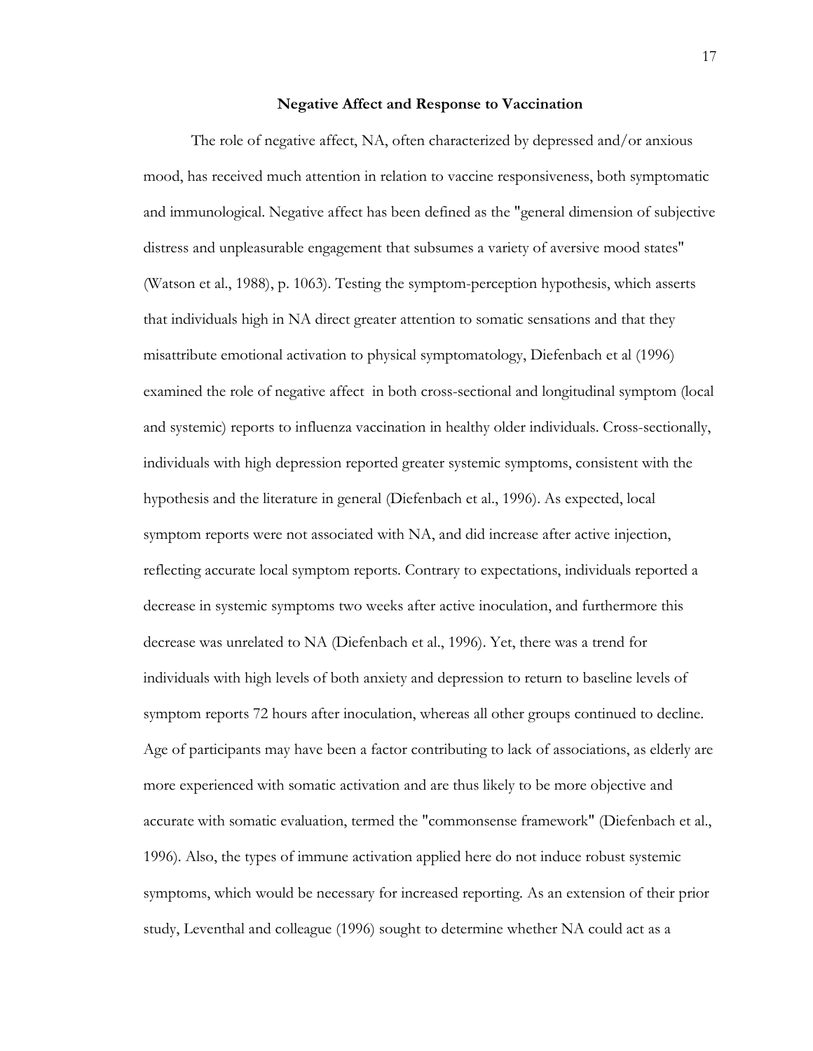## Negative Affect and Response to Vaccination

The role of negative affect, NA, often characterized by depressed and/or anxious mood, has received much attention in relation to vaccine responsiveness, both symptomatic and immunological. Negative affect has been defined as the "general dimension of subjective distress and unpleasurable engagement that subsumes a variety of aversive mood states" (Watson et al., 1988), p. 1063). Testing the symptom-perception hypothesis, which asserts that individuals high in NA direct greater attention to somatic sensations and that they misattribute emotional activation to physical symptomatology, Diefenbach et al (1996) examined the role of negative affect in both cross-sectional and longitudinal symptom (local and systemic) reports to influenza vaccination in healthy older individuals. Cross-sectionally, individuals with high depression reported greater systemic symptoms, consistent with the hypothesis and the literature in general (Diefenbach et al., 1996). As expected, local symptom reports were not associated with NA, and did increase after active injection, reflecting accurate local symptom reports. Contrary to expectations, individuals reported a decrease in systemic symptoms two weeks after active inoculation, and furthermore this decrease was unrelated to NA (Diefenbach et al., 1996). Yet, there was a trend for individuals with high levels of both anxiety and depression to return to baseline levels of symptom reports 72 hours after inoculation, whereas all other groups continued to decline. Age of participants may have been a factor contributing to lack of associations, as elderly are more experienced with somatic activation and are thus likely to be more objective and accurate with somatic evaluation, termed the "commonsense framework" (Diefenbach et al., 1996). Also, the types of immune activation applied here do not induce robust systemic symptoms, which would be necessary for increased reporting. As an extension of their prior study, Leventhal and colleague (1996) sought to determine whether NA could act as a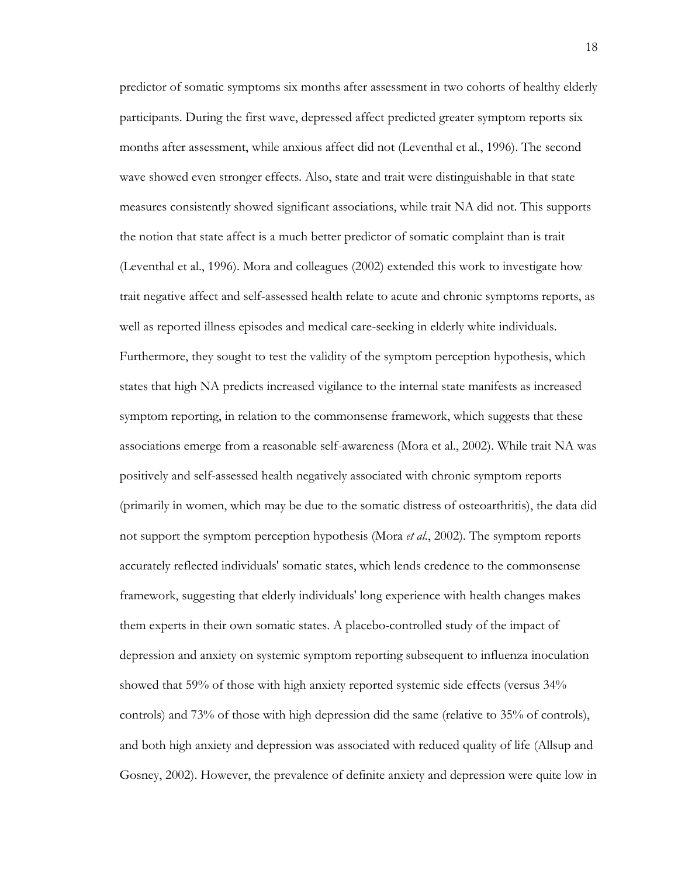predictor of somatic symptoms six months after assessment in two cohorts of healthy elderly participants. During the first wave, depressed affect predicted greater symptom reports six months after assessment, while anxious affect did not (Leventhal et al., 1996). The second wave showed even stronger effects. Also, state and trait were distinguishable in that state measures consistently showed significant associations, while trait NA did not. This supports the notion that state affect is a much better predictor of somatic complaint than is trait (Leventhal et al., 1996). Mora and colleagues (2002) extended this work to investigate how trait negative affect and self-assessed health relate to acute and chronic symptoms reports, as well as reported illness episodes and medical care-seeking in elderly white individuals. Furthermore, they sought to test the validity of the symptom perception hypothesis, which states that high NA predicts increased vigilance to the internal state manifests as increased symptom reporting, in relation to the commonsense framework, which suggests that these associations emerge from a reasonable self-awareness (Mora et al., 2002). While trait NA was positively and self-assessed health negatively associated with chronic symptom reports (primarily in women, which may be due to the somatic distress of osteoarthritis), the data did not support the symptom perception hypothesis (Mora *et al.*, 2002). The symptom reports accurately reflected individuals' somatic states, which lends credence to the commonsense framework, suggesting that elderly individuals' long experience with health changes makes them experts in their own somatic states. A placebo-controlled study of the impact of depression and anxiety on systemic symptom reporting subsequent to influenza inoculation showed that 59% of those with high anxiety reported systemic side effects (versus 34% controls) and 73% of those with high depression did the same (relative to 35% of controls), and both high anxiety and depression was associated with reduced quality of life (Allsup and Gosney, 2002). However, the prevalence of definite anxiety and depression were quite low in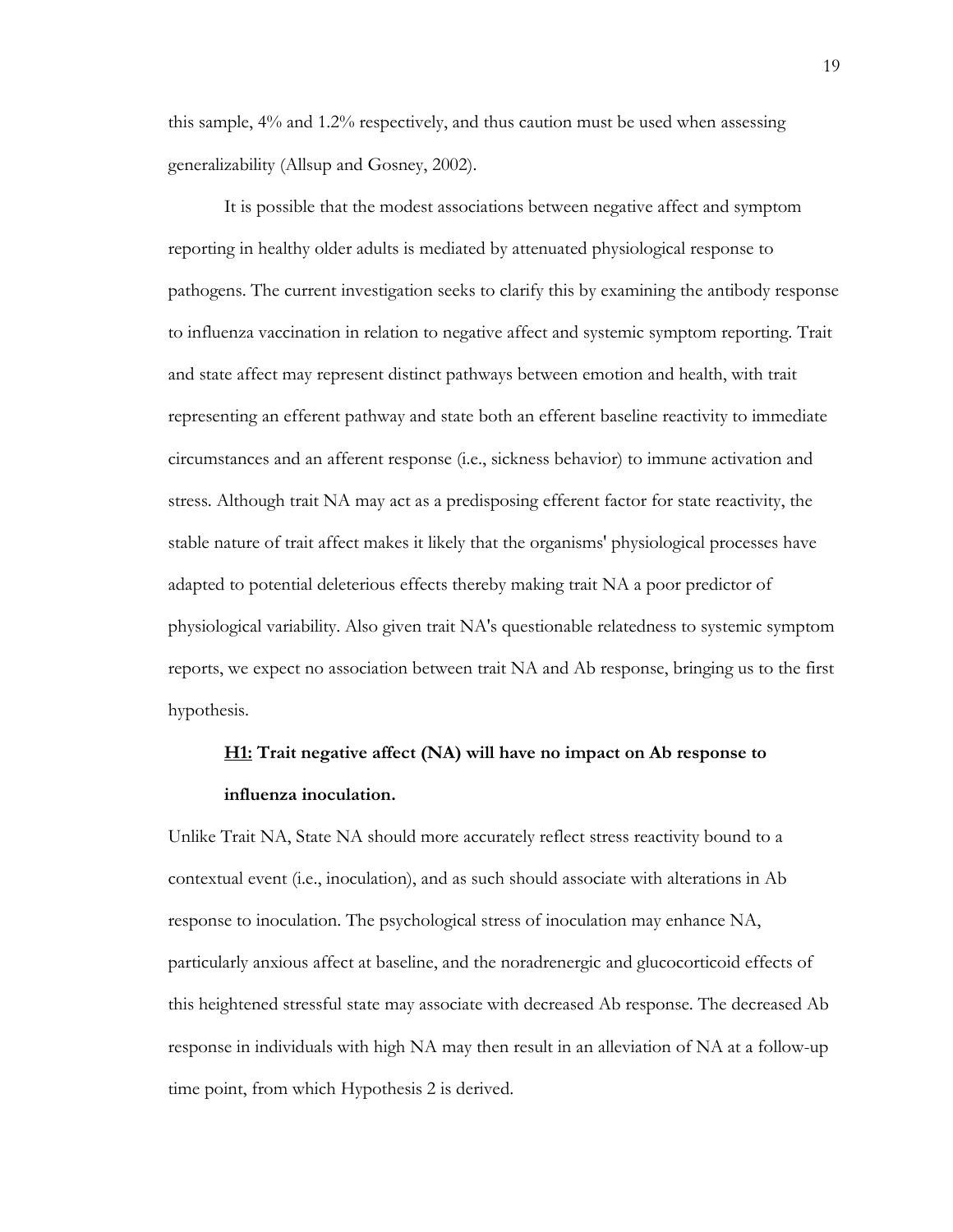this sample, 4% and 1.2% respectively, and thus caution must be used when assessing generalizability (Allsup and Gosney, 2002).

It is possible that the modest associations between negative affect and symptom reporting in healthy older adults is mediated by attenuated physiological response to pathogens. The current investigation seeks to clarify this by examining the antibody response to influenza vaccination in relation to negative affect and systemic symptom reporting. Trait and state affect may represent distinct pathways between emotion and health, with trait representing an efferent pathway and state both an efferent baseline reactivity to immediate circumstances and an afferent response (i.e., sickness behavior) to immune activation and stress. Although trait NA may act as a predisposing efferent factor for state reactivity, the stable nature of trait affect makes it likely that the organisms' physiological processes have adapted to potential deleterious effects thereby making trait NA a poor predictor of physiological variability. Also given trait NA's questionable relatedness to systemic symptom reports, we expect no association between trait NA and Ab response, bringing us to the first hypothesis.

**<u>H1:</u> Trait negative affect (NA) will have no impact on Ab response to influenza inoculation.**

Unlike Trait NA, State NA should more accurately reflect stress reactivity bound to a contextual event (i.e., inoculation), and as such should associate with alterations in Ab response to inoculation. The psychological stress of inoculation may enhance NA, particularly anxious affect at baseline, and the noradrenergic and glucocorticoid effects of this heightened stressful state may associate with decreased Ab response. The decreased Ab response in individuals with high NA may then result in an alleviation of NA at a follow-up time point, from which Hypothesis 2 is derived.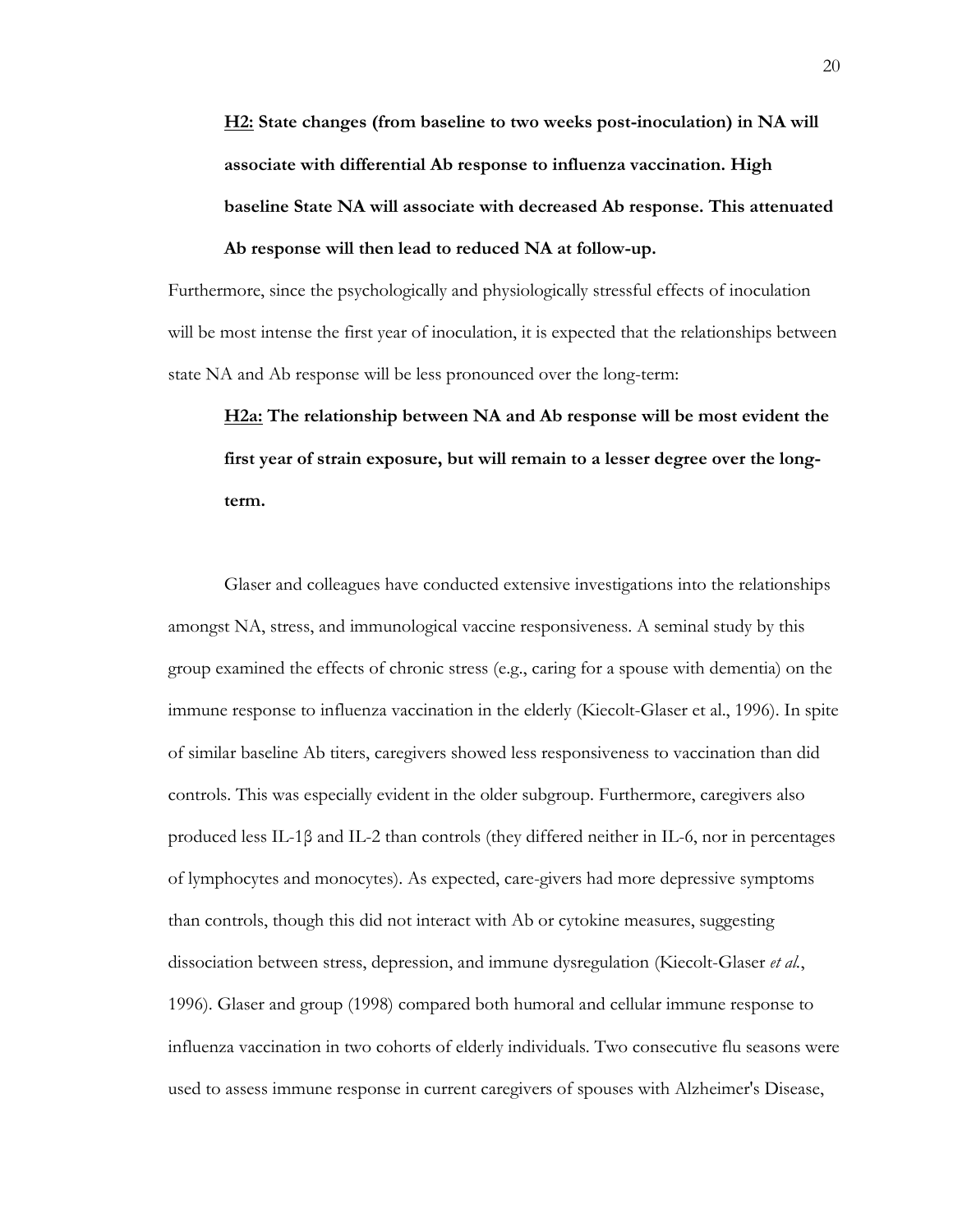**<u>H2:</u> State changes (from baseline to two weeks post-inoculation) in NA will associate with differential Ab response to influenza vaccination. High baseline State NA will associate with decreased Ab response. This attenuated Ab response will then lead to reduced NA at follow-up.**

Furthermore, since the psychologically and physiologically stressful effects of inoculation will be most intense the first year of inoculation, it is expected that the relationships between state NA and Ab response will be less pronounced over the long-term:

**<u>H2a:</u> The relationship between NA and Ab response will be most evident the first year of strain exposure, but will remain to a lesser degree over the long-term.**

Glaser and colleagues have conducted extensive investigations into the relationships amongst NA, stress, and immunological vaccine responsiveness. A seminal study by this group examined the effects of chronic stress (e.g., caring for a spouse with dementia) on the immune response to influenza vaccination in the elderly (Kiecolt-Glaser et al., 1996). In spite of similar baseline Ab titers, caregivers showed less responsiveness to vaccination than did controls. This was especially evident in the older subgroup. Furthermore, caregivers also produced less IL-1β and IL-2 than controls (they differed neither in IL-6, nor in percentages of lymphocytes and monocytes). As expected, care-givers had more depressive symptoms than controls, though this did not interact with Ab or cytokine measures, suggesting dissociation between stress, depression, and immune dysregulation (Kiecolt-Glaser *et al.*, 1996). Glaser and group (1998) compared both humoral and cellular immune response to influenza vaccination in two cohorts of elderly individuals. Two consecutive flu seasons were used to assess immune response in current caregivers of spouses with Alzheimer's Disease,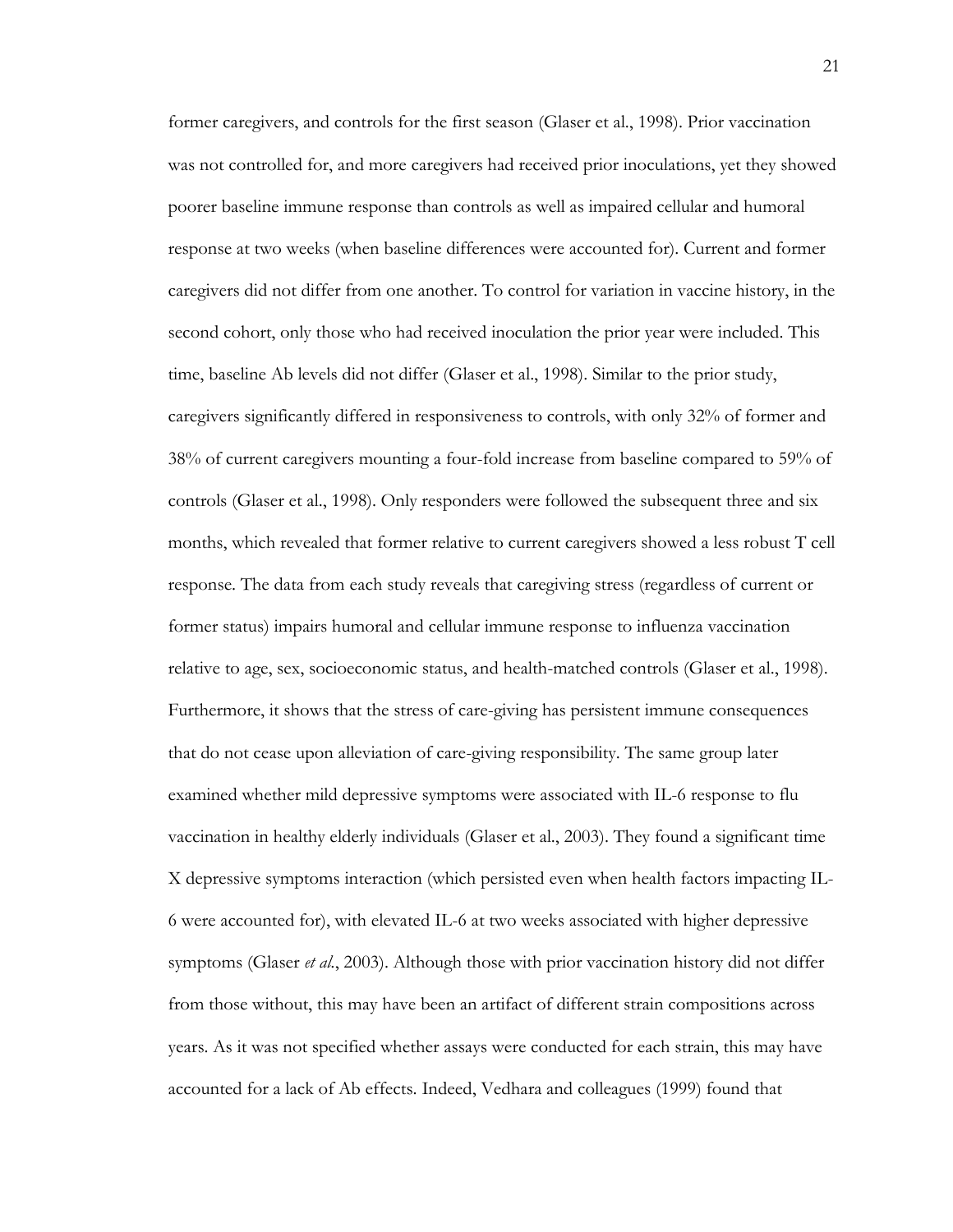former caregivers, and controls for the first season (Glaser et al., 1998). Prior vaccination was not controlled for, and more caregivers had received prior inoculations, yet they showed poorer baseline immune response than controls as well as impaired cellular and humoral response at two weeks (when baseline differences were accounted for). Current and former caregivers did not differ from one another. To control for variation in vaccine history, in the second cohort, only those who had received inoculation the prior year were included. This time, baseline Ab levels did not differ (Glaser et al., 1998). Similar to the prior study, caregivers significantly differed in responsiveness to controls, with only 32% of former and 38% of current caregivers mounting a four-fold increase from baseline compared to 59% of controls (Glaser et al., 1998). Only responders were followed the subsequent three and six months, which revealed that former relative to current caregivers showed a less robust T cell response. The data from each study reveals that caregiving stress (regardless of current or former status) impairs humoral and cellular immune response to influenza vaccination relative to age, sex, socioeconomic status, and health-matched controls (Glaser et al., 1998). Furthermore, it shows that the stress of care-giving has persistent immune consequences that do not cease upon alleviation of care-giving responsibility. The same group later examined whether mild depressive symptoms were associated with IL-6 response to flu vaccination in healthy elderly individuals (Glaser et al., 2003). They found a significant time X depressive symptoms interaction (which persisted even when health factors impacting IL-6 were accounted for), with elevated IL-6 at two weeks associated with higher depressive symptoms (Glaser *et al.*, 2003). Although those with prior vaccination history did not differ from those without, this may have been an artifact of different strain compositions across years. As it was not specified whether assays were conducted for each strain, this may have accounted for a lack of Ab effects. Indeed, Vedhara and colleagues (1999) found that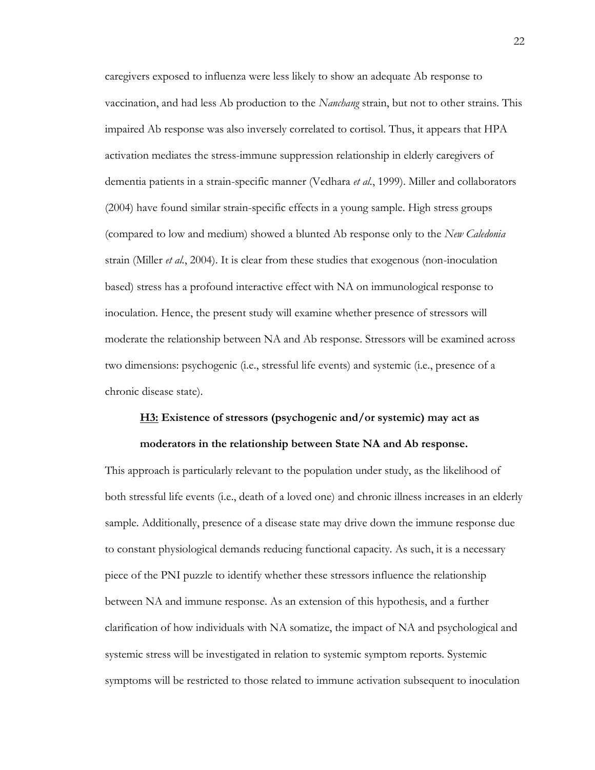caregivers exposed to influenza were less likely to show an adequate Ab response to vaccination, and had less Ab production to the *Nanchang* strain, but not to other strains. This impaired Ab response was also inversely correlated to cortisol. Thus, it appears that HPA activation mediates the stress-immune suppression relationship in elderly caregivers of dementia patients in a strain-specific manner (Vedhara *et al.*, 1999). Miller and collaborators (2004) have found similar strain-specific effects in a young sample. High stress groups (compared to low and medium) showed a blunted Ab response only to the *New Caledonia* strain (Miller *et al.*, 2004). It is clear from these studies that exogenous (non-inoculation based) stress has a profound interactive effect with NA on immunological response to inoculation. Hence, the present study will examine whether presence of stressors will moderate the relationship between NA and Ab response. Stressors will be examined across two dimensions: psychogenic (i.e., stressful life events) and systemic (i.e., presence of a chronic disease state).

**H3: Existence of stressors (psychogenic and/or systemic) may act as moderators in the relationship between State NA and Ab response.**

This approach is particularly relevant to the population under study, as the likelihood of both stressful life events (i.e., death of a loved one) and chronic illness increases in an elderly sample. Additionally, presence of a disease state may drive down the immune response due to constant physiological demands reducing functional capacity. As such, it is a necessary piece of the PNI puzzle to identify whether these stressors influence the relationship between NA and immune response. As an extension of this hypothesis, and a further clarification of how individuals with NA somatize, the impact of NA and psychological and systemic stress will be investigated in relation to systemic symptom reports. Systemic symptoms will be restricted to those related to immune activation subsequent to inoculation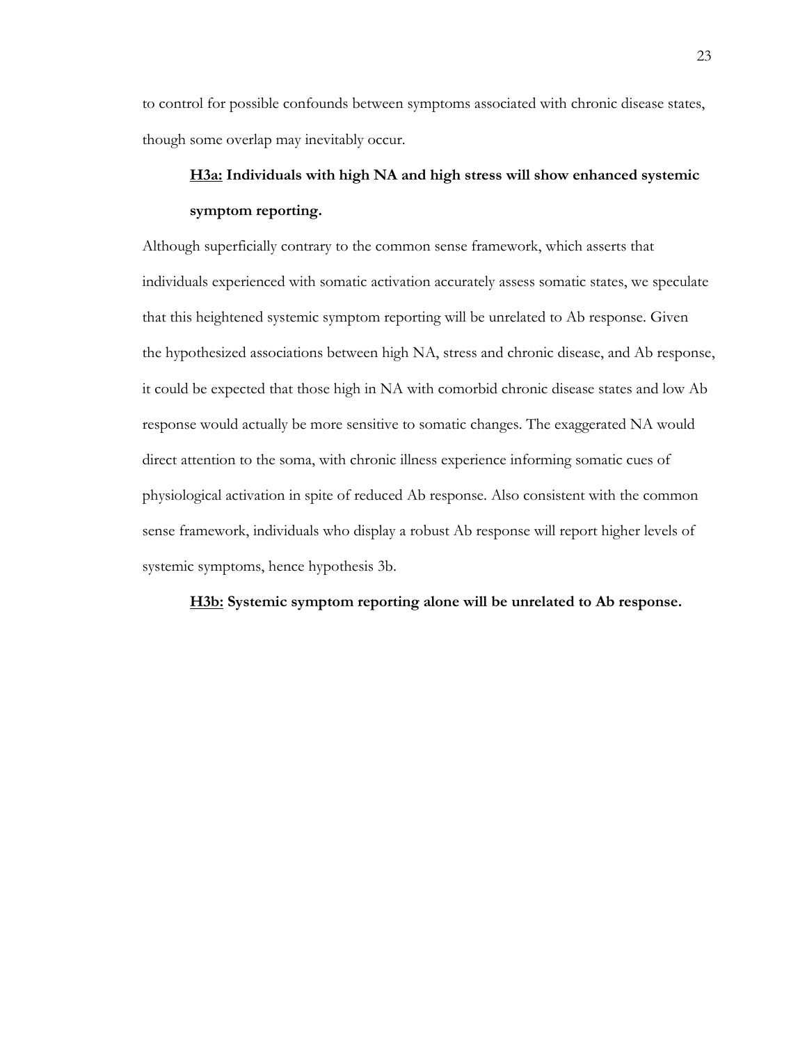to control for possible confounds between symptoms associated with chronic disease states, though some overlap may inevitably occur.

**<u>H3a:</u> Individuals with high NA and high stress will show enhanced systemic symptom reporting.**

Although superficially contrary to the common sense framework, which asserts that individuals experienced with somatic activation accurately assess somatic states, we speculate that this heightened systemic symptom reporting will be unrelated to Ab response. Given the hypothesized associations between high NA, stress and chronic disease, and Ab response, it could be expected that those high in NA with comorbid chronic disease states and low Ab response would actually be more sensitive to somatic changes. The exaggerated NA would direct attention to the soma, with chronic illness experience informing somatic cues of physiological activation in spite of reduced Ab response. Also consistent with the common sense framework, individuals who display a robust Ab response will report higher levels of systemic symptoms, hence hypothesis 3b.

**<u>H3b:</u> Systemic symptom reporting alone will be unrelated to Ab response.**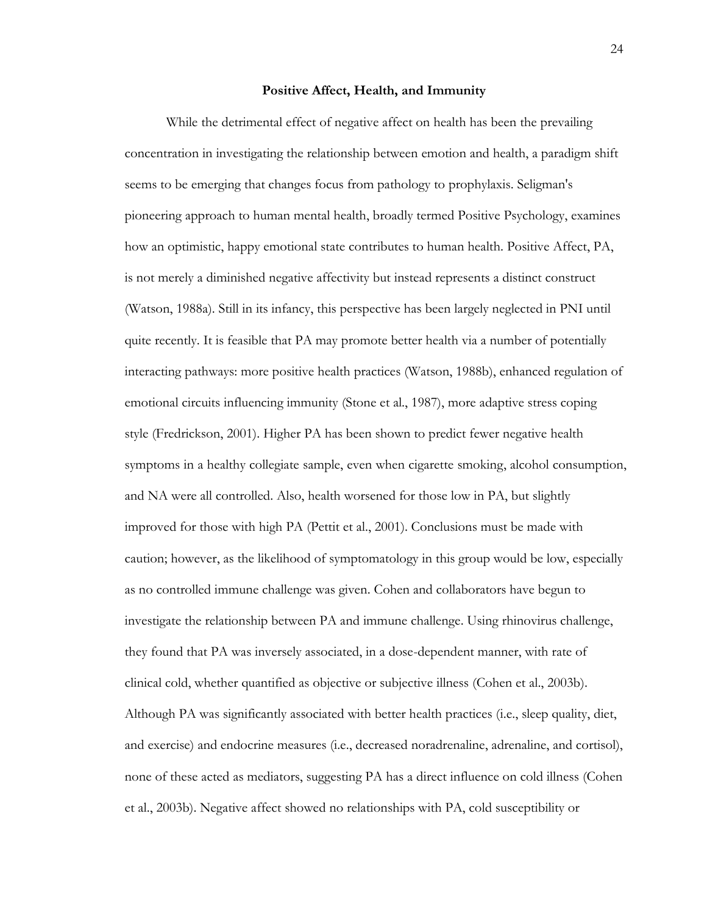## Positive Affect, Health, and Immunity

While the detrimental effect of negative affect on health has been the prevailing concentration in investigating the relationship between emotion and health, a paradigm shift seems to be emerging that changes focus from pathology to prophylaxis. Seligman's pioneering approach to human mental health, broadly termed Positive Psychology, examines how an optimistic, happy emotional state contributes to human health. Positive Affect, PA, is not merely a diminished negative affectivity but instead represents a distinct construct (Watson, 1988a). Still in its infancy, this perspective has been largely neglected in PNI until quite recently. It is feasible that PA may promote better health via a number of potentially interacting pathways: more positive health practices (Watson, 1988b), enhanced regulation of emotional circuits influencing immunity (Stone et al., 1987), more adaptive stress coping style (Fredrickson, 2001). Higher PA has been shown to predict fewer negative health symptoms in a healthy collegiate sample, even when cigarette smoking, alcohol consumption, and NA were all controlled. Also, health worsened for those low in PA, but slightly improved for those with high PA (Pettit et al., 2001). Conclusions must be made with caution; however, as the likelihood of symptomatology in this group would be low, especially as no controlled immune challenge was given. Cohen and collaborators have begun to investigate the relationship between PA and immune challenge. Using rhinovirus challenge, they found that PA was inversely associated, in a dose-dependent manner, with rate of clinical cold, whether quantified as objective or subjective illness (Cohen et al., 2003b). Although PA was significantly associated with better health practices (i.e., sleep quality, diet, and exercise) and endocrine measures (i.e., decreased noradrenaline, adrenaline, and cortisol), none of these acted as mediators, suggesting PA has a direct influence on cold illness (Cohen et al., 2003b). Negative affect showed no relationships with PA, cold susceptibility or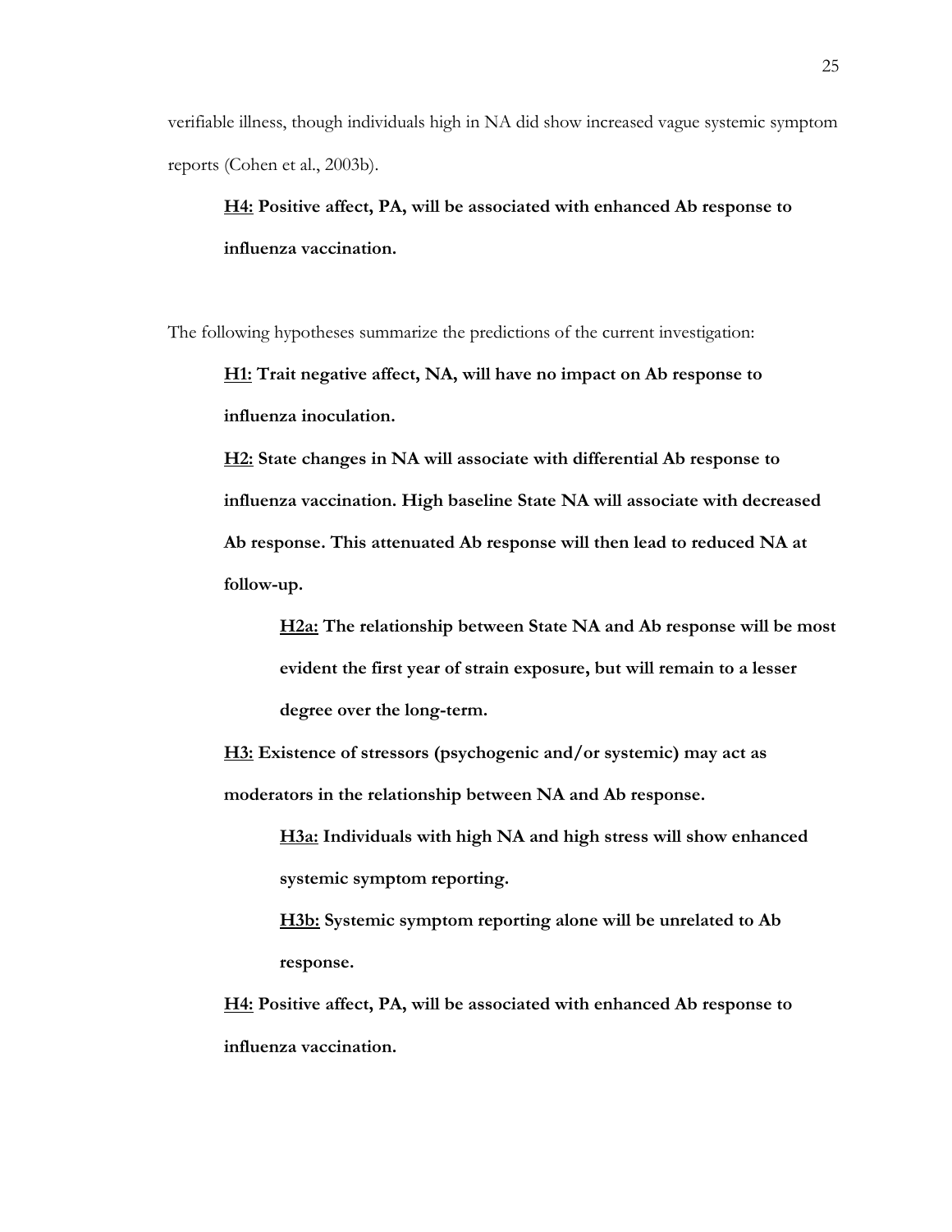verifiable illness, though individuals high in NA did show increased vague systemic symptom reports (Cohen et al., 2003b).

> **<u>H4:</u> Positive affect, PA, will be associated with enhanced Ab response to influenza vaccination.**

The following hypotheses summarize the predictions of the current investigation:

> **<u>H1:</u> Trait negative affect, NA, will have no impact on Ab response to influenza inoculation.**
>
> **<u>H2:</u> State changes in NA will associate with differential Ab response to influenza vaccination. High baseline State NA will associate with decreased Ab response. This attenuated Ab response will then lead to reduced NA at follow-up.**
>
>> **<u>H2a:</u> The relationship between State NA and Ab response will be most evident the first year of strain exposure, but will remain to a lesser degree over the long-term.**
>
> **<u>H3:</u> Existence of stressors (psychogenic and/or systemic) may act as moderators in the relationship between NA and Ab response.**
>
>> **<u>H3a:</u> Individuals with high NA and high stress will show enhanced systemic symptom reporting.**
>>
>> **<u>H3b:</u> Systemic symptom reporting alone will be unrelated to Ab response.**
>
> **<u>H4:</u> Positive affect, PA, will be associated with enhanced Ab response to influenza vaccination.**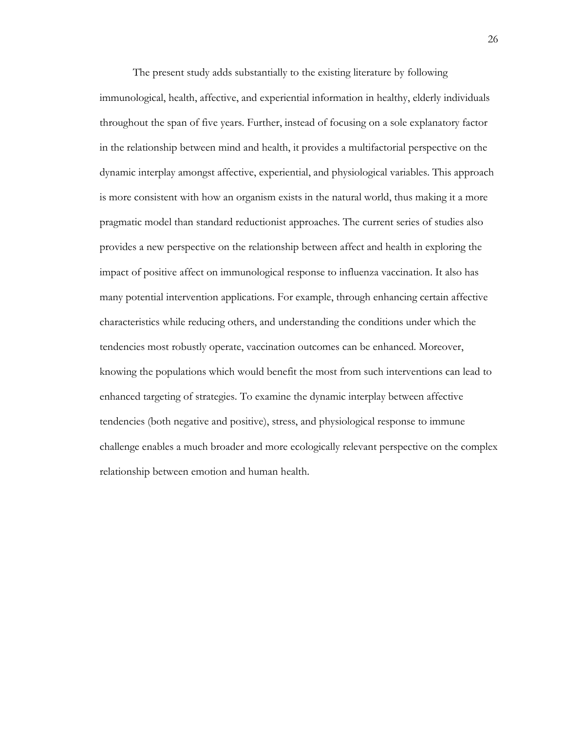The present study adds substantially to the existing literature by following immunological, health, affective, and experiential information in healthy, elderly individuals throughout the span of five years. Further, instead of focusing on a sole explanatory factor in the relationship between mind and health, it provides a multifactorial perspective on the dynamic interplay amongst affective, experiential, and physiological variables. This approach is more consistent with how an organism exists in the natural world, thus making it a more pragmatic model than standard reductionist approaches. The current series of studies also provides a new perspective on the relationship between affect and health in exploring the impact of positive affect on immunological response to influenza vaccination. It also has many potential intervention applications. For example, through enhancing certain affective characteristics while reducing others, and understanding the conditions under which the tendencies most robustly operate, vaccination outcomes can be enhanced. Moreover, knowing the populations which would benefit the most from such interventions can lead to enhanced targeting of strategies. To examine the dynamic interplay between affective tendencies (both negative and positive), stress, and physiological response to immune challenge enables a much broader and more ecologically relevant perspective on the complex relationship between emotion and human health.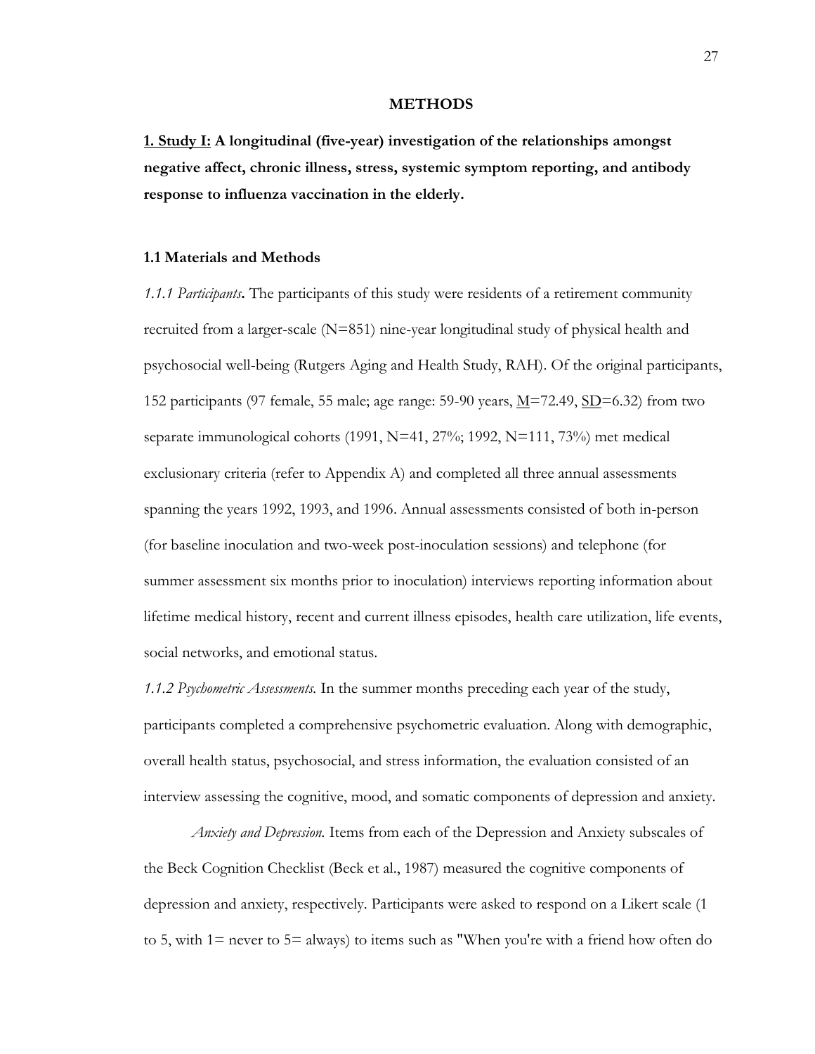# METHODS

## 1. Study I: A longitudinal (five-year) investigation of the relationships amongst negative affect, chronic illness, stress, systemic symptom reporting, and antibody response to influenza vaccination in the elderly.

### 1.1 Materials and Methods

*1.1.1 Participants***.** The participants of this study were residents of a retirement community recruited from a larger-scale (N=851) nine-year longitudinal study of physical health and psychosocial well-being (Rutgers Aging and Health Study, RAH). Of the original participants, 152 participants (97 female, 55 male; age range: 59-90 years, M=72.49, SD=6.32) from two separate immunological cohorts (1991, N=41, 27%; 1992, N=111, 73%) met medical exclusionary criteria (refer to Appendix A) and completed all three annual assessments spanning the years 1992, 1993, and 1996. Annual assessments consisted of both in-person (for baseline inoculation and two-week post-inoculation sessions) and telephone (for summer assessment six months prior to inoculation) interviews reporting information about lifetime medical history, recent and current illness episodes, health care utilization, life events, social networks, and emotional status.

*1.1.2 Psychometric Assessments.* In the summer months preceding each year of the study, participants completed a comprehensive psychometric evaluation. Along with demographic, overall health status, psychosocial, and stress information, the evaluation consisted of an interview assessing the cognitive, mood, and somatic components of depression and anxiety.

*Anxiety and Depression.* Items from each of the Depression and Anxiety subscales of the Beck Cognition Checklist (Beck et al., 1987) measured the cognitive components of depression and anxiety, respectively. Participants were asked to respond on a Likert scale (1 to 5, with 1= never to 5= always) to items such as "When you're with a friend how often do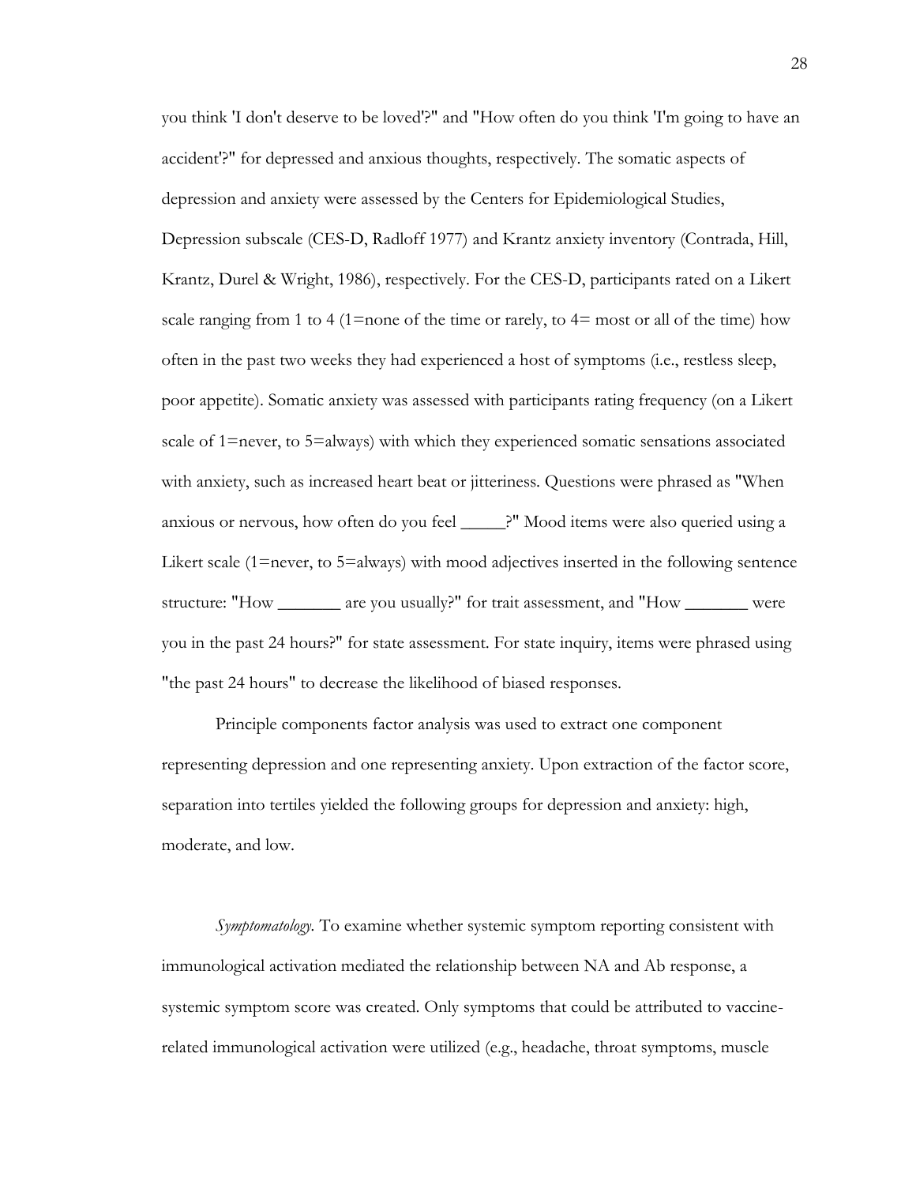you think 'I don't deserve to be loved'?" and "How often do you think 'I'm going to have an accident'?" for depressed and anxious thoughts, respectively. The somatic aspects of depression and anxiety were assessed by the Centers for Epidemiological Studies, Depression subscale (CES-D, Radloff 1977) and Krantz anxiety inventory (Contrada, Hill, Krantz, Durel & Wright, 1986), respectively. For the CES-D, participants rated on a Likert scale ranging from 1 to 4 (1=none of the time or rarely, to 4= most or all of the time) how often in the past two weeks they had experienced a host of symptoms (i.e., restless sleep, poor appetite). Somatic anxiety was assessed with participants rating frequency (on a Likert scale of 1=never, to 5=always) with which they experienced somatic sensations associated with anxiety, such as increased heart beat or jitteriness. Questions were phrased as "When anxious or nervous, how often do you feel _____?" Mood items were also queried using a Likert scale (1=never, to 5=always) with mood adjectives inserted in the following sentence structure: "How _______ are you usually?" for trait assessment, and "How _______ were you in the past 24 hours?" for state assessment. For state inquiry, items were phrased using "the past 24 hours" to decrease the likelihood of biased responses.

Principle components factor analysis was used to extract one component representing depression and one representing anxiety. Upon extraction of the factor score, separation into tertiles yielded the following groups for depression and anxiety: high, moderate, and low.

*Symptomatology.* To examine whether systemic symptom reporting consistent with immunological activation mediated the relationship between NA and Ab response, a systemic symptom score was created. Only symptoms that could be attributed to vaccine-related immunological activation were utilized (e.g., headache, throat symptoms, muscle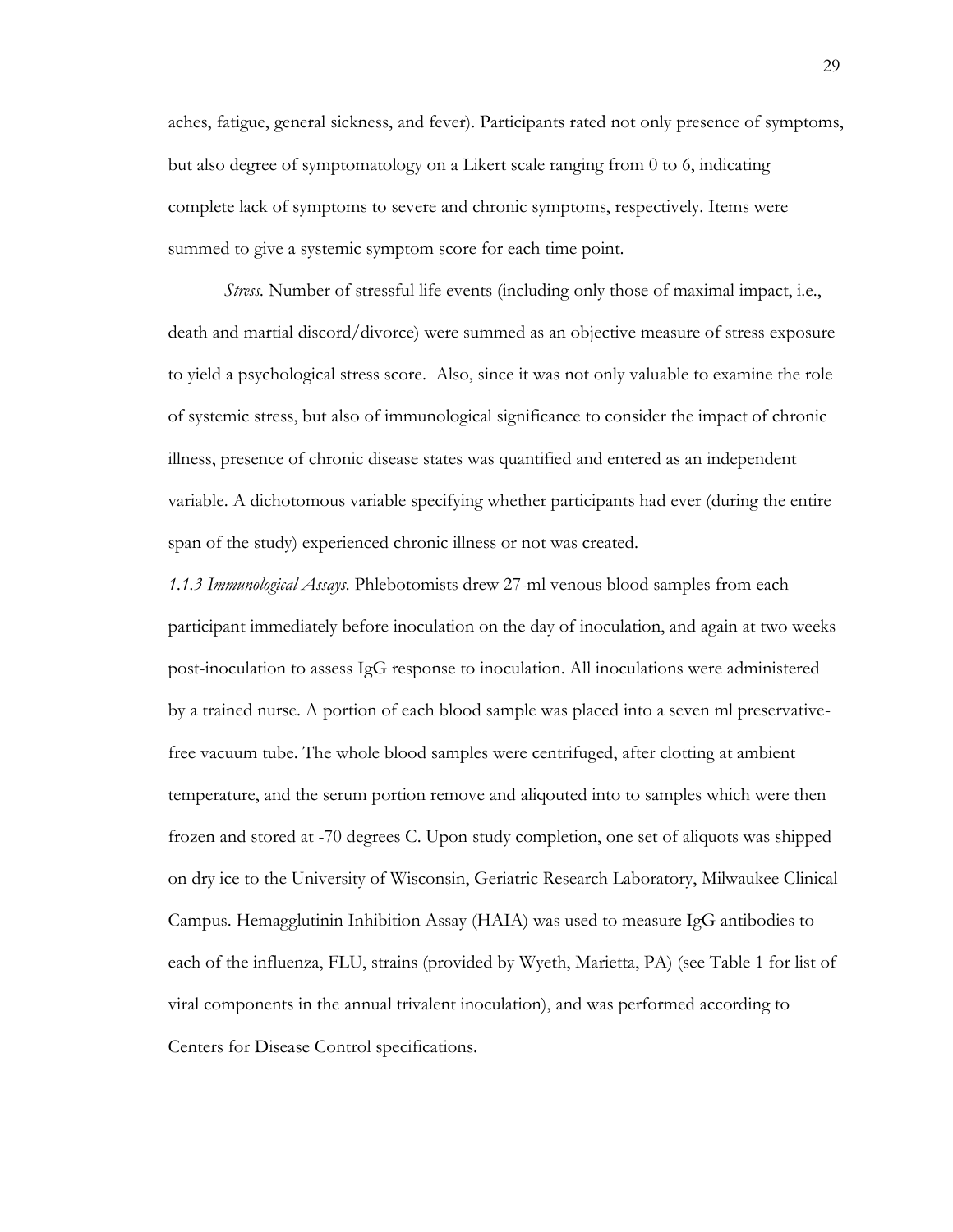aches, fatigue, general sickness, and fever). Participants rated not only presence of symptoms, but also degree of symptomatology on a Likert scale ranging from 0 to 6, indicating complete lack of symptoms to severe and chronic symptoms, respectively. Items were summed to give a systemic symptom score for each time point.

*Stress.* Number of stressful life events (including only those of maximal impact, i.e., death and martial discord/divorce) were summed as an objective measure of stress exposure to yield a psychological stress score. Also, since it was not only valuable to examine the role of systemic stress, but also of immunological significance to consider the impact of chronic illness, presence of chronic disease states was quantified and entered as an independent variable. A dichotomous variable specifying whether participants had ever (during the entire span of the study) experienced chronic illness or not was created.

*1.1.3 Immunological Assays.* Phlebotomists drew 27-ml venous blood samples from each participant immediately before inoculation on the day of inoculation, and again at two weeks post-inoculation to assess IgG response to inoculation. All inoculations were administered by a trained nurse. A portion of each blood sample was placed into a seven ml preservative-free vacuum tube. The whole blood samples were centrifuged, after clotting at ambient temperature, and the serum portion remove and aliqouted into to samples which were then frozen and stored at -70 degrees C. Upon study completion, one set of aliquots was shipped on dry ice to the University of Wisconsin, Geriatric Research Laboratory, Milwaukee Clinical Campus. Hemagglutinin Inhibition Assay (HAIA) was used to measure IgG antibodies to each of the influenza, FLU, strains (provided by Wyeth, Marietta, PA) (see Table 1 for list of viral components in the annual trivalent inoculation), and was performed according to Centers for Disease Control specifications.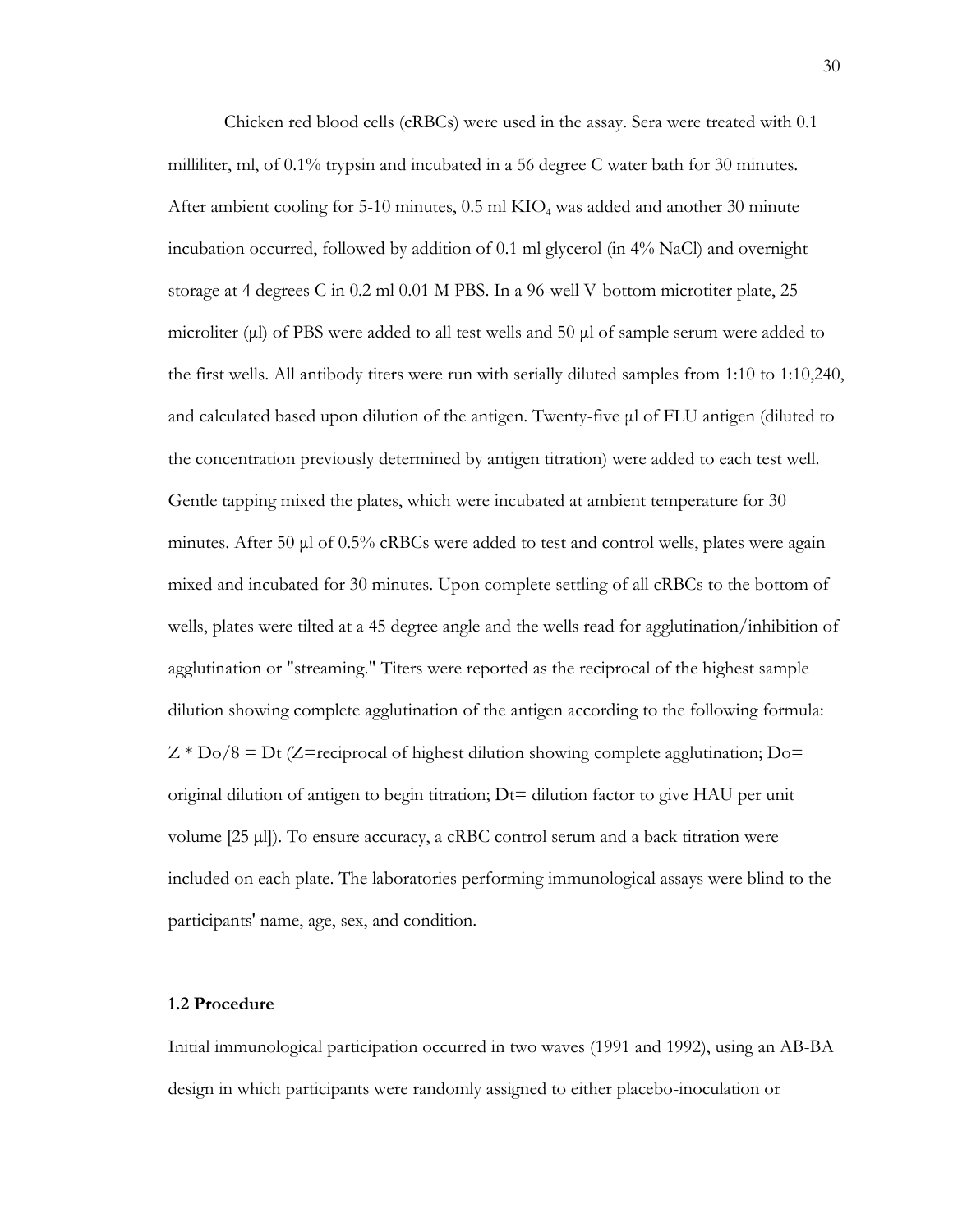Chicken red blood cells (cRBCs) were used in the assay. Sera were treated with 0.1 milliliter, ml, of 0.1% trypsin and incubated in a 56 degree C water bath for 30 minutes. After ambient cooling for 5-10 minutes, 0.5 ml $KIO_4$ was added and another 30 minute incubation occurred, followed by addition of 0.1 ml glycerol (in 4% NaCl) and overnight storage at 4 degrees C in 0.2 ml 0.01 M PBS. In a 96-well V-bottom microtiter plate, 25 microliter (µl) of PBS were added to all test wells and 50 µl of sample serum were added to the first wells. All antibody titers were run with serially diluted samples from 1:10 to 1:10,240, and calculated based upon dilution of the antigen. Twenty-five µl of FLU antigen (diluted to the concentration previously determined by antigen titration) were added to each test well. Gentle tapping mixed the plates, which were incubated at ambient temperature for 30 minutes. After 50 µl of 0.5% cRBCs were added to test and control wells, plates were again mixed and incubated for 30 minutes. Upon complete settling of all cRBCs to the bottom of wells, plates were tilted at a 45 degree angle and the wells read for agglutination/inhibition of agglutination or "streaming." Titers were reported as the reciprocal of the highest sample dilution showing complete agglutination of the antigen according to the following formula: $Z * Do/8 = Dt$ (Z=reciprocal of highest dilution showing complete agglutination; Do= original dilution of antigen to begin titration; Dt= dilution factor to give HAU per unit volume [25 µl]). To ensure accuracy, a cRBC control serum and a back titration were included on each plate. The laboratories performing immunological assays were blind to the participants' name, age, sex, and condition.

### 1.2 Procedure

Initial immunological participation occurred in two waves (1991 and 1992), using an AB-BA design in which participants were randomly assigned to either placebo-inoculation or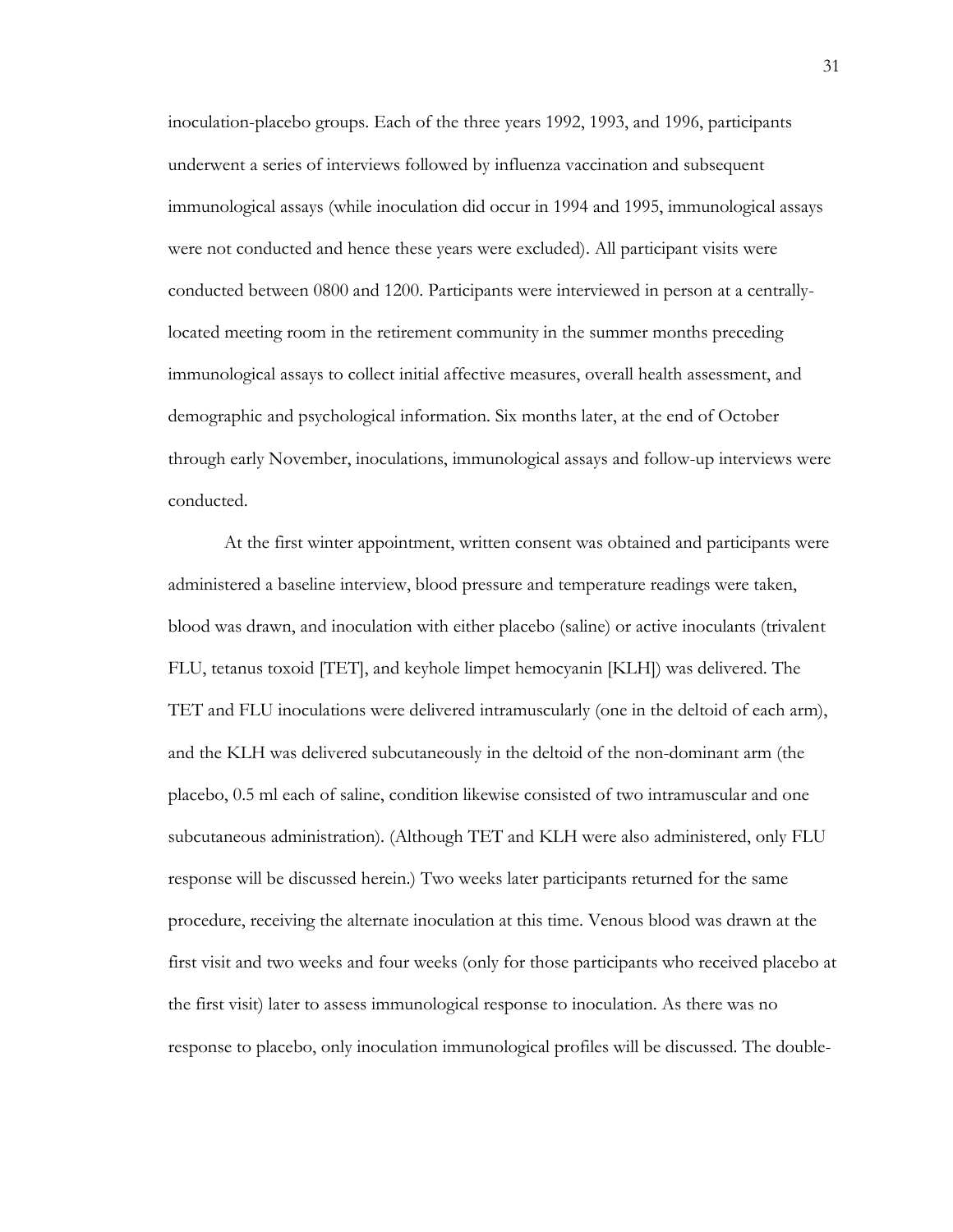inoculation-placebo groups. Each of the three years 1992, 1993, and 1996, participants underwent a series of interviews followed by influenza vaccination and subsequent immunological assays (while inoculation did occur in 1994 and 1995, immunological assays were not conducted and hence these years were excluded). All participant visits were conducted between 0800 and 1200. Participants were interviewed in person at a centrally-located meeting room in the retirement community in the summer months preceding immunological assays to collect initial affective measures, overall health assessment, and demographic and psychological information. Six months later, at the end of October through early November, inoculations, immunological assays and follow-up interviews were conducted.

At the first winter appointment, written consent was obtained and participants were administered a baseline interview, blood pressure and temperature readings were taken, blood was drawn, and inoculation with either placebo (saline) or active inoculants (trivalent FLU, tetanus toxoid [TET], and keyhole limpet hemocyanin [KLH]) was delivered. The TET and FLU inoculations were delivered intramuscularly (one in the deltoid of each arm), and the KLH was delivered subcutaneously in the deltoid of the non-dominant arm (the placebo, 0.5 ml each of saline, condition likewise consisted of two intramuscular and one subcutaneous administration). (Although TET and KLH were also administered, only FLU response will be discussed herein.) Two weeks later participants returned for the same procedure, receiving the alternate inoculation at this time. Venous blood was drawn at the first visit and two weeks and four weeks (only for those participants who received placebo at the first visit) later to assess immunological response to inoculation. As there was no response to placebo, only inoculation immunological profiles will be discussed. The double-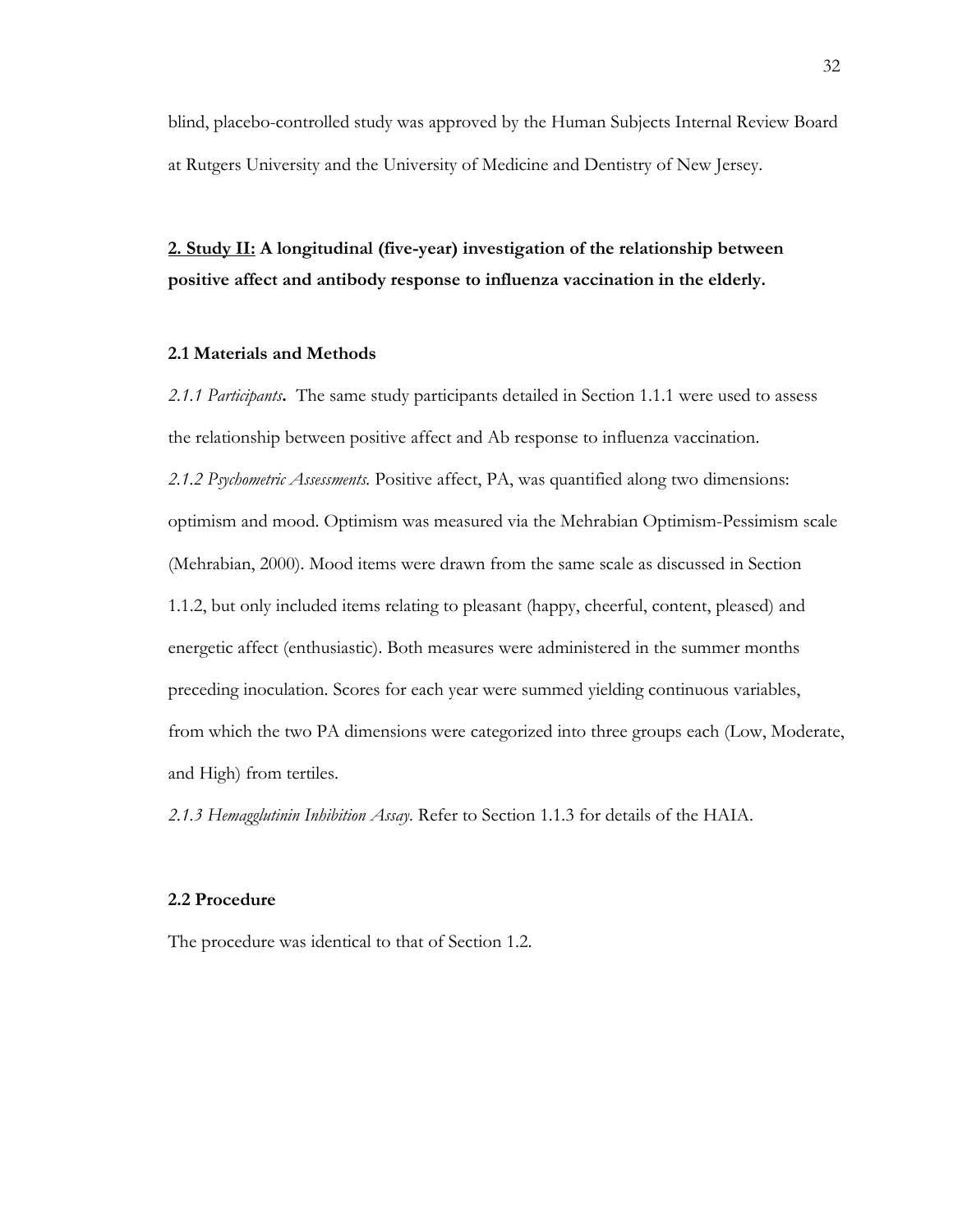blind, placebo-controlled study was approved by the Human Subjects Internal Review Board at Rutgers University and the University of Medicine and Dentistry of New Jersey.

## 2. Study II: A longitudinal (five-year) investigation of the relationship between positive affect and antibody response to influenza vaccination in the elderly.

### 2.1 Materials and Methods

*2.1.1 Participants***.** The same study participants detailed in Section 1.1.1 were used to assess the relationship between positive affect and Ab response to influenza vaccination.

*2.1.2 Psychometric Assessments.* Positive affect, PA, was quantified along two dimensions: optimism and mood. Optimism was measured via the Mehrabian Optimism-Pessimism scale (Mehrabian, 2000). Mood items were drawn from the same scale as discussed in Section 1.1.2, but only included items relating to pleasant (happy, cheerful, content, pleased) and energetic affect (enthusiastic). Both measures were administered in the summer months preceding inoculation. Scores for each year were summed yielding continuous variables, from which the two PA dimensions were categorized into three groups each (Low, Moderate, and High) from tertiles.

*2.1.3 Hemagglutinin Inhibition Assay.* Refer to Section 1.1.3 for details of the HAIA.

### 2.2 Procedure

The procedure was identical to that of Section 1.2.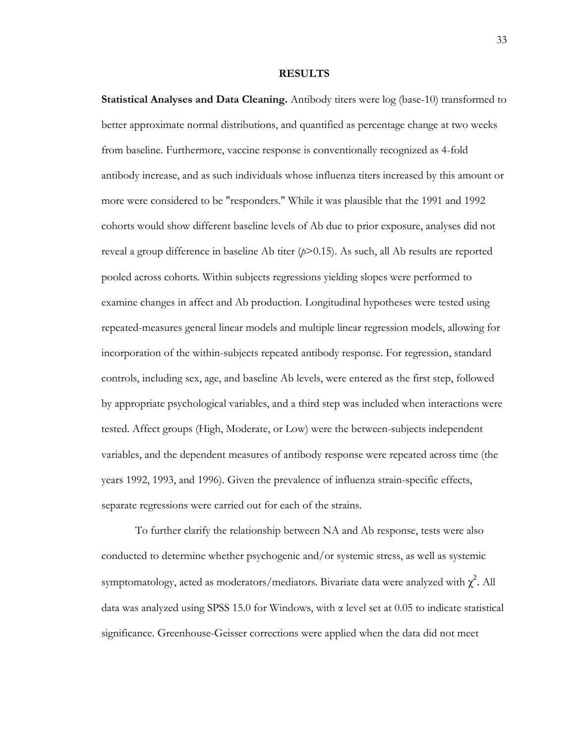## RESULTS

**Statistical Analyses and Data Cleaning.** Antibody titers were log (base-10) transformed to better approximate normal distributions, and quantified as percentage change at two weeks from baseline. Furthermore, vaccine response is conventionally recognized as 4-fold antibody increase, and as such individuals whose influenza titers increased by this amount or more were considered to be "responders." While it was plausible that the 1991 and 1992 cohorts would show different baseline levels of Ab due to prior exposure, analyses did not reveal a group difference in baseline Ab titer ($p$>0.15). As such, all Ab results are reported pooled across cohorts. Within subjects regressions yielding slopes were performed to examine changes in affect and Ab production. Longitudinal hypotheses were tested using repeated-measures general linear models and multiple linear regression models, allowing for incorporation of the within-subjects repeated antibody response. For regression, standard controls, including sex, age, and baseline Ab levels, were entered as the first step, followed by appropriate psychological variables, and a third step was included when interactions were tested. Affect groups (High, Moderate, or Low) were the between-subjects independent variables, and the dependent measures of antibody response were repeated across time (the years 1992, 1993, and 1996). Given the prevalence of influenza strain-specific effects, separate regressions were carried out for each of the strains.

To further clarify the relationship between NA and Ab response, tests were also conducted to determine whether psychogenic and/or systemic stress, as well as systemic symptomatology, acted as moderators/mediators. Bivariate data were analyzed with $\chi^2$. All data was analyzed using SPSS 15.0 for Windows, with $\alpha$ level set at 0.05 to indicate statistical significance. Greenhouse-Geisser corrections were applied when the data did not meet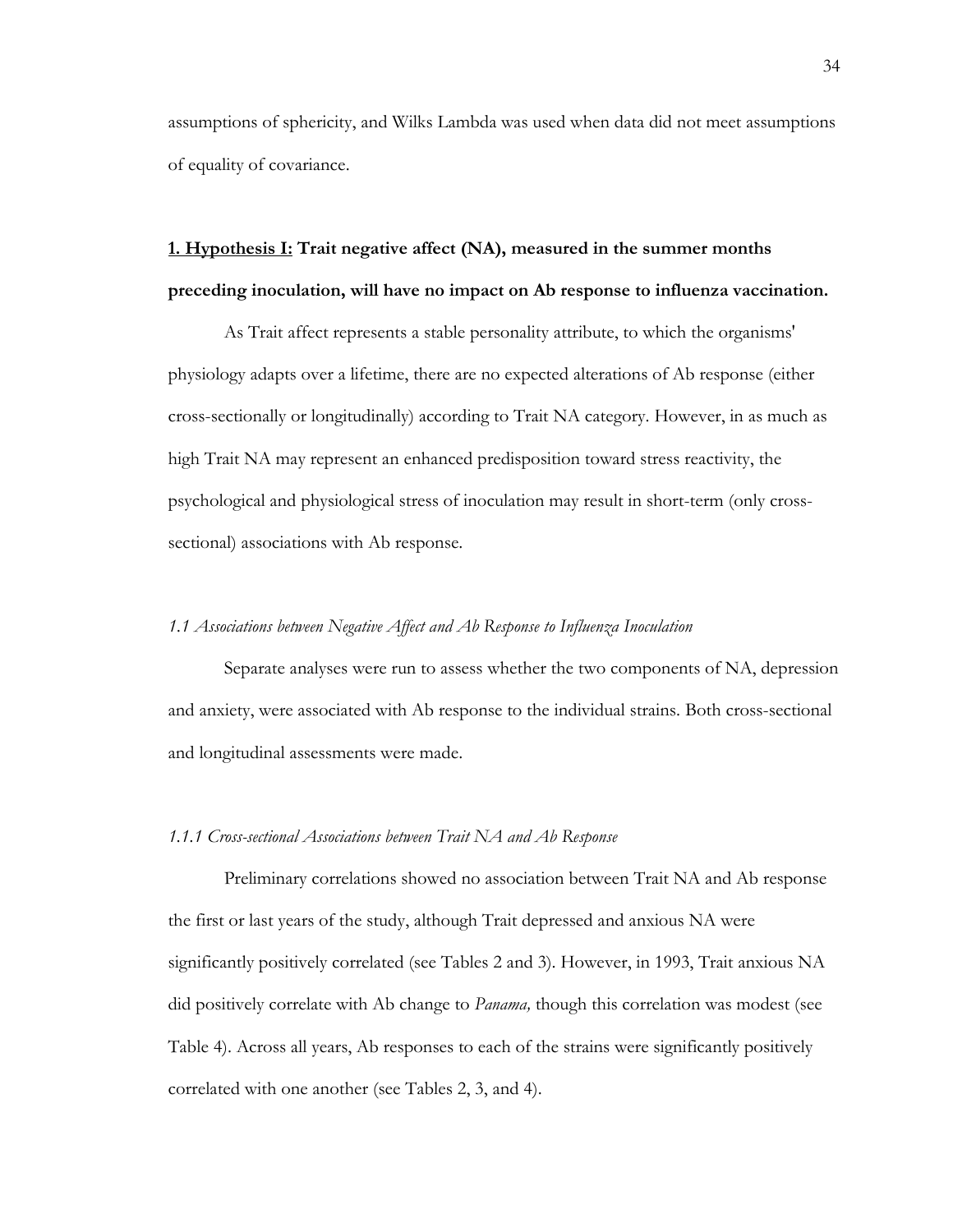assumptions of sphericity, and Wilks Lambda was used when data did not meet assumptions of equality of covariance.

## <u>1. Hypothesis I:</u> Trait negative affect (NA), measured in the summer months preceding inoculation, will have no impact on Ab response to influenza vaccination.

As Trait affect represents a stable personality attribute, to which the organisms' physiology adapts over a lifetime, there are no expected alterations of Ab response (either cross-sectionally or longitudinally) according to Trait NA category. However, in as much as high Trait NA may represent an enhanced predisposition toward stress reactivity, the psychological and physiological stress of inoculation may result in short-term (only cross-sectional) associations with Ab response.

### *1.1 Associations between Negative Affect and Ab Response to Influenza Inoculation*

Separate analyses were run to assess whether the two components of NA, depression and anxiety, were associated with Ab response to the individual strains. Both cross-sectional and longitudinal assessments were made.

#### *1.1.1 Cross-sectional Associations between Trait NA and Ab Response*

Preliminary correlations showed no association between Trait NA and Ab response the first or last years of the study, although Trait depressed and anxious NA were significantly positively correlated (see Tables 2 and 3). However, in 1993, Trait anxious NA did positively correlate with Ab change to *Panama,* though this correlation was modest (see Table 4). Across all years, Ab responses to each of the strains were significantly positively correlated with one another (see Tables 2, 3, and 4).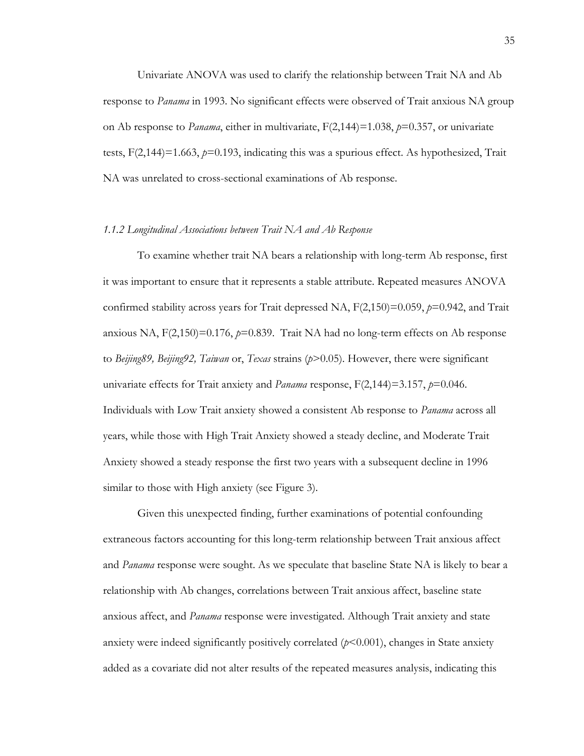Univariate ANOVA was used to clarify the relationship between Trait NA and Ab response to *Panama* in 1993. No significant effects were observed of Trait anxious NA group on Ab response to *Panama*, either in multivariate, $F(2,144)=1.038$, $p=0.357$, or univariate tests, $F(2,144)=1.663$, $p=0.193$, indicating this was a spurious effect. As hypothesized, Trait NA was unrelated to cross-sectional examinations of Ab response.

### *1.1.2 Longitudinal Associations between Trait NA and Ab Response*

To examine whether trait NA bears a relationship with long-term Ab response, first it was important to ensure that it represents a stable attribute. Repeated measures ANOVA confirmed stability across years for Trait depressed NA, $F(2,150)=0.059$, $p=0.942$, and Trait anxious NA, $F(2,150)=0.176$, $p=0.839$. Trait NA had no long-term effects on Ab response to *Beijing89, Beijing92, Taiwan* or, *Texas* strains ($p>0.05$). However, there were significant univariate effects for Trait anxiety and *Panama* response, $F(2,144)=3.157$, $p=0.046$. Individuals with Low Trait anxiety showed a consistent Ab response to *Panama* across all years, while those with High Trait Anxiety showed a steady decline, and Moderate Trait Anxiety showed a steady response the first two years with a subsequent decline in 1996 similar to those with High anxiety (see Figure 3).

Given this unexpected finding, further examinations of potential confounding extraneous factors accounting for this long-term relationship between Trait anxious affect and *Panama* response were sought. As we speculate that baseline State NA is likely to bear a relationship with Ab changes, correlations between Trait anxious affect, baseline state anxious affect, and *Panama* response were investigated. Although Trait anxiety and state anxiety were indeed significantly positively correlated ($p<0.001$), changes in State anxiety added as a covariate did not alter results of the repeated measures analysis, indicating this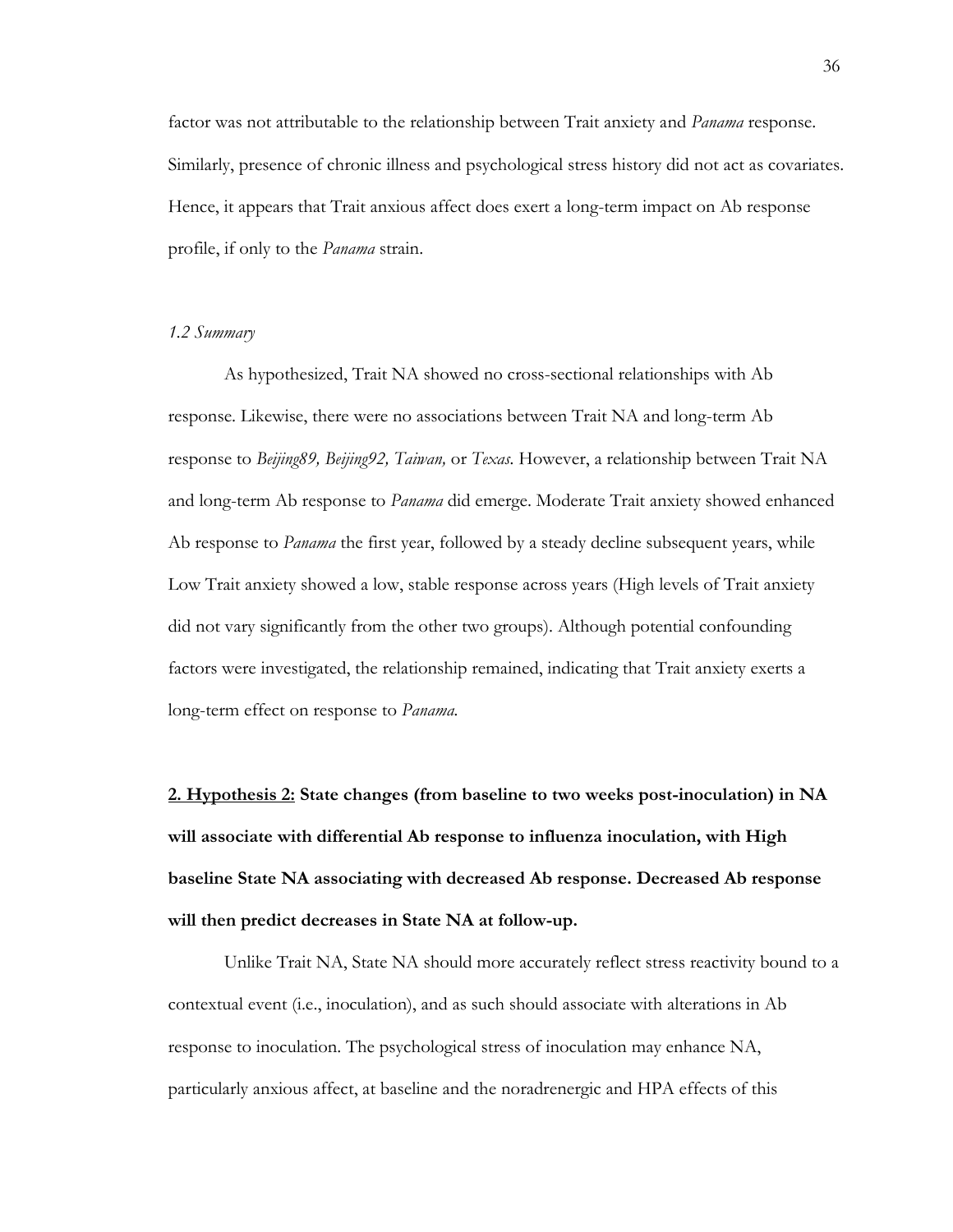factor was not attributable to the relationship between Trait anxiety and *Panama* response. Similarly, presence of chronic illness and psychological stress history did not act as covariates. Hence, it appears that Trait anxious affect does exert a long-term impact on Ab response profile, if only to the *Panama* strain.

### *1.2 Summary*

As hypothesized, Trait NA showed no cross-sectional relationships with Ab response. Likewise, there were no associations between Trait NA and long-term Ab response to *Beijing89, Beijing92, Taiwan,* or *Texas*. However, a relationship between Trait NA and long-term Ab response to *Panama* did emerge. Moderate Trait anxiety showed enhanced Ab response to *Panama* the first year, followed by a steady decline subsequent years, while Low Trait anxiety showed a low, stable response across years (High levels of Trait anxiety did not vary significantly from the other two groups). Although potential confounding factors were investigated, the relationship remained, indicating that Trait anxiety exerts a long-term effect on response to *Panama*.

## <u>2. Hypothesis 2:</u> State changes (from baseline to two weeks post-inoculation) in NA will associate with differential Ab response to influenza inoculation, with High baseline State NA associating with decreased Ab response. Decreased Ab response will then predict decreases in State NA at follow-up.

Unlike Trait NA, State NA should more accurately reflect stress reactivity bound to a contextual event (i.e., inoculation), and as such should associate with alterations in Ab response to inoculation. The psychological stress of inoculation may enhance NA, particularly anxious affect, at baseline and the noradrenergic and HPA effects of this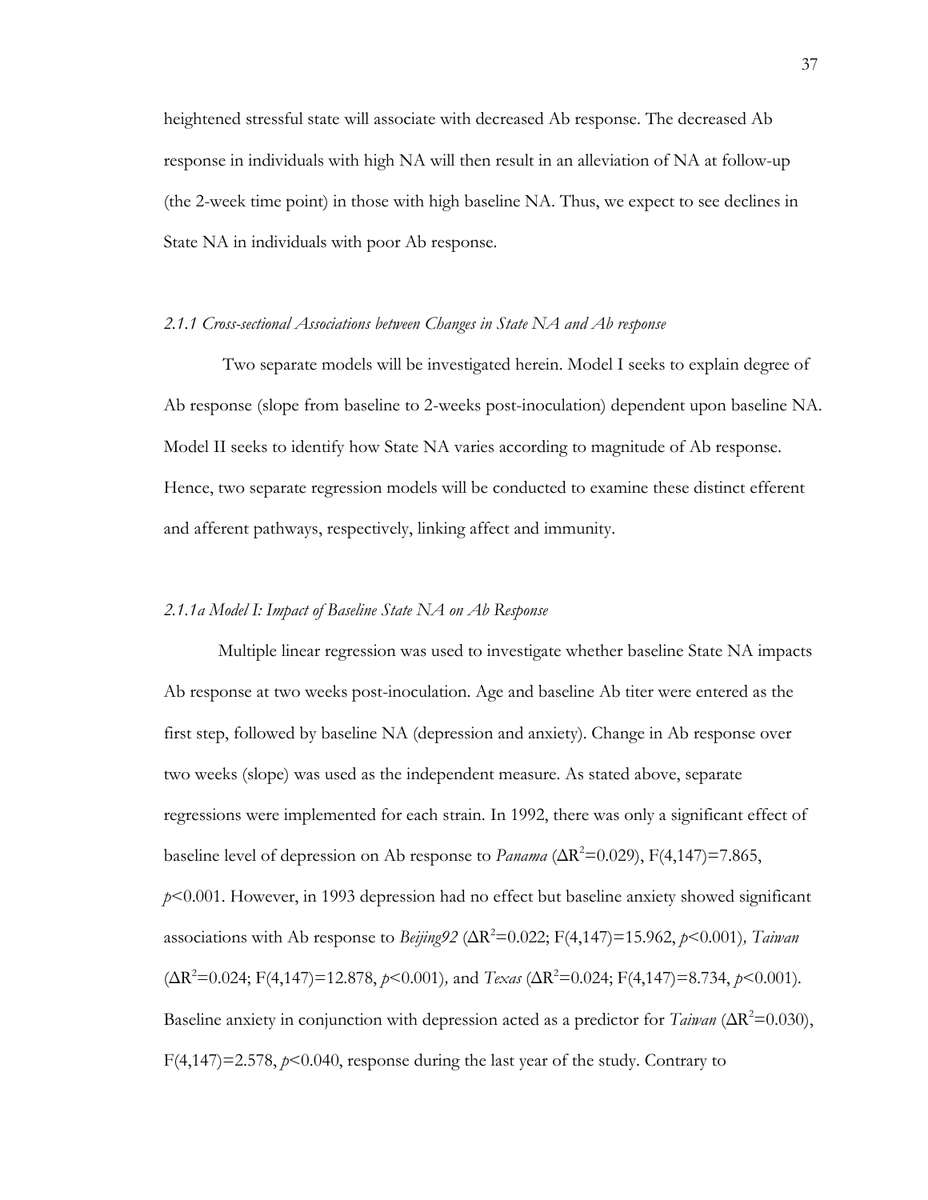heightened stressful state will associate with decreased Ab response. The decreased Ab response in individuals with high NA will then result in an alleviation of NA at follow-up (the 2-week time point) in those with high baseline NA. Thus, we expect to see declines in State NA in individuals with poor Ab response.

#### *2.1.1 Cross-sectional Associations between Changes in State NA and Ab response*

Two separate models will be investigated herein. Model I seeks to explain degree of Ab response (slope from baseline to 2-weeks post-inoculation) dependent upon baseline NA. Model II seeks to identify how State NA varies according to magnitude of Ab response. Hence, two separate regression models will be conducted to examine these distinct efferent and afferent pathways, respectively, linking affect and immunity.

#### *2.1.1a Model I: Impact of Baseline State NA on Ab Response*

Multiple linear regression was used to investigate whether baseline State NA impacts Ab response at two weeks post-inoculation. Age and baseline Ab titer were entered as the first step, followed by baseline NA (depression and anxiety). Change in Ab response over two weeks (slope) was used as the independent measure. As stated above, separate regressions were implemented for each strain. In 1992, there was only a significant effect of baseline level of depression on Ab response to *Panama* ($\Delta R^2=0.029$), $F(4,147)=7.865$, $p<0.001$. However, in 1993 depression had no effect but baseline anxiety showed significant associations with Ab response to *Beijing92* ($\Delta R^2=0.022$; $F(4,147)=15.962$, $p<0.001$)*, Taiwan* ($\Delta R^2=0.024$; $F(4,147)=12.878$, $p<0.001$)*,* and *Texas* ($\Delta R^2=0.024$; $F(4,147)=8.734$, $p<0.001$). Baseline anxiety in conjunction with depression acted as a predictor for *Taiwan* ($\Delta R^2=0.030$), $F(4,147)=2.578$, $p<0.040$, response during the last year of the study. Contrary to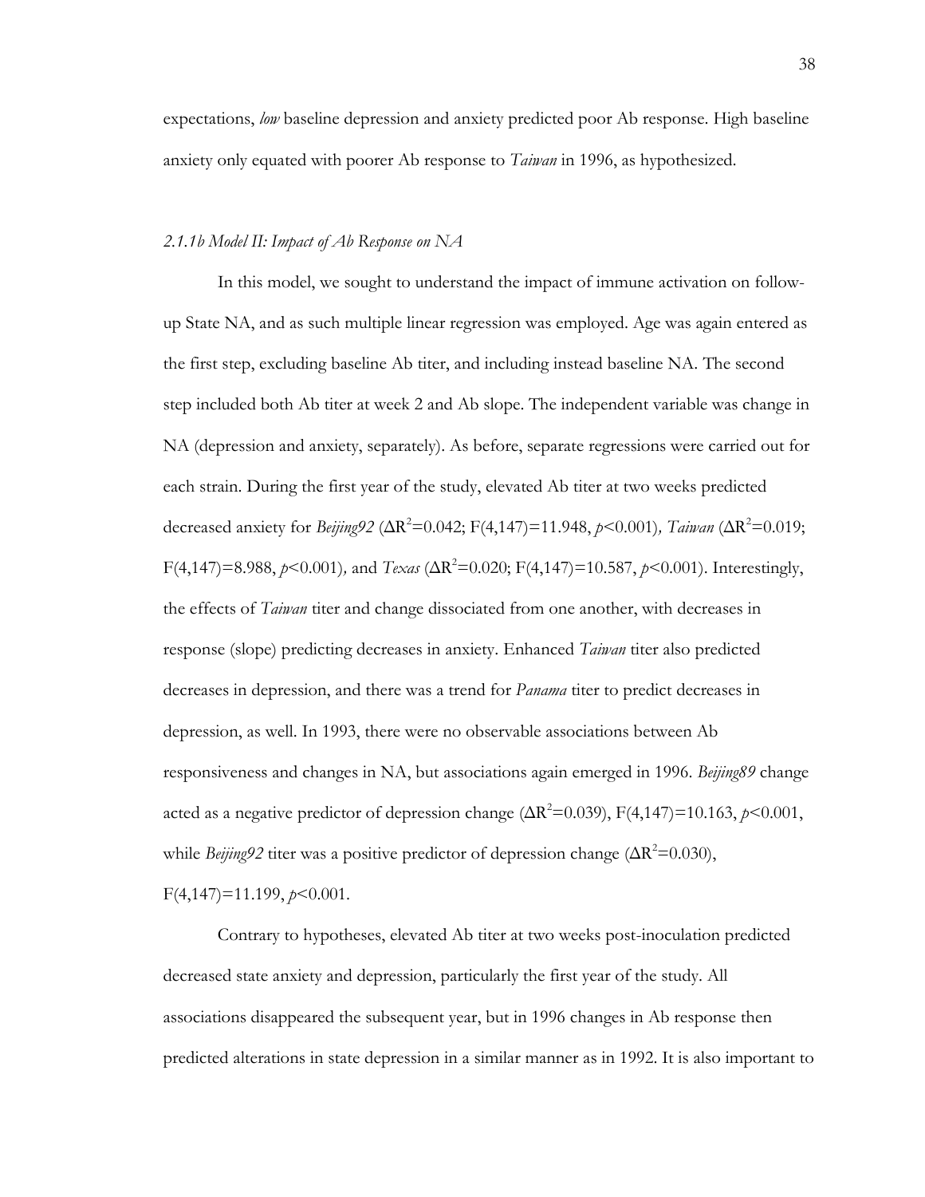expectations, *low* baseline depression and anxiety predicted poor Ab response. High baseline anxiety only equated with poorer Ab response to *Taiwan* in 1996, as hypothesized.

### *2.1.1b Model II: Impact of Ab Response on NA*

In this model, we sought to understand the impact of immune activation on follow-up State NA, and as such multiple linear regression was employed. Age was again entered as the first step, excluding baseline Ab titer, and including instead baseline NA. The second step included both Ab titer at week 2 and Ab slope. The independent variable was change in NA (depression and anxiety, separately). As before, separate regressions were carried out for each strain. During the first year of the study, elevated Ab titer at two weeks predicted decreased anxiety for *Beijing92* ($\Delta R^2$=0.042; $F(4,147)$=11.948, $p$<0.001)*, Taiwan* ($\Delta R^2$=0.019; $F(4,147)$=8.988, $p$<0.001)*,* and *Texas* ($\Delta R^2$=0.020; $F(4,147)$=10.587, $p$<0.001). Interestingly, the effects of *Taiwan* titer and change dissociated from one another, with decreases in response (slope) predicting decreases in anxiety. Enhanced *Taiwan* titer also predicted decreases in depression, and there was a trend for *Panama* titer to predict decreases in depression, as well. In 1993, there were no observable associations between Ab responsiveness and changes in NA, but associations again emerged in 1996. *Beijing89* change acted as a negative predictor of depression change ($\Delta R^2$=0.039), $F(4,147)$=10.163, $p$<0.001, while *Beijing92* titer was a positive predictor of depression change ($\Delta R^2$=0.030), $F(4,147)$=11.199, $p$<0.001.

Contrary to hypotheses, elevated Ab titer at two weeks post-inoculation predicted decreased state anxiety and depression, particularly the first year of the study. All associations disappeared the subsequent year, but in 1996 changes in Ab response then predicted alterations in state depression in a similar manner as in 1992. It is also important to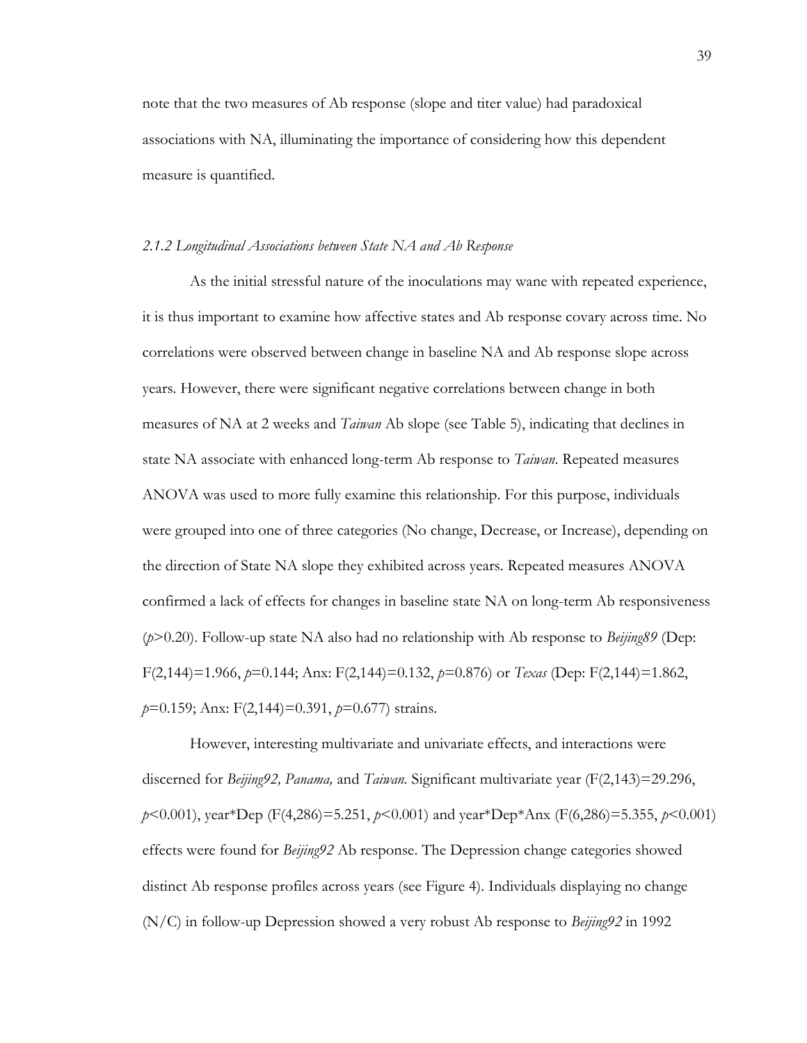note that the two measures of Ab response (slope and titer value) had paradoxical associations with NA, illuminating the importance of considering how this dependent measure is quantified.

### *2.1.2 Longitudinal Associations between State NA and Ab Response*

As the initial stressful nature of the inoculations may wane with repeated experience, it is thus important to examine how affective states and Ab response covary across time. No correlations were observed between change in baseline NA and Ab response slope across years. However, there were significant negative correlations between change in both measures of NA at 2 weeks and *Taiwan* Ab slope (see Table 5), indicating that declines in state NA associate with enhanced long-term Ab response to *Taiwan*. Repeated measures ANOVA was used to more fully examine this relationship. For this purpose, individuals were grouped into one of three categories (No change, Decrease, or Increase), depending on the direction of State NA slope they exhibited across years. Repeated measures ANOVA confirmed a lack of effects for changes in baseline state NA on long-term Ab responsiveness ($p$>0.20). Follow-up state NA also had no relationship with Ab response to *Beijing89* (Dep: $F(2,144)=1.966$, $p=0.144$; Anx: $F(2,144)=0.132$, $p=0.876$) or *Texas* (Dep: $F(2,144)=1.862$, $p=0.159$; Anx: $F(2,144)=0.391$, $p=0.677$) strains.

However, interesting multivariate and univariate effects, and interactions were discerned for *Beijing92, Panama,* and *Taiwan*. Significant multivariate year ($F(2,143)=29.296$, $p<0.001$), year*Dep ($F(4,286)=5.251$, $p<0.001$) and year*Dep*Anx ($F(6,286)=5.355$, $p<0.001$) effects were found for *Beijing92* Ab response. The Depression change categories showed distinct Ab response profiles across years (see Figure 4). Individuals displaying no change (N/C) in follow-up Depression showed a very robust Ab response to *Beijing92* in 1992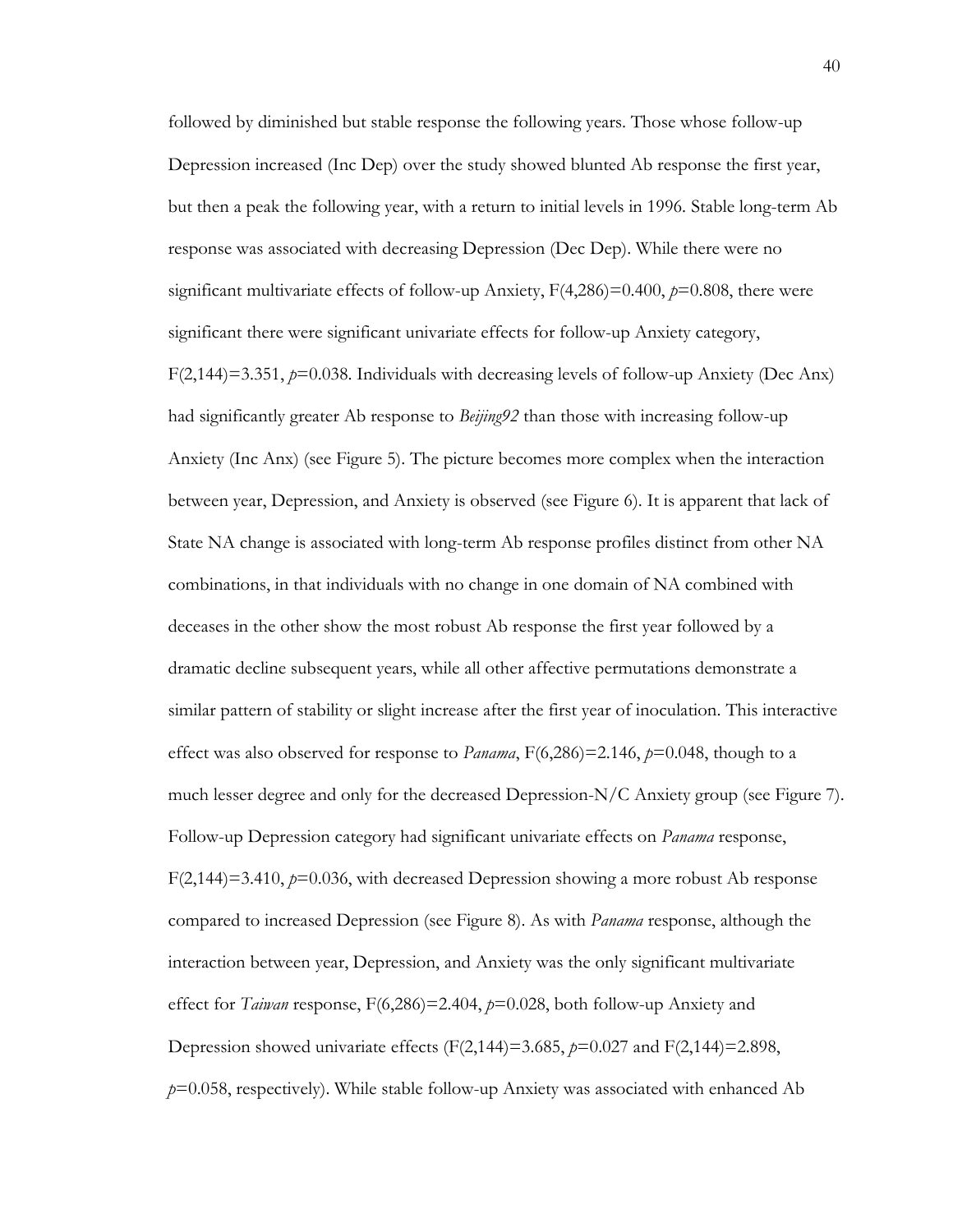followed by diminished but stable response the following years. Those whose follow-up Depression increased (Inc Dep) over the study showed blunted Ab response the first year, but then a peak the following year, with a return to initial levels in 1996. Stable long-term Ab response was associated with decreasing Depression (Dec Dep). While there were no significant multivariate effects of follow-up Anxiety, $F(4,286)=0.400$, $p=0.808$, there were significant there were significant univariate effects for follow-up Anxiety category, $F(2,144)=3.351$, $p=0.038$. Individuals with decreasing levels of follow-up Anxiety (Dec Anx) had significantly greater Ab response to *Beijing92* than those with increasing follow-up Anxiety (Inc Anx) (see Figure 5). The picture becomes more complex when the interaction between year, Depression, and Anxiety is observed (see Figure 6). It is apparent that lack of State NA change is associated with long-term Ab response profiles distinct from other NA combinations, in that individuals with no change in one domain of NA combined with deceases in the other show the most robust Ab response the first year followed by a dramatic decline subsequent years, while all other affective permutations demonstrate a similar pattern of stability or slight increase after the first year of inoculation. This interactive effect was also observed for response to *Panama*, $F(6,286)=2.146$, $p=0.048$, though to a much lesser degree and only for the decreased Depression-N/C Anxiety group (see Figure 7). Follow-up Depression category had significant univariate effects on *Panama* response, $F(2,144)=3.410$, $p=0.036$, with decreased Depression showing a more robust Ab response compared to increased Depression (see Figure 8). As with *Panama* response, although the interaction between year, Depression, and Anxiety was the only significant multivariate effect for *Taiwan* response, $F(6,286)=2.404$, $p=0.028$, both follow-up Anxiety and Depression showed univariate effects ($F(2,144)=3.685$, $p=0.027$ and $F(2,144)=2.898$, $p=0.058$, respectively). While stable follow-up Anxiety was associated with enhanced Ab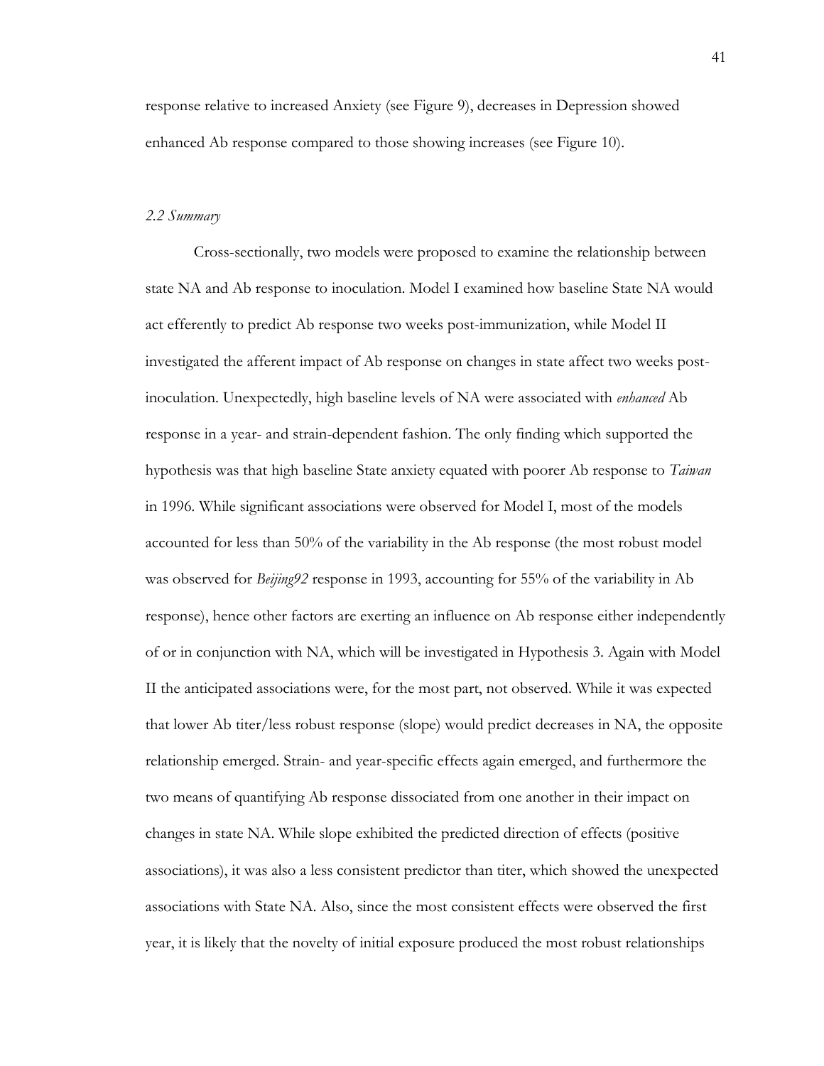response relative to increased Anxiety (see Figure 9), decreases in Depression showed enhanced Ab response compared to those showing increases (see Figure 10).

### *2.2 Summary*

Cross-sectionally, two models were proposed to examine the relationship between state NA and Ab response to inoculation. Model I examined how baseline State NA would act efferently to predict Ab response two weeks post-immunization, while Model II investigated the afferent impact of Ab response on changes in state affect two weeks post-inoculation. Unexpectedly, high baseline levels of NA were associated with *enhanced* Ab response in a year- and strain-dependent fashion. The only finding which supported the hypothesis was that high baseline State anxiety equated with poorer Ab response to *Taiwan* in 1996. While significant associations were observed for Model I, most of the models accounted for less than 50% of the variability in the Ab response (the most robust model was observed for *Beijing92* response in 1993, accounting for 55% of the variability in Ab response), hence other factors are exerting an influence on Ab response either independently of or in conjunction with NA, which will be investigated in Hypothesis 3. Again with Model II the anticipated associations were, for the most part, not observed. While it was expected that lower Ab titer/less robust response (slope) would predict decreases in NA, the opposite relationship emerged. Strain- and year-specific effects again emerged, and furthermore the two means of quantifying Ab response dissociated from one another in their impact on changes in state NA. While slope exhibited the predicted direction of effects (positive associations), it was also a less consistent predictor than titer, which showed the unexpected associations with State NA. Also, since the most consistent effects were observed the first year, it is likely that the novelty of initial exposure produced the most robust relationships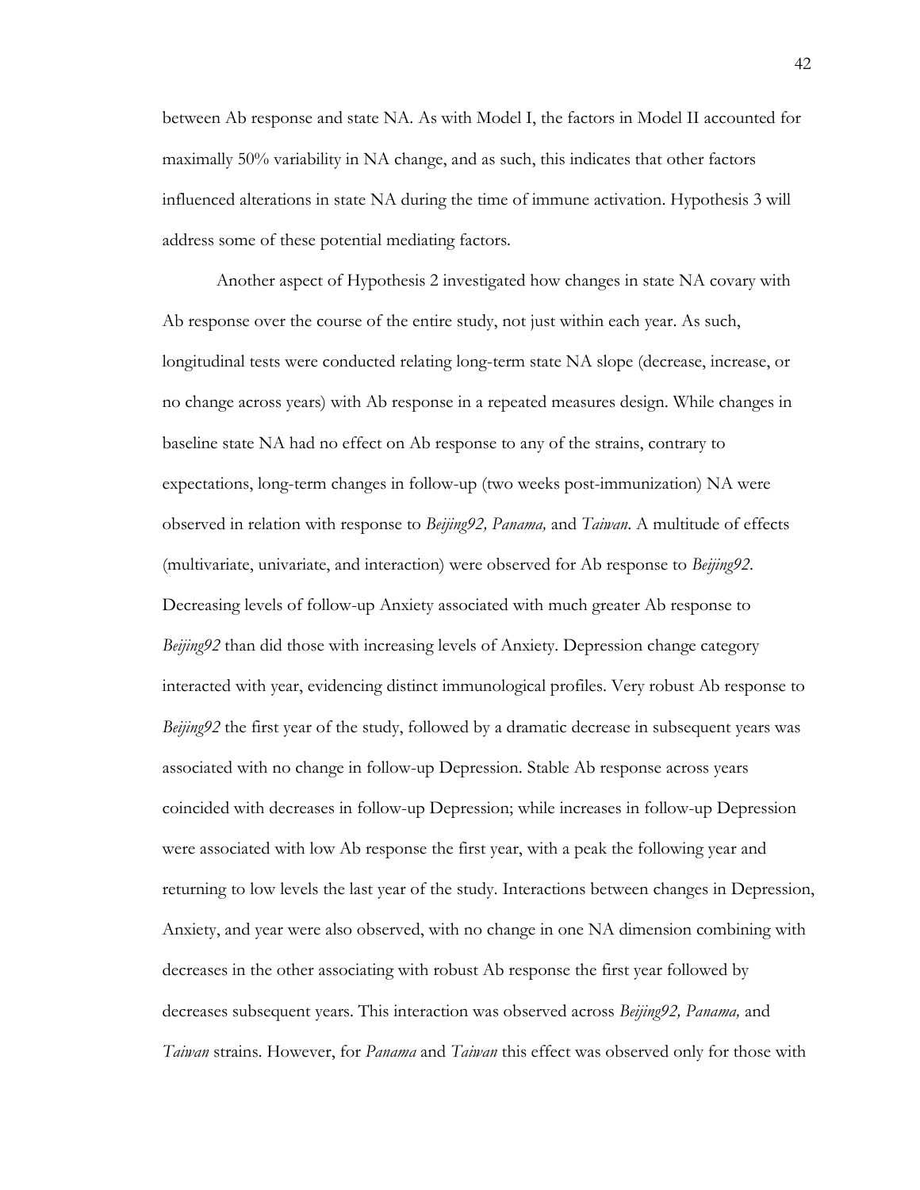between Ab response and state NA. As with Model I, the factors in Model II accounted for maximally 50% variability in NA change, and as such, this indicates that other factors influenced alterations in state NA during the time of immune activation. Hypothesis 3 will address some of these potential mediating factors.

Another aspect of Hypothesis 2 investigated how changes in state NA covary with Ab response over the course of the entire study, not just within each year. As such, longitudinal tests were conducted relating long-term state NA slope (decrease, increase, or no change across years) with Ab response in a repeated measures design. While changes in baseline state NA had no effect on Ab response to any of the strains, contrary to expectations, long-term changes in follow-up (two weeks post-immunization) NA were observed in relation with response to *Beijing92, Panama,* and *Taiwan*. A multitude of effects (multivariate, univariate, and interaction) were observed for Ab response to *Beijing92*. Decreasing levels of follow-up Anxiety associated with much greater Ab response to *Beijing92* than did those with increasing levels of Anxiety. Depression change category interacted with year, evidencing distinct immunological profiles. Very robust Ab response to *Beijing92* the first year of the study, followed by a dramatic decrease in subsequent years was associated with no change in follow-up Depression. Stable Ab response across years coincided with decreases in follow-up Depression; while increases in follow-up Depression were associated with low Ab response the first year, with a peak the following year and returning to low levels the last year of the study. Interactions between changes in Depression, Anxiety, and year were also observed, with no change in one NA dimension combining with decreases in the other associating with robust Ab response the first year followed by decreases subsequent years. This interaction was observed across *Beijing92, Panama,* and *Taiwan* strains. However, for *Panama* and *Taiwan* this effect was observed only for those with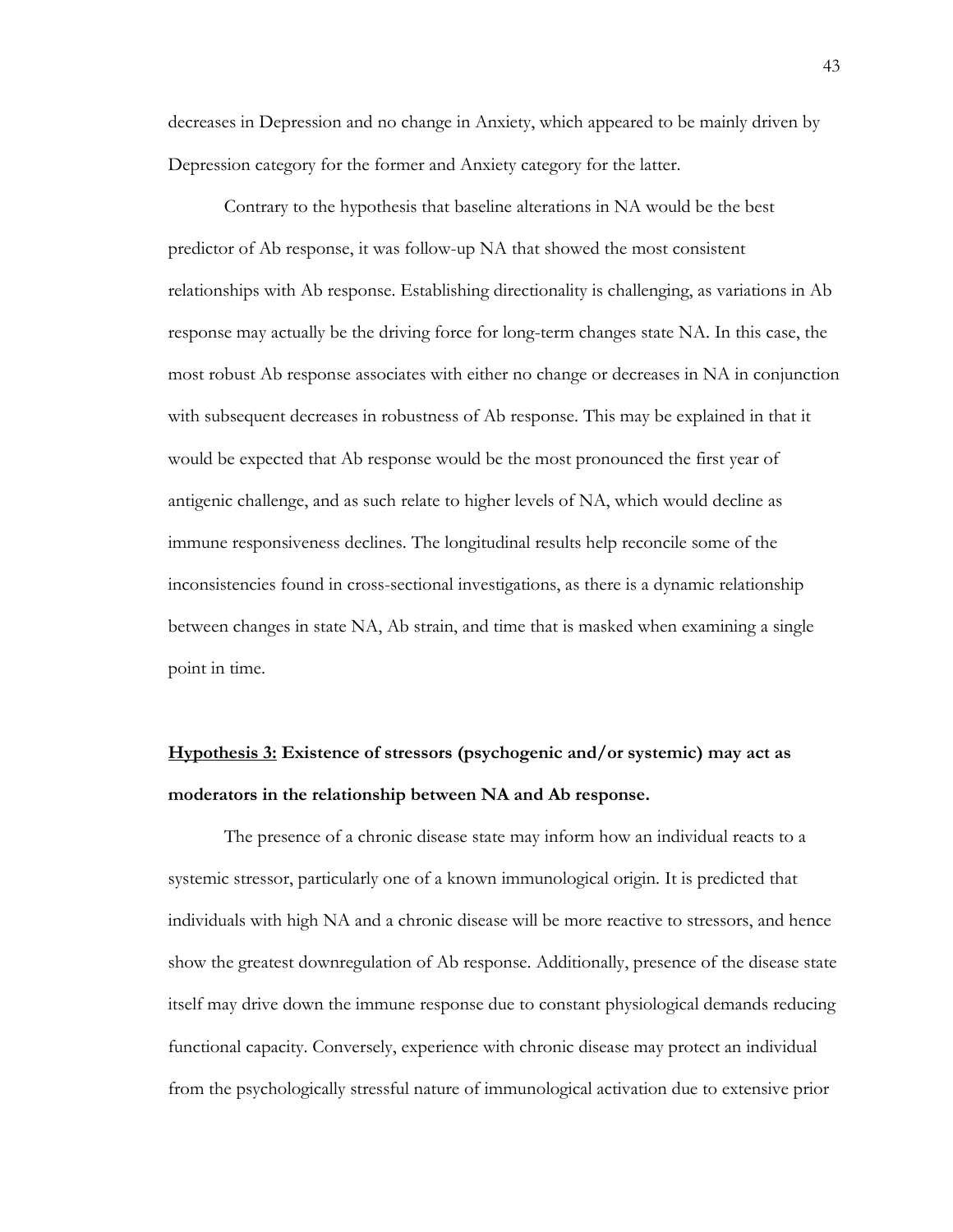decreases in Depression and no change in Anxiety, which appeared to be mainly driven by Depression category for the former and Anxiety category for the latter.

Contrary to the hypothesis that baseline alterations in NA would be the best predictor of Ab response, it was follow-up NA that showed the most consistent relationships with Ab response. Establishing directionality is challenging, as variations in Ab response may actually be the driving force for long-term changes state NA. In this case, the most robust Ab response associates with either no change or decreases in NA in conjunction with subsequent decreases in robustness of Ab response. This may be explained in that it would be expected that Ab response would be the most pronounced the first year of antigenic challenge, and as such relate to higher levels of NA, which would decline as immune responsiveness declines. The longitudinal results help reconcile some of the inconsistencies found in cross-sectional investigations, as there is a dynamic relationship between changes in state NA, Ab strain, and time that is masked when examining a single point in time.

**<u>Hypothesis 3:</u> Existence of stressors (psychogenic and/or systemic) may act as moderators in the relationship between NA and Ab response.**

The presence of a chronic disease state may inform how an individual reacts to a systemic stressor, particularly one of a known immunological origin. It is predicted that individuals with high NA and a chronic disease will be more reactive to stressors, and hence show the greatest downregulation of Ab response. Additionally, presence of the disease state itself may drive down the immune response due to constant physiological demands reducing functional capacity. Conversely, experience with chronic disease may protect an individual from the psychologically stressful nature of immunological activation due to extensive prior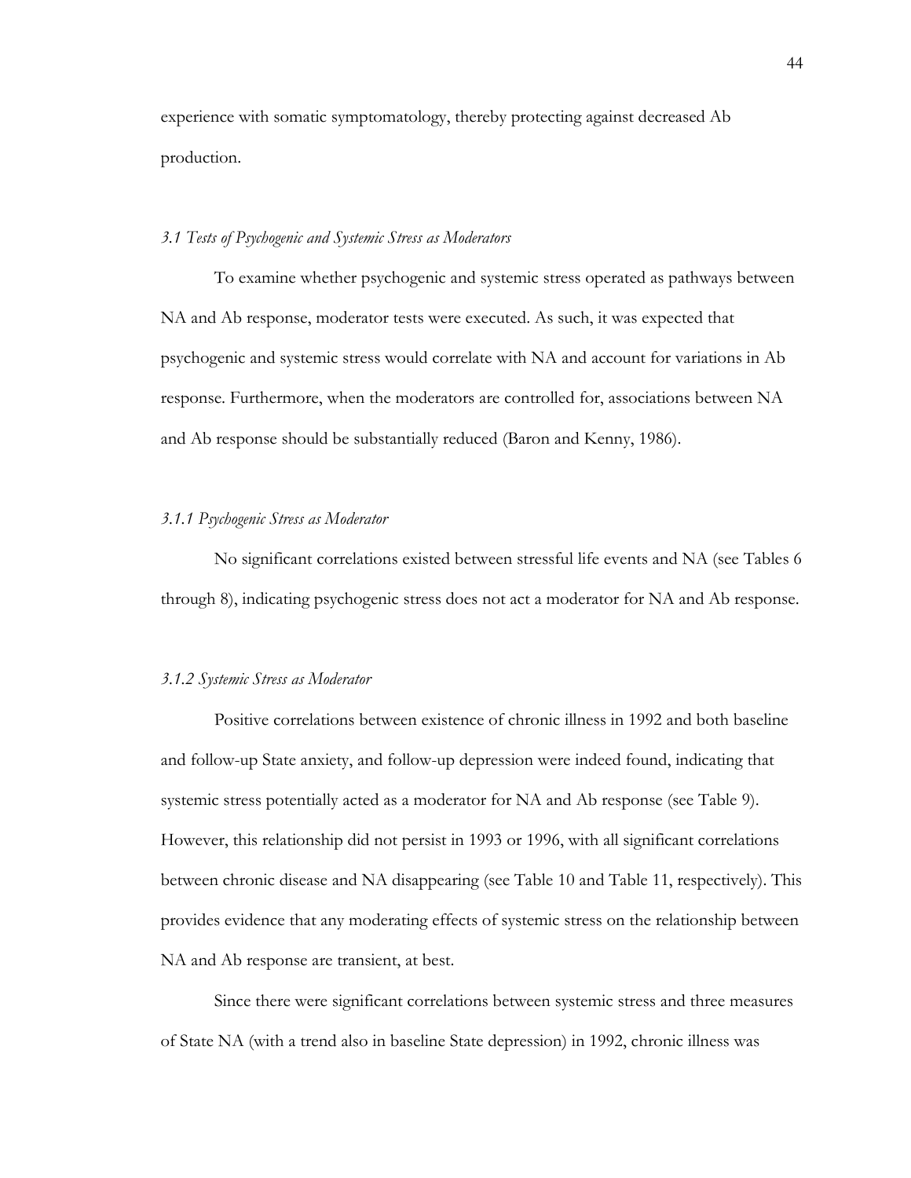experience with somatic symptomatology, thereby protecting against decreased Ab production.

### *3.1 Tests of Psychogenic and Systemic Stress as Moderators*

To examine whether psychogenic and systemic stress operated as pathways between NA and Ab response, moderator tests were executed. As such, it was expected that psychogenic and systemic stress would correlate with NA and account for variations in Ab response. Furthermore, when the moderators are controlled for, associations between NA and Ab response should be substantially reduced (Baron and Kenny, 1986).

#### *3.1.1 Psychogenic Stress as Moderator*

No significant correlations existed between stressful life events and NA (see Tables 6 through 8), indicating psychogenic stress does not act a moderator for NA and Ab response.

#### *3.1.2 Systemic Stress as Moderator*

Positive correlations between existence of chronic illness in 1992 and both baseline and follow-up State anxiety, and follow-up depression were indeed found, indicating that systemic stress potentially acted as a moderator for NA and Ab response (see Table 9). However, this relationship did not persist in 1993 or 1996, with all significant correlations between chronic disease and NA disappearing (see Table 10 and Table 11, respectively). This provides evidence that any moderating effects of systemic stress on the relationship between NA and Ab response are transient, at best.

Since there were significant correlations between systemic stress and three measures of State NA (with a trend also in baseline State depression) in 1992, chronic illness was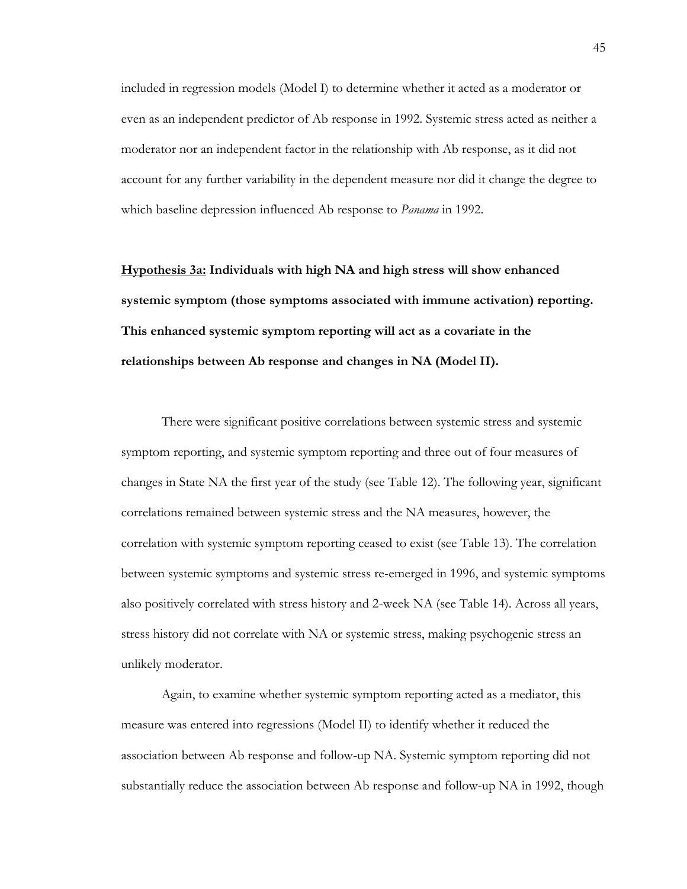included in regression models (Model I) to determine whether it acted as a moderator or even as an independent predictor of Ab response in 1992. Systemic stress acted as neither a moderator nor an independent factor in the relationship with Ab response, as it did not account for any further variability in the dependent measure nor did it change the degree to which baseline depression influenced Ab response to *Panama* in 1992.

**<u>Hypothesis 3a:</u> Individuals with high NA and high stress will show enhanced systemic symptom (those symptoms associated with immune activation) reporting. This enhanced systemic symptom reporting will act as a covariate in the relationships between Ab response and changes in NA (Model II).**

There were significant positive correlations between systemic stress and systemic symptom reporting, and systemic symptom reporting and three out of four measures of changes in State NA the first year of the study (see Table 12). The following year, significant correlations remained between systemic stress and the NA measures, however, the correlation with systemic symptom reporting ceased to exist (see Table 13). The correlation between systemic symptoms and systemic stress re-emerged in 1996, and systemic symptoms also positively correlated with stress history and 2-week NA (see Table 14). Across all years, stress history did not correlate with NA or systemic stress, making psychogenic stress an unlikely moderator.

Again, to examine whether systemic symptom reporting acted as a mediator, this measure was entered into regressions (Model II) to identify whether it reduced the association between Ab response and follow-up NA. Systemic symptom reporting did not substantially reduce the association between Ab response and follow-up NA in 1992, though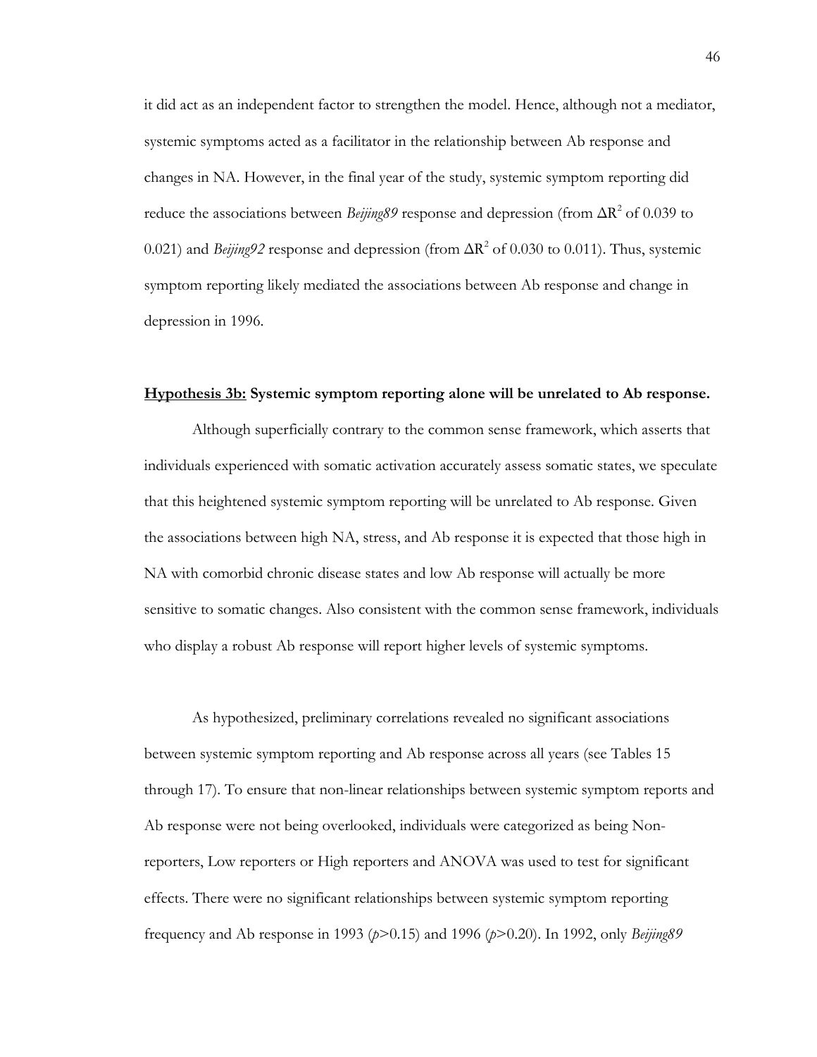it did act as an independent factor to strengthen the model. Hence, although not a mediator, systemic symptoms acted as a facilitator in the relationship between Ab response and changes in NA. However, in the final year of the study, systemic symptom reporting did reduce the associations between *Beijing89* response and depression (from $\Delta R^2$ of 0.039 to 0.021) and *Beijing92* response and depression (from $\Delta R^2$ of 0.030 to 0.011). Thus, systemic symptom reporting likely mediated the associations between Ab response and change in depression in 1996.

**<u>Hypothesis 3b:</u> Systemic symptom reporting alone will be unrelated to Ab response.**

Although superficially contrary to the common sense framework, which asserts that individuals experienced with somatic activation accurately assess somatic states, we speculate that this heightened systemic symptom reporting will be unrelated to Ab response. Given the associations between high NA, stress, and Ab response it is expected that those high in NA with comorbid chronic disease states and low Ab response will actually be more sensitive to somatic changes. Also consistent with the common sense framework, individuals who display a robust Ab response will report higher levels of systemic symptoms.

As hypothesized, preliminary correlations revealed no significant associations between systemic symptom reporting and Ab response across all years (see Tables 15 through 17). To ensure that non-linear relationships between systemic symptom reports and Ab response were not being overlooked, individuals were categorized as being Non-reporters, Low reporters or High reporters and ANOVA was used to test for significant effects. There were no significant relationships between systemic symptom reporting frequency and Ab response in 1993 ($p$>0.15) and 1996 ($p$>0.20). In 1992, only *Beijing89*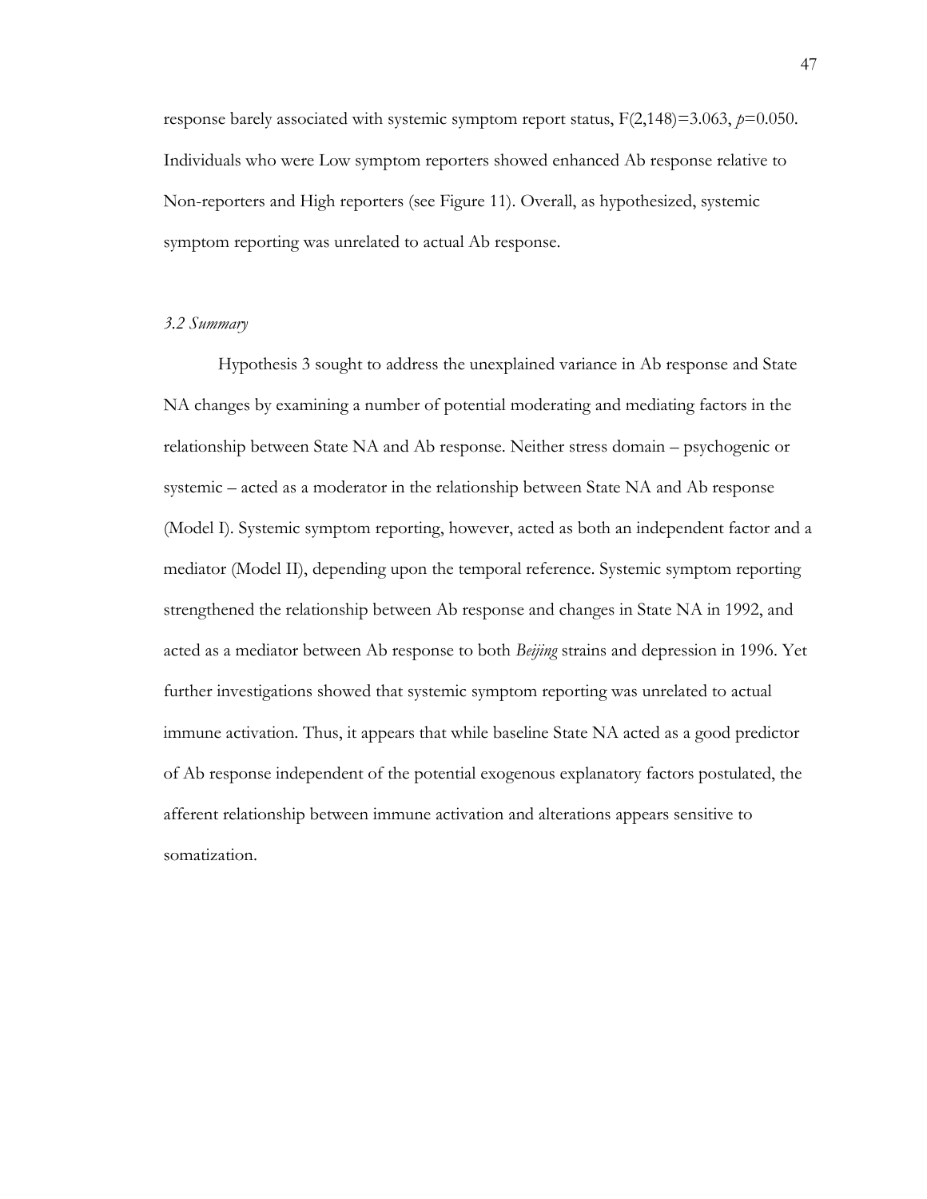response barely associated with systemic symptom report status, $F(2,148)=3.063$, $p=0.050$. Individuals who were Low symptom reporters showed enhanced Ab response relative to Non-reporters and High reporters (see Figure 11). Overall, as hypothesized, systemic symptom reporting was unrelated to actual Ab response.

### *3.2 Summary*

Hypothesis 3 sought to address the unexplained variance in Ab response and State NA changes by examining a number of potential moderating and mediating factors in the relationship between State NA and Ab response. Neither stress domain – psychogenic or systemic – acted as a moderator in the relationship between State NA and Ab response (Model I). Systemic symptom reporting, however, acted as both an independent factor and a mediator (Model II), depending upon the temporal reference. Systemic symptom reporting strengthened the relationship between Ab response and changes in State NA in 1992, and acted as a mediator between Ab response to both *Beijing* strains and depression in 1996. Yet further investigations showed that systemic symptom reporting was unrelated to actual immune activation. Thus, it appears that while baseline State NA acted as a good predictor of Ab response independent of the potential exogenous explanatory factors postulated, the afferent relationship between immune activation and alterations appears sensitive to somatization.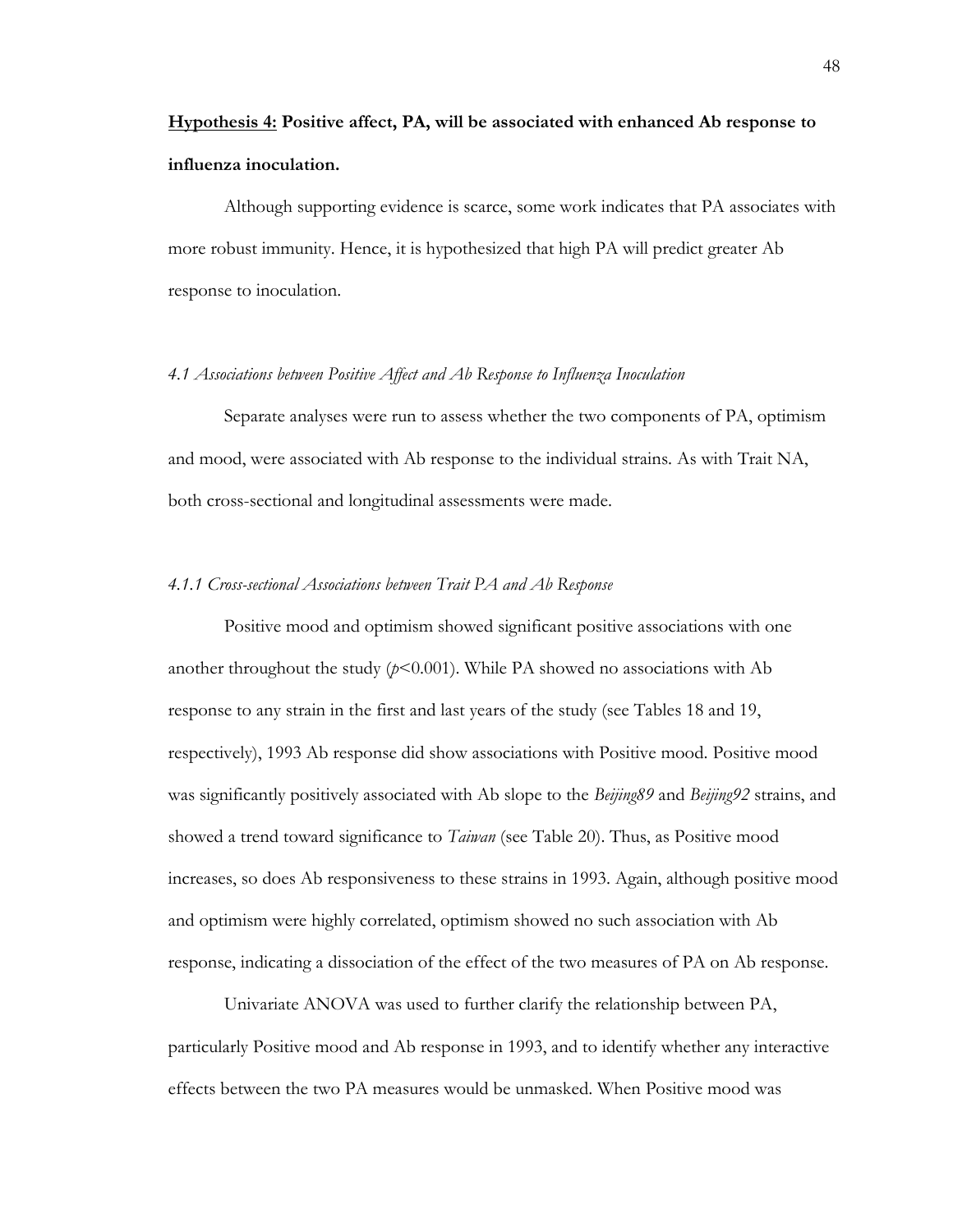**<u>Hypothesis 4:</u> Positive affect, PA, will be associated with enhanced Ab response to influenza inoculation.**

Although supporting evidence is scarce, some work indicates that PA associates with more robust immunity. Hence, it is hypothesized that high PA will predict greater Ab response to inoculation.

*4.1 Associations between Positive Affect and Ab Response to Influenza Inoculation*

Separate analyses were run to assess whether the two components of PA, optimism and mood, were associated with Ab response to the individual strains. As with Trait NA, both cross-sectional and longitudinal assessments were made.

*4.1.1 Cross-sectional Associations between Trait PA and Ab Response*

Positive mood and optimism showed significant positive associations with one another throughout the study ($p<0.001$). While PA showed no associations with Ab response to any strain in the first and last years of the study (see Tables 18 and 19, respectively), 1993 Ab response did show associations with Positive mood. Positive mood was significantly positively associated with Ab slope to the *Beijing89* and *Beijing92* strains, and showed a trend toward significance to *Taiwan* (see Table 20). Thus, as Positive mood increases, so does Ab responsiveness to these strains in 1993. Again, although positive mood and optimism were highly correlated, optimism showed no such association with Ab response, indicating a dissociation of the effect of the two measures of PA on Ab response.

Univariate ANOVA was used to further clarify the relationship between PA, particularly Positive mood and Ab response in 1993, and to identify whether any interactive effects between the two PA measures would be unmasked. When Positive mood was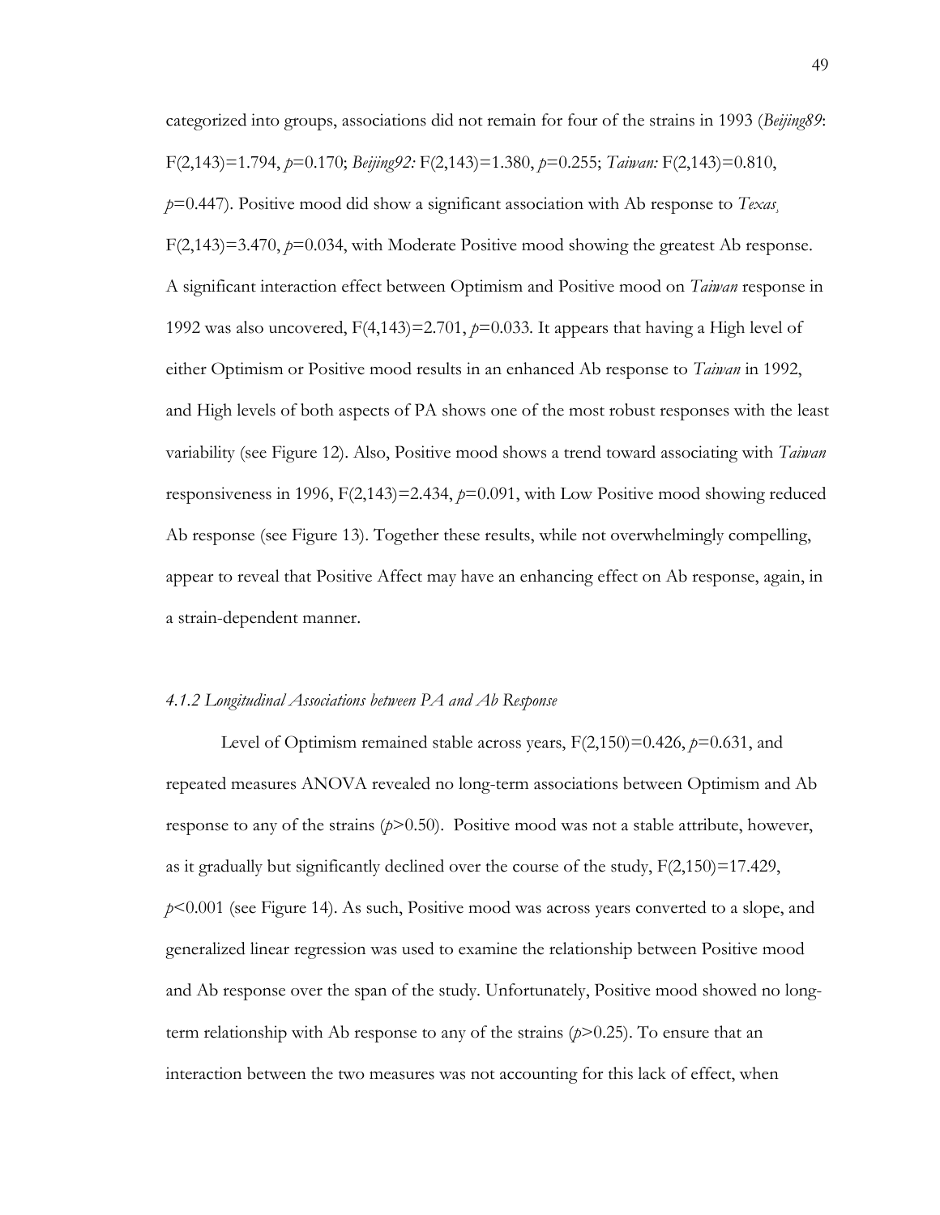categorized into groups, associations did not remain for four of the strains in 1993 (*Beijing89*: $F(2,143)=1.794$, $p=0.170$; *Beijing92:* $F(2,143)=1.380$, $p=0.255$; *Taiwan:* $F(2,143)=0.810$, $p=0.447$). Positive mood did show a significant association with Ab response to *Texas*, $F(2,143)=3.470$, $p=0.034$, with Moderate Positive mood showing the greatest Ab response. A significant interaction effect between Optimism and Positive mood on *Taiwan* response in 1992 was also uncovered, $F(4,143)=2.701$, $p=0.033$. It appears that having a High level of either Optimism or Positive mood results in an enhanced Ab response to *Taiwan* in 1992, and High levels of both aspects of PA shows one of the most robust responses with the least variability (see Figure 12). Also, Positive mood shows a trend toward associating with *Taiwan* responsiveness in 1996, $F(2,143)=2.434$, $p=0.091$, with Low Positive mood showing reduced Ab response (see Figure 13). Together these results, while not overwhelmingly compelling, appear to reveal that Positive Affect may have an enhancing effect on Ab response, again, in a strain-dependent manner.

#### *4.1.2 Longitudinal Associations between PA and Ab Response*

Level of Optimism remained stable across years, $F(2,150)=0.426$, $p=0.631$, and repeated measures ANOVA revealed no long-term associations between Optimism and Ab response to any of the strains ($p>0.50$). Positive mood was not a stable attribute, however, as it gradually but significantly declined over the course of the study, $F(2,150)=17.429$, $p<0.001$ (see Figure 14). As such, Positive mood was across years converted to a slope, and generalized linear regression was used to examine the relationship between Positive mood and Ab response over the span of the study. Unfortunately, Positive mood showed no long-term relationship with Ab response to any of the strains ($p>0.25$). To ensure that an interaction between the two measures was not accounting for this lack of effect, when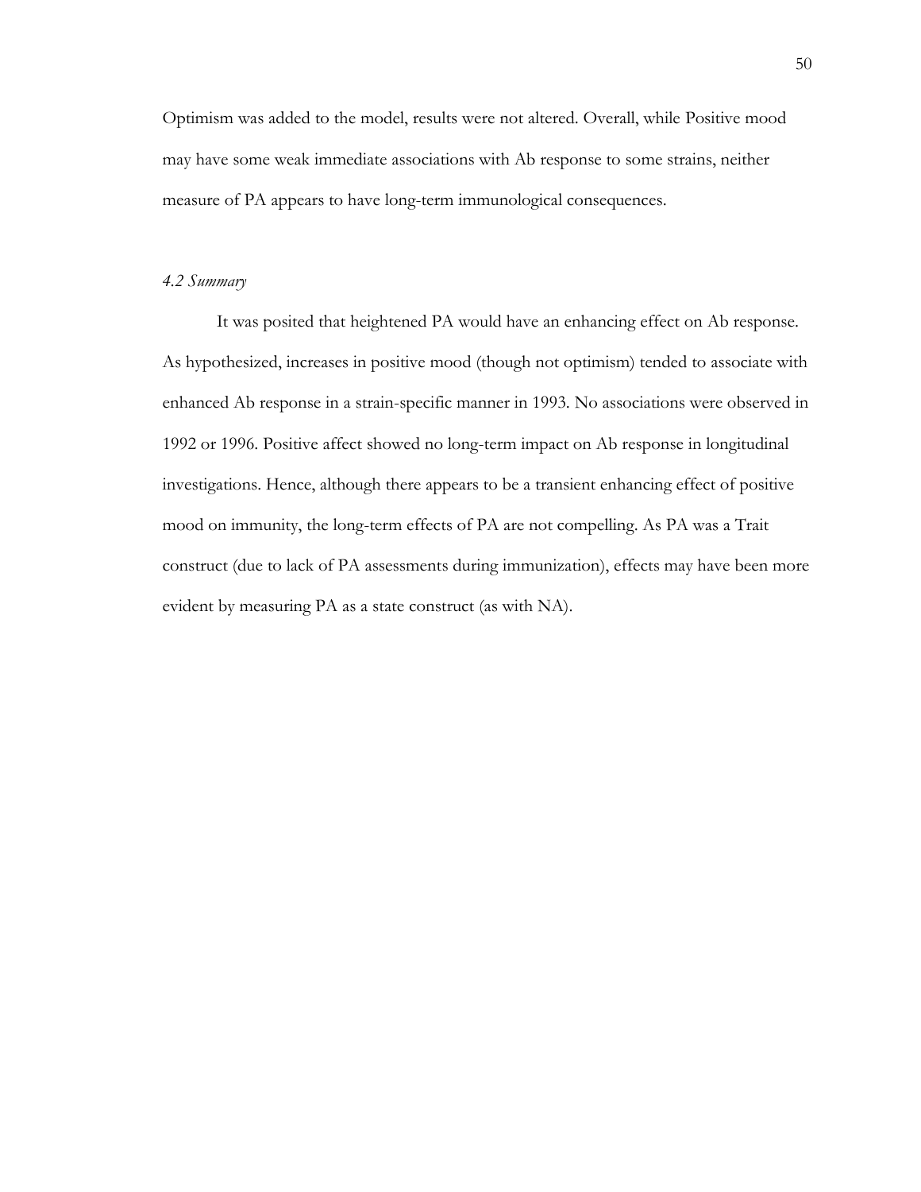Optimism was added to the model, results were not altered. Overall, while Positive mood may have some weak immediate associations with Ab response to some strains, neither measure of PA appears to have long-term immunological consequences.

### *4.2 Summary*

It was posited that heightened PA would have an enhancing effect on Ab response. As hypothesized, increases in positive mood (though not optimism) tended to associate with enhanced Ab response in a strain-specific manner in 1993. No associations were observed in 1992 or 1996. Positive affect showed no long-term impact on Ab response in longitudinal investigations. Hence, although there appears to be a transient enhancing effect of positive mood on immunity, the long-term effects of PA are not compelling. As PA was a Trait construct (due to lack of PA assessments during immunization), effects may have been more evident by measuring PA as a state construct (as with NA).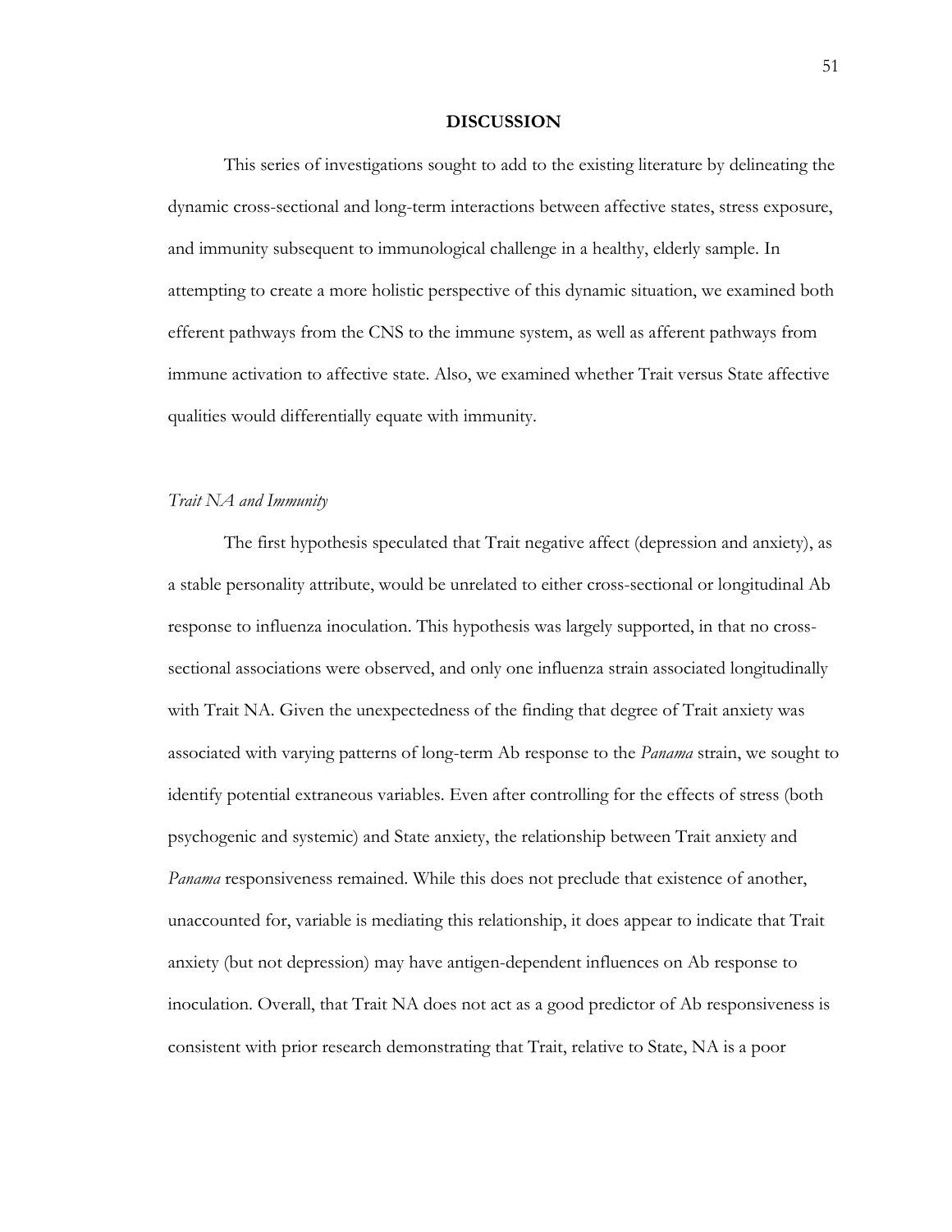# DISCUSSION

This series of investigations sought to add to the existing literature by delineating the dynamic cross-sectional and long-term interactions between affective states, stress exposure, and immunity subsequent to immunological challenge in a healthy, elderly sample. In attempting to create a more holistic perspective of this dynamic situation, we examined both efferent pathways from the CNS to the immune system, as well as afferent pathways from immune activation to affective state. Also, we examined whether Trait versus State affective qualities would differentially equate with immunity.

## *Trait NA and Immunity*

The first hypothesis speculated that Trait negative affect (depression and anxiety), as a stable personality attribute, would be unrelated to either cross-sectional or longitudinal Ab response to influenza inoculation. This hypothesis was largely supported, in that no cross-sectional associations were observed, and only one influenza strain associated longitudinally with Trait NA. Given the unexpectedness of the finding that degree of Trait anxiety was associated with varying patterns of long-term Ab response to the *Panama* strain, we sought to identify potential extraneous variables. Even after controlling for the effects of stress (both psychogenic and systemic) and State anxiety, the relationship between Trait anxiety and *Panama* responsiveness remained. While this does not preclude that existence of another, unaccounted for, variable is mediating this relationship, it does appear to indicate that Trait anxiety (but not depression) may have antigen-dependent influences on Ab response to inoculation. Overall, that Trait NA does not act as a good predictor of Ab responsiveness is consistent with prior research demonstrating that Trait, relative to State, NA is a poor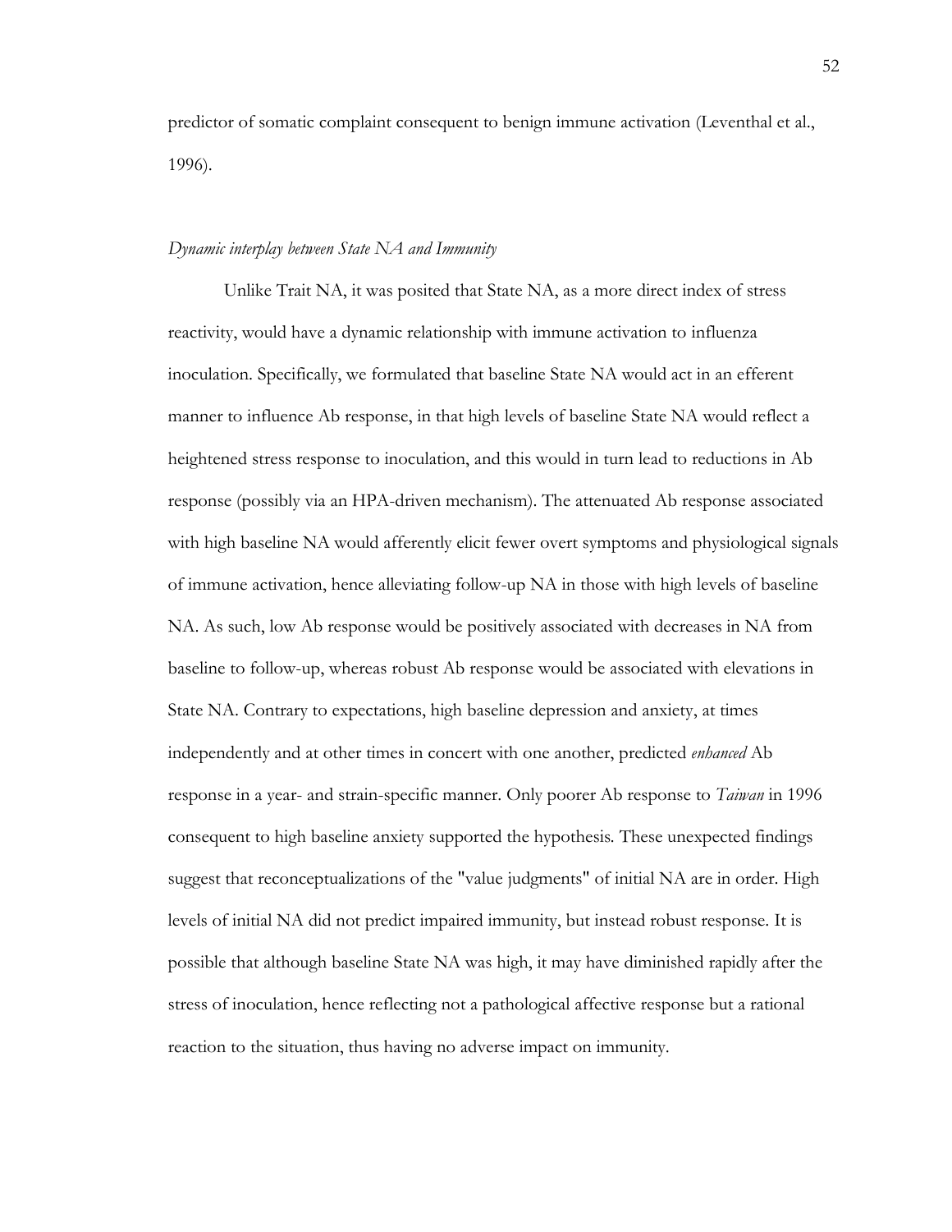predictor of somatic complaint consequent to benign immune activation (Leventhal et al., 1996).

*Dynamic interplay between State NA and Immunity*

Unlike Trait NA, it was posited that State NA, as a more direct index of stress reactivity, would have a dynamic relationship with immune activation to influenza inoculation. Specifically, we formulated that baseline State NA would act in an efferent manner to influence Ab response, in that high levels of baseline State NA would reflect a heightened stress response to inoculation, and this would in turn lead to reductions in Ab response (possibly via an HPA-driven mechanism). The attenuated Ab response associated with high baseline NA would afferently elicit fewer overt symptoms and physiological signals of immune activation, hence alleviating follow-up NA in those with high levels of baseline NA. As such, low Ab response would be positively associated with decreases in NA from baseline to follow-up, whereas robust Ab response would be associated with elevations in State NA. Contrary to expectations, high baseline depression and anxiety, at times independently and at other times in concert with one another, predicted *enhanced* Ab response in a year- and strain-specific manner. Only poorer Ab response to *Taiwan* in 1996 consequent to high baseline anxiety supported the hypothesis. These unexpected findings suggest that reconceptualizations of the "value judgments" of initial NA are in order. High levels of initial NA did not predict impaired immunity, but instead robust response. It is possible that although baseline State NA was high, it may have diminished rapidly after the stress of inoculation, hence reflecting not a pathological affective response but a rational reaction to the situation, thus having no adverse impact on immunity.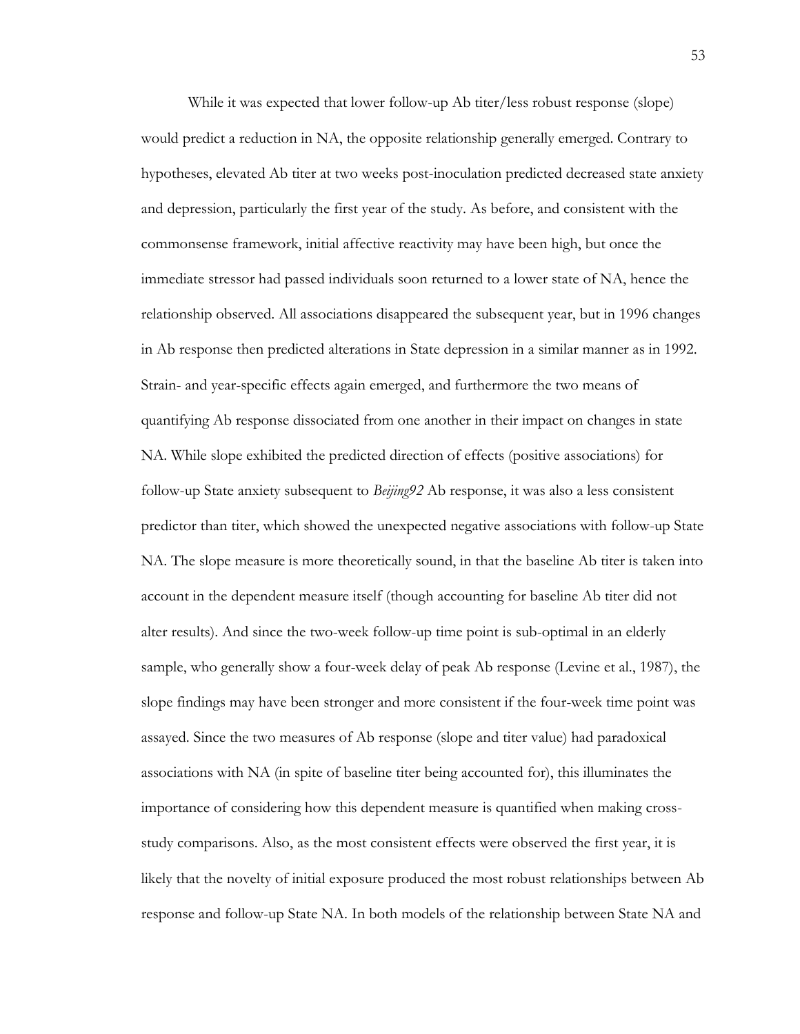While it was expected that lower follow-up Ab titer/less robust response (slope) would predict a reduction in NA, the opposite relationship generally emerged. Contrary to hypotheses, elevated Ab titer at two weeks post-inoculation predicted decreased state anxiety and depression, particularly the first year of the study. As before, and consistent with the commonsense framework, initial affective reactivity may have been high, but once the immediate stressor had passed individuals soon returned to a lower state of NA, hence the relationship observed. All associations disappeared the subsequent year, but in 1996 changes in Ab response then predicted alterations in State depression in a similar manner as in 1992. Strain- and year-specific effects again emerged, and furthermore the two means of quantifying Ab response dissociated from one another in their impact on changes in state NA. While slope exhibited the predicted direction of effects (positive associations) for follow-up State anxiety subsequent to *Beijing92* Ab response, it was also a less consistent predictor than titer, which showed the unexpected negative associations with follow-up State NA. The slope measure is more theoretically sound, in that the baseline Ab titer is taken into account in the dependent measure itself (though accounting for baseline Ab titer did not alter results). And since the two-week follow-up time point is sub-optimal in an elderly sample, who generally show a four-week delay of peak Ab response (Levine et al., 1987), the slope findings may have been stronger and more consistent if the four-week time point was assayed. Since the two measures of Ab response (slope and titer value) had paradoxical associations with NA (in spite of baseline titer being accounted for), this illuminates the importance of considering how this dependent measure is quantified when making cross-study comparisons. Also, as the most consistent effects were observed the first year, it is likely that the novelty of initial exposure produced the most robust relationships between Ab response and follow-up State NA. In both models of the relationship between State NA and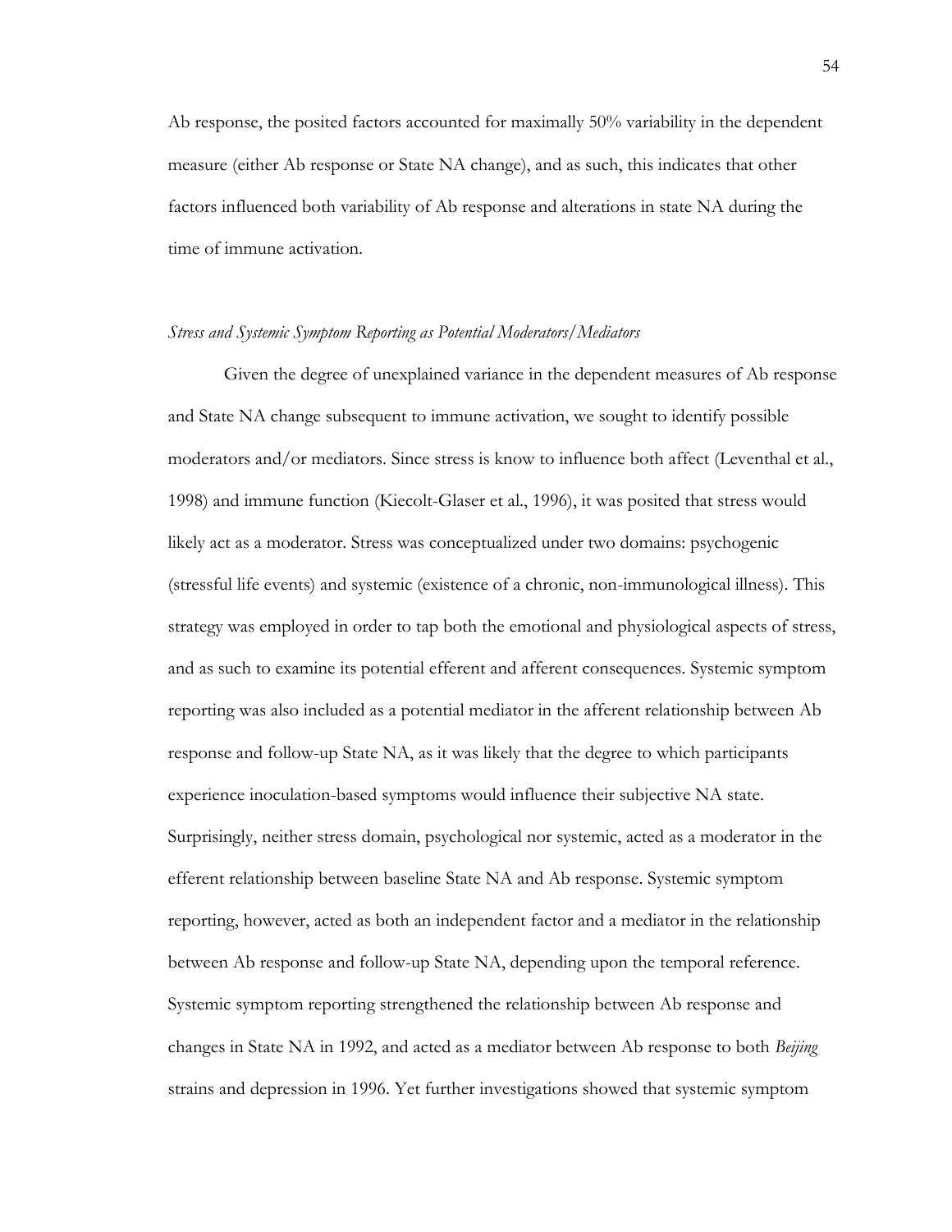Ab response, the posited factors accounted for maximally 50% variability in the dependent measure (either Ab response or State NA change), and as such, this indicates that other factors influenced both variability of Ab response and alterations in state NA during the time of immune activation.

*Stress and Systemic Symptom Reporting as Potential Moderators/Mediators*

Given the degree of unexplained variance in the dependent measures of Ab response and State NA change subsequent to immune activation, we sought to identify possible moderators and/or mediators. Since stress is know to influence both affect (Leventhal et al., 1998) and immune function (Kiecolt-Glaser et al., 1996), it was posited that stress would likely act as a moderator. Stress was conceptualized under two domains: psychogenic (stressful life events) and systemic (existence of a chronic, non-immunological illness). This strategy was employed in order to tap both the emotional and physiological aspects of stress, and as such to examine its potential efferent and afferent consequences. Systemic symptom reporting was also included as a potential mediator in the afferent relationship between Ab response and follow-up State NA, as it was likely that the degree to which participants experience inoculation-based symptoms would influence their subjective NA state. Surprisingly, neither stress domain, psychological nor systemic, acted as a moderator in the efferent relationship between baseline State NA and Ab response. Systemic symptom reporting, however, acted as both an independent factor and a mediator in the relationship between Ab response and follow-up State NA, depending upon the temporal reference. Systemic symptom reporting strengthened the relationship between Ab response and changes in State NA in 1992, and acted as a mediator between Ab response to both *Beijing* strains and depression in 1996. Yet further investigations showed that systemic symptom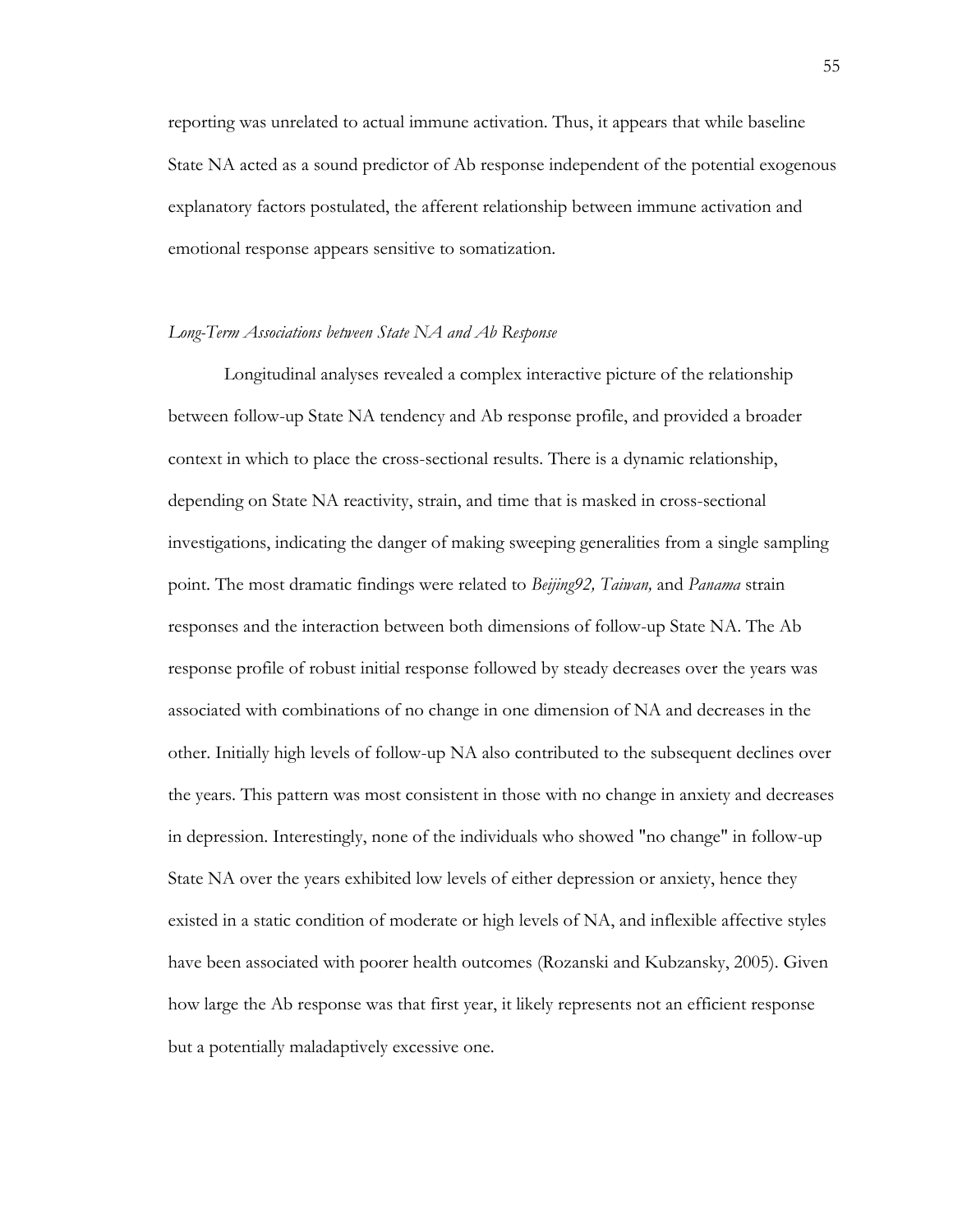reporting was unrelated to actual immune activation. Thus, it appears that while baseline State NA acted as a sound predictor of Ab response independent of the potential exogenous explanatory factors postulated, the afferent relationship between immune activation and emotional response appears sensitive to somatization.

### *Long-Term Associations between State NA and Ab Response*

Longitudinal analyses revealed a complex interactive picture of the relationship between follow-up State NA tendency and Ab response profile, and provided a broader context in which to place the cross-sectional results. There is a dynamic relationship, depending on State NA reactivity, strain, and time that is masked in cross-sectional investigations, indicating the danger of making sweeping generalities from a single sampling point. The most dramatic findings were related to *Beijing92, Taiwan,* and *Panama* strain responses and the interaction between both dimensions of follow-up State NA. The Ab response profile of robust initial response followed by steady decreases over the years was associated with combinations of no change in one dimension of NA and decreases in the other. Initially high levels of follow-up NA also contributed to the subsequent declines over the years. This pattern was most consistent in those with no change in anxiety and decreases in depression. Interestingly, none of the individuals who showed "no change" in follow-up State NA over the years exhibited low levels of either depression or anxiety, hence they existed in a static condition of moderate or high levels of NA, and inflexible affective styles have been associated with poorer health outcomes (Rozanski and Kubzansky, 2005). Given how large the Ab response was that first year, it likely represents not an efficient response but a potentially maladaptively excessive one.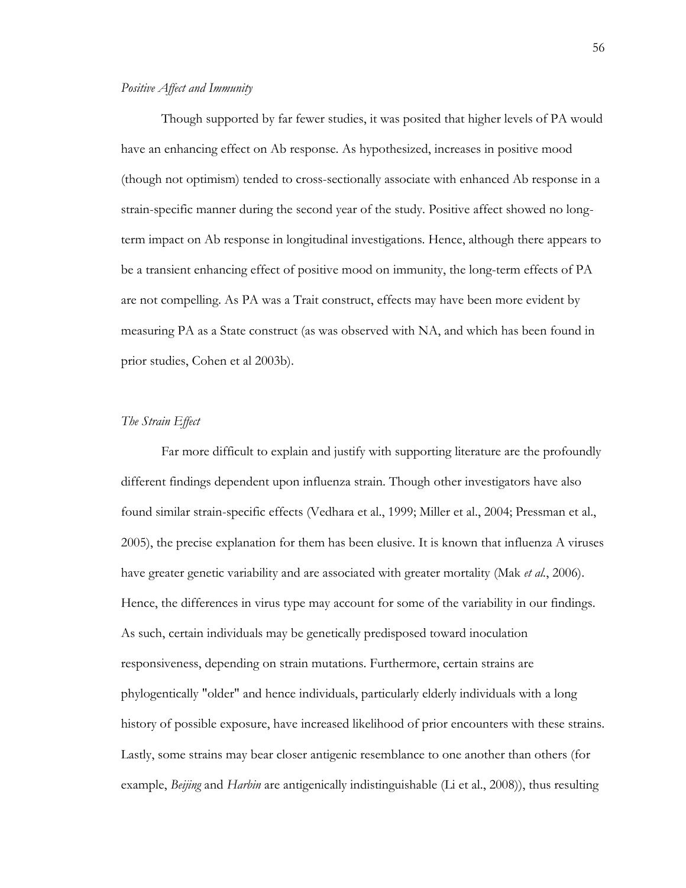*Positive Affect and Immunity*

Though supported by far fewer studies, it was posited that higher levels of PA would have an enhancing effect on Ab response. As hypothesized, increases in positive mood (though not optimism) tended to cross-sectionally associate with enhanced Ab response in a strain-specific manner during the second year of the study. Positive affect showed no long-term impact on Ab response in longitudinal investigations. Hence, although there appears to be a transient enhancing effect of positive mood on immunity, the long-term effects of PA are not compelling. As PA was a Trait construct, effects may have been more evident by measuring PA as a State construct (as was observed with NA, and which has been found in prior studies, Cohen et al 2003b).

*The Strain Effect*

Far more difficult to explain and justify with supporting literature are the profoundly different findings dependent upon influenza strain. Though other investigators have also found similar strain-specific effects (Vedhara et al., 1999; Miller et al., 2004; Pressman et al., 2005), the precise explanation for them has been elusive. It is known that influenza A viruses have greater genetic variability and are associated with greater mortality (Mak *et al.*, 2006). Hence, the differences in virus type may account for some of the variability in our findings. As such, certain individuals may be genetically predisposed toward inoculation responsiveness, depending on strain mutations. Furthermore, certain strains are phylogentically "older" and hence individuals, particularly elderly individuals with a long history of possible exposure, have increased likelihood of prior encounters with these strains. Lastly, some strains may bear closer antigenic resemblance to one another than others (for example, *Beijing* and *Harbin* are antigenically indistinguishable (Li et al., 2008)), thus resulting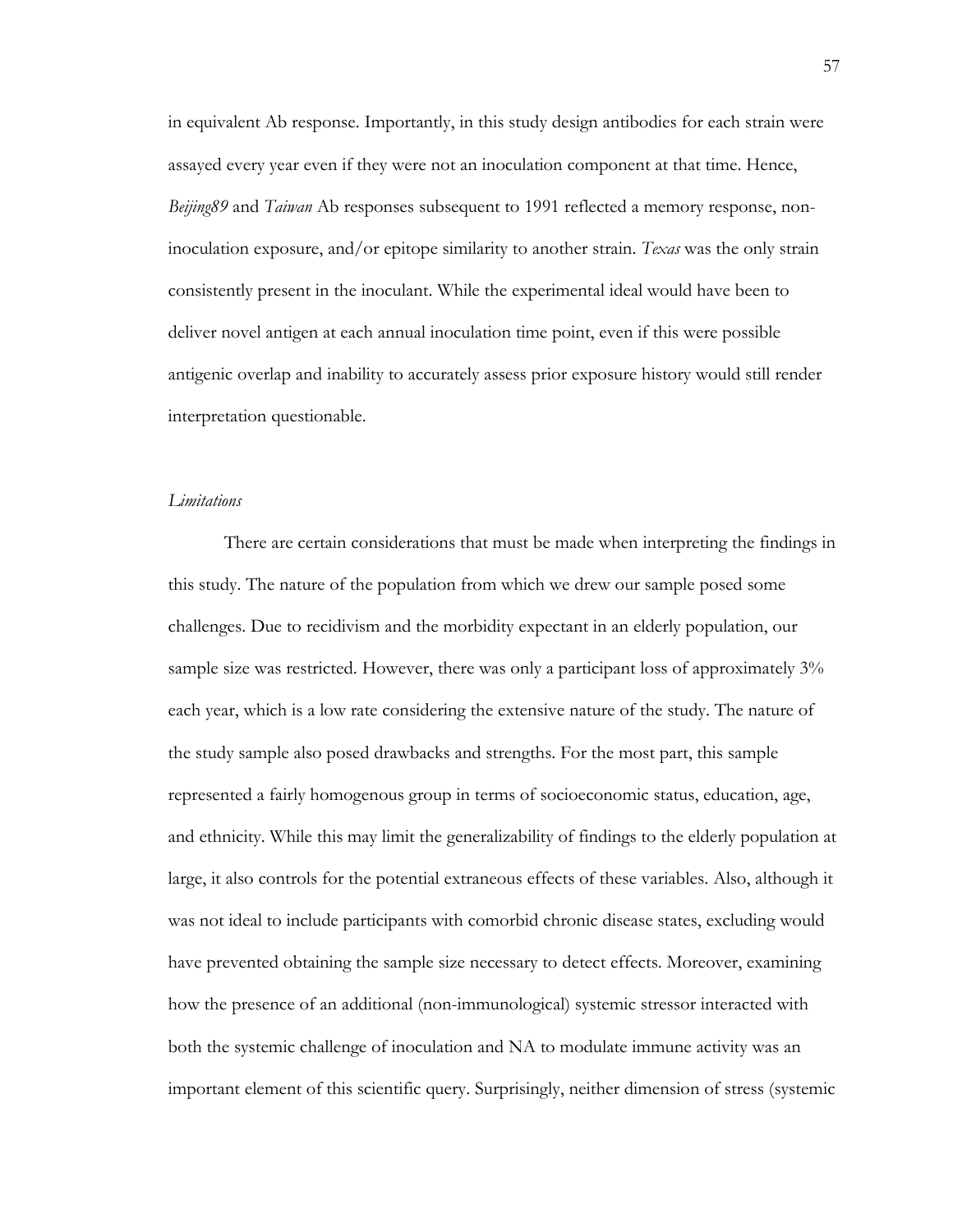in equivalent Ab response. Importantly, in this study design antibodies for each strain were assayed every year even if they were not an inoculation component at that time. Hence, *Beijing89* and *Taiwan* Ab responses subsequent to 1991 reflected a memory response, non-inoculation exposure, and/or epitope similarity to another strain. *Texas* was the only strain consistently present in the inoculant. While the experimental ideal would have been to deliver novel antigen at each annual inoculation time point, even if this were possible antigenic overlap and inability to accurately assess prior exposure history would still render interpretation questionable.

### *Limitations*

There are certain considerations that must be made when interpreting the findings in this study. The nature of the population from which we drew our sample posed some challenges. Due to recidivism and the morbidity expectant in an elderly population, our sample size was restricted. However, there was only a participant loss of approximately 3% each year, which is a low rate considering the extensive nature of the study. The nature of the study sample also posed drawbacks and strengths. For the most part, this sample represented a fairly homogenous group in terms of socioeconomic status, education, age, and ethnicity. While this may limit the generalizability of findings to the elderly population at large, it also controls for the potential extraneous effects of these variables. Also, although it was not ideal to include participants with comorbid chronic disease states, excluding would have prevented obtaining the sample size necessary to detect effects. Moreover, examining how the presence of an additional (non-immunological) systemic stressor interacted with both the systemic challenge of inoculation and NA to modulate immune activity was an important element of this scientific query. Surprisingly, neither dimension of stress (systemic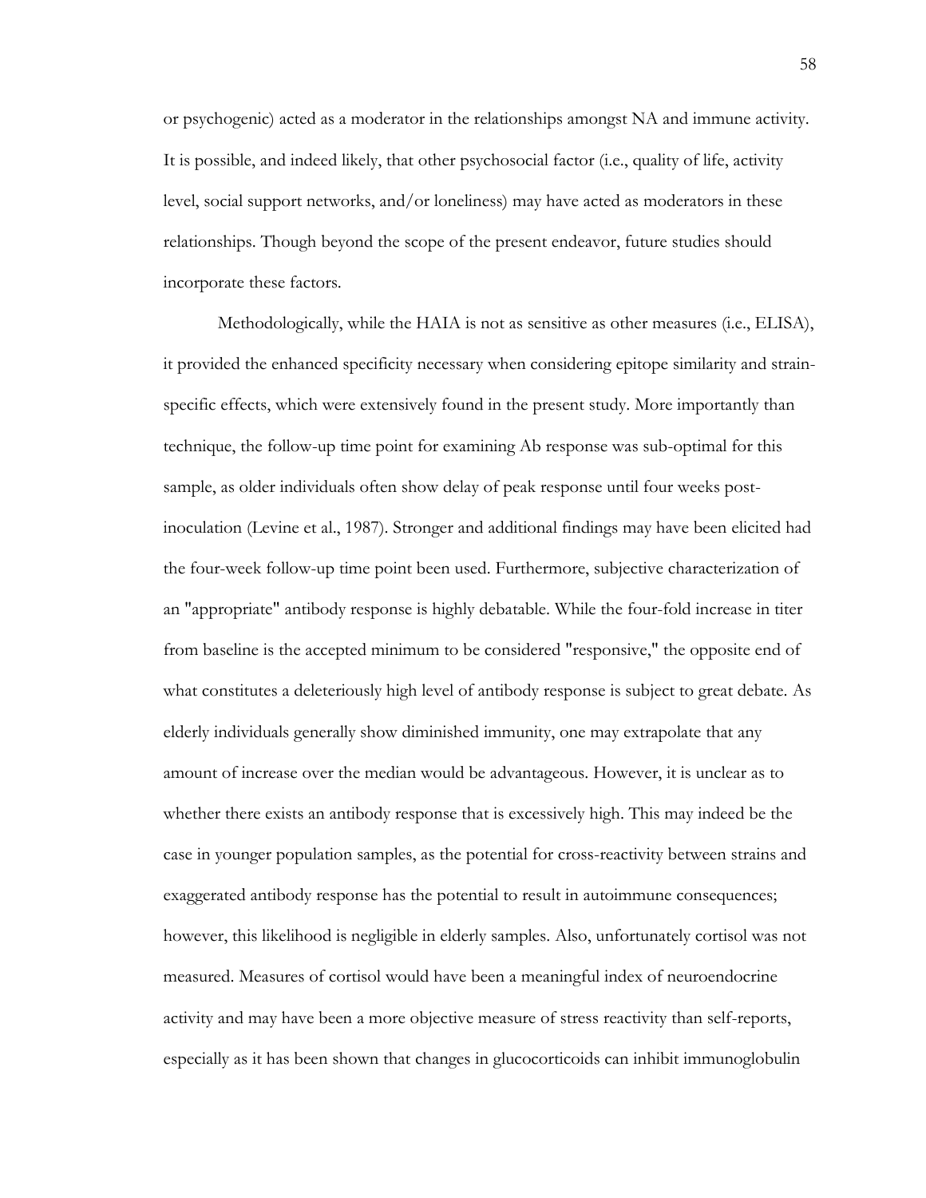or psychogenic) acted as a moderator in the relationships amongst NA and immune activity. It is possible, and indeed likely, that other psychosocial factor (i.e., quality of life, activity level, social support networks, and/or loneliness) may have acted as moderators in these relationships. Though beyond the scope of the present endeavor, future studies should incorporate these factors.

Methodologically, while the HAIA is not as sensitive as other measures (i.e., ELISA), it provided the enhanced specificity necessary when considering epitope similarity and strain-specific effects, which were extensively found in the present study. More importantly than technique, the follow-up time point for examining Ab response was sub-optimal for this sample, as older individuals often show delay of peak response until four weeks post-inoculation (Levine et al., 1987). Stronger and additional findings may have been elicited had the four-week follow-up time point been used. Furthermore, subjective characterization of an "appropriate" antibody response is highly debatable. While the four-fold increase in titer from baseline is the accepted minimum to be considered "responsive," the opposite end of what constitutes a deleteriously high level of antibody response is subject to great debate. As elderly individuals generally show diminished immunity, one may extrapolate that any amount of increase over the median would be advantageous. However, it is unclear as to whether there exists an antibody response that is excessively high. This may indeed be the case in younger population samples, as the potential for cross-reactivity between strains and exaggerated antibody response has the potential to result in autoimmune consequences; however, this likelihood is negligible in elderly samples. Also, unfortunately cortisol was not measured. Measures of cortisol would have been a meaningful index of neuroendocrine activity and may have been a more objective measure of stress reactivity than self-reports, especially as it has been shown that changes in glucocorticoids can inhibit immunoglobulin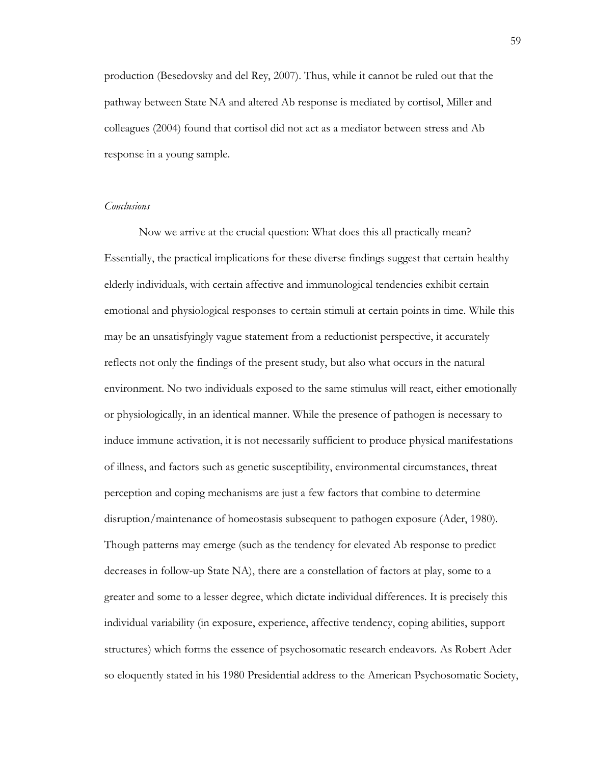production (Besedovsky and del Rey, 2007). Thus, while it cannot be ruled out that the pathway between State NA and altered Ab response is mediated by cortisol, Miller and colleagues (2004) found that cortisol did not act as a mediator between stress and Ab response in a young sample.

### *Conclusions*

Now we arrive at the crucial question: What does this all practically mean? Essentially, the practical implications for these diverse findings suggest that certain healthy elderly individuals, with certain affective and immunological tendencies exhibit certain emotional and physiological responses to certain stimuli at certain points in time. While this may be an unsatisfyingly vague statement from a reductionist perspective, it accurately reflects not only the findings of the present study, but also what occurs in the natural environment. No two individuals exposed to the same stimulus will react, either emotionally or physiologically, in an identical manner. While the presence of pathogen is necessary to induce immune activation, it is not necessarily sufficient to produce physical manifestations of illness, and factors such as genetic susceptibility, environmental circumstances, threat perception and coping mechanisms are just a few factors that combine to determine disruption/maintenance of homeostasis subsequent to pathogen exposure (Ader, 1980). Though patterns may emerge (such as the tendency for elevated Ab response to predict decreases in follow-up State NA), there are a constellation of factors at play, some to a greater and some to a lesser degree, which dictate individual differences. It is precisely this individual variability (in exposure, experience, affective tendency, coping abilities, support structures) which forms the essence of psychosomatic research endeavors. As Robert Ader so eloquently stated in his 1980 Presidential address to the American Psychosomatic Society,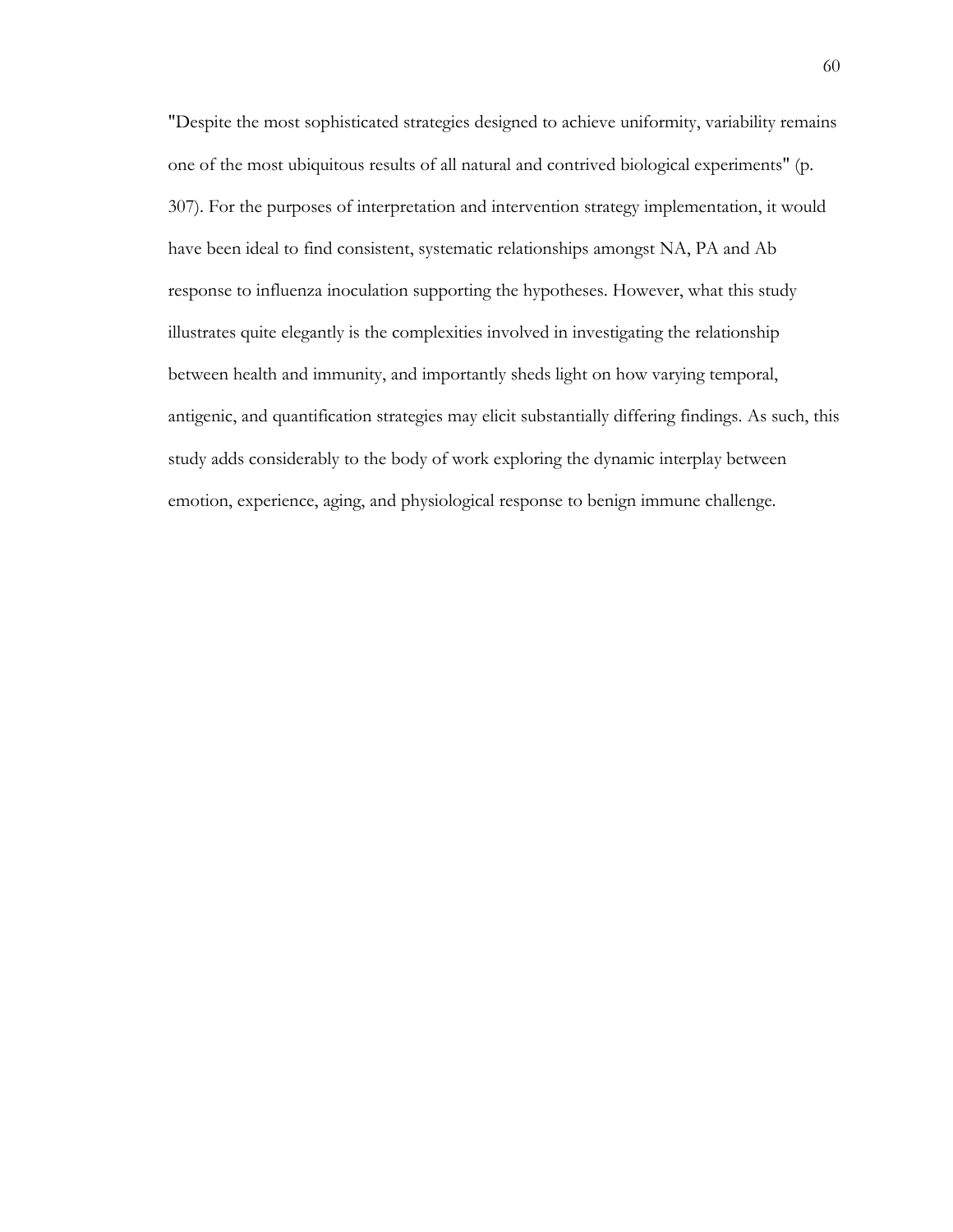"Despite the most sophisticated strategies designed to achieve uniformity, variability remains one of the most ubiquitous results of all natural and contrived biological experiments" (p. 307). For the purposes of interpretation and intervention strategy implementation, it would have been ideal to find consistent, systematic relationships amongst NA, PA and Ab response to influenza inoculation supporting the hypotheses. However, what this study illustrates quite elegantly is the complexities involved in investigating the relationship between health and immunity, and importantly sheds light on how varying temporal, antigenic, and quantification strategies may elicit substantially differing findings. As such, this study adds considerably to the body of work exploring the dynamic interplay between emotion, experience, aging, and physiological response to benign immune challenge.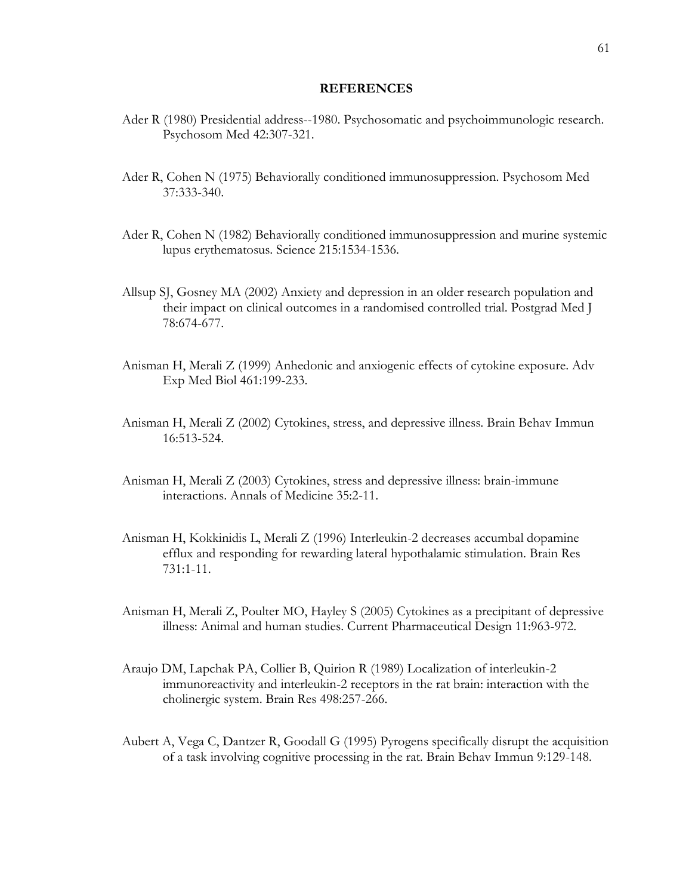## REFERENCES

Ader R (1980) Presidential address--1980. Psychosomatic and psychoimmunologic research. Psychosom Med 42:307-321.

Ader R, Cohen N (1975) Behaviorally conditioned immunosuppression. Psychosom Med 37:333-340.

Ader R, Cohen N (1982) Behaviorally conditioned immunosuppression and murine systemic lupus erythematosus. Science 215:1534-1536.

Allsup SJ, Gosney MA (2002) Anxiety and depression in an older research population and their impact on clinical outcomes in a randomised controlled trial. Postgrad Med J 78:674-677.

Anisman H, Merali Z (1999) Anhedonic and anxiogenic effects of cytokine exposure. Adv Exp Med Biol 461:199-233.

Anisman H, Merali Z (2002) Cytokines, stress, and depressive illness. Brain Behav Immun 16:513-524.

Anisman H, Merali Z (2003) Cytokines, stress and depressive illness: brain-immune interactions. Annals of Medicine 35:2-11.

Anisman H, Kokkinidis L, Merali Z (1996) Interleukin-2 decreases accumbal dopamine efflux and responding for rewarding lateral hypothalamic stimulation. Brain Res 731:1-11.

Anisman H, Merali Z, Poulter MO, Hayley S (2005) Cytokines as a precipitant of depressive illness: Animal and human studies. Current Pharmaceutical Design 11:963-972.

Araujo DM, Lapchak PA, Collier B, Quirion R (1989) Localization of interleukin-2 immunoreactivity and interleukin-2 receptors in the rat brain: interaction with the cholinergic system. Brain Res 498:257-266.

Aubert A, Vega C, Dantzer R, Goodall G (1995) Pyrogens specifically disrupt the acquisition of a task involving cognitive processing in the rat. Brain Behav Immun 9:129-148.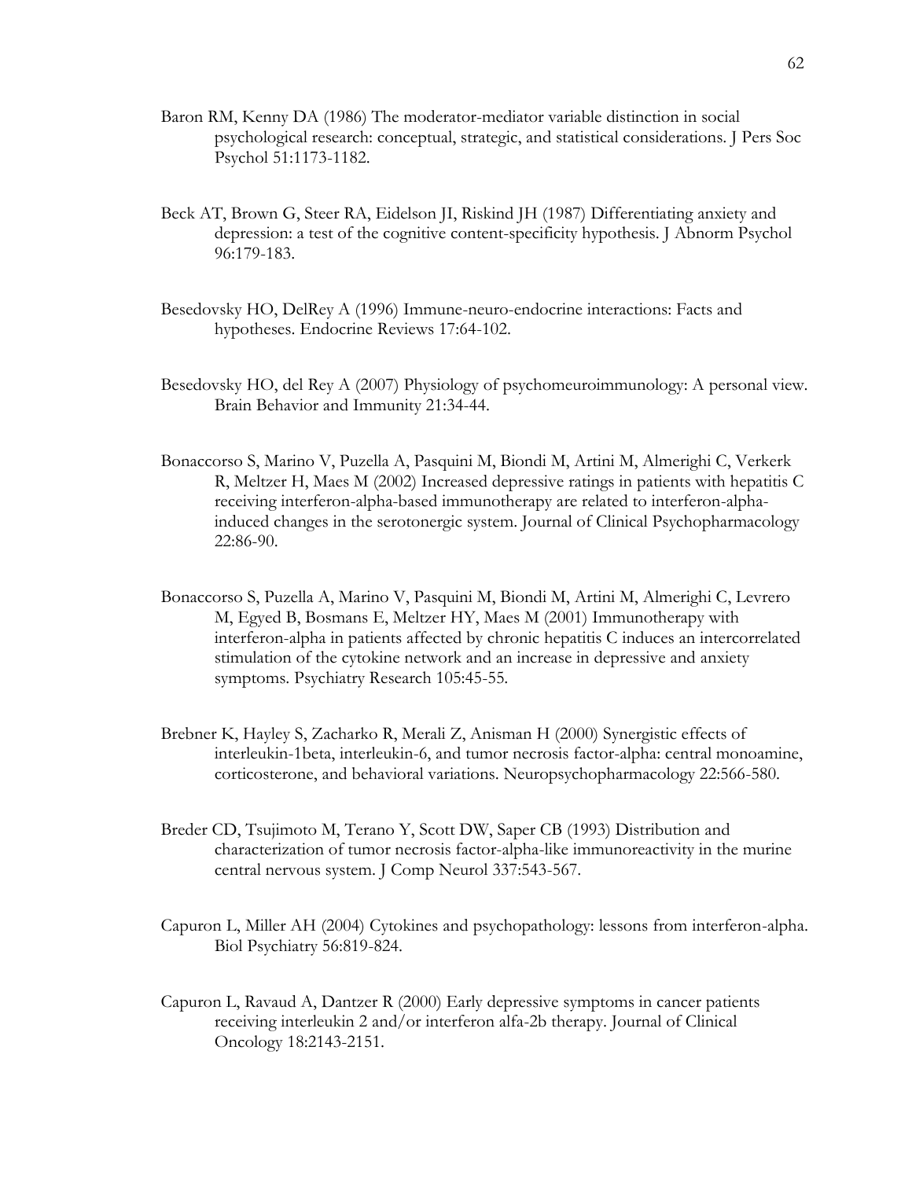Baron RM, Kenny DA (1986) The moderator-mediator variable distinction in social psychological research: conceptual, strategic, and statistical considerations. J Pers Soc Psychol 51:1173-1182.

Beck AT, Brown G, Steer RA, Eidelson JI, Riskind JH (1987) Differentiating anxiety and depression: a test of the cognitive content-specificity hypothesis. J Abnorm Psychol 96:179-183.

Besedovsky HO, DelRey A (1996) Immune-neuro-endocrine interactions: Facts and hypotheses. Endocrine Reviews 17:64-102.

Besedovsky HO, del Rey A (2007) Physiology of psychomeuroimmunology: A personal view. Brain Behavior and Immunity 21:34-44.

Bonaccorso S, Marino V, Puzella A, Pasquini M, Biondi M, Artini M, Almerighi C, Verkerk R, Meltzer H, Maes M (2002) Increased depressive ratings in patients with hepatitis C receiving interferon-alpha-based immunotherapy are related to interferon-alpha-induced changes in the serotonergic system. Journal of Clinical Psychopharmacology 22:86-90.

Bonaccorso S, Puzella A, Marino V, Pasquini M, Biondi M, Artini M, Almerighi C, Levrero M, Egyed B, Bosmans E, Meltzer HY, Maes M (2001) Immunotherapy with interferon-alpha in patients affected by chronic hepatitis C induces an intercorrelated stimulation of the cytokine network and an increase in depressive and anxiety symptoms. Psychiatry Research 105:45-55.

Brebner K, Hayley S, Zacharko R, Merali Z, Anisman H (2000) Synergistic effects of interleukin-1beta, interleukin-6, and tumor necrosis factor-alpha: central monoamine, corticosterone, and behavioral variations. Neuropsychopharmacology 22:566-580.

Breder CD, Tsujimoto M, Terano Y, Scott DW, Saper CB (1993) Distribution and characterization of tumor necrosis factor-alpha-like immunoreactivity in the murine central nervous system. J Comp Neurol 337:543-567.

Capuron L, Miller AH (2004) Cytokines and psychopathology: lessons from interferon-alpha. Biol Psychiatry 56:819-824.

Capuron L, Ravaud A, Dantzer R (2000) Early depressive symptoms in cancer patients receiving interleukin 2 and/or interferon alfa-2b therapy. Journal of Clinical Oncology 18:2143-2151.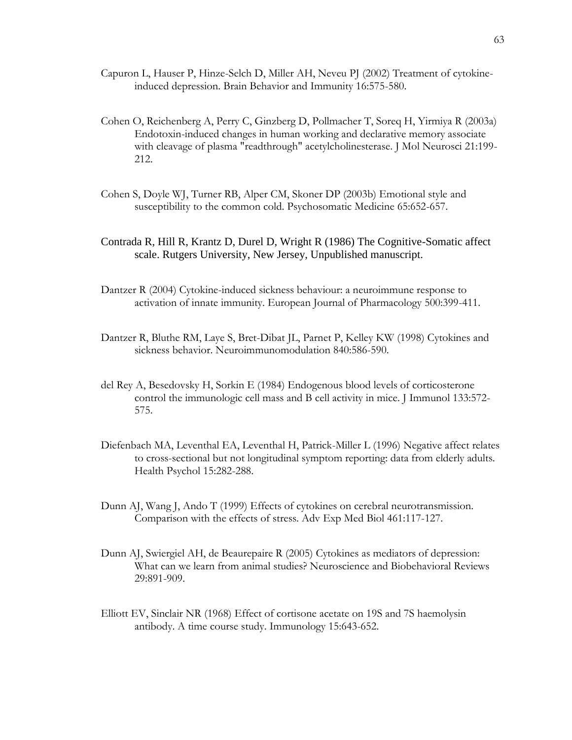Capuron L, Hauser P, Hinze-Selch D, Miller AH, Neveu PJ (2002) Treatment of cytokine-induced depression. Brain Behavior and Immunity 16:575-580.

Cohen O, Reichenberg A, Perry C, Ginzberg D, Pollmacher T, Soreq H, Yirmiya R (2003a) Endotoxin-induced changes in human working and declarative memory associate with cleavage of plasma "readthrough" acetylcholinesterase. J Mol Neurosci 21:199-212.

Cohen S, Doyle WJ, Turner RB, Alper CM, Skoner DP (2003b) Emotional style and susceptibility to the common cold. Psychosomatic Medicine 65:652-657.

Contrada R, Hill R, Krantz D, Durel D, Wright R (1986) The Cognitive-Somatic affect scale. Rutgers University, New Jersey, Unpublished manuscript.

Dantzer R (2004) Cytokine-induced sickness behaviour: a neuroimmune response to activation of innate immunity. European Journal of Pharmacology 500:399-411.

Dantzer R, Bluthe RM, Laye S, Bret-Dibat JL, Parnet P, Kelley KW (1998) Cytokines and sickness behavior. Neuroimmunomodulation 840:586-590.

del Rey A, Besedovsky H, Sorkin E (1984) Endogenous blood levels of corticosterone control the immunologic cell mass and B cell activity in mice. J Immunol 133:572-575.

Diefenbach MA, Leventhal EA, Leventhal H, Patrick-Miller L (1996) Negative affect relates to cross-sectional but not longitudinal symptom reporting: data from elderly adults. Health Psychol 15:282-288.

Dunn AJ, Wang J, Ando T (1999) Effects of cytokines on cerebral neurotransmission. Comparison with the effects of stress. Adv Exp Med Biol 461:117-127.

Dunn AJ, Swiergiel AH, de Beaurepaire R (2005) Cytokines as mediators of depression: What can we learn from animal studies? Neuroscience and Biobehavioral Reviews 29:891-909.

Elliott EV, Sinclair NR (1968) Effect of cortisone acetate on 19S and 7S haemolysin antibody. A time course study. Immunology 15:643-652.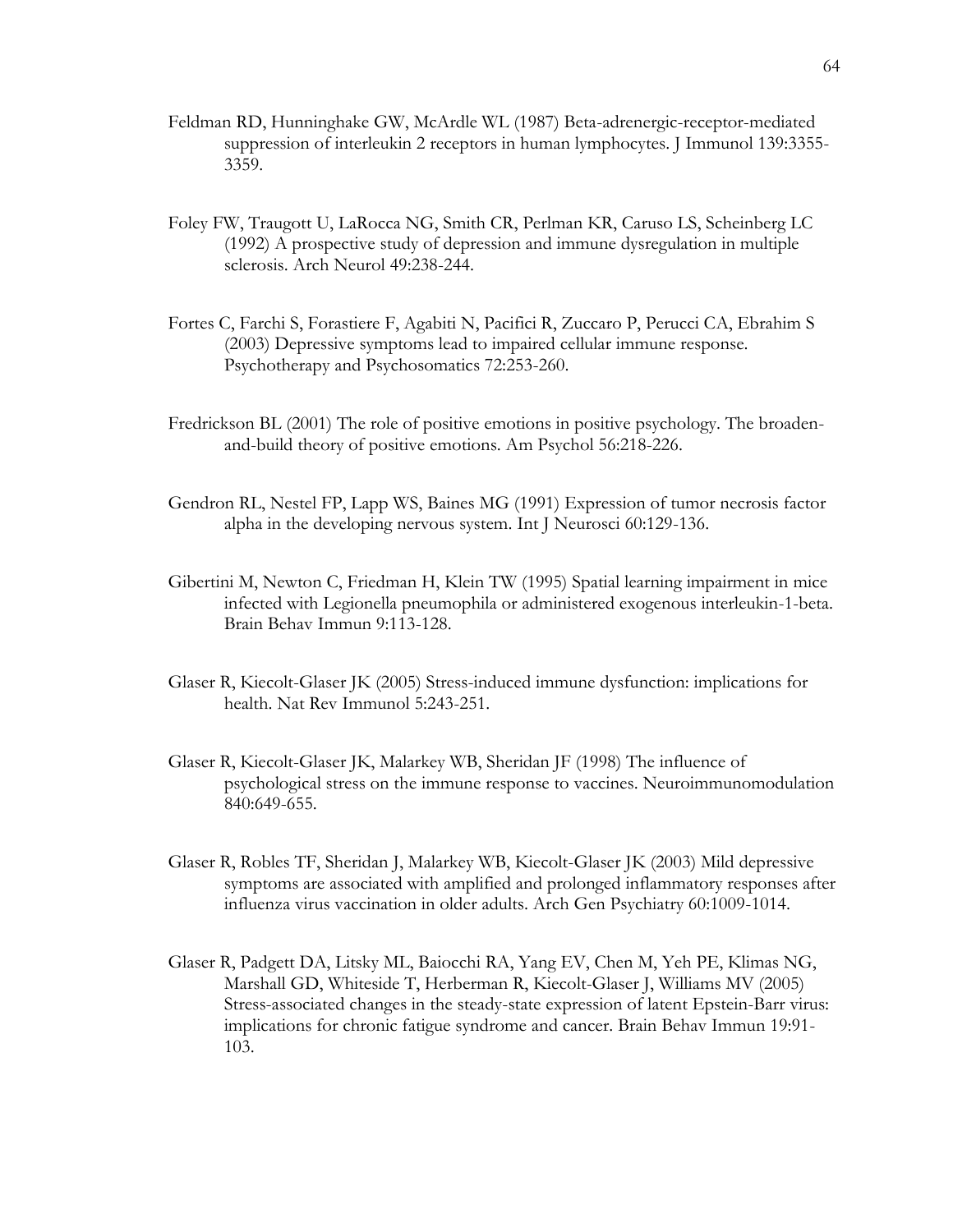Feldman RD, Hunninghake GW, McArdle WL (1987) Beta-adrenergic-receptor-mediated suppression of interleukin 2 receptors in human lymphocytes. J Immunol 139:3355-3359.

Foley FW, Traugott U, LaRocca NG, Smith CR, Perlman KR, Caruso LS, Scheinberg LC (1992) A prospective study of depression and immune dysregulation in multiple sclerosis. Arch Neurol 49:238-244.

Fortes C, Farchi S, Forastiere F, Agabiti N, Pacifici R, Zuccaro P, Perucci CA, Ebrahim S (2003) Depressive symptoms lead to impaired cellular immune response. Psychotherapy and Psychosomatics 72:253-260.

Fredrickson BL (2001) The role of positive emotions in positive psychology. The broaden-and-build theory of positive emotions. Am Psychol 56:218-226.

Gendron RL, Nestel FP, Lapp WS, Baines MG (1991) Expression of tumor necrosis factor alpha in the developing nervous system. Int J Neurosci 60:129-136.

Gibertini M, Newton C, Friedman H, Klein TW (1995) Spatial learning impairment in mice infected with Legionella pneumophila or administered exogenous interleukin-1-beta. Brain Behav Immun 9:113-128.

Glaser R, Kiecolt-Glaser JK (2005) Stress-induced immune dysfunction: implications for health. Nat Rev Immunol 5:243-251.

Glaser R, Kiecolt-Glaser JK, Malarkey WB, Sheridan JF (1998) The influence of psychological stress on the immune response to vaccines. Neuroimmunomodulation 840:649-655.

Glaser R, Robles TF, Sheridan J, Malarkey WB, Kiecolt-Glaser JK (2003) Mild depressive symptoms are associated with amplified and prolonged inflammatory responses after influenza virus vaccination in older adults. Arch Gen Psychiatry 60:1009-1014.

Glaser R, Padgett DA, Litsky ML, Baiocchi RA, Yang EV, Chen M, Yeh PE, Klimas NG, Marshall GD, Whiteside T, Herberman R, Kiecolt-Glaser J, Williams MV (2005) Stress-associated changes in the steady-state expression of latent Epstein-Barr virus: implications for chronic fatigue syndrome and cancer. Brain Behav Immun 19:91-103.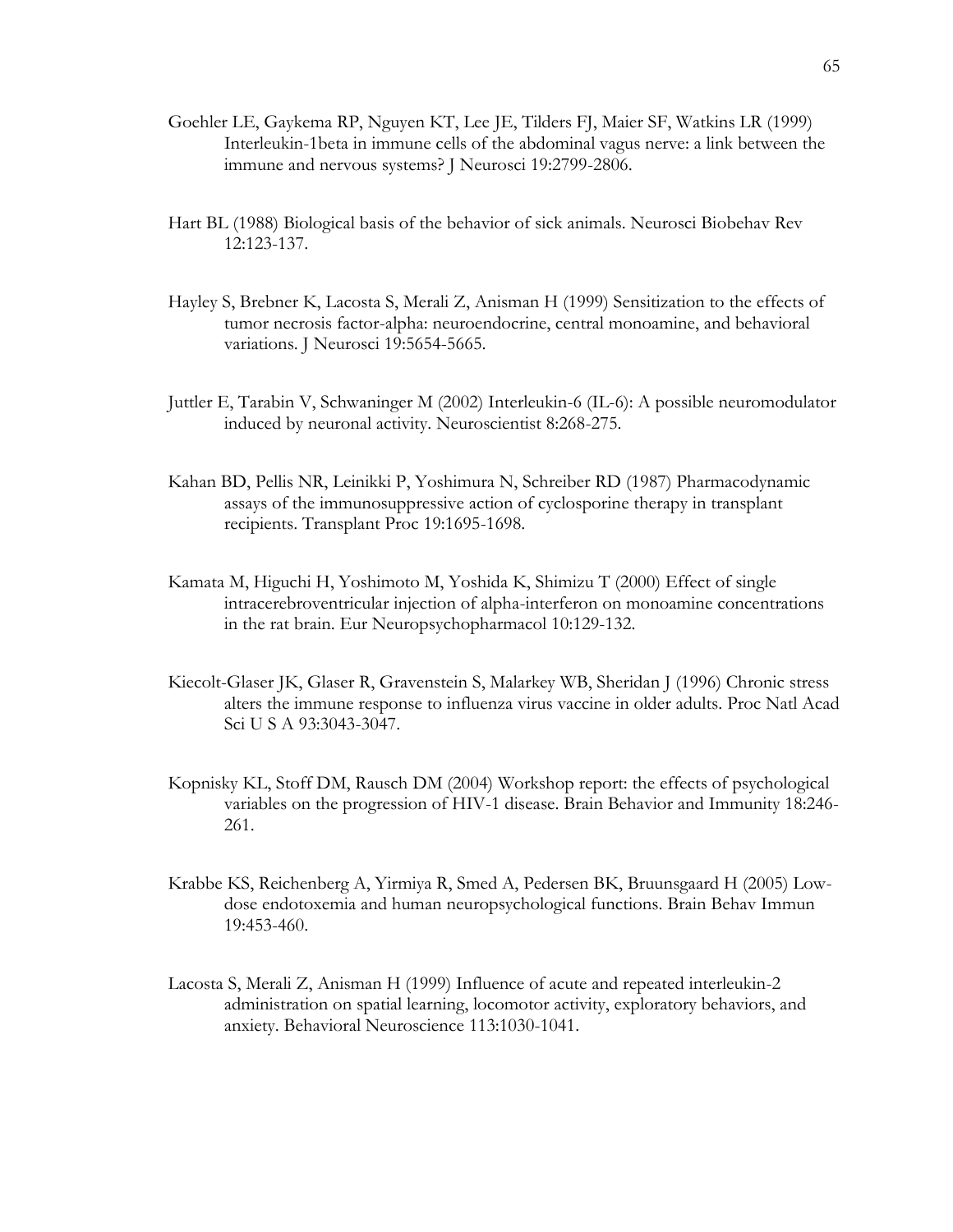Goehler LE, Gaykema RP, Nguyen KT, Lee JE, Tilders FJ, Maier SF, Watkins LR (1999) Interleukin-1beta in immune cells of the abdominal vagus nerve: a link between the immune and nervous systems? J Neurosci 19:2799-2806.

Hart BL (1988) Biological basis of the behavior of sick animals. Neurosci Biobehav Rev 12:123-137.

Hayley S, Brebner K, Lacosta S, Merali Z, Anisman H (1999) Sensitization to the effects of tumor necrosis factor-alpha: neuroendocrine, central monoamine, and behavioral variations. J Neurosci 19:5654-5665.

Juttler E, Tarabin V, Schwaninger M (2002) Interleukin-6 (IL-6): A possible neuromodulator induced by neuronal activity. Neuroscientist 8:268-275.

Kahan BD, Pellis NR, Leinikki P, Yoshimura N, Schreiber RD (1987) Pharmacodynamic assays of the immunosuppressive action of cyclosporine therapy in transplant recipients. Transplant Proc 19:1695-1698.

Kamata M, Higuchi H, Yoshimoto M, Yoshida K, Shimizu T (2000) Effect of single intracerebroventricular injection of alpha-interferon on monoamine concentrations in the rat brain. Eur Neuropsychopharmacol 10:129-132.

Kiecolt-Glaser JK, Glaser R, Gravenstein S, Malarkey WB, Sheridan J (1996) Chronic stress alters the immune response to influenza virus vaccine in older adults. Proc Natl Acad Sci U S A 93:3043-3047.

Kopnisky KL, Stoff DM, Rausch DM (2004) Workshop report: the effects of psychological variables on the progression of HIV-1 disease. Brain Behavior and Immunity 18:246-261.

Krabbe KS, Reichenberg A, Yirmiya R, Smed A, Pedersen BK, Bruunsgaard H (2005) Low-dose endotoxemia and human neuropsychological functions. Brain Behav Immun 19:453-460.

Lacosta S, Merali Z, Anisman H (1999) Influence of acute and repeated interleukin-2 administration on spatial learning, locomotor activity, exploratory behaviors, and anxiety. Behavioral Neuroscience 113:1030-1041.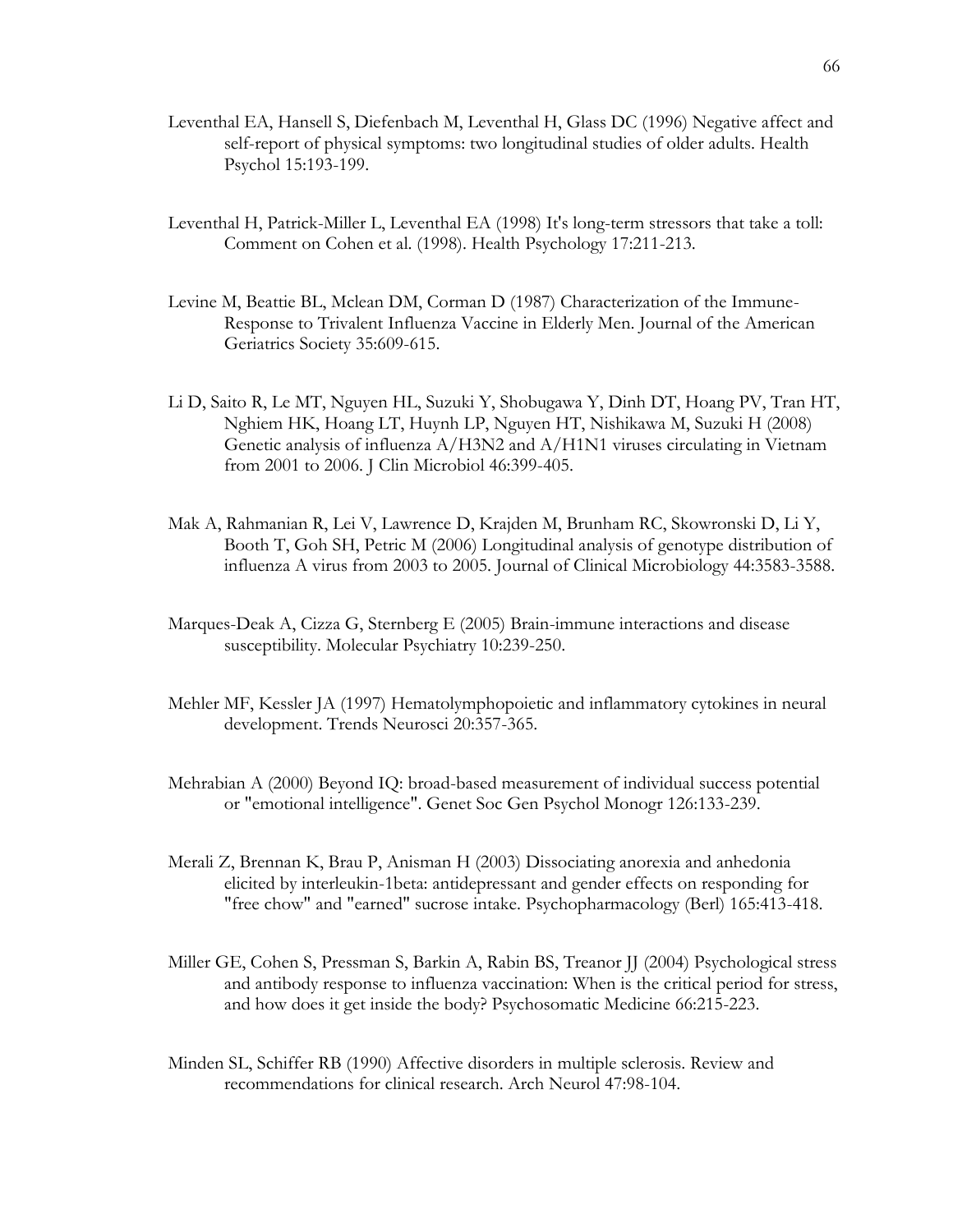Leventhal EA, Hansell S, Diefenbach M, Leventhal H, Glass DC (1996) Negative affect and self-report of physical symptoms: two longitudinal studies of older adults. Health Psychol 15:193-199.

Leventhal H, Patrick-Miller L, Leventhal EA (1998) It's long-term stressors that take a toll: Comment on Cohen et al. (1998). Health Psychology 17:211-213.

Levine M, Beattie BL, Mclean DM, Corman D (1987) Characterization of the Immune-Response to Trivalent Influenza Vaccine in Elderly Men. Journal of the American Geriatrics Society 35:609-615.

Li D, Saito R, Le MT, Nguyen HL, Suzuki Y, Shobugawa Y, Dinh DT, Hoang PV, Tran HT, Nghiem HK, Hoang LT, Huynh LP, Nguyen HT, Nishikawa M, Suzuki H (2008) Genetic analysis of influenza A/H3N2 and A/H1N1 viruses circulating in Vietnam from 2001 to 2006. J Clin Microbiol 46:399-405.

Mak A, Rahmanian R, Lei V, Lawrence D, Krajden M, Brunham RC, Skowronski D, Li Y, Booth T, Goh SH, Petric M (2006) Longitudinal analysis of genotype distribution of influenza A virus from 2003 to 2005. Journal of Clinical Microbiology 44:3583-3588.

Marques-Deak A, Cizza G, Sternberg E (2005) Brain-immune interactions and disease susceptibility. Molecular Psychiatry 10:239-250.

Mehler MF, Kessler JA (1997) Hematolymphopoietic and inflammatory cytokines in neural development. Trends Neurosci 20:357-365.

Mehrabian A (2000) Beyond IQ: broad-based measurement of individual success potential or "emotional intelligence". Genet Soc Gen Psychol Monogr 126:133-239.

Merali Z, Brennan K, Brau P, Anisman H (2003) Dissociating anorexia and anhedonia elicited by interleukin-1beta: antidepressant and gender effects on responding for "free chow" and "earned" sucrose intake. Psychopharmacology (Berl) 165:413-418.

Miller GE, Cohen S, Pressman S, Barkin A, Rabin BS, Treanor JJ (2004) Psychological stress and antibody response to influenza vaccination: When is the critical period for stress, and how does it get inside the body? Psychosomatic Medicine 66:215-223.

Minden SL, Schiffer RB (1990) Affective disorders in multiple sclerosis. Review and recommendations for clinical research. Arch Neurol 47:98-104.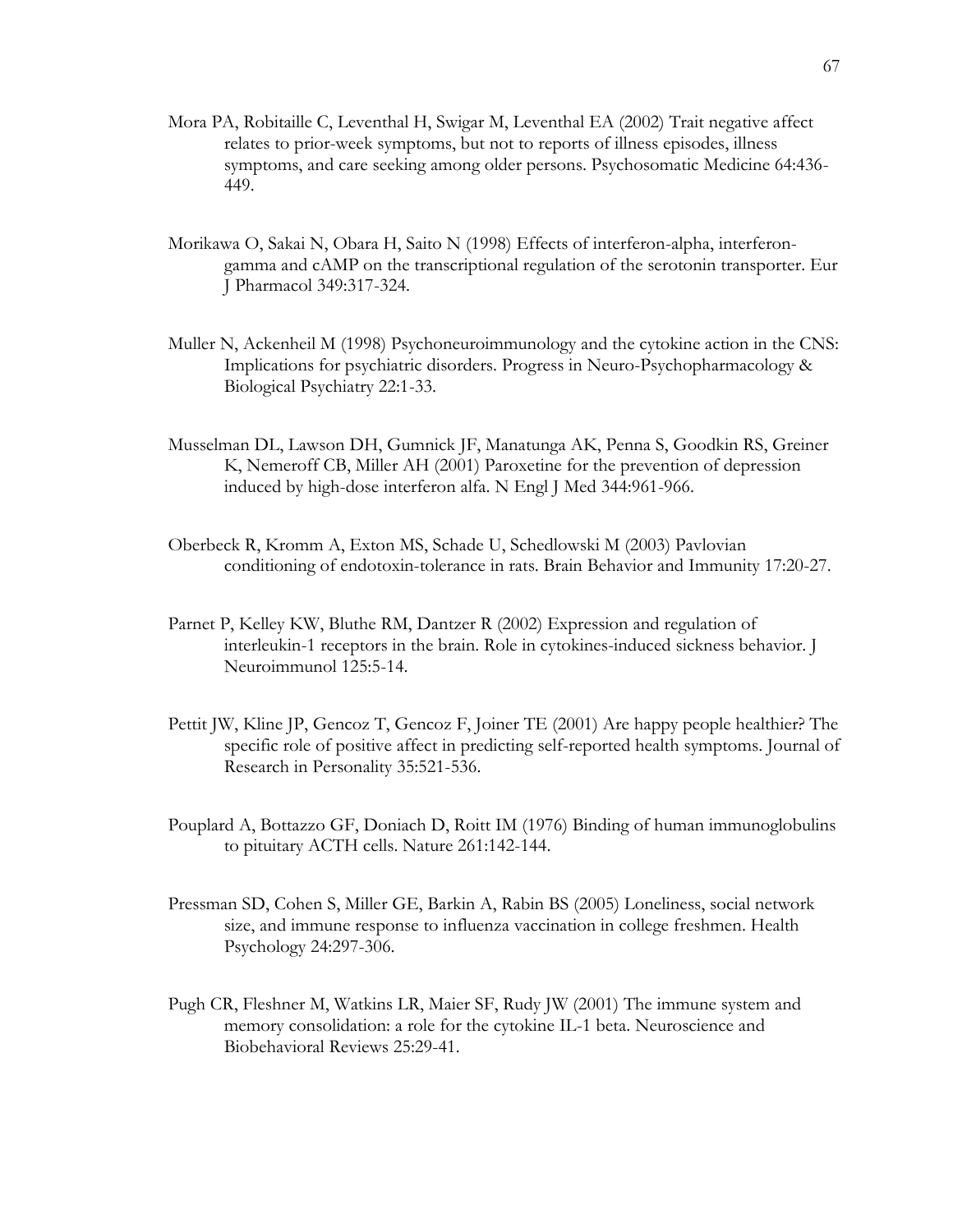Mora PA, Robitaille C, Leventhal H, Swigar M, Leventhal EA (2002) Trait negative affect relates to prior-week symptoms, but not to reports of illness episodes, illness symptoms, and care seeking among older persons. Psychosomatic Medicine 64:436-449.

Morikawa O, Sakai N, Obara H, Saito N (1998) Effects of interferon-alpha, interferon-gamma and cAMP on the transcriptional regulation of the serotonin transporter. Eur J Pharmacol 349:317-324.

Muller N, Ackenheil M (1998) Psychoneuroimmunology and the cytokine action in the CNS: Implications for psychiatric disorders. Progress in Neuro-Psychopharmacology & Biological Psychiatry 22:1-33.

Musselman DL, Lawson DH, Gumnick JF, Manatunga AK, Penna S, Goodkin RS, Greiner K, Nemeroff CB, Miller AH (2001) Paroxetine for the prevention of depression induced by high-dose interferon alfa. N Engl J Med 344:961-966.

Oberbeck R, Kromm A, Exton MS, Schade U, Schedlowski M (2003) Pavlovian conditioning of endotoxin-tolerance in rats. Brain Behavior and Immunity 17:20-27.

Parnet P, Kelley KW, Bluthe RM, Dantzer R (2002) Expression and regulation of interleukin-1 receptors in the brain. Role in cytokines-induced sickness behavior. J Neuroimmunol 125:5-14.

Pettit JW, Kline JP, Gencoz T, Gencoz F, Joiner TE (2001) Are happy people healthier? The specific role of positive affect in predicting self-reported health symptoms. Journal of Research in Personality 35:521-536.

Pouplard A, Bottazzo GF, Doniach D, Roitt IM (1976) Binding of human immunoglobulins to pituitary ACTH cells. Nature 261:142-144.

Pressman SD, Cohen S, Miller GE, Barkin A, Rabin BS (2005) Loneliness, social network size, and immune response to influenza vaccination in college freshmen. Health Psychology 24:297-306.

Pugh CR, Fleshner M, Watkins LR, Maier SF, Rudy JW (2001) The immune system and memory consolidation: a role for the cytokine IL-1 beta. Neuroscience and Biobehavioral Reviews 25:29-41.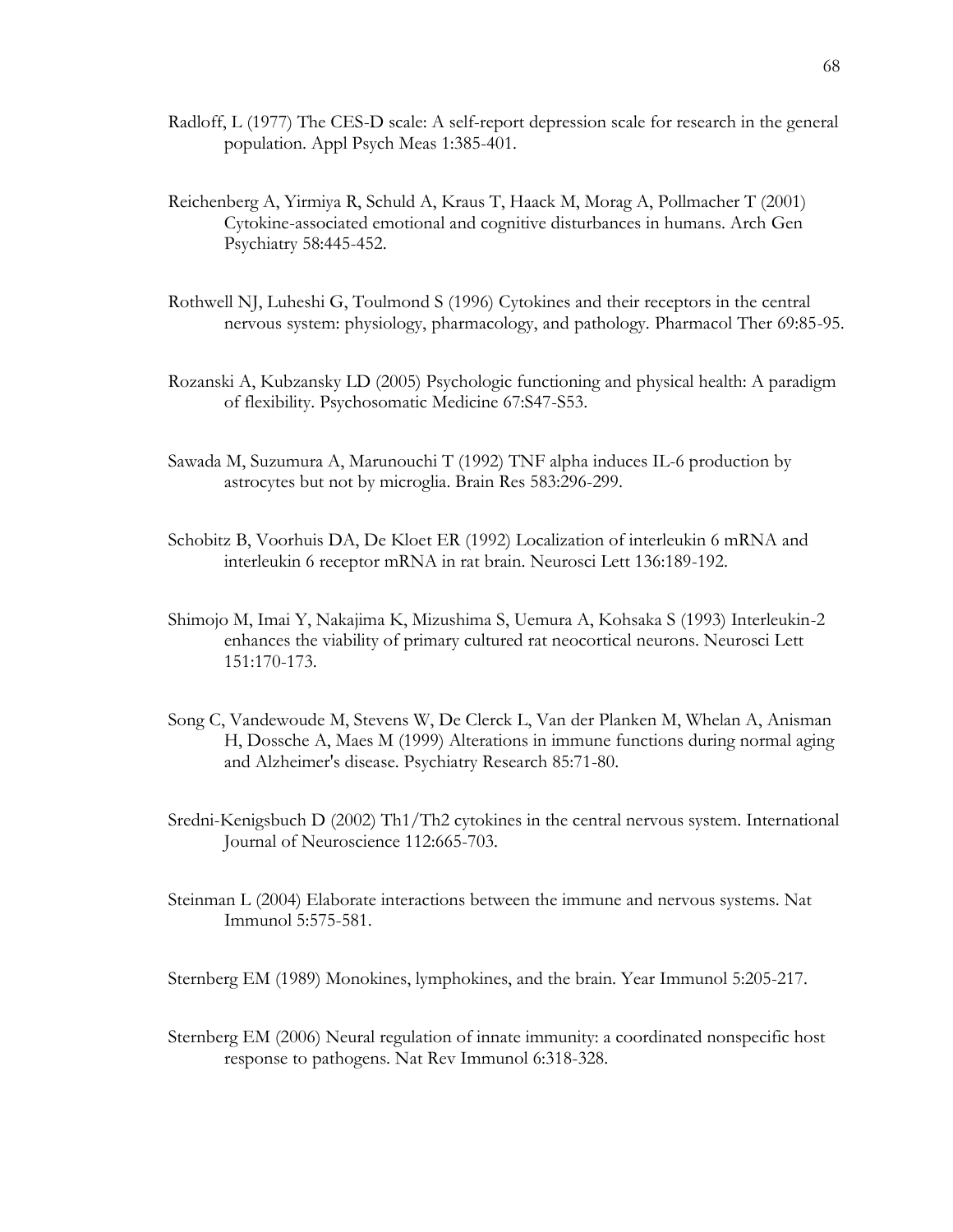Radloff, L (1977) The CES-D scale: A self-report depression scale for research in the general population. Appl Psych Meas 1:385-401.

Reichenberg A, Yirmiya R, Schuld A, Kraus T, Haack M, Morag A, Pollmacher T (2001) Cytokine-associated emotional and cognitive disturbances in humans. Arch Gen Psychiatry 58:445-452.

Rothwell NJ, Luheshi G, Toulmond S (1996) Cytokines and their receptors in the central nervous system: physiology, pharmacology, and pathology. Pharmacol Ther 69:85-95.

Rozanski A, Kubzansky LD (2005) Psychologic functioning and physical health: A paradigm of flexibility. Psychosomatic Medicine 67:S47-S53.

Sawada M, Suzumura A, Marunouchi T (1992) TNF alpha induces IL-6 production by astrocytes but not by microglia. Brain Res 583:296-299.

Schobitz B, Voorhuis DA, De Kloet ER (1992) Localization of interleukin 6 mRNA and interleukin 6 receptor mRNA in rat brain. Neurosci Lett 136:189-192.

Shimojo M, Imai Y, Nakajima K, Mizushima S, Uemura A, Kohsaka S (1993) Interleukin-2 enhances the viability of primary cultured rat neocortical neurons. Neurosci Lett 151:170-173.

Song C, Vandewoude M, Stevens W, De Clerck L, Van der Planken M, Whelan A, Anisman H, Dossche A, Maes M (1999) Alterations in immune functions during normal aging and Alzheimer's disease. Psychiatry Research 85:71-80.

Sredni-Kenigsbuch D (2002) Th1/Th2 cytokines in the central nervous system. International Journal of Neuroscience 112:665-703.

Steinman L (2004) Elaborate interactions between the immune and nervous systems. Nat Immunol 5:575-581.

Sternberg EM (1989) Monokines, lymphokines, and the brain. Year Immunol 5:205-217.

Sternberg EM (2006) Neural regulation of innate immunity: a coordinated nonspecific host response to pathogens. Nat Rev Immunol 6:318-328.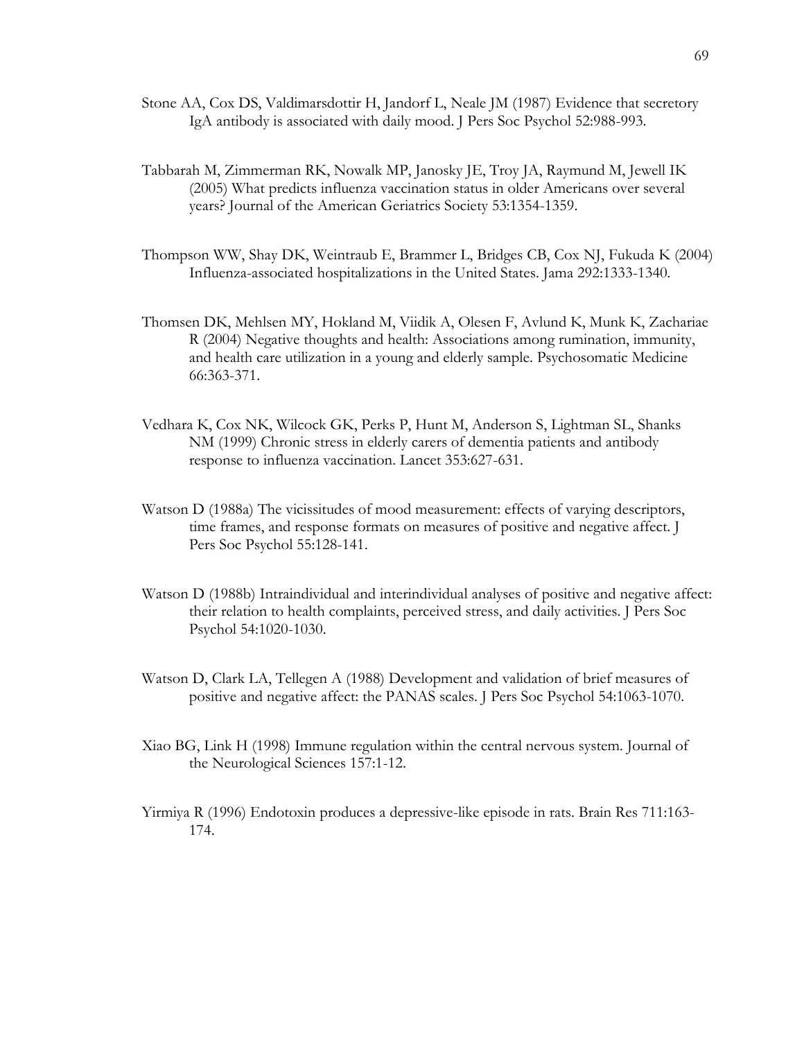Stone AA, Cox DS, Valdimarsdottir H, Jandorf L, Neale JM (1987) Evidence that secretory IgA antibody is associated with daily mood. J Pers Soc Psychol 52:988-993.

Tabbarah M, Zimmerman RK, Nowalk MP, Janosky JE, Troy JA, Raymund M, Jewell IK (2005) What predicts influenza vaccination status in older Americans over several years? Journal of the American Geriatrics Society 53:1354-1359.

Thompson WW, Shay DK, Weintraub E, Brammer L, Bridges CB, Cox NJ, Fukuda K (2004) Influenza-associated hospitalizations in the United States. Jama 292:1333-1340.

Thomsen DK, Mehlsen MY, Hokland M, Viidik A, Olesen F, Avlund K, Munk K, Zachariae R (2004) Negative thoughts and health: Associations among rumination, immunity, and health care utilization in a young and elderly sample. Psychosomatic Medicine 66:363-371.

Vedhara K, Cox NK, Wilcock GK, Perks P, Hunt M, Anderson S, Lightman SL, Shanks NM (1999) Chronic stress in elderly carers of dementia patients and antibody response to influenza vaccination. Lancet 353:627-631.

Watson D (1988a) The vicissitudes of mood measurement: effects of varying descriptors, time frames, and response formats on measures of positive and negative affect. J Pers Soc Psychol 55:128-141.

Watson D (1988b) Intraindividual and interindividual analyses of positive and negative affect: their relation to health complaints, perceived stress, and daily activities. J Pers Soc Psychol 54:1020-1030.

Watson D, Clark LA, Tellegen A (1988) Development and validation of brief measures of positive and negative affect: the PANAS scales. J Pers Soc Psychol 54:1063-1070.

Xiao BG, Link H (1998) Immune regulation within the central nervous system. Journal of the Neurological Sciences 157:1-12.

Yirmiya R (1996) Endotoxin produces a depressive-like episode in rats. Brain Res 711:163-174.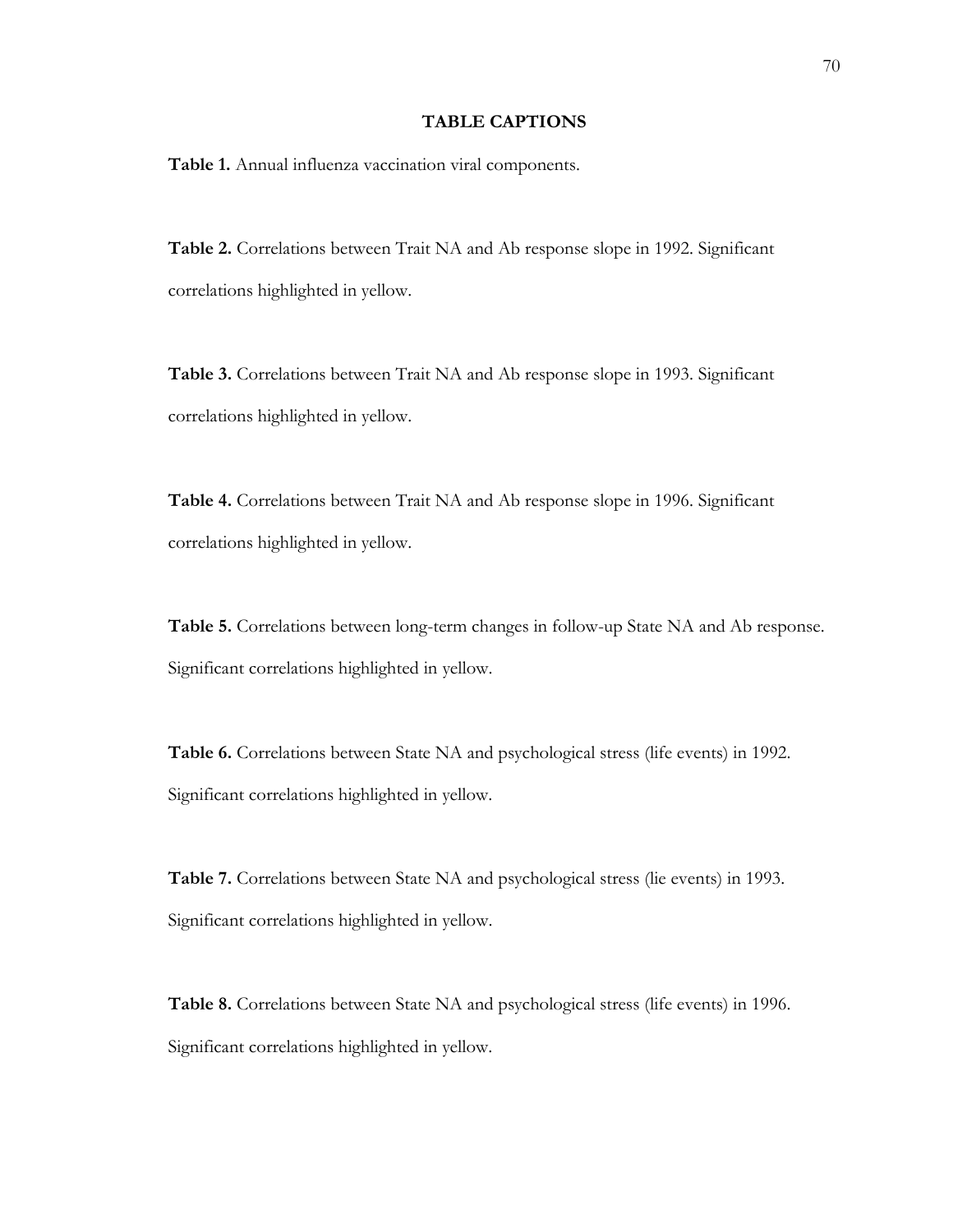## TABLE CAPTIONS

**Table 1.** Annual influenza vaccination viral components.

**Table 2.** Correlations between Trait NA and Ab response slope in 1992. Significant correlations highlighted in yellow.

**Table 3.** Correlations between Trait NA and Ab response slope in 1993. Significant correlations highlighted in yellow.

**Table 4.** Correlations between Trait NA and Ab response slope in 1996. Significant correlations highlighted in yellow.

**Table 5.** Correlations between long-term changes in follow-up State NA and Ab response. Significant correlations highlighted in yellow.

**Table 6.** Correlations between State NA and psychological stress (life events) in 1992. Significant correlations highlighted in yellow.

**Table 7.** Correlations between State NA and psychological stress (lie events) in 1993. Significant correlations highlighted in yellow.

**Table 8.** Correlations between State NA and psychological stress (life events) in 1996. Significant correlations highlighted in yellow.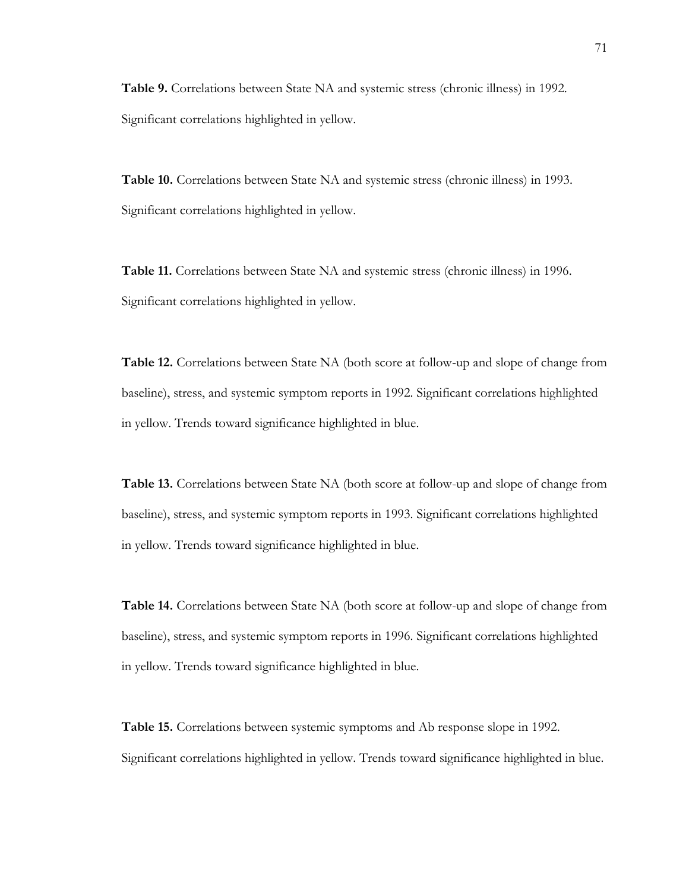**Table 9.** Correlations between State NA and systemic stress (chronic illness) in 1992. Significant correlations highlighted in yellow.

**Table 10.** Correlations between State NA and systemic stress (chronic illness) in 1993. Significant correlations highlighted in yellow.

**Table 11.** Correlations between State NA and systemic stress (chronic illness) in 1996. Significant correlations highlighted in yellow.

**Table 12.** Correlations between State NA (both score at follow-up and slope of change from baseline), stress, and systemic symptom reports in 1992. Significant correlations highlighted in yellow. Trends toward significance highlighted in blue.

**Table 13.** Correlations between State NA (both score at follow-up and slope of change from baseline), stress, and systemic symptom reports in 1993. Significant correlations highlighted in yellow. Trends toward significance highlighted in blue.

**Table 14.** Correlations between State NA (both score at follow-up and slope of change from baseline), stress, and systemic symptom reports in 1996. Significant correlations highlighted in yellow. Trends toward significance highlighted in blue.

**Table 15.** Correlations between systemic symptoms and Ab response slope in 1992. Significant correlations highlighted in yellow. Trends toward significance highlighted in blue.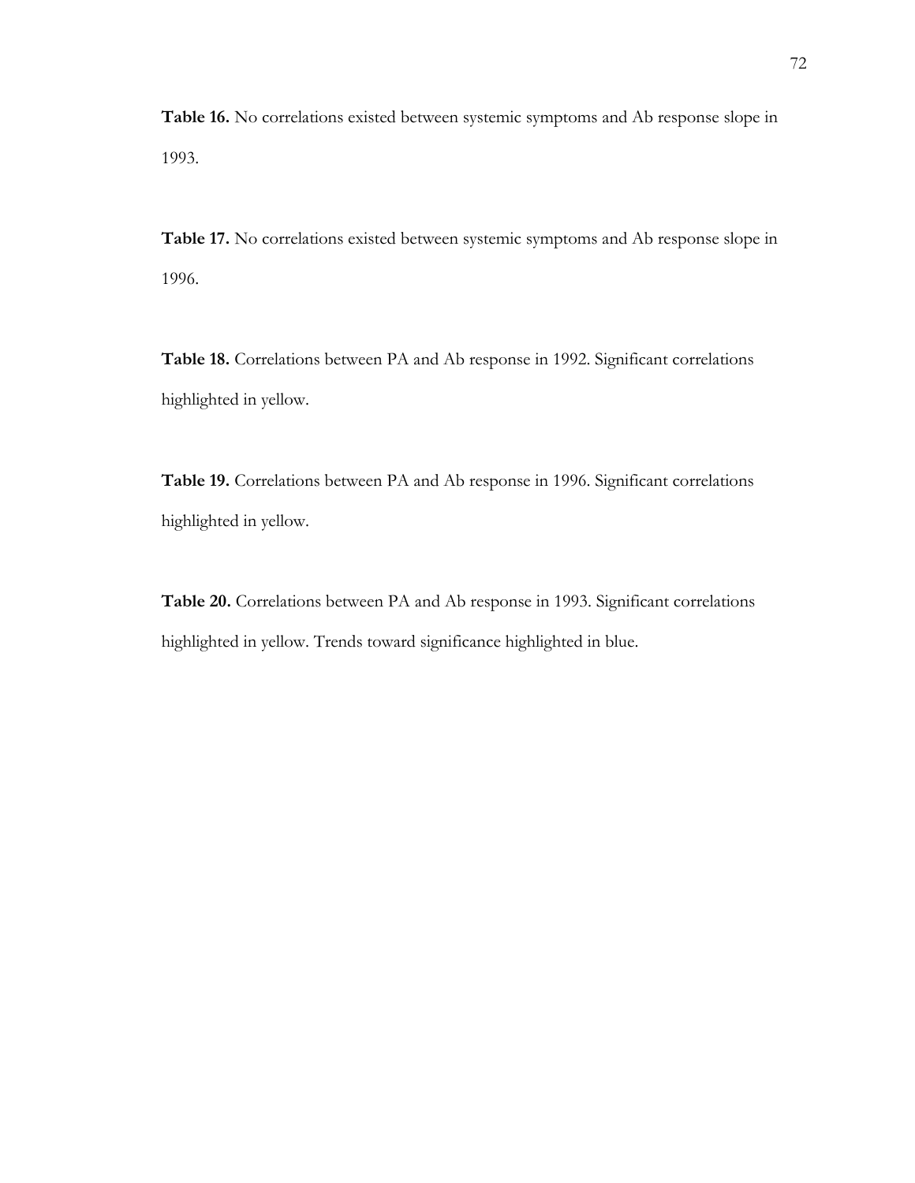**Table 16.** No correlations existed between systemic symptoms and Ab response slope in 1993.

**Table 17.** No correlations existed between systemic symptoms and Ab response slope in 1996.

**Table 18.** Correlations between PA and Ab response in 1992. Significant correlations highlighted in yellow.

**Table 19.** Correlations between PA and Ab response in 1996. Significant correlations highlighted in yellow.

**Table 20.** Correlations between PA and Ab response in 1993. Significant correlations highlighted in yellow. Trends toward significance highlighted in blue.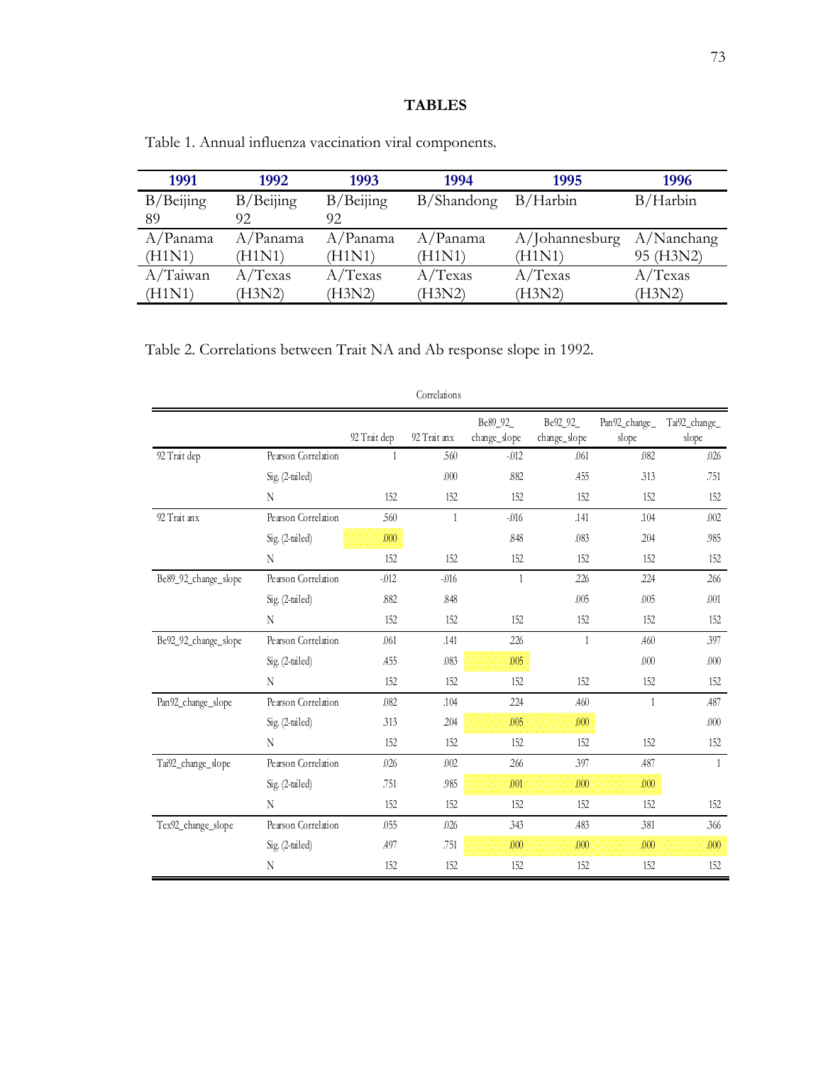## TABLES

Table 1. Annual influenza vaccination viral components.

| 1991 | 1992 | 1993 | 1994 | 1995 | 1996 |
|---|---|---|---|---|---|
| B/Beijing 89 | B/Beijing 92 | B/Beijing 92 | B/Shandong | B/Harbin | B/Harbin |
| A/Panama (H1N1) | A/Panama (H1N1) | A/Panama (H1N1) | A/Panama (H1N1) | A/Johannesburg (H1N1) | A/Nanchang 95 (H3N2) |
| A/Taiwan (H1N1) | A/Texas (H3N2) | A/Texas (H3N2) | A/Texas (H3N2) | A/Texas (H3N2) | A/Texas (H3N2) |

Table 2. Correlations between Trait NA and Ab response slope in 1992.

Correlations

| | | 92 Trait dep | 92 Trait anx | Be89_92_change_slope | Be92_92_change_slope | Pan92_change_slope | Tai92_change_slope |
|---|---|---|---|---|---|---|---|
| 92 Trait dep | Pearson Correlation | 1 | .560 | -.012 | .061 | .082 | .026 |
| | Sig. (2-tailed) | | .000 | .882 | .455 | .313 | .751 |
| | N | 152 | 152 | 152 | 152 | 152 | 152 |
| 92 Trait anx | Pearson Correlation | .560 | 1 | -.016 | .141 | .104 | .002 |
| | Sig. (2-tailed) | .000 | | .848 | .083 | .204 | .985 |
| | N | 152 | 152 | 152 | 152 | 152 | 152 |
| Be89_92_change_slope | Pearson Correlation | -.012 | -.016 | 1 | .226 | .224 | .266 |
| | Sig. (2-tailed) | .882 | .848 | | .005 | .005 | .001 |
| | N | 152 | 152 | 152 | 152 | 152 | 152 |
| Be92_92_change_slope | Pearson Correlation | .061 | .141 | .226 | 1 | .460 | .397 |
| | Sig. (2-tailed) | .455 | .083 | .005 | | .000 | .000 |
| | N | 152 | 152 | 152 | 152 | 152 | 152 |
| Pan92_change_slope | Pearson Correlation | .082 | .104 | .224 | .460 | 1 | .487 |
| | Sig. (2-tailed) | .313 | .204 | .005 | .000 | | .000 |
| | N | 152 | 152 | 152 | 152 | 152 | 152 |
| Tai92_change_slope | Pearson Correlation | .026 | .002 | .266 | .397 | .487 | 1 |
| | Sig. (2-tailed) | .751 | .985 | .001 | .000 | .000 | |
| | N | 152 | 152 | 152 | 152 | 152 | 152 |
| Tex92_change_slope | Pearson Correlation | .055 | .026 | .343 | .483 | .381 | .366 |
| | Sig. (2-tailed) | .497 | .751 | .000 | .000 | .000 | .000 |
| | N | 152 | 152 | 152 | 152 | 152 | 152 |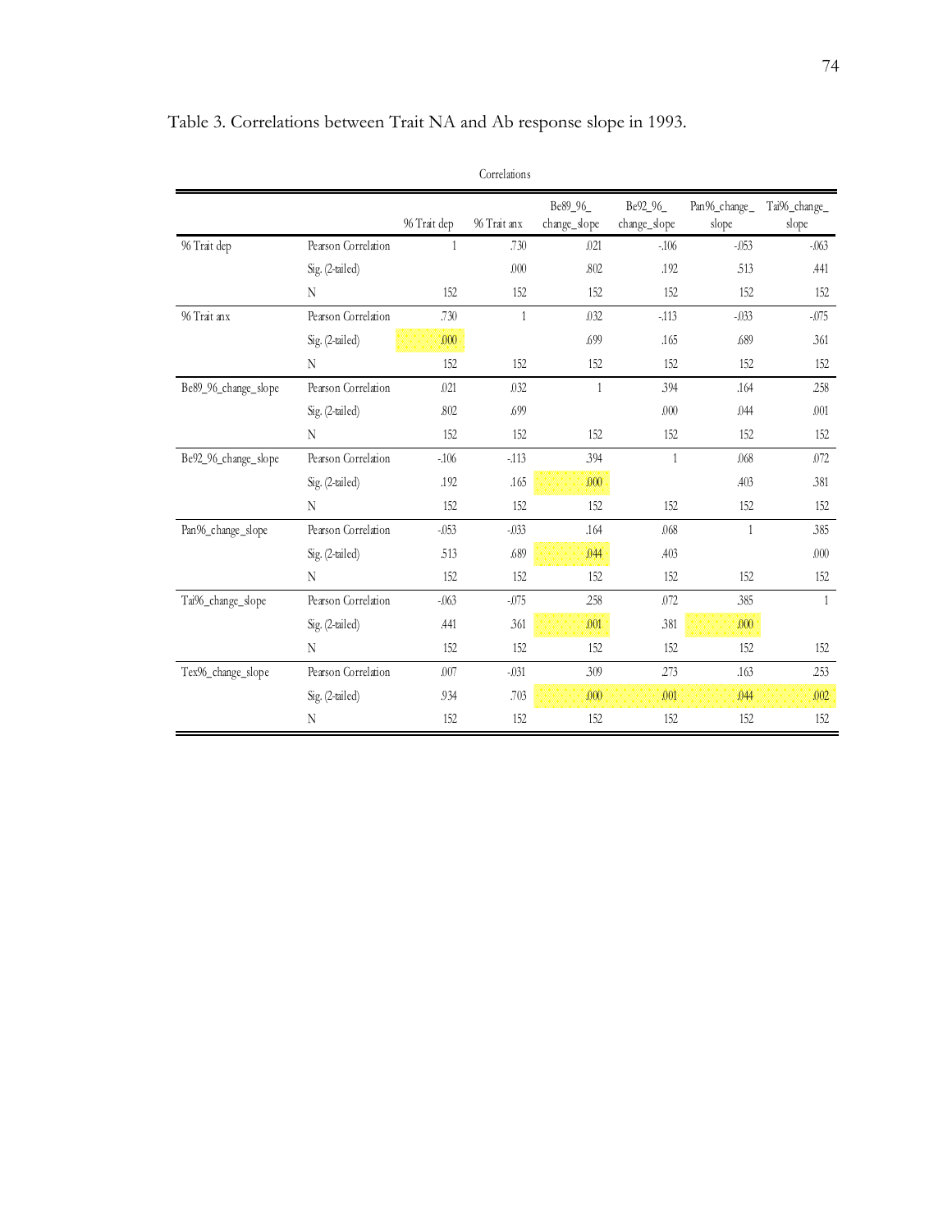Table 3. Correlations between Trait NA and Ab response slope in 1993.

Correlations

| | | 96 Trait dep | 96 Trait anx | Be89_96_change_slope | Be92_96_change_slope | Pan96_change_slope | Tai96_change_slope |
|---|---|---|---|---|---|---|---|
| 96 Trait dep | Pearson Correlation | 1 | .730 | .021 | -.106 | -.053 | -.063 |
| | Sig. (2-tailed) | | .000 | .802 | .192 | .513 | .441 |
| | N | 152 | 152 | 152 | 152 | 152 | 152 |
| 96 Trait anx | Pearson Correlation | .730 | 1 | .032 | -.113 | -.033 | -.075 |
| | Sig. (2-tailed) | .000 | | .699 | .165 | .689 | .361 |
| | N | 152 | 152 | 152 | 152 | 152 | 152 |
| Be89_96_change_slope | Pearson Correlation | .021 | .032 | 1 | .394 | .164 | .258 |
| | Sig. (2-tailed) | .802 | .699 | | .000 | .044 | .001 |
| | N | 152 | 152 | 152 | 152 | 152 | 152 |
| Be92_96_change_slope | Pearson Correlation | -.106 | -.113 | .394 | 1 | .068 | .072 |
| | Sig. (2-tailed) | .192 | .165 | .000 | | .403 | .381 |
| | N | 152 | 152 | 152 | 152 | 152 | 152 |
| Pan96_change_slope | Pearson Correlation | -.053 | -.033 | .164 | .068 | 1 | .385 |
| | Sig. (2-tailed) | .513 | .689 | .044 | .403 | | .000 |
| | N | 152 | 152 | 152 | 152 | 152 | 152 |
| Tai96_change_slope | Pearson Correlation | -.063 | -.075 | .258 | .072 | .385 | 1 |
| | Sig. (2-tailed) | .441 | .361 | .001 | .381 | .000 | |
| | N | 152 | 152 | 152 | 152 | 152 | 152 |
| Tex96_change_slope | Pearson Correlation | .007 | -.031 | .309 | .273 | .163 | .253 |
| | Sig. (2-tailed) | .934 | .703 | .000 | .001 | .044 | .002 |
| | N | 152 | 152 | 152 | 152 | 152 | 152 |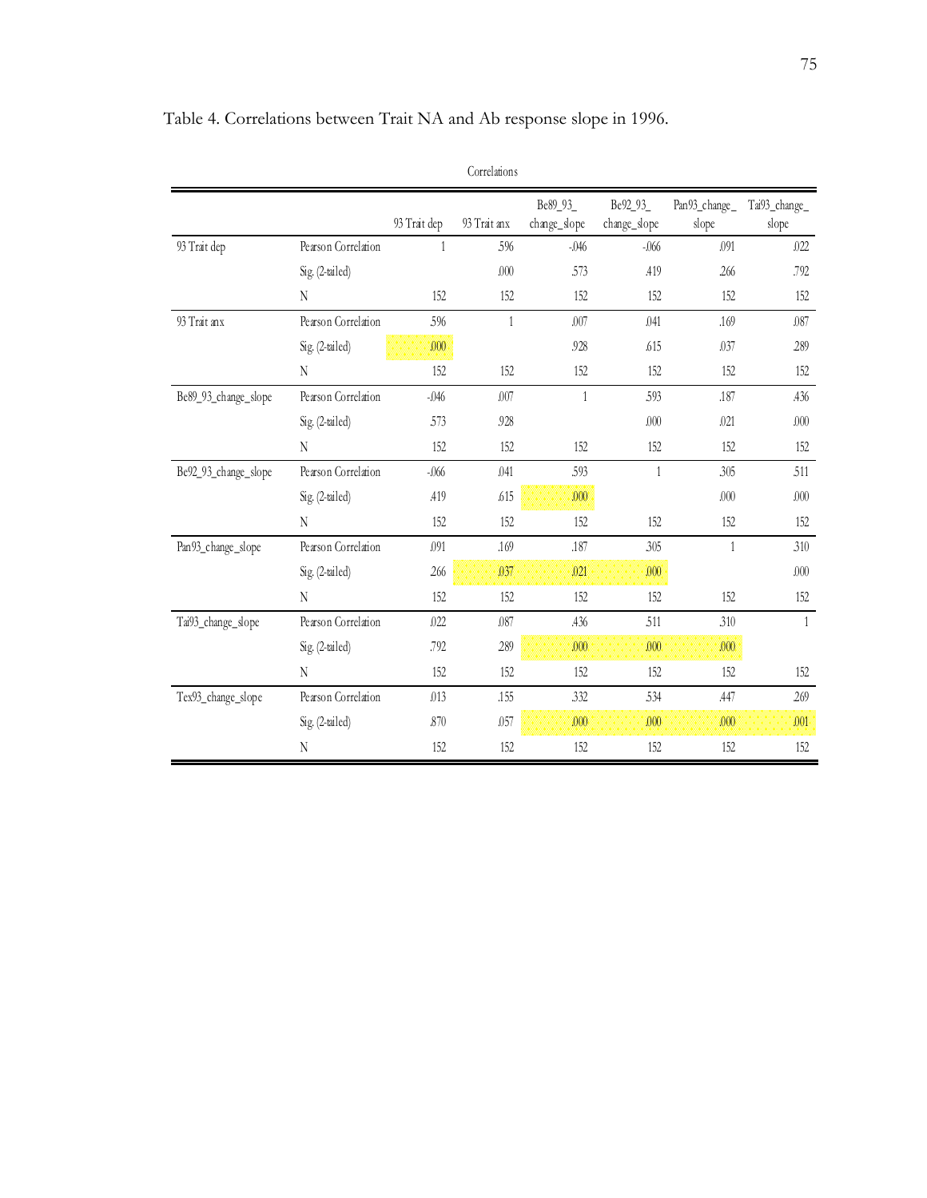Table 4. Correlations between Trait NA and Ab response slope in 1996.

Correlations

| | | 93 Trait dep | 93 Trait anx | Be89_93_change_slope | Be92_93_change_slope | Pan93_change_slope | Tai93_change_slope |
|---|---|---|---|---|---|---|---|
| 93 Trait dep | Pearson Correlation | 1 | .596 | -.046 | -.066 | .091 | .022 |
| | Sig. (2-tailed) | | .000 | .573 | .419 | .266 | .792 |
| | N | 152 | 152 | 152 | 152 | 152 | 152 |
| 93 Trait anx | Pearson Correlation | .596 | 1 | .007 | .041 | .169 | .087 |
| | Sig. (2-tailed) | .000 | | .928 | .615 | .037 | .289 |
| | N | 152 | 152 | 152 | 152 | 152 | 152 |
| Be89_93_change_slope | Pearson Correlation | -.046 | .007 | 1 | .593 | .187 | .436 |
| | Sig. (2-tailed) | .573 | .928 | | .000 | .021 | .000 |
| | N | 152 | 152 | 152 | 152 | 152 | 152 |
| Be92_93_change_slope | Pearson Correlation | -.066 | .041 | .593 | 1 | .305 | .511 |
| | Sig. (2-tailed) | .419 | .615 | .000 | | .000 | .000 |
| | N | 152 | 152 | 152 | 152 | 152 | 152 |
| Pan93_change_slope | Pearson Correlation | .091 | .169 | .187 | .305 | 1 | .310 |
| | Sig. (2-tailed) | .266 | .037 | .021 | .000 | | .000 |
| | N | 152 | 152 | 152 | 152 | 152 | 152 |
| Tai93_change_slope | Pearson Correlation | .022 | .087 | .436 | .511 | .310 | 1 |
| | Sig. (2-tailed) | .792 | .289 | .000 | .000 | .000 | |
| | N | 152 | 152 | 152 | 152 | 152 | 152 |
| Tex93_change_slope | Pearson Correlation | .013 | .155 | .332 | .534 | .447 | .269 |
| | Sig. (2-tailed) | .870 | .057 | .000 | .000 | .000 | .001 |
| | N | 152 | 152 | 152 | 152 | 152 | 152 |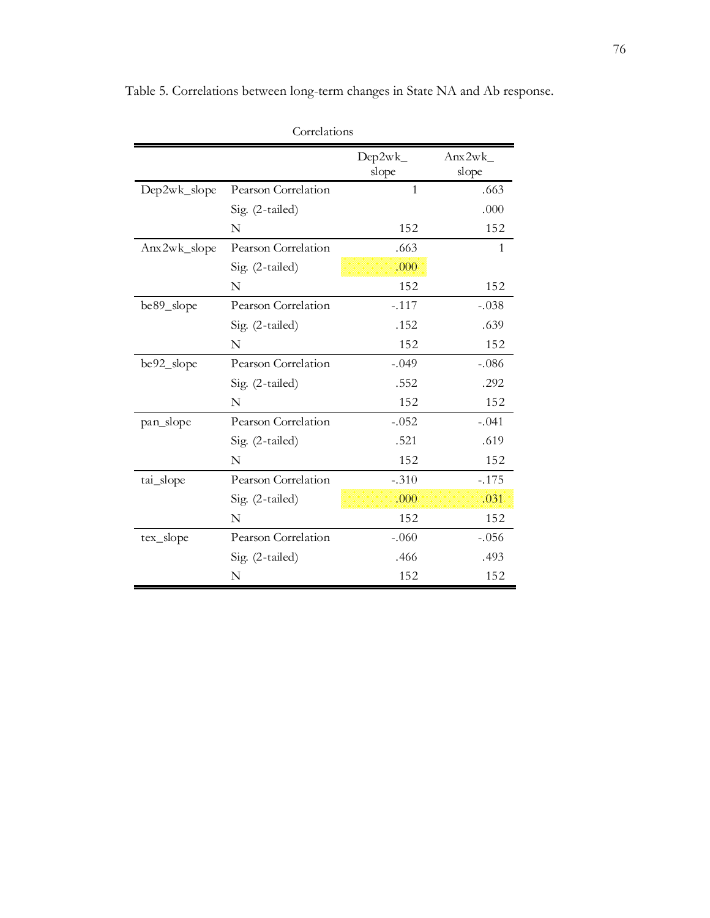Table 5. Correlations between long-term changes in State NA and Ab response.

Correlations

| | | Dep2wk_slope | Anx2wk_slope |
|---|---|---|---|
| Dep2wk_slope | Pearson Correlation | 1 | .663 |
| | Sig. (2-tailed) | | .000 |
| | N | 152 | 152 |
| Anx2wk_slope | Pearson Correlation | .663 | 1 |
| | Sig. (2-tailed) | .000 | |
| | N | 152 | 152 |
| be89_slope | Pearson Correlation | -.117 | -.038 |
| | Sig. (2-tailed) | .152 | .639 |
| | N | 152 | 152 |
| be92_slope | Pearson Correlation | -.049 | -.086 |
| | Sig. (2-tailed) | .552 | .292 |
| | N | 152 | 152 |
| pan_slope | Pearson Correlation | -.052 | -.041 |
| | Sig. (2-tailed) | .521 | .619 |
| | N | 152 | 152 |
| tai_slope | Pearson Correlation | -.310 | -.175 |
| | Sig. (2-tailed) | .000 | .031 |
| | N | 152 | 152 |
| tex_slope | Pearson Correlation | -.060 | -.056 |
| | Sig. (2-tailed) | .466 | .493 |
| | N | 152 | 152 |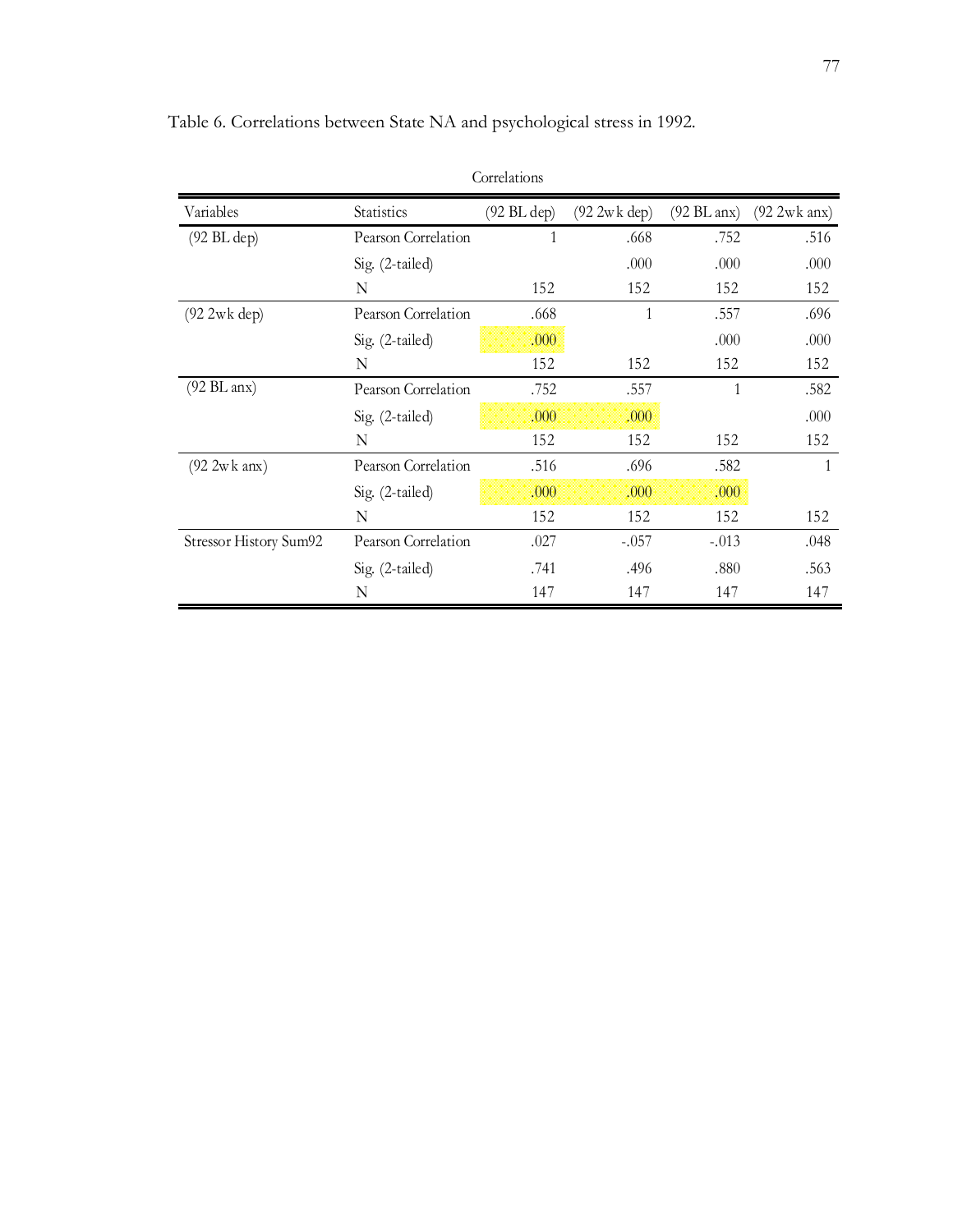Table 6. Correlations between State NA and psychological stress in 1992.

Correlations

| Variables | Statistics | (92 BL dep) | (92 2wk dep) | (92 BL anx) | (92 2wk anx) |
|---|---|---|---|---|---|
| (92 BL dep) | Pearson Correlation | 1 | .668 | .752 | .516 |
| | Sig. (2-tailed) | | .000 | .000 | .000 |
| | N | 152 | 152 | 152 | 152 |
| (92 2wk dep) | Pearson Correlation | .668 | 1 | .557 | .696 |
| | Sig. (2-tailed) | .000 | | .000 | .000 |
| | N | 152 | 152 | 152 | 152 |
| (92 BL anx) | Pearson Correlation | .752 | .557 | 1 | .582 |
| | Sig. (2-tailed) | .000 | .000 | | .000 |
| | N | 152 | 152 | 152 | 152 |
| (92 2wk anx) | Pearson Correlation | .516 | .696 | .582 | 1 |
| | Sig. (2-tailed) | .000 | .000 | .000 | |
| | N | 152 | 152 | 152 | 152 |
| Stressor History Sum92 | Pearson Correlation | .027 | -.057 | -.013 | .048 |
| | Sig. (2-tailed) | .741 | .496 | .880 | .563 |
| | N | 147 | 147 | 147 | 147 |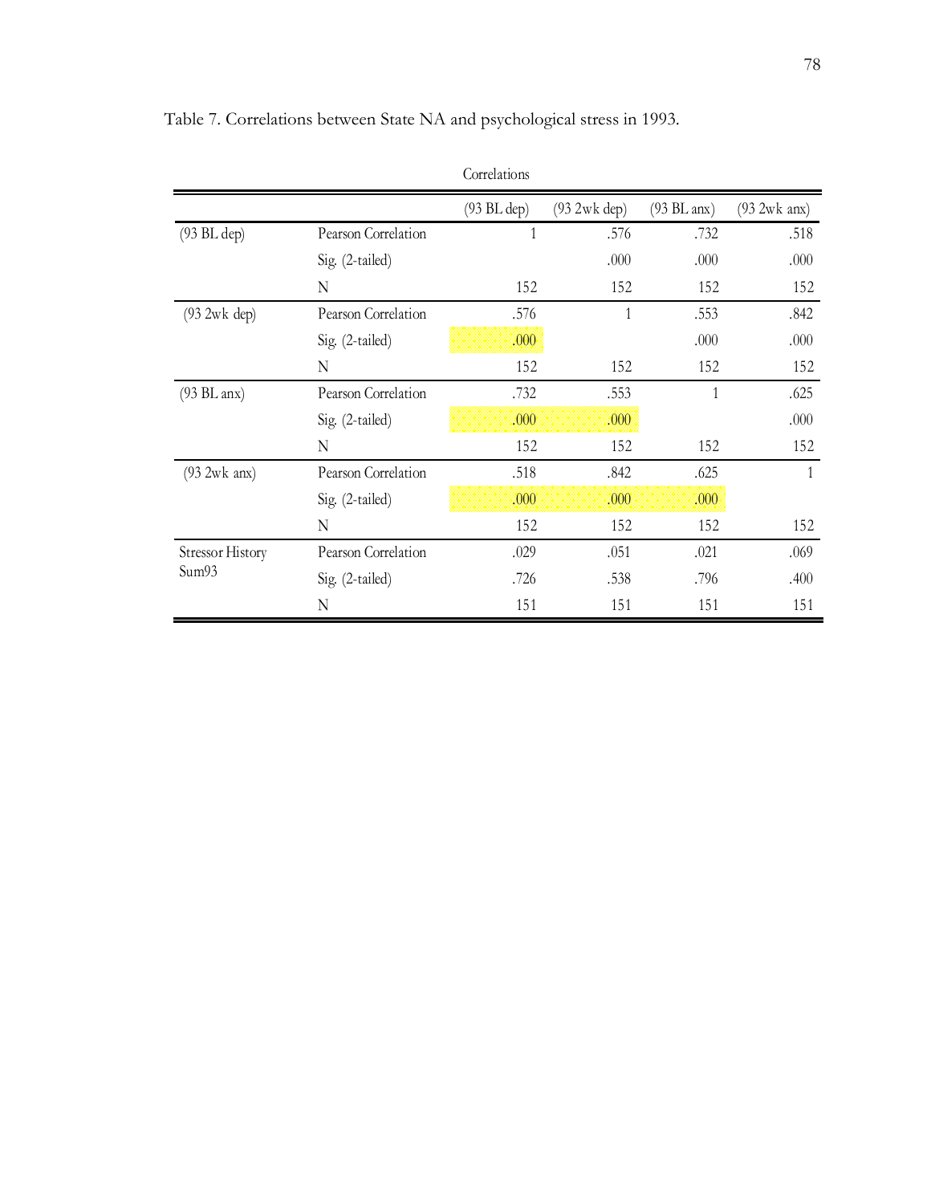Table 7. Correlations between State NA and psychological stress in 1993.

Correlations

| | | (93 BL dep) | (93 2wk dep) | (93 BL anx) | (93 2wk anx) |
|---|---|---|---|---|---|
| (93 BL dep) | Pearson Correlation | 1 | .576 | .732 | .518 |
| | Sig. (2-tailed) | | .000 | .000 | .000 |
| | N | 152 | 152 | 152 | 152 |
| (93 2wk dep) | Pearson Correlation | .576 | 1 | .553 | .842 |
| | Sig. (2-tailed) | .000 | | .000 | .000 |
| | N | 152 | 152 | 152 | 152 |
| (93 BL anx) | Pearson Correlation | .732 | .553 | 1 | .625 |
| | Sig. (2-tailed) | .000 | .000 | | .000 |
| | N | 152 | 152 | 152 | 152 |
| (93 2wk anx) | Pearson Correlation | .518 | .842 | .625 | 1 |
| | Sig. (2-tailed) | .000 | .000 | .000 | |
| | N | 152 | 152 | 152 | 152 |
| Stressor History Sum93 | Pearson Correlation | .029 | .051 | .021 | .069 |
| | Sig. (2-tailed) | .726 | .538 | .796 | .400 |
| | N | 151 | 151 | 151 | 151 |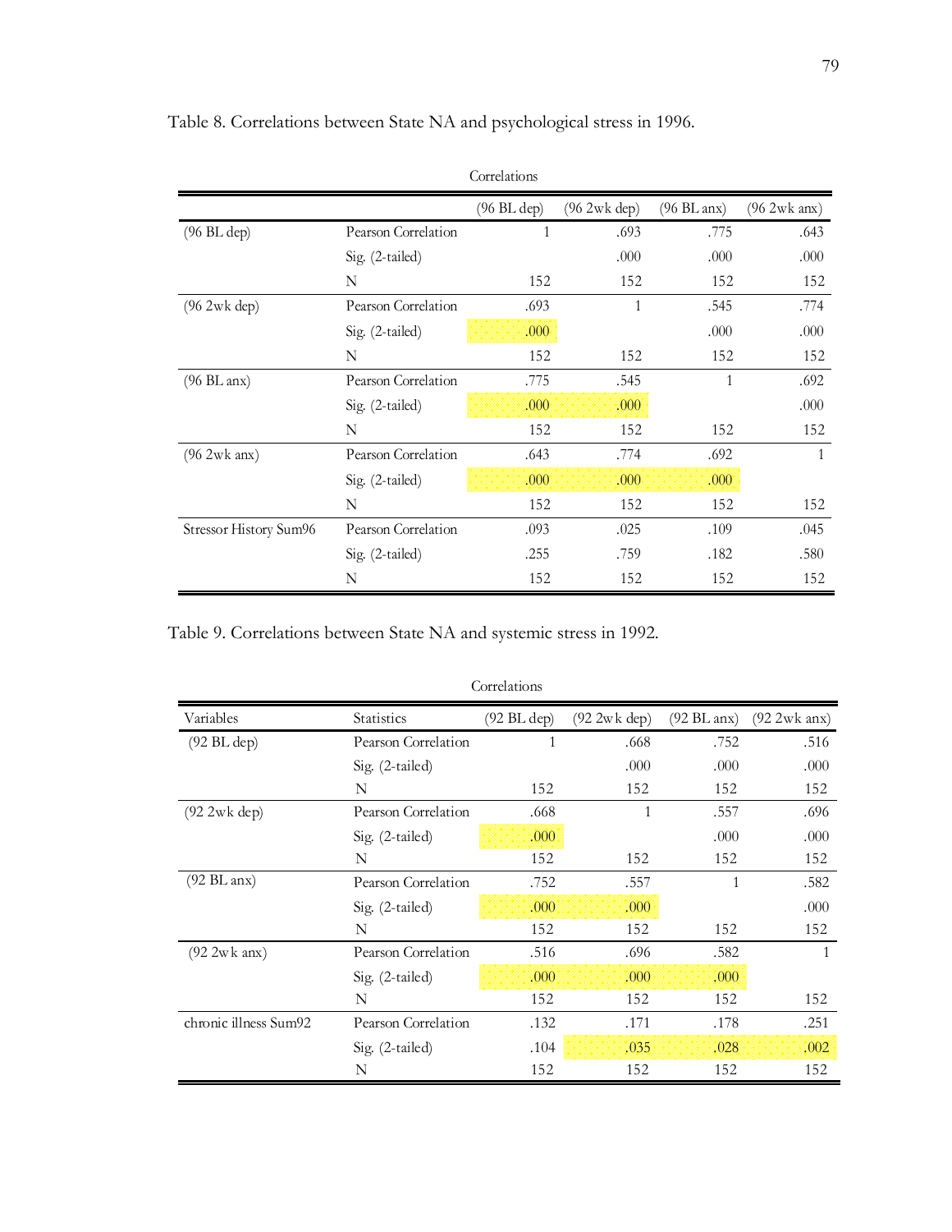Table 8. Correlations between State NA and psychological stress in 1996.

Correlations

| | | (96 BL dep) | (96 2wk dep) | (96 BL anx) | (96 2wk anx) |
|---|---|---|---|---|---|
| (96 BL dep) | Pearson Correlation | 1 | .693 | .775 | .643 |
| | Sig. (2-tailed) | | .000 | .000 | .000 |
| | N | 152 | 152 | 152 | 152 |
| (96 2wk dep) | Pearson Correlation | .693 | 1 | .545 | .774 |
| | Sig. (2-tailed) | .000 | | .000 | .000 |
| | N | 152 | 152 | 152 | 152 |
| (96 BL anx) | Pearson Correlation | .775 | .545 | 1 | .692 |
| | Sig. (2-tailed) | .000 | .000 | | .000 |
| | N | 152 | 152 | 152 | 152 |
| (96 2wk anx) | Pearson Correlation | .643 | .774 | .692 | 1 |
| | Sig. (2-tailed) | .000 | .000 | .000 | |
| | N | 152 | 152 | 152 | 152 |
| Stressor History Sum96 | Pearson Correlation | .093 | .025 | .109 | .045 |
| | Sig. (2-tailed) | .255 | .759 | .182 | .580 |
| | N | 152 | 152 | 152 | 152 |

Table 9. Correlations between State NA and systemic stress in 1992.

Correlations

| Variables | Statistics | (92 BL dep) | (92 2wk dep) | (92 BL anx) | (92 2wk anx) |
|---|---|---|---|---|---|
| (92 BL dep) | Pearson Correlation | 1 | .668 | .752 | .516 |
| | Sig. (2-tailed) | | .000 | .000 | .000 |
| | N | 152 | 152 | 152 | 152 |
| (92 2wk dep) | Pearson Correlation | .668 | 1 | .557 | .696 |
| | Sig. (2-tailed) | .000 | | .000 | .000 |
| | N | 152 | 152 | 152 | 152 |
| (92 BL anx) | Pearson Correlation | .752 | .557 | 1 | .582 |
| | Sig. (2-tailed) | .000 | .000 | | .000 |
| | N | 152 | 152 | 152 | 152 |
| (92 2wk anx) | Pearson Correlation | .516 | .696 | .582 | 1 |
| | Sig. (2-tailed) | .000 | .000 | .000 | |
| | N | 152 | 152 | 152 | 152 |
| chronic illness Sum92 | Pearson Correlation | .132 | .171 | .178 | .251 |
| | Sig. (2-tailed) | .104 | .035 | .028 | .002 |
| | N | 152 | 152 | 152 | 152 |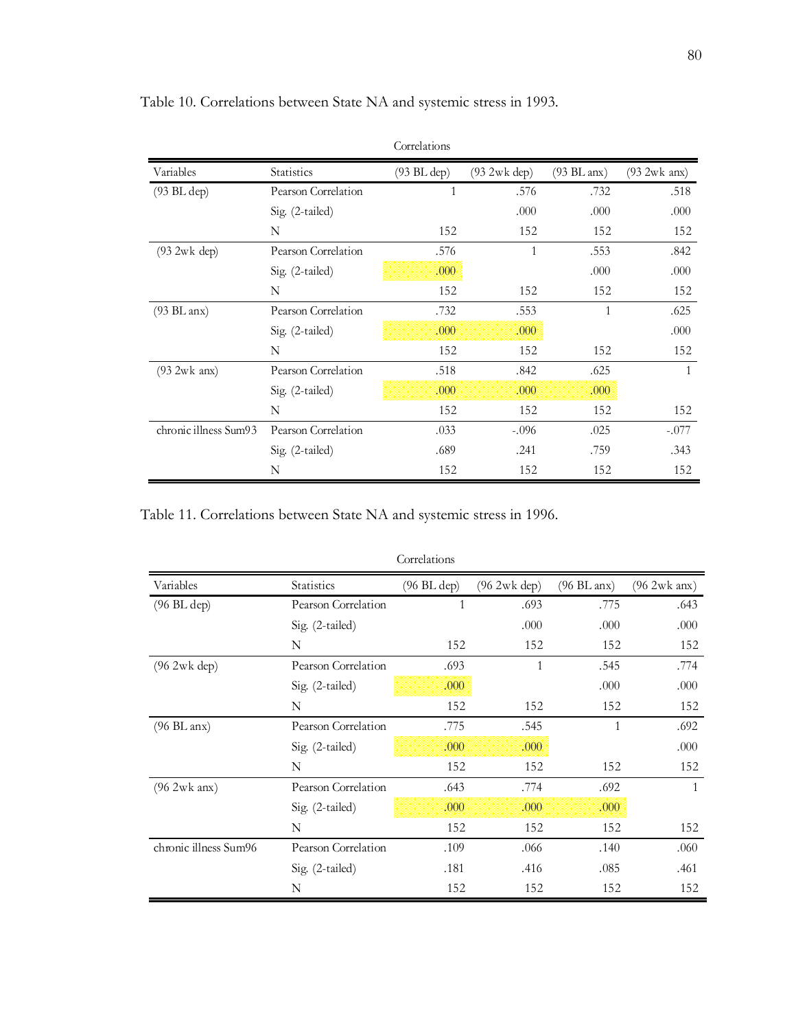Table 10. Correlations between State NA and systemic stress in 1993.

Correlations

| Variables | Statistics | (93 BL dep) | (93 2wk dep) | (93 BL anx) | (93 2wk anx) |
|---|---|---|---|---|---|
| (93 BL dep) | Pearson Correlation | 1 | .576 | .732 | .518 |
| | Sig. (2-tailed) | | .000 | .000 | .000 |
| | N | 152 | 152 | 152 | 152 |
| (93 2wk dep) | Pearson Correlation | .576 | 1 | .553 | .842 |
| | Sig. (2-tailed) | .000 | | .000 | .000 |
| | N | 152 | 152 | 152 | 152 |
| (93 BL anx) | Pearson Correlation | .732 | .553 | 1 | .625 |
| | Sig. (2-tailed) | .000 | .000 | | .000 |
| | N | 152 | 152 | 152 | 152 |
| (93 2wk anx) | Pearson Correlation | .518 | .842 | .625 | 1 |
| | Sig. (2-tailed) | .000 | .000 | .000 | |
| | N | 152 | 152 | 152 | 152 |
| chronic illness Sum93 | Pearson Correlation | .033 | -.096 | .025 | -.077 |
| | Sig. (2-tailed) | .689 | .241 | .759 | .343 |
| | N | 152 | 152 | 152 | 152 |

Table 11. Correlations between State NA and systemic stress in 1996.

Correlations

| Variables | Statistics | (96 BL dep) | (96 2wk dep) | (96 BL anx) | (96 2wk anx) |
|---|---|---|---|---|---|
| (96 BL dep) | Pearson Correlation | 1 | .693 | .775 | .643 |
| | Sig. (2-tailed) | | .000 | .000 | .000 |
| | N | 152 | 152 | 152 | 152 |
| (96 2wk dep) | Pearson Correlation | .693 | 1 | .545 | .774 |
| | Sig. (2-tailed) | .000 | | .000 | .000 |
| | N | 152 | 152 | 152 | 152 |
| (96 BL anx) | Pearson Correlation | .775 | .545 | 1 | .692 |
| | Sig. (2-tailed) | .000 | .000 | | .000 |
| | N | 152 | 152 | 152 | 152 |
| (96 2wk anx) | Pearson Correlation | .643 | .774 | .692 | 1 |
| | Sig. (2-tailed) | .000 | .000 | .000 | |
| | N | 152 | 152 | 152 | 152 |
| chronic illness Sum96 | Pearson Correlation | .109 | .066 | .140 | .060 |
| | Sig. (2-tailed) | .181 | .416 | .085 | .461 |
| | N | 152 | 152 | 152 | 152 |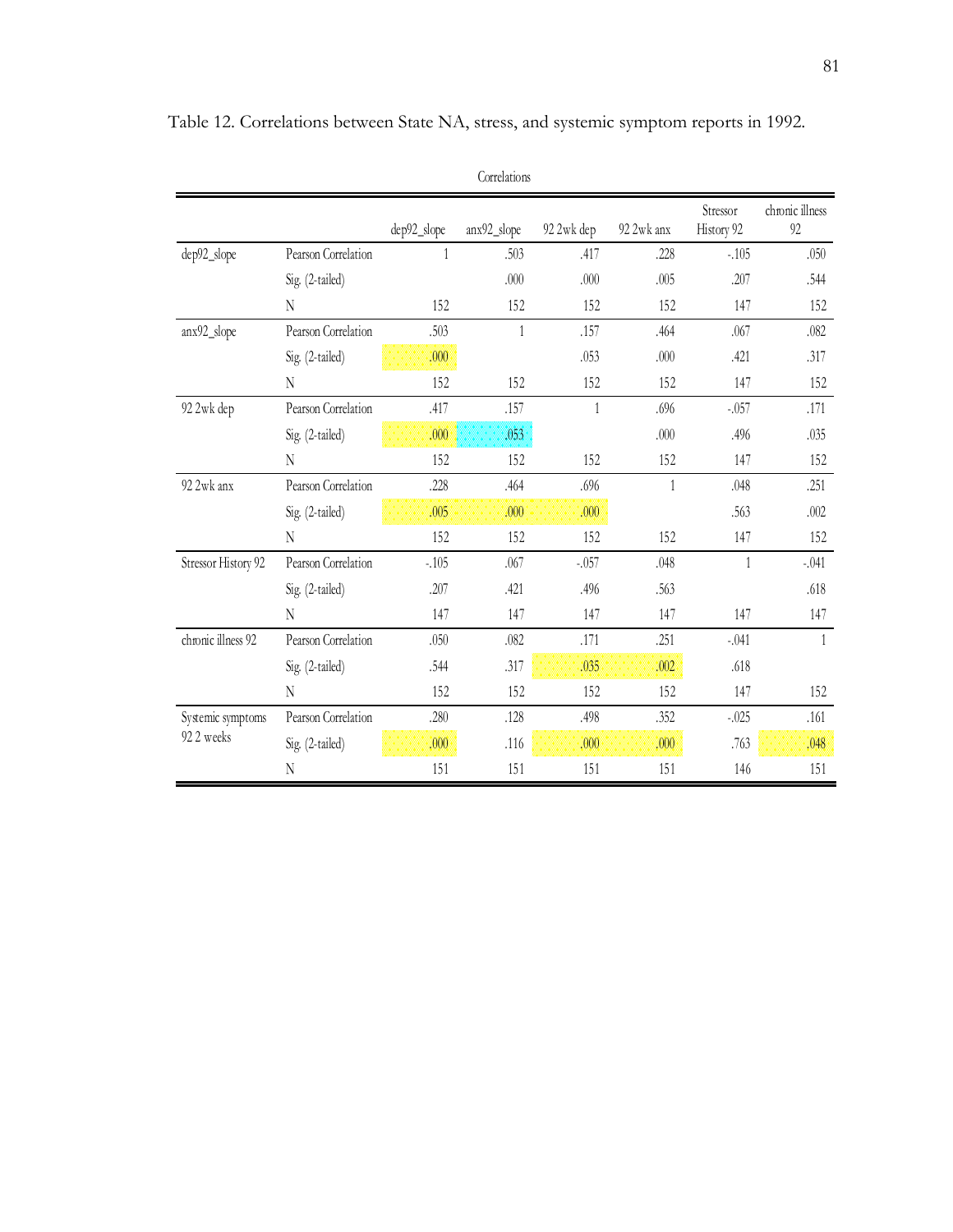Table 12. Correlations between State NA, stress, and systemic symptom reports in 1992.

Correlations

| | | dep92_slope | anx92_slope | 92 2wk dep | 92 2wk anx | Stressor History 92 | chronic illness 92 |
|---|---|---|---|---|---|---|---|
| dep92_slope | Pearson Correlation | 1 | .503 | .417 | .228 | -.105 | .050 |
| | Sig. (2-tailed) | | .000 | .000 | .005 | .207 | .544 |
| | N | 152 | 152 | 152 | 152 | 147 | 152 |
| anx92_slope | Pearson Correlation | .503 | 1 | .157 | .464 | .067 | .082 |
| | Sig. (2-tailed) | .000 | | .053 | .000 | .421 | .317 |
| | N | 152 | 152 | 152 | 152 | 147 | 152 |
| 92 2wk dep | Pearson Correlation | .417 | .157 | 1 | .696 | -.057 | .171 |
| | Sig. (2-tailed) | .000 | .053 | | .000 | .496 | .035 |
| | N | 152 | 152 | 152 | 152 | 147 | 152 |
| 92 2wk anx | Pearson Correlation | .228 | .464 | .696 | 1 | .048 | .251 |
| | Sig. (2-tailed) | .005 | .000 | .000 | | .563 | .002 |
| | N | 152 | 152 | 152 | 152 | 147 | 152 |
| Stressor History 92 | Pearson Correlation | -.105 | .067 | -.057 | .048 | 1 | -.041 |
| | Sig. (2-tailed) | .207 | .421 | .496 | .563 | | .618 |
| | N | 147 | 147 | 147 | 147 | 147 | 147 |
| chronic illness 92 | Pearson Correlation | .050 | .082 | .171 | .251 | -.041 | 1 |
| | Sig. (2-tailed) | .544 | .317 | .035 | .002 | .618 | |
| | N | 152 | 152 | 152 | 152 | 147 | 152 |
| Systemic symptoms 92 2 weeks | Pearson Correlation | .280 | .128 | .498 | .352 | -.025 | .161 |
| | Sig. (2-tailed) | .000 | .116 | .000 | .000 | .763 | .048 |
| | N | 151 | 151 | 151 | 151 | 146 | 151 |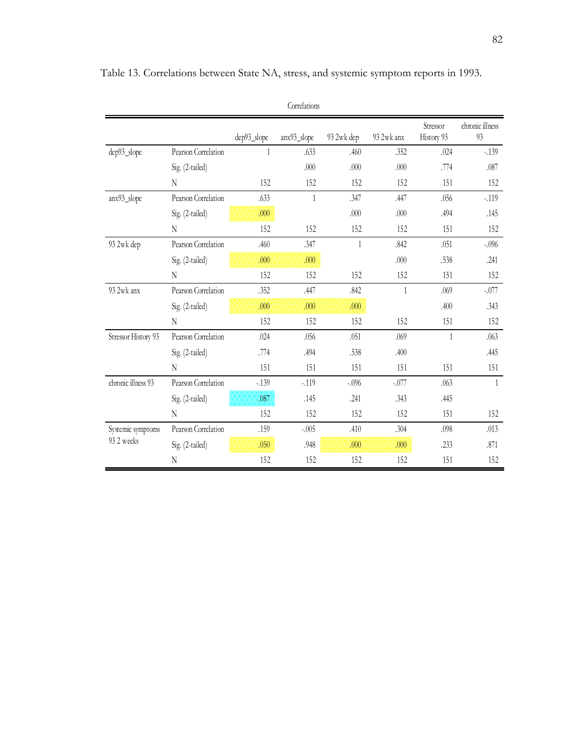Table 13. Correlations between State NA, stress, and systemic symptom reports in 1993.

Correlations

| | | dep93_slope | anx93_slope | 93 2wk dep | 93 2wk anx | Stressor History 93 | chronic illness 93 |
|---|---|---|---|---|---|---|---|
| dep93_slope | Pearson Correlation | 1 | .633 | .460 | .352 | .024 | -.139 |
| | Sig. (2-tailed) | | .000 | .000 | .000 | .774 | .087 |
| | N | 152 | 152 | 152 | 152 | 151 | 152 |
| anx93_slope | Pearson Correlation | .633 | 1 | .347 | .447 | .056 | -.119 |
| | Sig. (2-tailed) | .000 | | .000 | .000 | .494 | .145 |
| | N | 152 | 152 | 152 | 152 | 151 | 152 |
| 93 2wk dep | Pearson Correlation | .460 | .347 | 1 | .842 | .051 | -.096 |
| | Sig. (2-tailed) | .000 | .000 | | .000 | .538 | .241 |
| | N | 152 | 152 | 152 | 152 | 151 | 152 |
| 93 2wk anx | Pearson Correlation | .352 | .447 | .842 | 1 | .069 | -.077 |
| | Sig. (2-tailed) | .000 | .000 | .000 | | .400 | .343 |
| | N | 152 | 152 | 152 | 152 | 151 | 152 |
| Stressor History 93 | Pearson Correlation | .024 | .056 | .051 | .069 | 1 | .063 |
| | Sig. (2-tailed) | .774 | .494 | .538 | .400 | | .445 |
| | N | 151 | 151 | 151 | 151 | 151 | 151 |
| chronic illness 93 | Pearson Correlation | -.139 | -.119 | -.096 | -.077 | .063 | 1 |
| | Sig. (2-tailed) | .087 | .145 | .241 | .343 | .445 | |
| | N | 152 | 152 | 152 | 152 | 151 | 152 |
| Systemic symptoms 93 2 weeks | Pearson Correlation | .159 | -.005 | .410 | .304 | .098 | .013 |
| | Sig. (2-tailed) | .050 | .948 | .000 | .000 | .233 | .871 |
| | N | 152 | 152 | 152 | 152 | 151 | 152 |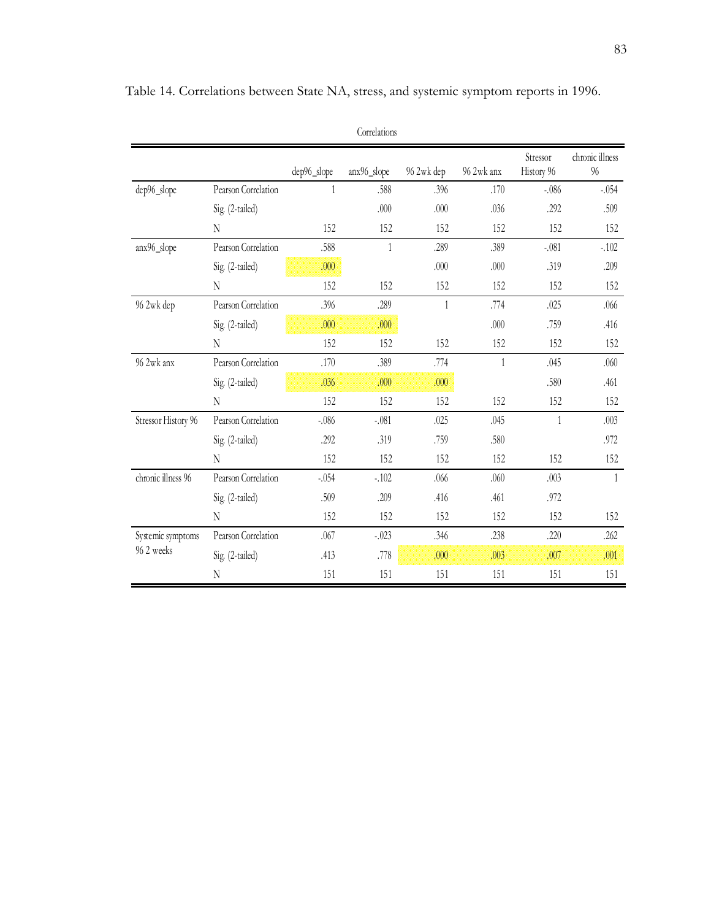Table 14. Correlations between State NA, stress, and systemic symptom reports in 1996.

Correlations

| | | dep96_slope | anx96_slope | 96 2wk dep | 96 2wk anx | Stressor History 96 | chronic illness 96 |
|---|---|---|---|---|---|---|---|
| dep96_slope | Pearson Correlation | 1 | .588 | .396 | .170 | -.086 | -.054 |
| | Sig. (2-tailed) | | .000 | .000 | .036 | .292 | .509 |
| | N | 152 | 152 | 152 | 152 | 152 | 152 |
| anx96_slope | Pearson Correlation | .588 | 1 | .289 | .389 | -.081 | -.102 |
| | Sig. (2-tailed) | .000 | | .000 | .000 | .319 | .209 |
| | N | 152 | 152 | 152 | 152 | 152 | 152 |
| 96 2wk dep | Pearson Correlation | .396 | .289 | 1 | .774 | .025 | .066 |
| | Sig. (2-tailed) | .000 | .000 | | .000 | .759 | .416 |
| | N | 152 | 152 | 152 | 152 | 152 | 152 |
| 96 2wk anx | Pearson Correlation | .170 | .389 | .774 | 1 | .045 | .060 |
| | Sig. (2-tailed) | .036 | .000 | .000 | | .580 | .461 |
| | N | 152 | 152 | 152 | 152 | 152 | 152 |
| Stressor History 96 | Pearson Correlation | -.086 | -.081 | .025 | .045 | 1 | .003 |
| | Sig. (2-tailed) | .292 | .319 | .759 | .580 | | .972 |
| | N | 152 | 152 | 152 | 152 | 152 | 152 |
| chronic illness 96 | Pearson Correlation | -.054 | -.102 | .066 | .060 | .003 | 1 |
| | Sig. (2-tailed) | .509 | .209 | .416 | .461 | .972 | |
| | N | 152 | 152 | 152 | 152 | 152 | 152 |
| Systemic symptoms 96 2 weeks | Pearson Correlation | .067 | -.023 | .346 | .238 | .220 | .262 |
| | Sig. (2-tailed) | .413 | .778 | .000 | .003 | .007 | .001 |
| | N | 151 | 151 | 151 | 151 | 151 | 151 |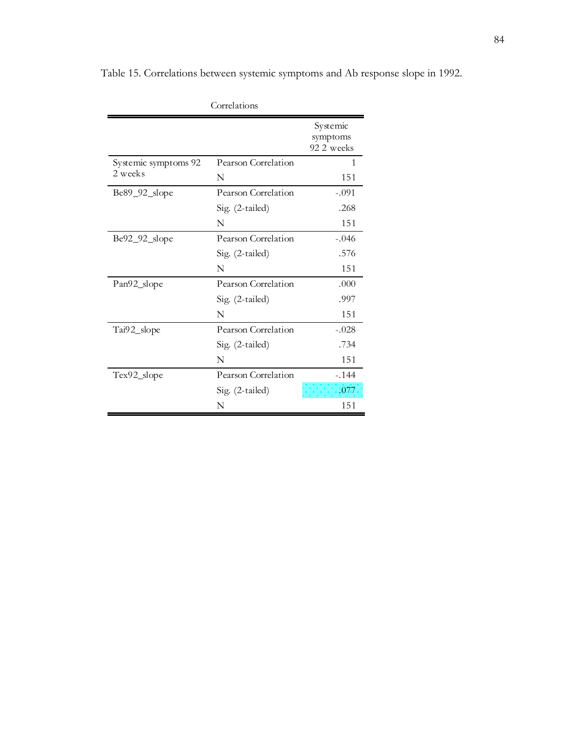Table 15. Correlations between systemic symptoms and Ab response slope in 1992.

Correlations

| | | Systemic symptoms 92 2 weeks |
|---|---|---|
| Systemic symptoms 92 2 weeks | Pearson Correlation | 1 |
| | N | 151 |
| Be89_92_slope | Pearson Correlation | -.091 |
| | Sig. (2-tailed) | .268 |
| | N | 151 |
| Be92_92_slope | Pearson Correlation | -.046 |
| | Sig. (2-tailed) | .576 |
| | N | 151 |
| Pan92_slope | Pearson Correlation | .000 |
| | Sig. (2-tailed) | .997 |
| | N | 151 |
| Tai92_slope | Pearson Correlation | -.028 |
| | Sig. (2-tailed) | .734 |
| | N | 151 |
| Tex92_slope | Pearson Correlation | -.144 |
| | Sig. (2-tailed) | .077 |
| | N | 151 |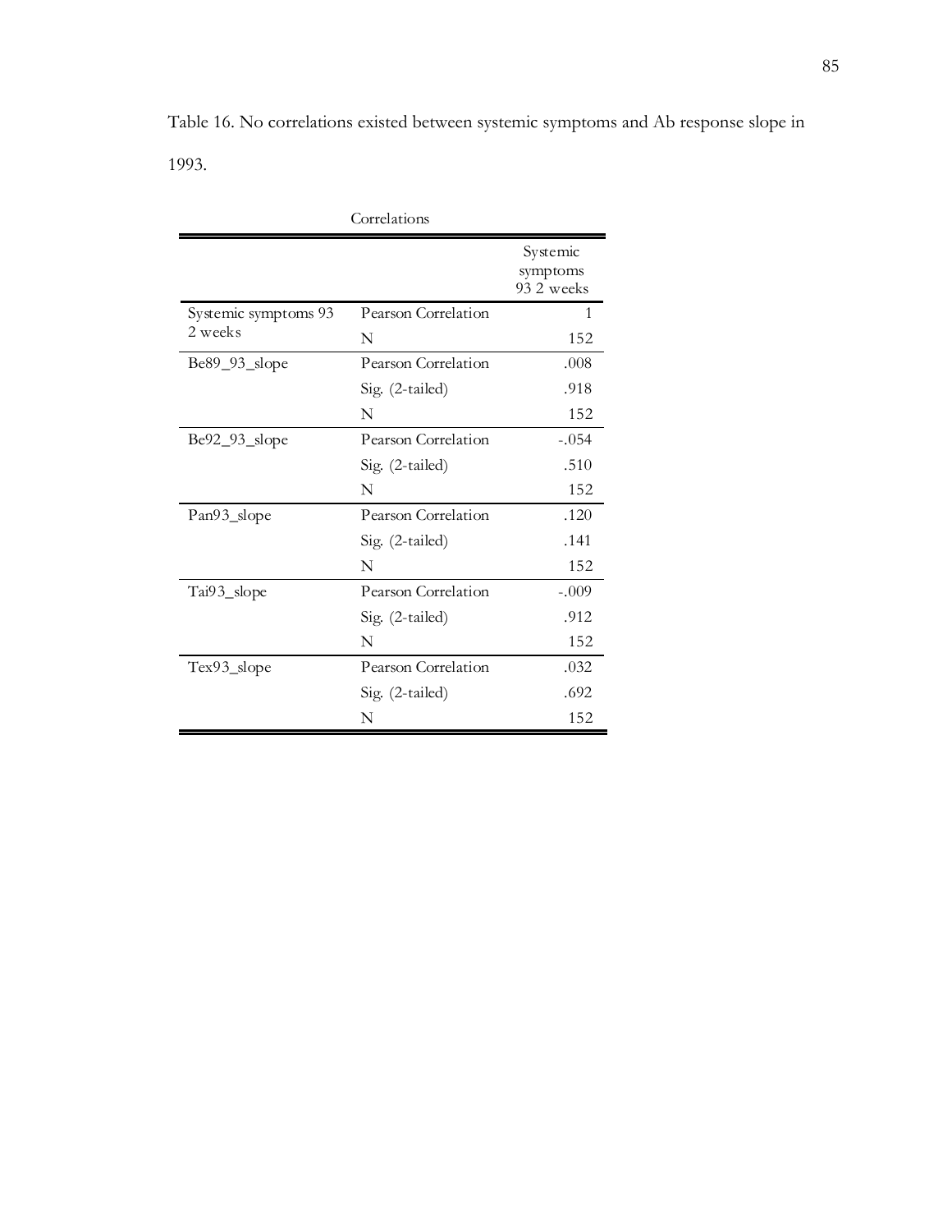Table 16. No correlations existed between systemic symptoms and Ab response slope in 1993.

Correlations

| | | Systemic symptoms 93 2 weeks |
|---|---|---|
| Systemic symptoms 93 2 weeks | Pearson Correlation | 1 |
| | N | 152 |
| Be89_93_slope | Pearson Correlation | .008 |
| | Sig. (2-tailed) | .918 |
| | N | 152 |
| Be92_93_slope | Pearson Correlation | -.054 |
| | Sig. (2-tailed) | .510 |
| | N | 152 |
| Pan93_slope | Pearson Correlation | .120 |
| | Sig. (2-tailed) | .141 |
| | N | 152 |
| Tai93_slope | Pearson Correlation | -.009 |
| | Sig. (2-tailed) | .912 |
| | N | 152 |
| Tex93_slope | Pearson Correlation | .032 |
| | Sig. (2-tailed) | .692 |
| | N | 152 |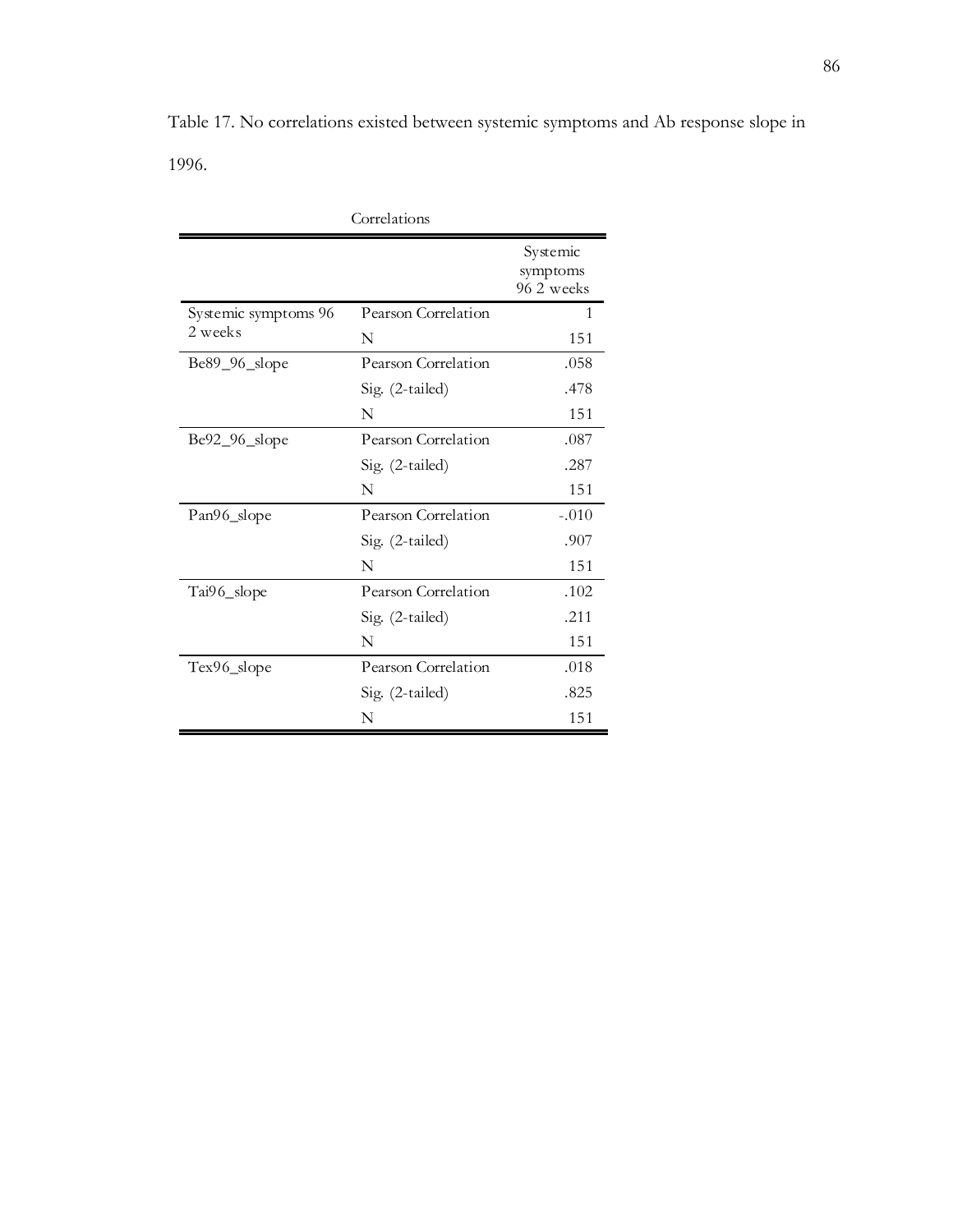Table 17. No correlations existed between systemic symptoms and Ab response slope in 1996.

Correlations

| | | Systemic symptoms 96 2 weeks |
|---|---|---|
| Systemic symptoms 96 2 weeks | Pearson Correlation | 1 |
| | N | 151 |
| Be89_96_slope | Pearson Correlation | .058 |
| | Sig. (2-tailed) | .478 |
| | N | 151 |
| Be92_96_slope | Pearson Correlation | .087 |
| | Sig. (2-tailed) | .287 |
| | N | 151 |
| Pan96_slope | Pearson Correlation | -.010 |
| | Sig. (2-tailed) | .907 |
| | N | 151 |
| Tai96_slope | Pearson Correlation | .102 |
| | Sig. (2-tailed) | .211 |
| | N | 151 |
| Tex96_slope | Pearson Correlation | .018 |
| | Sig. (2-tailed) | .825 |
| | N | 151 |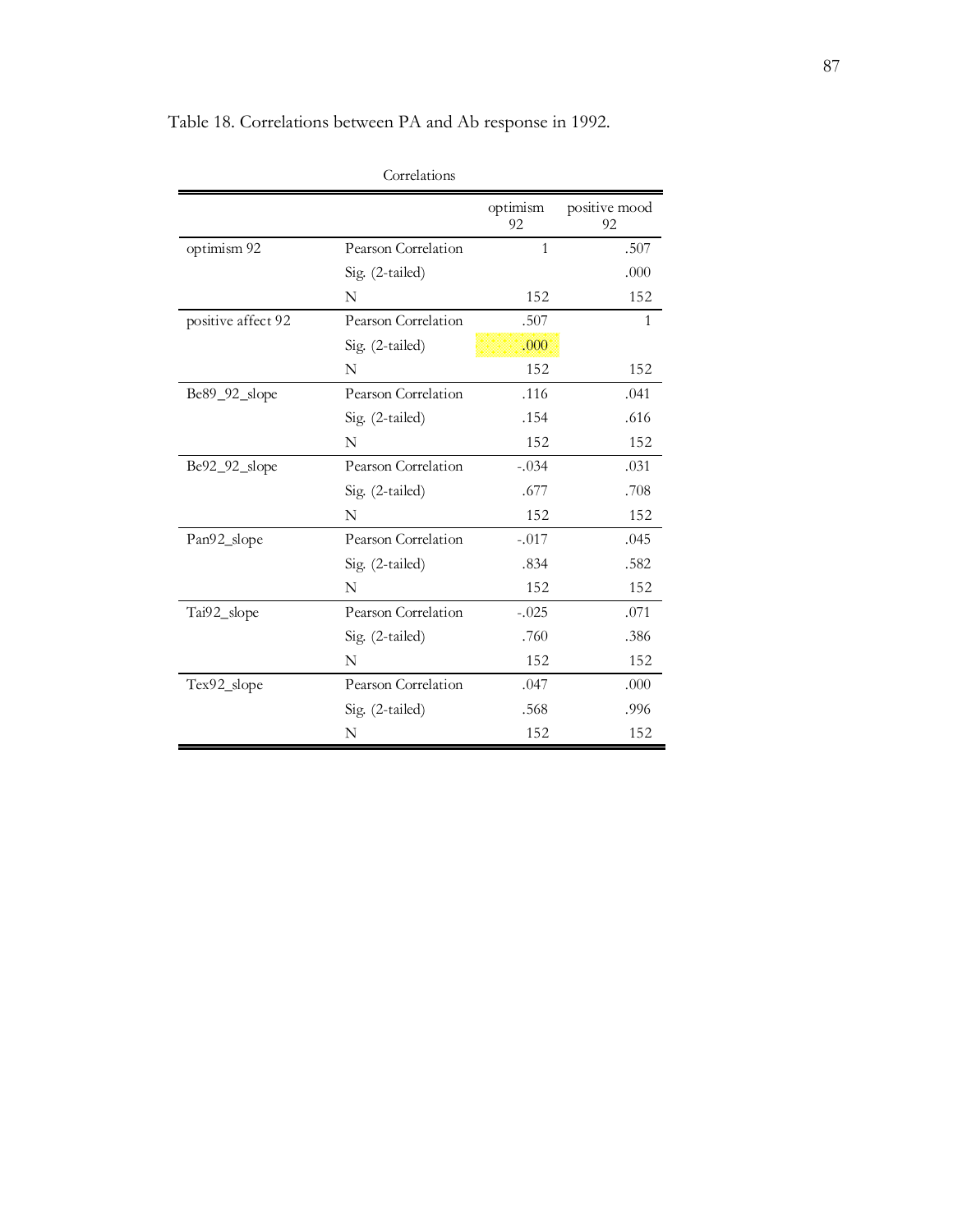Table 18. Correlations between PA and Ab response in 1992.

Correlations

| | | optimism 92 | positive mood 92 |
|---|---|---|---|
| optimism 92 | Pearson Correlation | 1 | .507 |
| | Sig. (2-tailed) | | .000 |
| | N | 152 | 152 |
| positive affect 92 | Pearson Correlation | .507 | 1 |
| | Sig. (2-tailed) | .000 | |
| | N | 152 | 152 |
| Be89_92_slope | Pearson Correlation | .116 | .041 |
| | Sig. (2-tailed) | .154 | .616 |
| | N | 152 | 152 |
| Be92_92_slope | Pearson Correlation | -.034 | .031 |
| | Sig. (2-tailed) | .677 | .708 |
| | N | 152 | 152 |
| Pan92_slope | Pearson Correlation | -.017 | .045 |
| | Sig. (2-tailed) | .834 | .582 |
| | N | 152 | 152 |
| Tai92_slope | Pearson Correlation | -.025 | .071 |
| | Sig. (2-tailed) | .760 | .386 |
| | N | 152 | 152 |
| Tex92_slope | Pearson Correlation | .047 | .000 |
| | Sig. (2-tailed) | .568 | .996 |
| | N | 152 | 152 |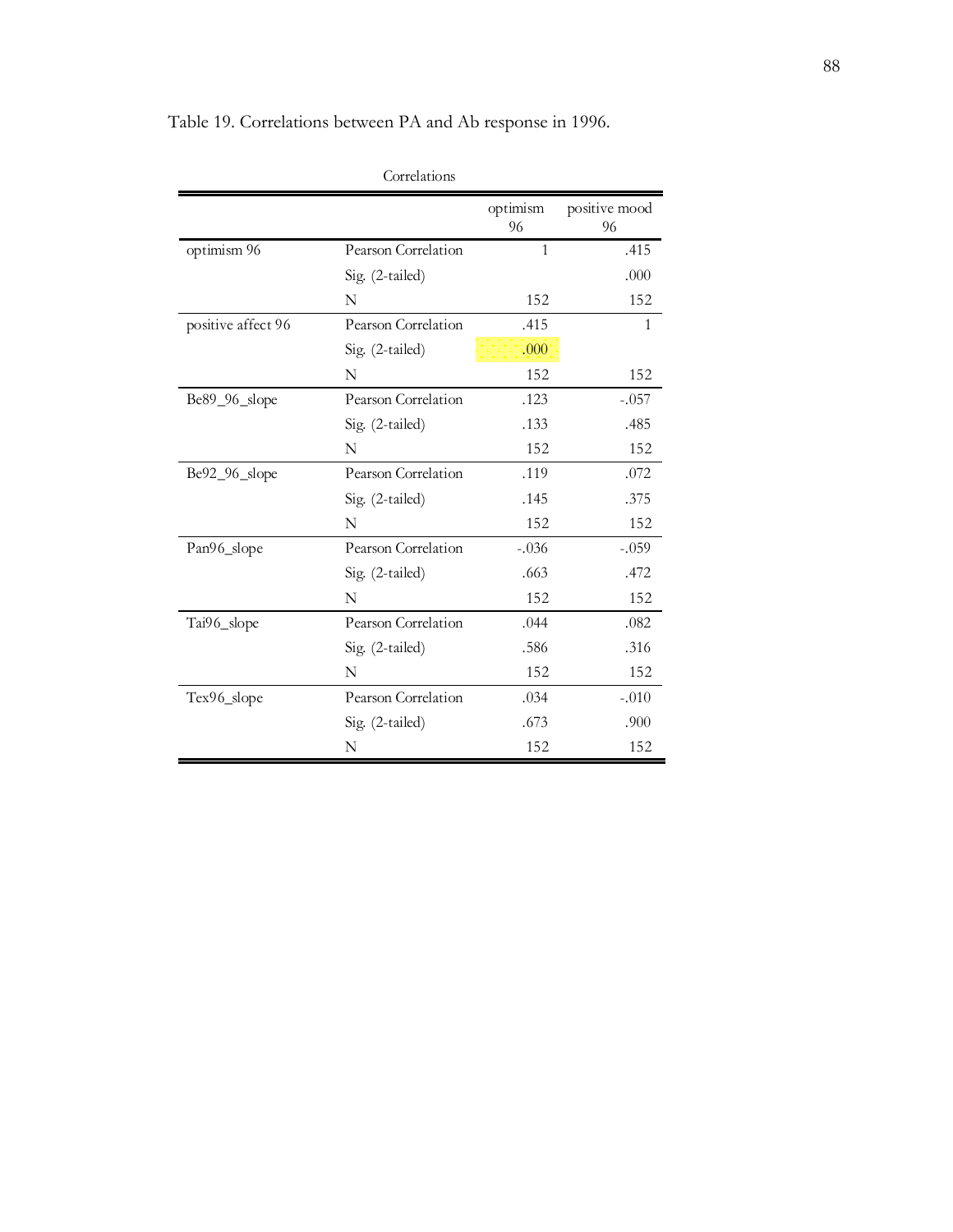Table 19. Correlations between PA and Ab response in 1996.

Correlations

| | | optimism 96 | positive mood 96 |
|---|---|---|---|
| optimism 96 | Pearson Correlation | 1 | .415 |
| | Sig. (2-tailed) | | .000 |
| | N | 152 | 152 |
| positive affect 96 | Pearson Correlation | .415 | 1 |
| | Sig. (2-tailed) | .000 | |
| | N | 152 | 152 |
| Be89_96_slope | Pearson Correlation | .123 | -.057 |
| | Sig. (2-tailed) | .133 | .485 |
| | N | 152 | 152 |
| Be92_96_slope | Pearson Correlation | .119 | .072 |
| | Sig. (2-tailed) | .145 | .375 |
| | N | 152 | 152 |
| Pan96_slope | Pearson Correlation | -.036 | -.059 |
| | Sig. (2-tailed) | .663 | .472 |
| | N | 152 | 152 |
| Tai96_slope | Pearson Correlation | .044 | .082 |
| | Sig. (2-tailed) | .586 | .316 |
| | N | 152 | 152 |
| Tex96_slope | Pearson Correlation | .034 | -.010 |
| | Sig. (2-tailed) | .673 | .900 |
| | N | 152 | 152 |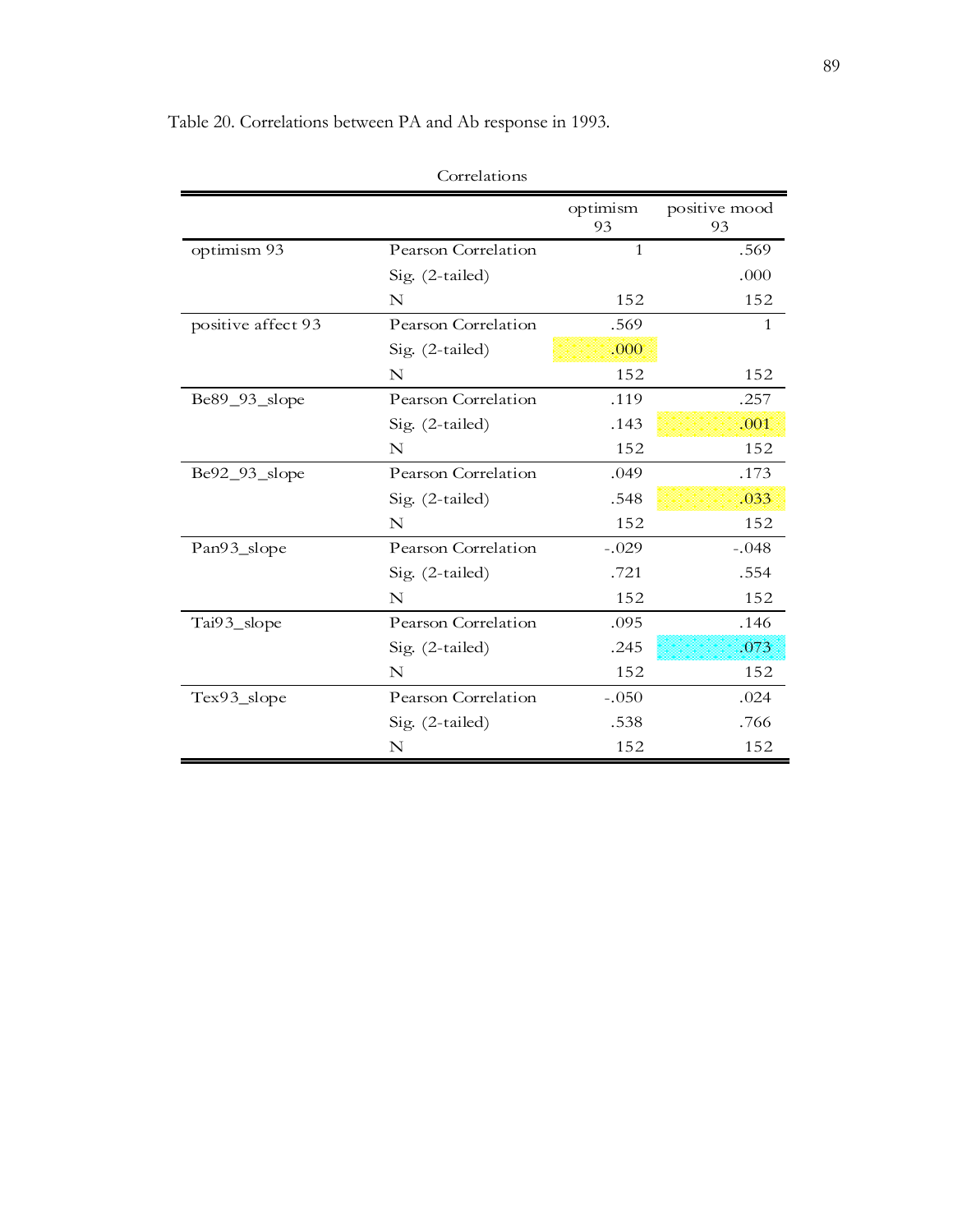Table 20. Correlations between PA and Ab response in 1993.

Correlations

| | | optimism 93 | positive mood 93 |
|---|---|---|---|
| optimism 93 | Pearson Correlation | 1 | .569 |
| | Sig. (2-tailed) | | .000 |
| | N | 152 | 152 |
| positive affect 93 | Pearson Correlation | .569 | 1 |
| | Sig. (2-tailed) | .000 | |
| | N | 152 | 152 |
| Be89_93_slope | Pearson Correlation | .119 | .257 |
| | Sig. (2-tailed) | .143 | .001 |
| | N | 152 | 152 |
| Be92_93_slope | Pearson Correlation | .049 | .173 |
| | Sig. (2-tailed) | .548 | .033 |
| | N | 152 | 152 |
| Pan93_slope | Pearson Correlation | -.029 | -.048 |
| | Sig. (2-tailed) | .721 | .554 |
| | N | 152 | 152 |
| Tai93_slope | Pearson Correlation | .095 | .146 |
| | Sig. (2-tailed) | .245 | .073 |
| | N | 152 | 152 |
| Tex93_slope | Pearson Correlation | -.050 | .024 |
| | Sig. (2-tailed) | .538 | .766 |
| | N | 152 | 152 |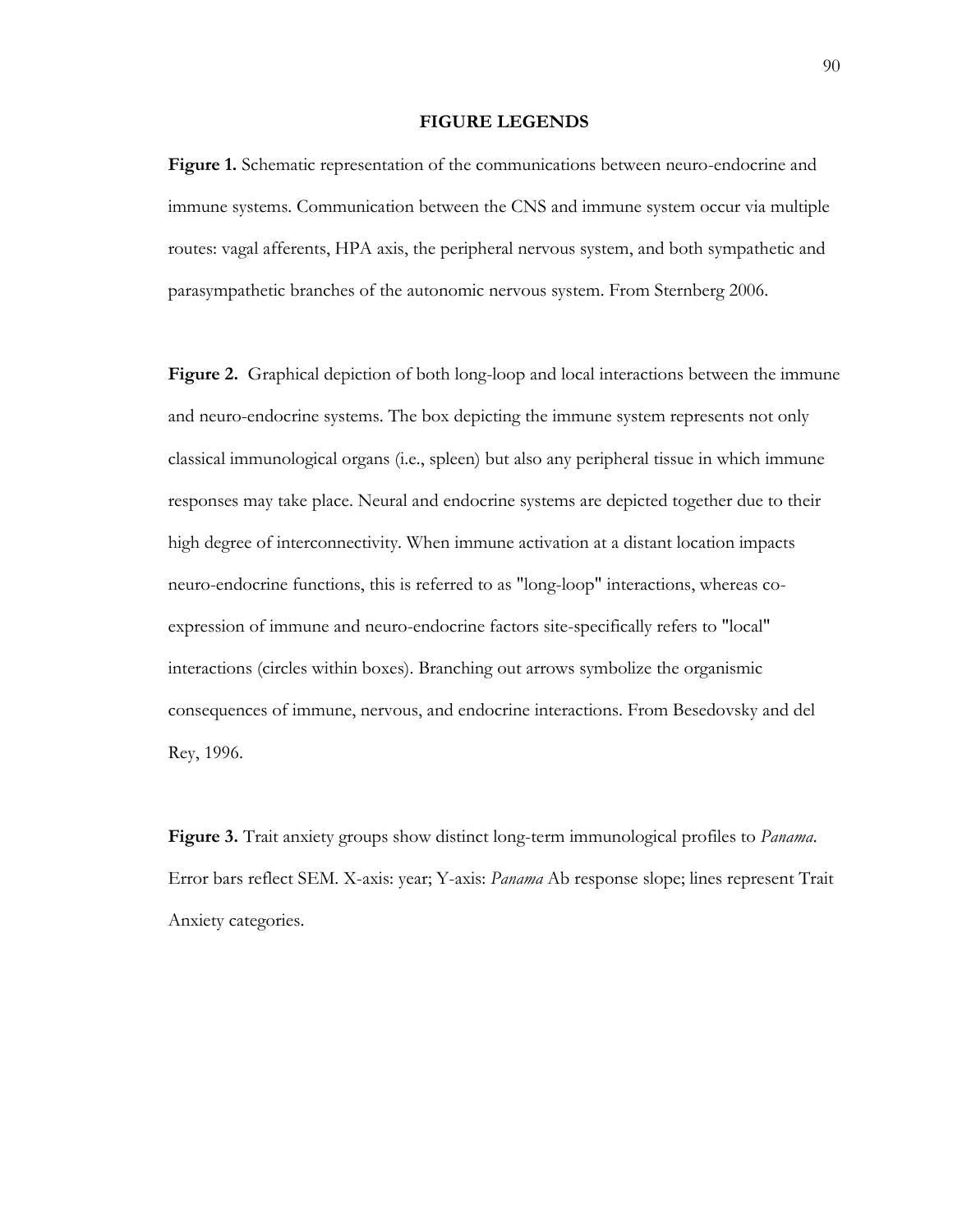## FIGURE LEGENDS

**Figure 1.** Schematic representation of the communications between neuro-endocrine and immune systems. Communication between the CNS and immune system occur via multiple routes: vagal afferents, HPA axis, the peripheral nervous system, and both sympathetic and parasympathetic branches of the autonomic nervous system. From Sternberg 2006.

**Figure 2.** Graphical depiction of both long-loop and local interactions between the immune and neuro-endocrine systems. The box depicting the immune system represents not only classical immunological organs (i.e., spleen) but also any peripheral tissue in which immune responses may take place. Neural and endocrine systems are depicted together due to their high degree of interconnectivity. When immune activation at a distant location impacts neuro-endocrine functions, this is referred to as "long-loop" interactions, whereas co-expression of immune and neuro-endocrine factors site-specifically refers to "local" interactions (circles within boxes). Branching out arrows symbolize the organismic consequences of immune, nervous, and endocrine interactions. From Besedovsky and del Rey, 1996.

**Figure 3.** Trait anxiety groups show distinct long-term immunological profiles to *Panama*. Error bars reflect SEM. X-axis: year; Y-axis: *Panama* Ab response slope; lines represent Trait Anxiety categories.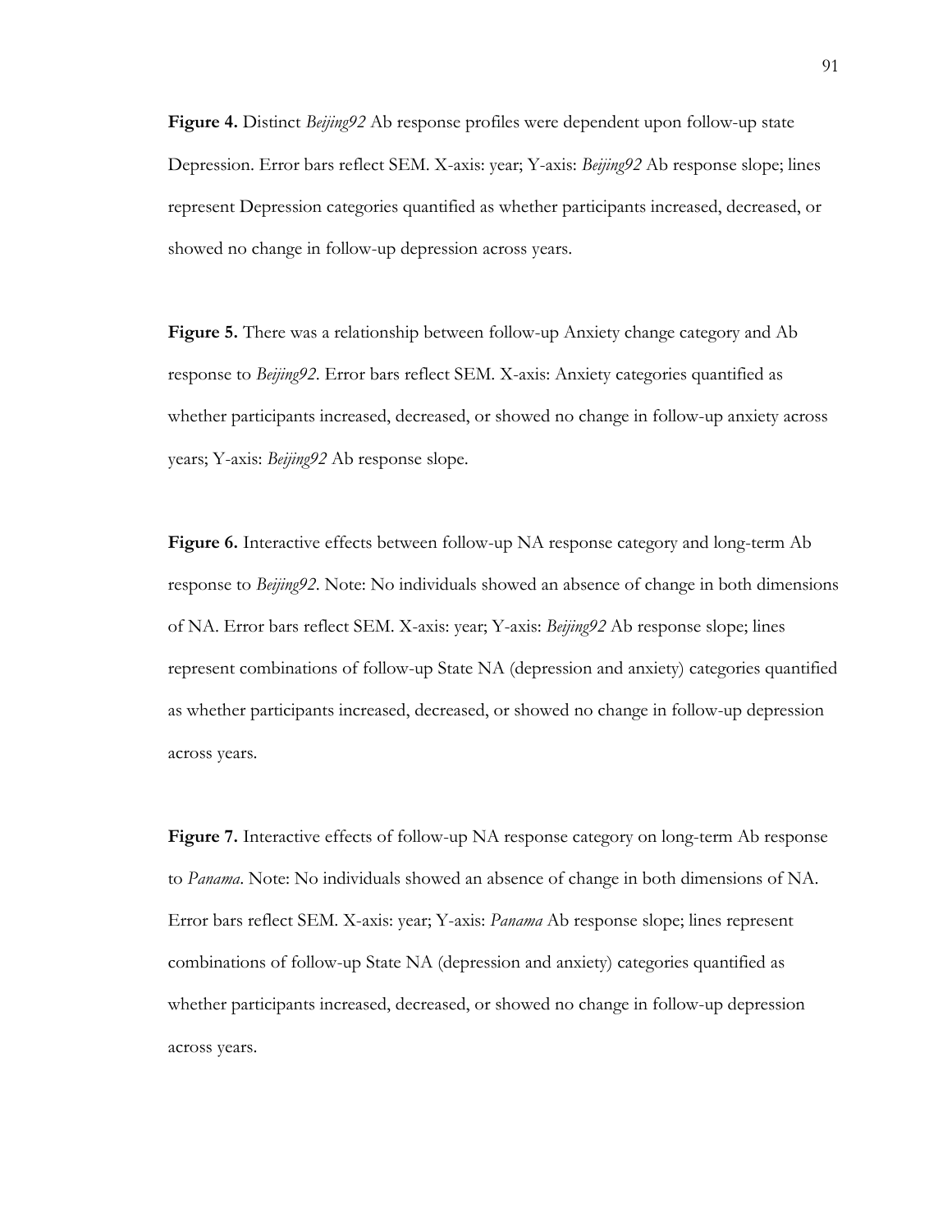**Figure 4.** Distinct *Beijing92* Ab response profiles were dependent upon follow-up state Depression. Error bars reflect SEM. X-axis: year; Y-axis: *Beijing92* Ab response slope; lines represent Depression categories quantified as whether participants increased, decreased, or showed no change in follow-up depression across years.

**Figure 5.** There was a relationship between follow-up Anxiety change category and Ab response to *Beijing92*. Error bars reflect SEM. X-axis: Anxiety categories quantified as whether participants increased, decreased, or showed no change in follow-up anxiety across years; Y-axis: *Beijing92* Ab response slope.

**Figure 6.** Interactive effects between follow-up NA response category and long-term Ab response to *Beijing92*. Note: No individuals showed an absence of change in both dimensions of NA. Error bars reflect SEM. X-axis: year; Y-axis: *Beijing92* Ab response slope; lines represent combinations of follow-up State NA (depression and anxiety) categories quantified as whether participants increased, decreased, or showed no change in follow-up depression across years.

**Figure 7.** Interactive effects of follow-up NA response category on long-term Ab response to *Panama*. Note: No individuals showed an absence of change in both dimensions of NA. Error bars reflect SEM. X-axis: year; Y-axis: *Panama* Ab response slope; lines represent combinations of follow-up State NA (depression and anxiety) categories quantified as whether participants increased, decreased, or showed no change in follow-up depression across years.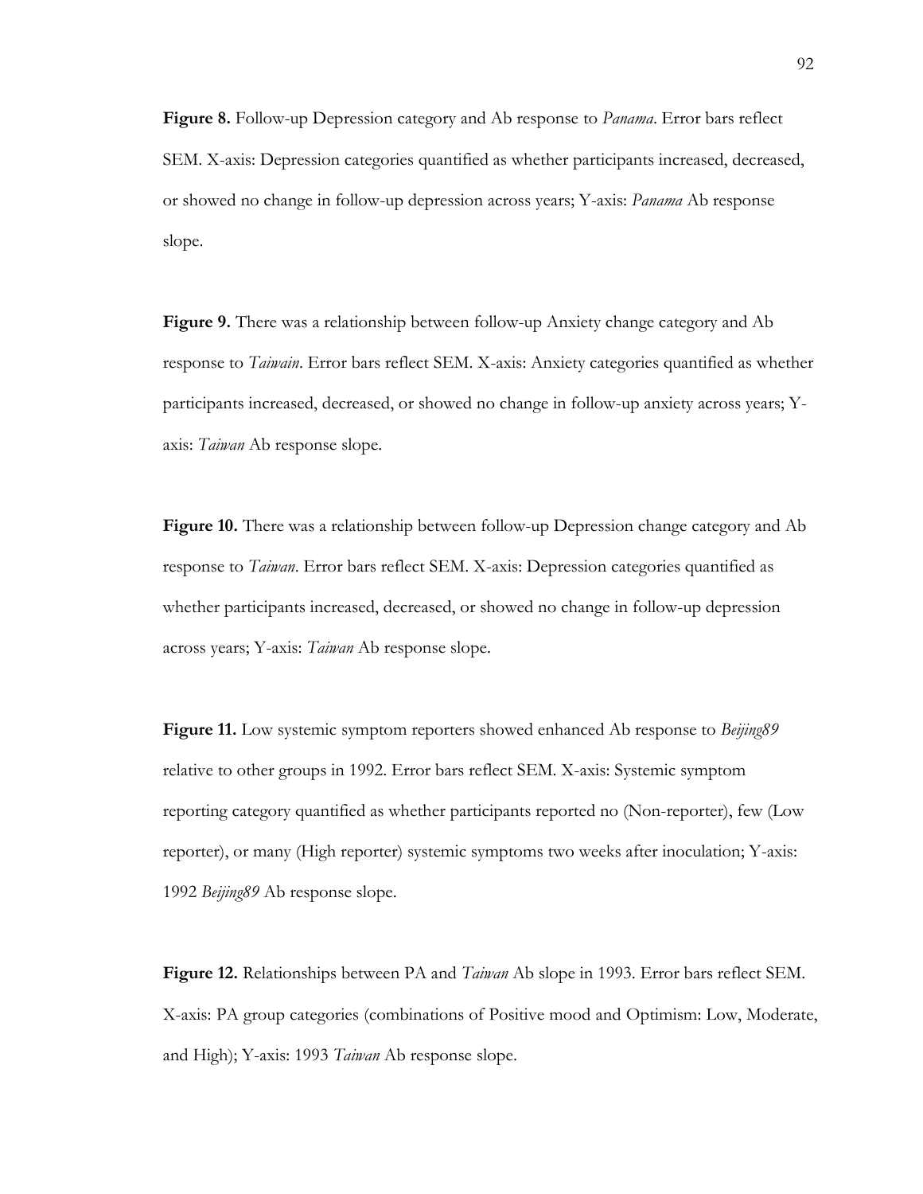**Figure 8.** Follow-up Depression category and Ab response to *Panama*. Error bars reflect SEM. X-axis: Depression categories quantified as whether participants increased, decreased, or showed no change in follow-up depression across years; Y-axis: *Panama* Ab response slope.

**Figure 9.** There was a relationship between follow-up Anxiety change category and Ab response to *Taiwain*. Error bars reflect SEM. X-axis: Anxiety categories quantified as whether participants increased, decreased, or showed no change in follow-up anxiety across years; Y-axis: *Taiwan* Ab response slope.

**Figure 10.** There was a relationship between follow-up Depression change category and Ab response to *Taiwan*. Error bars reflect SEM. X-axis: Depression categories quantified as whether participants increased, decreased, or showed no change in follow-up depression across years; Y-axis: *Taiwan* Ab response slope.

**Figure 11.** Low systemic symptom reporters showed enhanced Ab response to *Beijing89* relative to other groups in 1992. Error bars reflect SEM. X-axis: Systemic symptom reporting category quantified as whether participants reported no (Non-reporter), few (Low reporter), or many (High reporter) systemic symptoms two weeks after inoculation; Y-axis: 1992 *Beijing89* Ab response slope.

**Figure 12.** Relationships between PA and *Taiwan* Ab slope in 1993. Error bars reflect SEM. X-axis: PA group categories (combinations of Positive mood and Optimism: Low, Moderate, and High); Y-axis: 1993 *Taiwan* Ab response slope.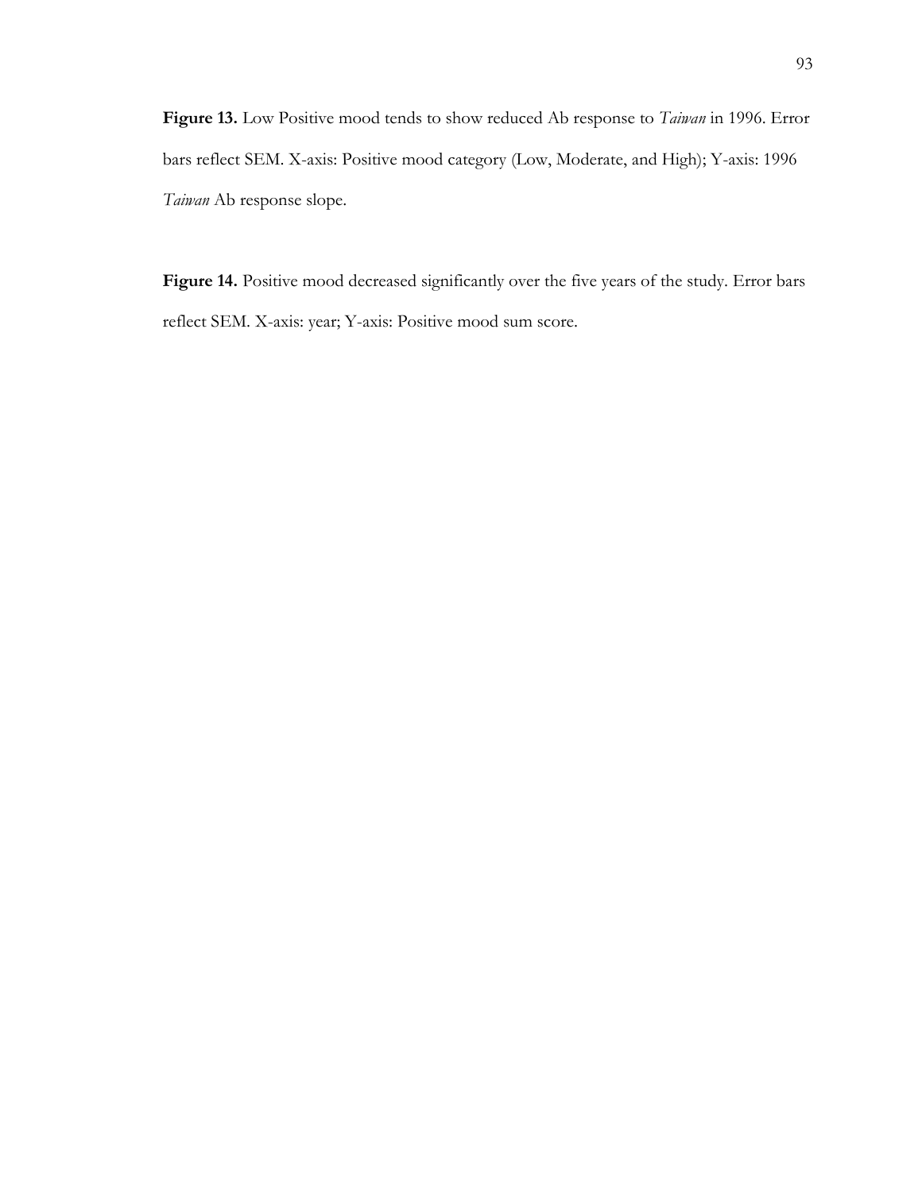**Figure 13.** Low Positive mood tends to show reduced Ab response to *Taiwan* in 1996. Error bars reflect SEM. X-axis: Positive mood category (Low, Moderate, and High); Y-axis: 1996 *Taiwan* Ab response slope.

**Figure 14.** Positive mood decreased significantly over the five years of the study. Error bars reflect SEM. X-axis: year; Y-axis: Positive mood sum score.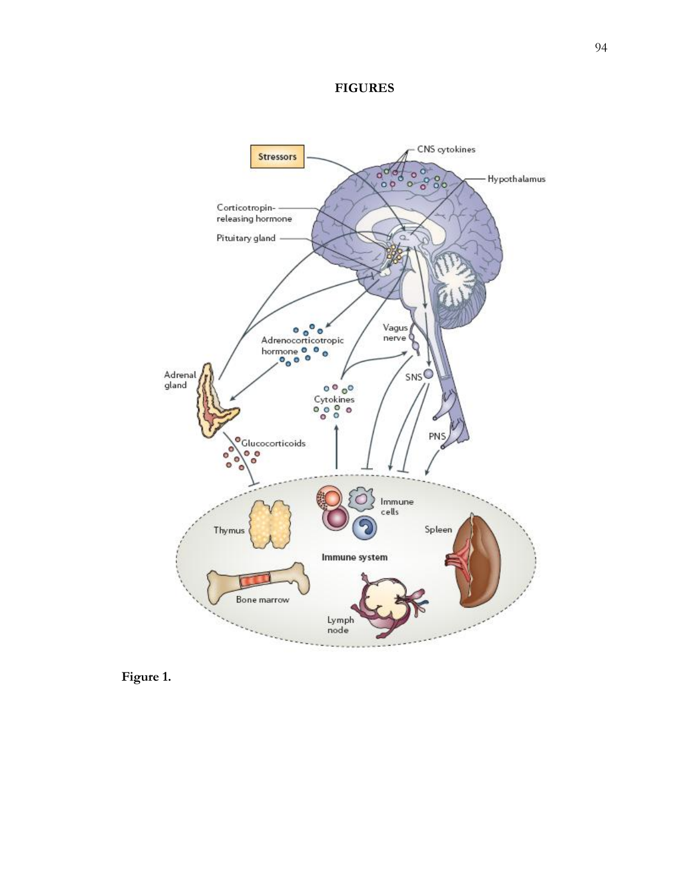# FIGURES

Figure 1.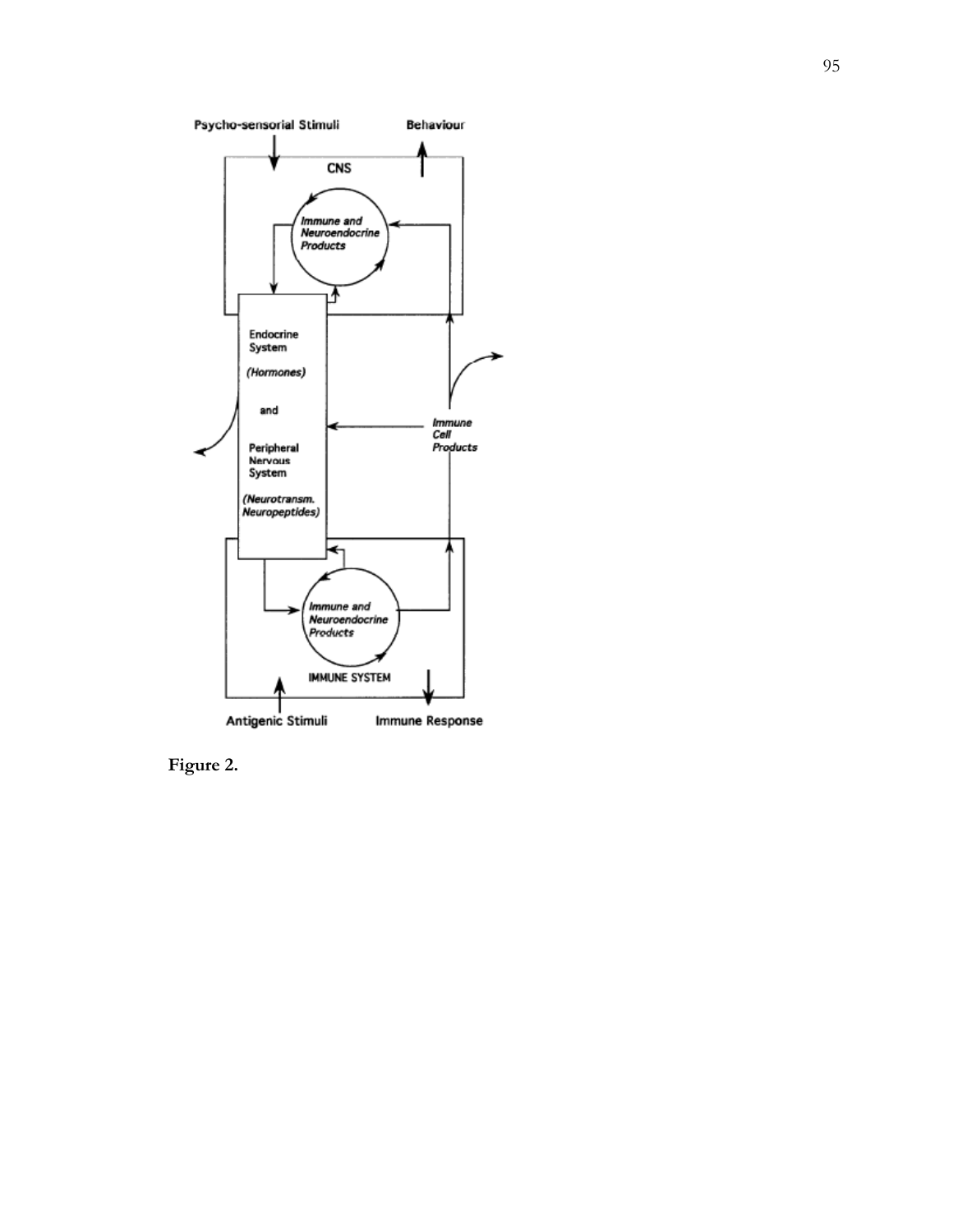**Figure 2.**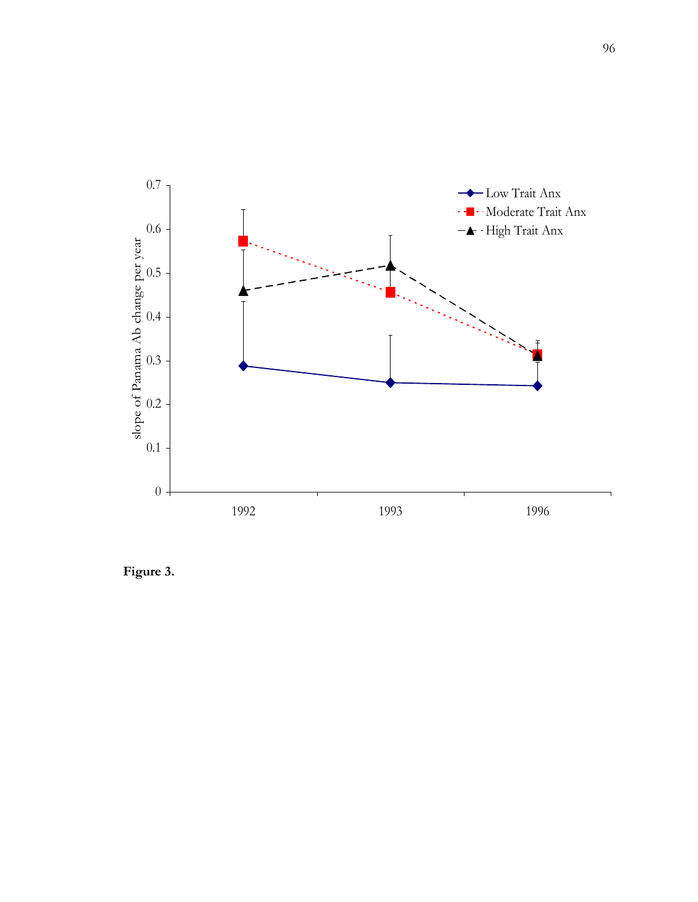**Figure 3.**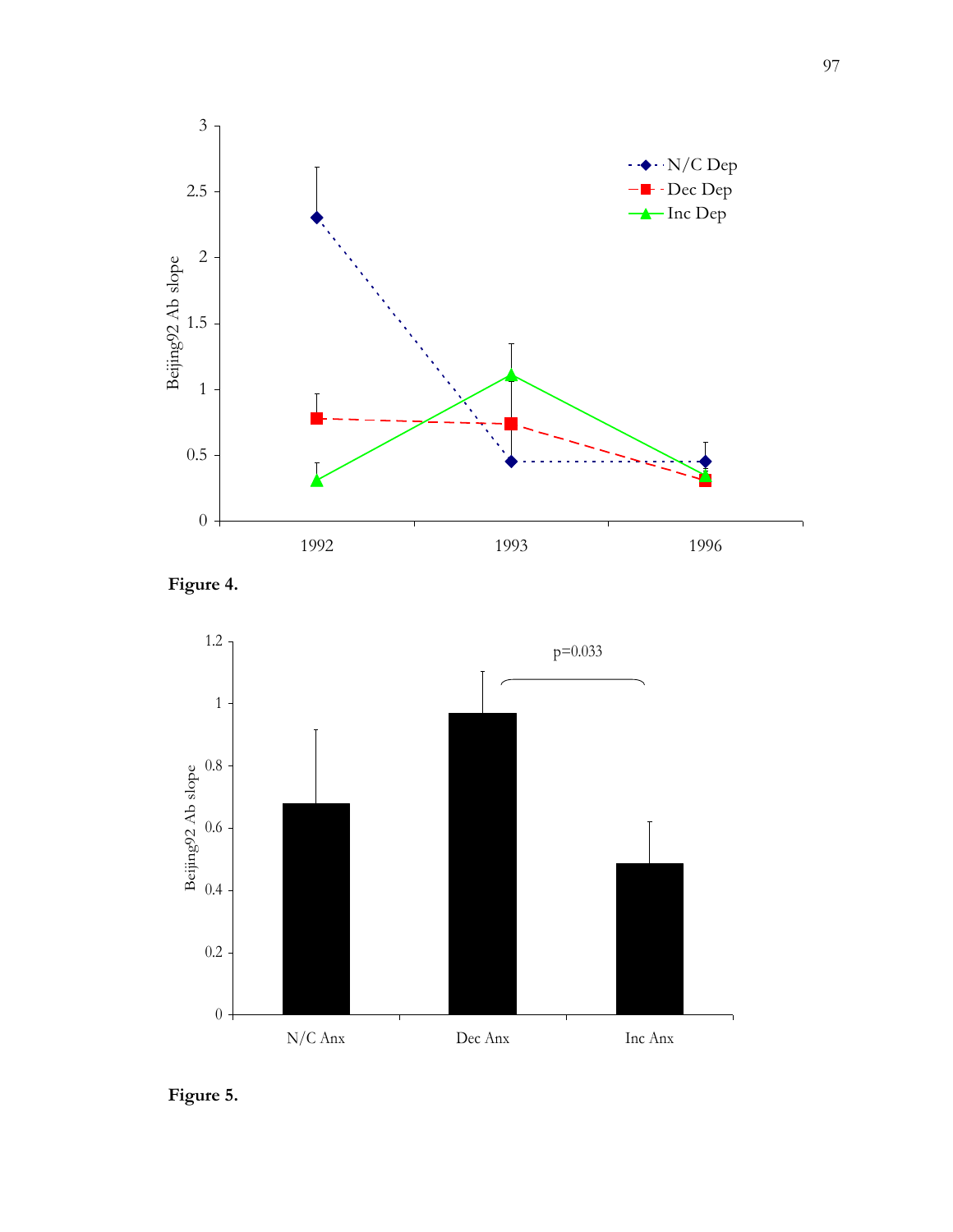Figure 4.

Figure 5.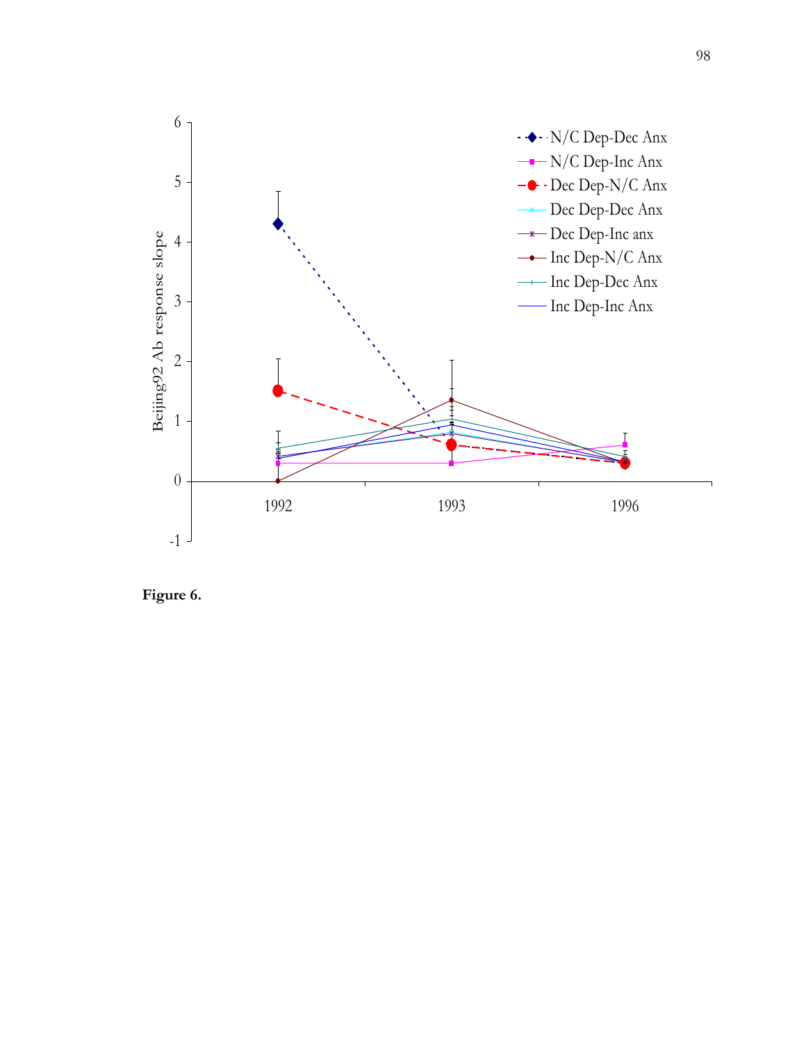**Figure 6.**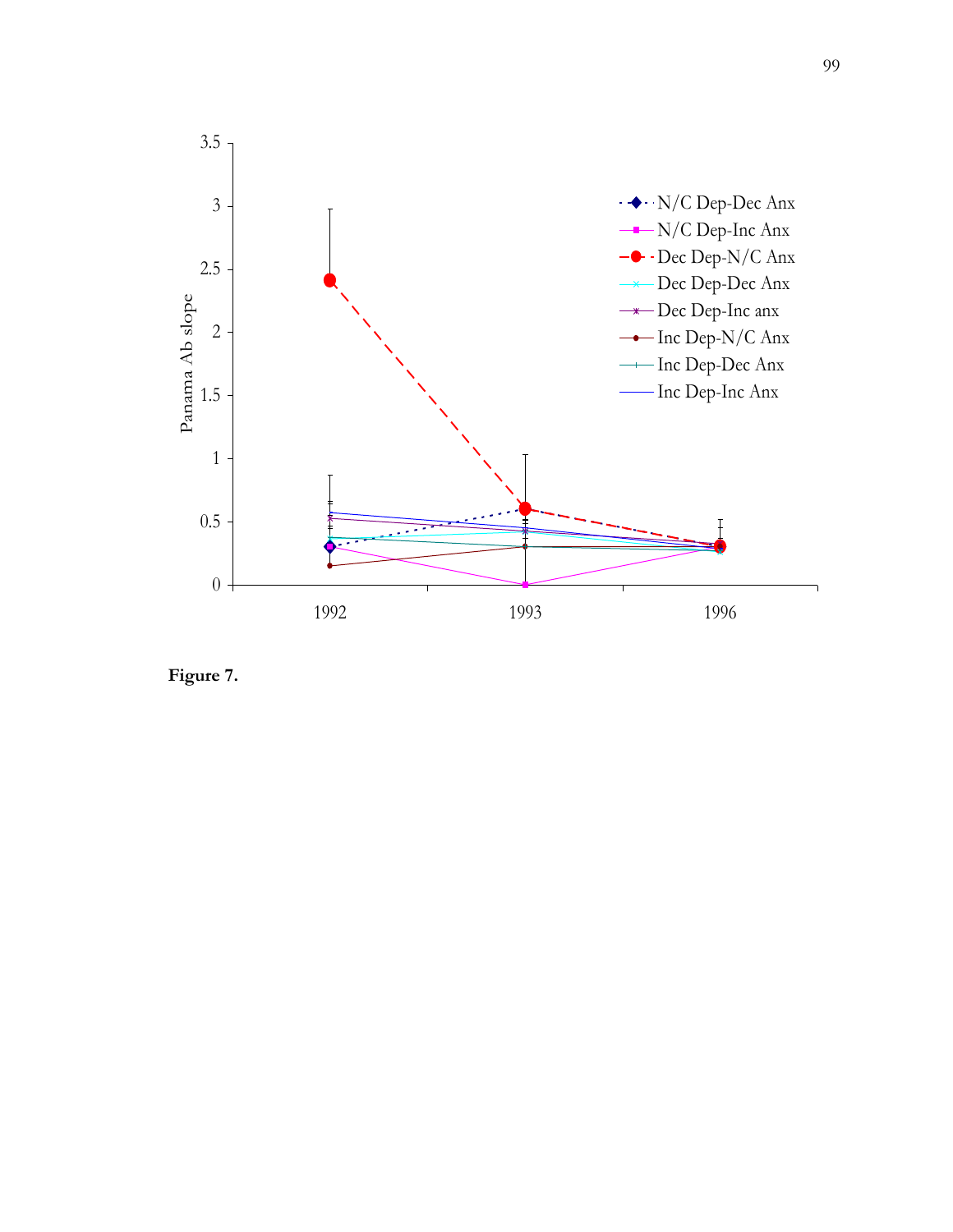**Figure 7.**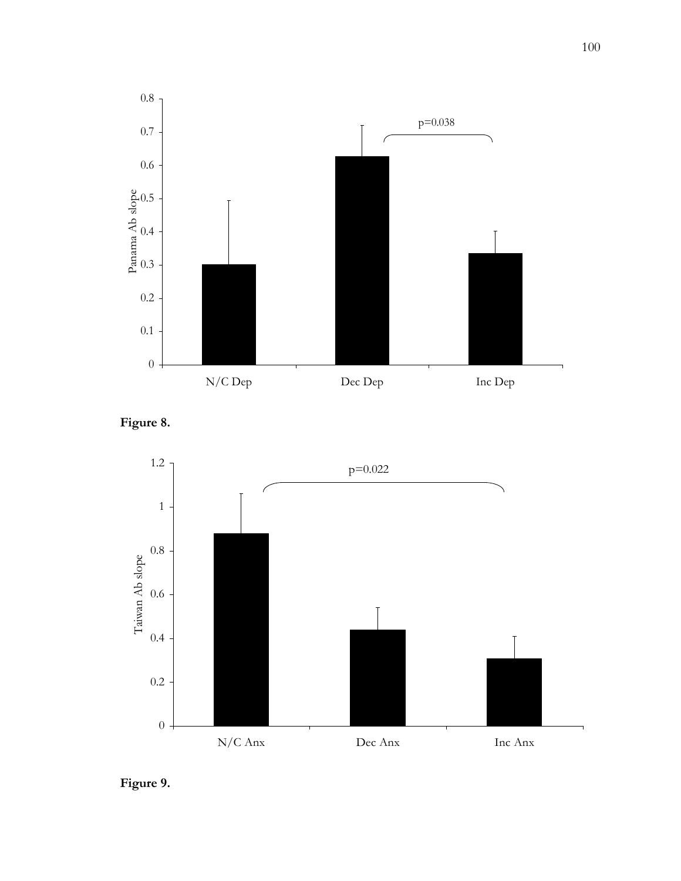**Figure 8.**

**Figure 9.**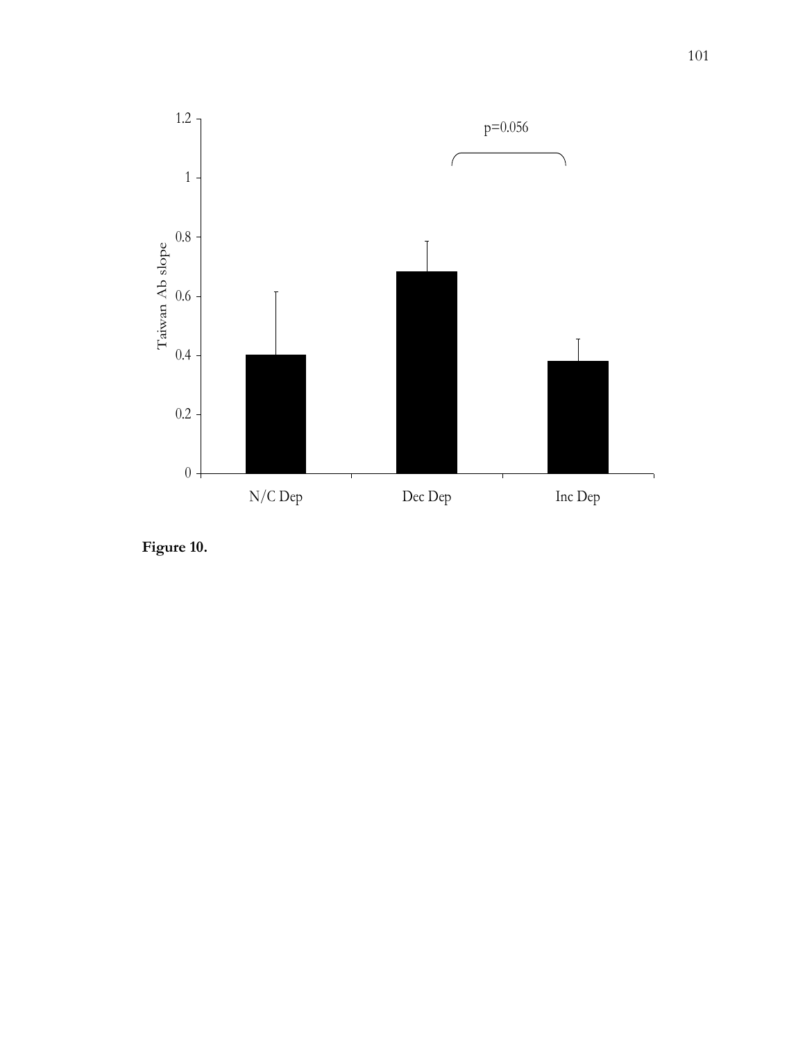**Figure 10.**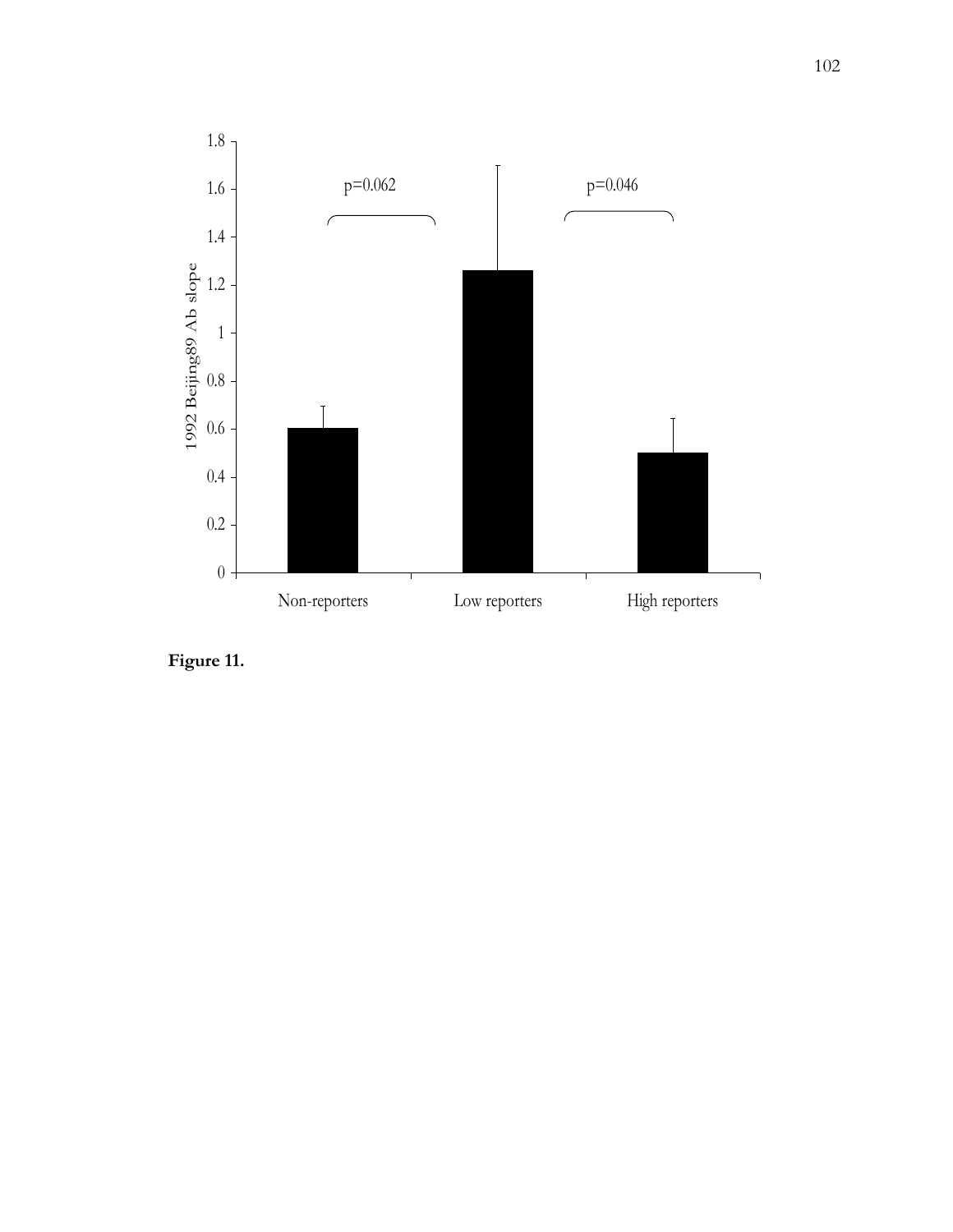**Figure 11.**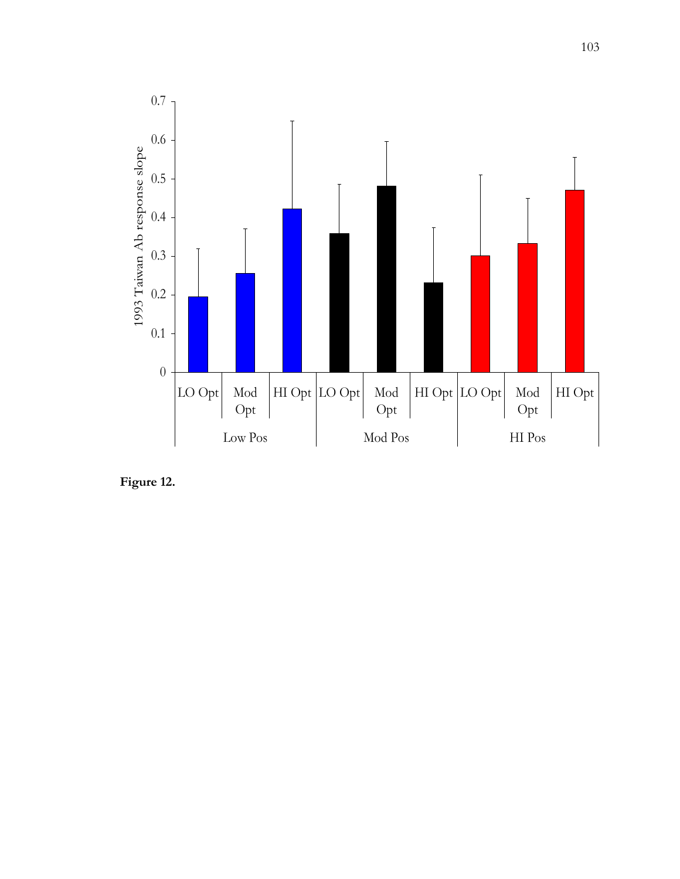**Figure 12.**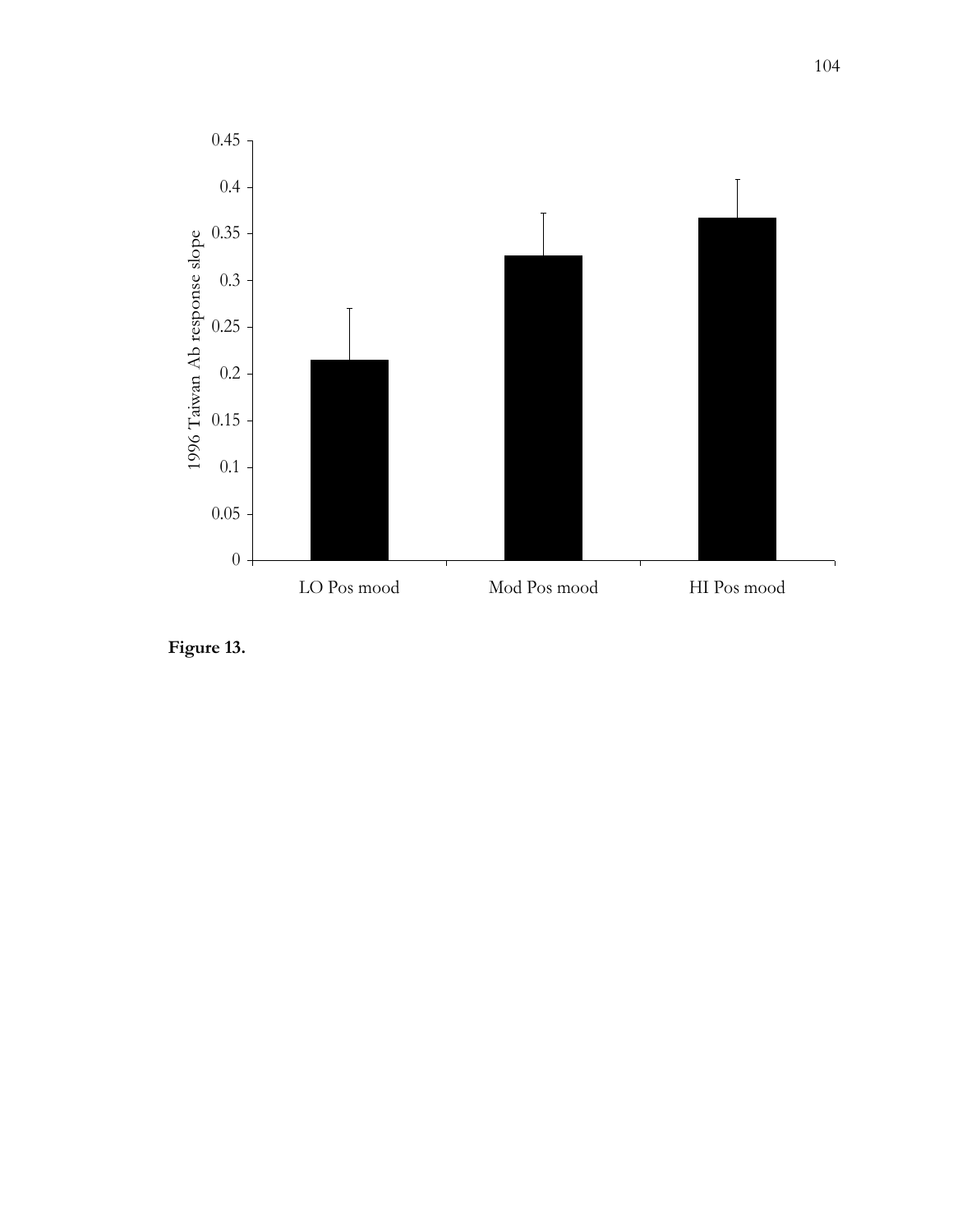**Figure 13.**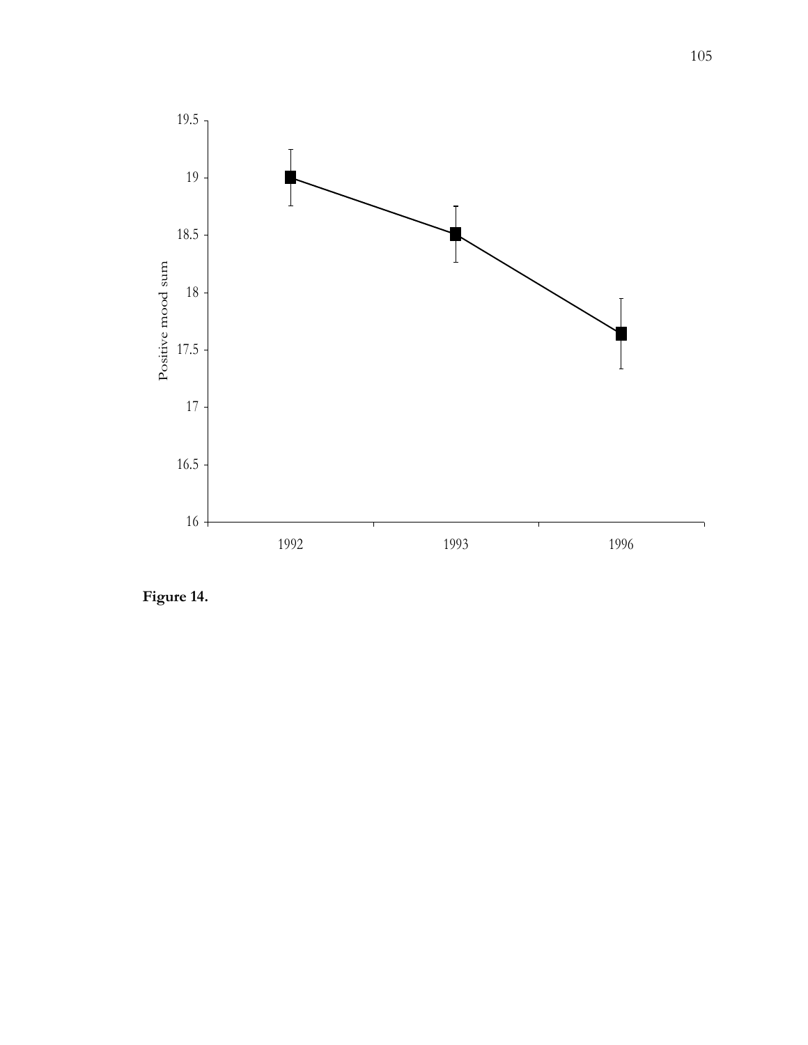**Figure 14.**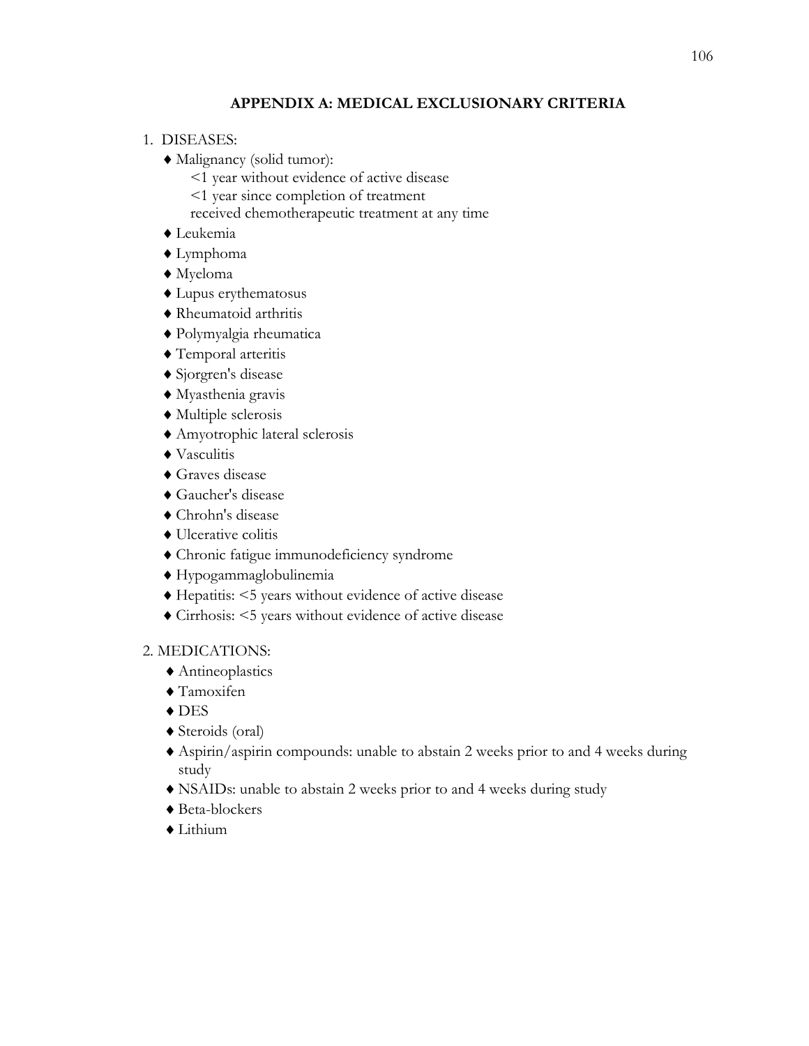## APPENDIX A: MEDICAL EXCLUSIONARY CRITERIA

1. DISEASES:
   - ♦ Malignancy (solid tumor):
     <1 year without evidence of active disease
     <1 year since completion of treatment
     received chemotherapeutic treatment at any time
   - ♦ Leukemia
   - ♦ Lymphoma
   - ♦ Myeloma
   - ♦ Lupus erythematosus
   - ♦ Rheumatoid arthritis
   - ♦ Polymyalgia rheumatica
   - ♦ Temporal arteritis
   - ♦ Sjorgren's disease
   - ♦ Myasthenia gravis
   - ♦ Multiple sclerosis
   - ♦ Amyotrophic lateral sclerosis
   - ♦ Vasculitis
   - ♦ Graves disease
   - ♦ Gaucher's disease
   - ♦ Chrohn's disease
   - ♦ Ulcerative colitis
   - ♦ Chronic fatigue immunodeficiency syndrome
   - ♦ Hypogammaglobulinemia
   - ♦ Hepatitis: <5 years without evidence of active disease
   - ♦ Cirrhosis: <5 years without evidence of active disease

2. MEDICATIONS:
   - ♦ Antineoplastics
   - ♦ Tamoxifen
   - ♦ DES
   - ♦ Steroids (oral)
   - ♦ Aspirin/aspirin compounds: unable to abstain 2 weeks prior to and 4 weeks during study
   - ♦ NSAIDs: unable to abstain 2 weeks prior to and 4 weeks during study
   - ♦ Beta-blockers
   - ♦ Lithium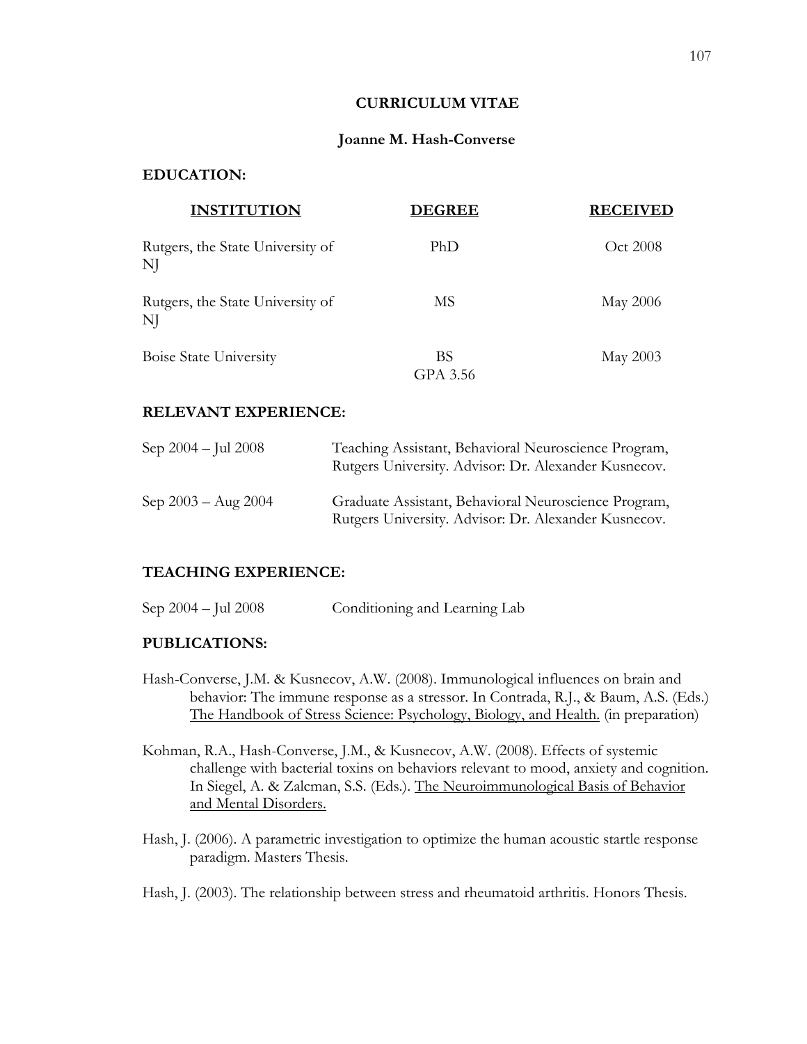# CURRICULUM VITAE

## Joanne M. Hash-Converse

### EDUCATION:

| INSTITUTION | DEGREE | RECEIVED |
|---|---|---|
| Rutgers, the State University of NJ | PhD | Oct 2008 |
| Rutgers, the State University of NJ | MS | May 2006 |
| Boise State University | BS GPA 3.56 | May 2003 |

### RELEVANT EXPERIENCE:

| | |
|---|---|
| Sep 2004 – Jul 2008 | Teaching Assistant, Behavioral Neuroscience Program, Rutgers University. Advisor: Dr. Alexander Kusnecov. |
| Sep 2003 – Aug 2004 | Graduate Assistant, Behavioral Neuroscience Program, Rutgers University. Advisor: Dr. Alexander Kusnecov. |

### TEACHING EXPERIENCE:

| | |
|---|---|
| Sep 2004 – Jul 2008 | Conditioning and Learning Lab |

### PUBLICATIONS:

Hash-Converse, J.M. & Kusnecov, A.W. (2008). Immunological influences on brain and behavior: The immune response as a stressor. In Contrada, R.J., & Baum, A.S. (Eds.) The Handbook of Stress Science: Psychology, Biology, and Health. (in preparation)

Kohman, R.A., Hash-Converse, J.M., & Kusnecov, A.W. (2008). Effects of systemic challenge with bacterial toxins on behaviors relevant to mood, anxiety and cognition. In Siegel, A. & Zalcman, S.S. (Eds.). The Neuroimmunological Basis of Behavior and Mental Disorders.

Hash, J. (2006). A parametric investigation to optimize the human acoustic startle response paradigm. Masters Thesis.

Hash, J. (2003). The relationship between stress and rheumatoid arthritis. Honors Thesis.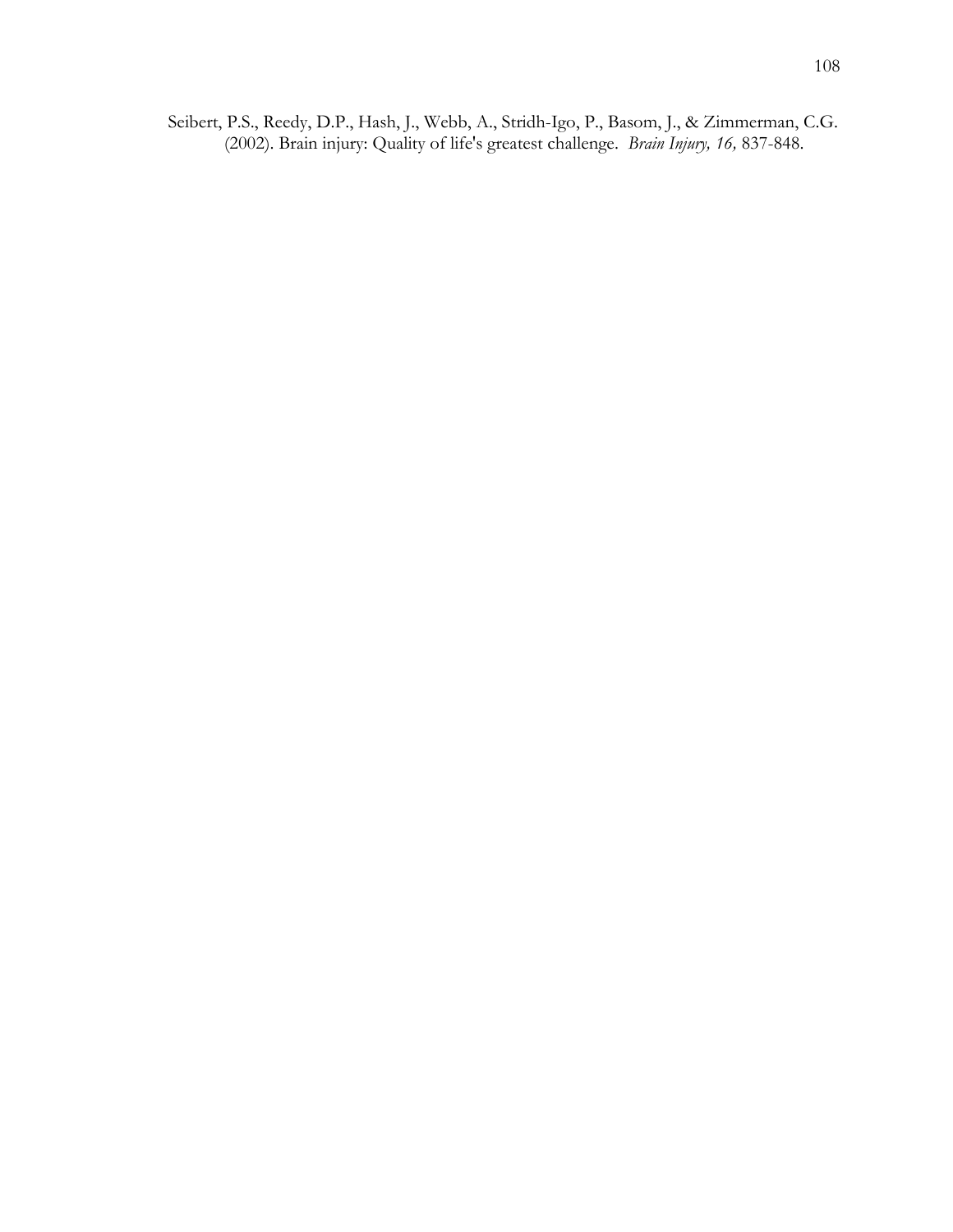Seibert, P.S., Reedy, D.P., Hash, J., Webb, A., Stridh-Igo, P., Basom, J., & Zimmerman, C.G. (2002). Brain injury: Quality of life's greatest challenge. *Brain Injury, 16,* 837-848.